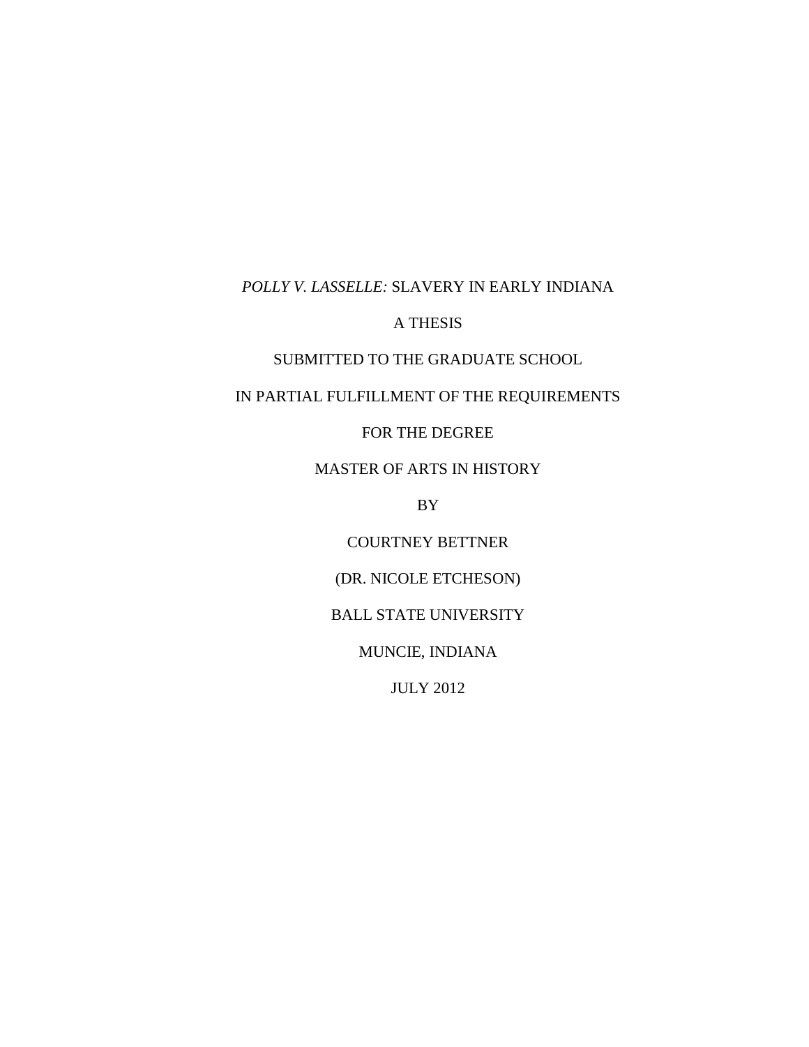# *POLLY V. LASSELLE:* SLAVERY IN EARLY INDIANA

A THESIS

SUBMITTED TO THE GRADUATE SCHOOL

IN PARTIAL FULFILLMENT OF THE REQUIREMENTS

FOR THE DEGREE

MASTER OF ARTS IN HISTORY

BY

COURTNEY BETTNER

(DR. NICOLE ETCHESON)

BALL STATE UNIVERSITY

MUNCIE, INDIANA

JULY 2012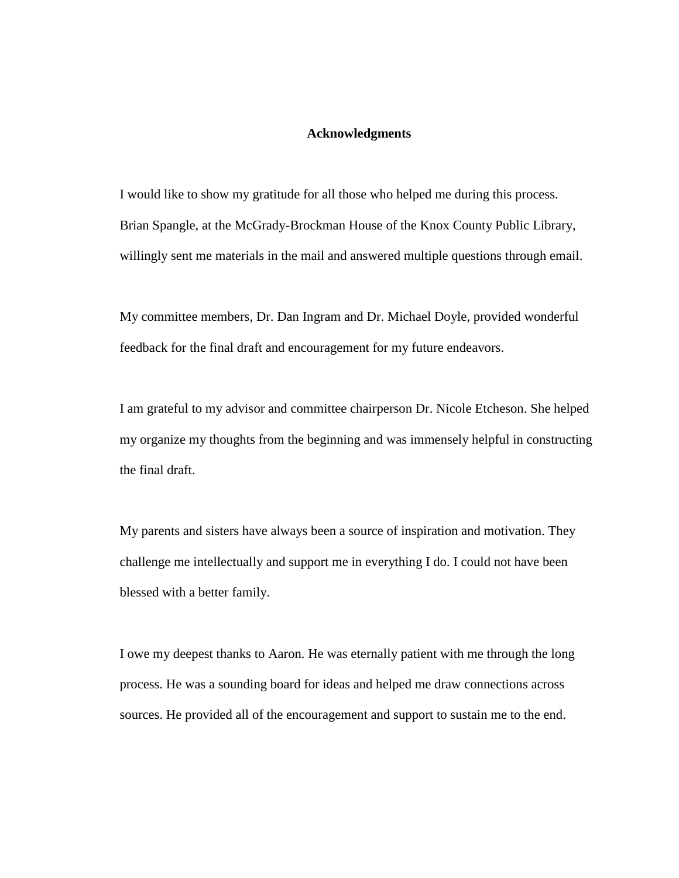# Acknowledgments

I would like to show my gratitude for all those who helped me during this process. Brian Spangle, at the McGrady-Brockman House of the Knox County Public Library, willingly sent me materials in the mail and answered multiple questions through email.

My committee members, Dr. Dan Ingram and Dr. Michael Doyle, provided wonderful feedback for the final draft and encouragement for my future endeavors.

I am grateful to my advisor and committee chairperson Dr. Nicole Etcheson. She helped my organize my thoughts from the beginning and was immensely helpful in constructing the final draft.

My parents and sisters have always been a source of inspiration and motivation. They challenge me intellectually and support me in everything I do. I could not have been blessed with a better family.

I owe my deepest thanks to Aaron. He was eternally patient with me through the long process. He was a sounding board for ideas and helped me draw connections across sources. He provided all of the encouragement and support to sustain me to the end.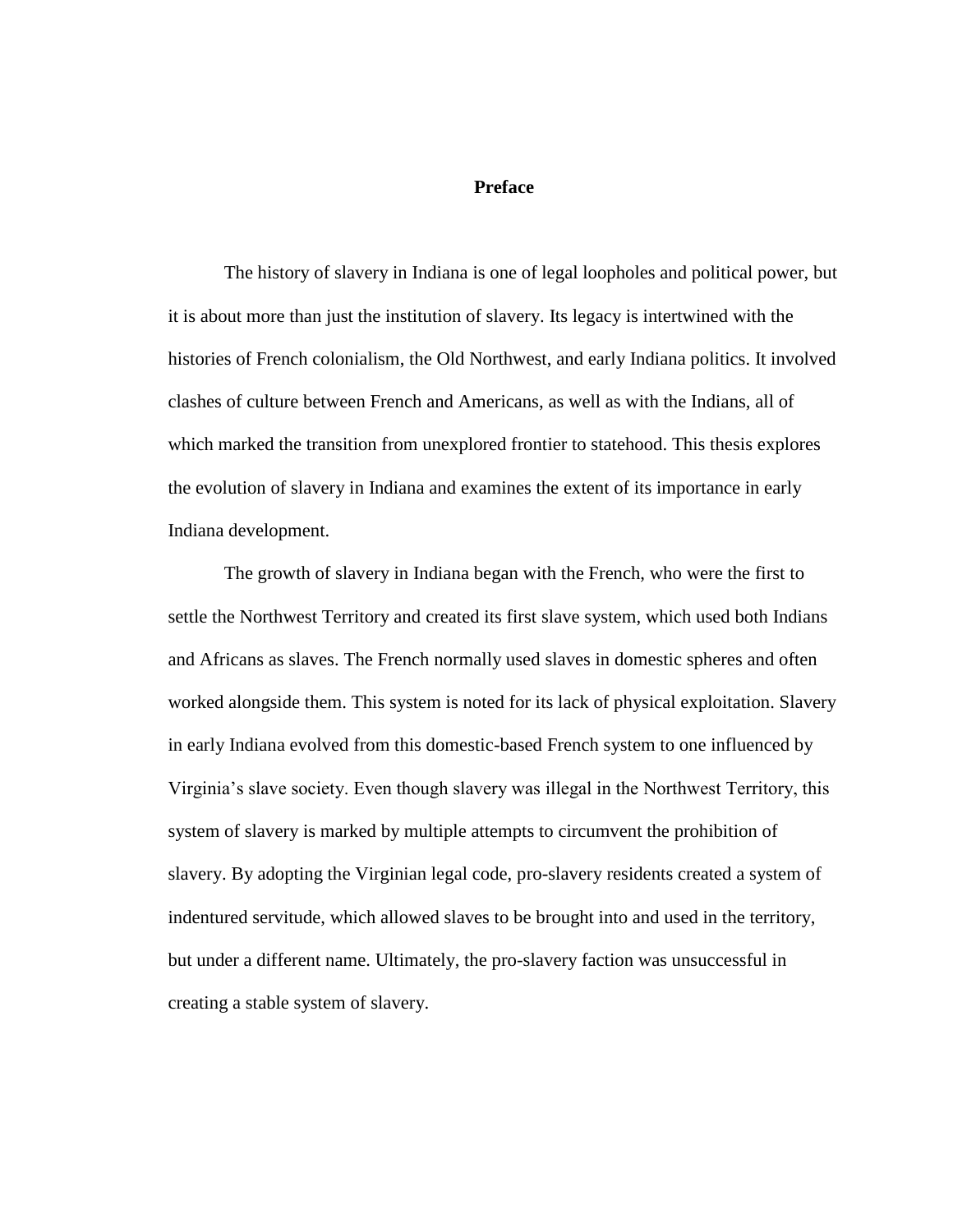# Preface

The history of slavery in Indiana is one of legal loopholes and political power, but it is about more than just the institution of slavery. Its legacy is intertwined with the histories of French colonialism, the Old Northwest, and early Indiana politics. It involved clashes of culture between French and Americans, as well as with the Indians, all of which marked the transition from unexplored frontier to statehood. This thesis explores the evolution of slavery in Indiana and examines the extent of its importance in early Indiana development.

The growth of slavery in Indiana began with the French, who were the first to settle the Northwest Territory and created its first slave system, which used both Indians and Africans as slaves. The French normally used slaves in domestic spheres and often worked alongside them. This system is noted for its lack of physical exploitation. Slavery in early Indiana evolved from this domestic-based French system to one influenced by Virginia's slave society. Even though slavery was illegal in the Northwest Territory, this system of slavery is marked by multiple attempts to circumvent the prohibition of slavery. By adopting the Virginian legal code, pro-slavery residents created a system of indentured servitude, which allowed slaves to be brought into and used in the territory, but under a different name. Ultimately, the pro-slavery faction was unsuccessful in creating a stable system of slavery.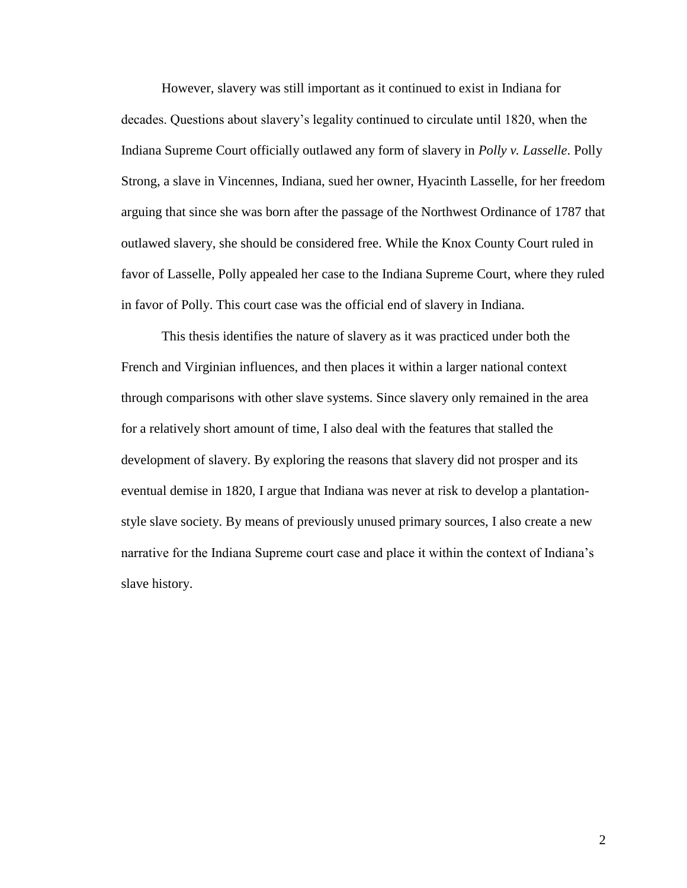However, slavery was still important as it continued to exist in Indiana for decades. Questions about slavery's legality continued to circulate until 1820, when the Indiana Supreme Court officially outlawed any form of slavery in *Polly v. Lasselle*. Polly Strong, a slave in Vincennes, Indiana, sued her owner, Hyacinth Lasselle, for her freedom arguing that since she was born after the passage of the Northwest Ordinance of 1787 that outlawed slavery, she should be considered free. While the Knox County Court ruled in favor of Lasselle, Polly appealed her case to the Indiana Supreme Court, where they ruled in favor of Polly. This court case was the official end of slavery in Indiana.

This thesis identifies the nature of slavery as it was practiced under both the French and Virginian influences, and then places it within a larger national context through comparisons with other slave systems. Since slavery only remained in the area for a relatively short amount of time, I also deal with the features that stalled the development of slavery. By exploring the reasons that slavery did not prosper and its eventual demise in 1820, I argue that Indiana was never at risk to develop a plantation-style slave society. By means of previously unused primary sources, I also create a new narrative for the Indiana Supreme court case and place it within the context of Indiana's slave history.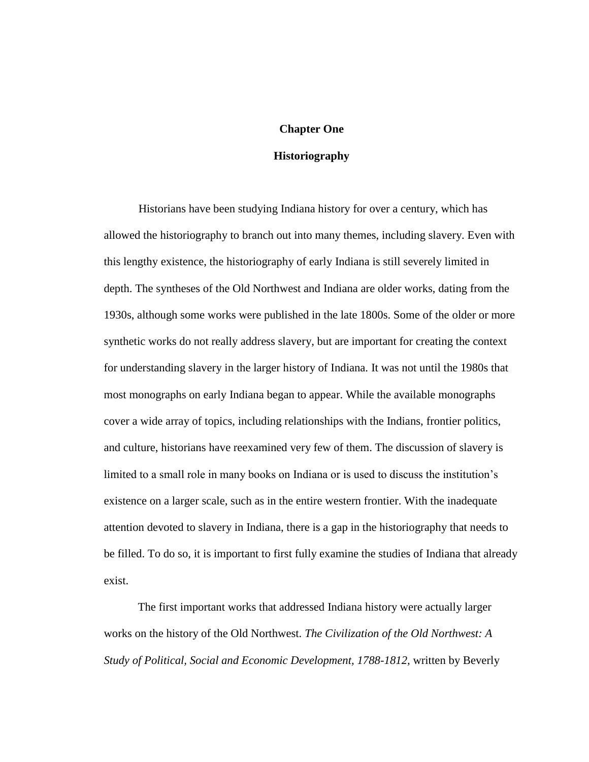# Chapter One

## Historiography

Historians have been studying Indiana history for over a century, which has allowed the historiography to branch out into many themes, including slavery. Even with this lengthy existence, the historiography of early Indiana is still severely limited in depth. The syntheses of the Old Northwest and Indiana are older works, dating from the 1930s, although some works were published in the late 1800s. Some of the older or more synthetic works do not really address slavery, but are important for creating the context for understanding slavery in the larger history of Indiana. It was not until the 1980s that most monographs on early Indiana began to appear. While the available monographs cover a wide array of topics, including relationships with the Indians, frontier politics, and culture, historians have reexamined very few of them. The discussion of slavery is limited to a small role in many books on Indiana or is used to discuss the institution's existence on a larger scale, such as in the entire western frontier. With the inadequate attention devoted to slavery in Indiana, there is a gap in the historiography that needs to be filled. To do so, it is important to first fully examine the studies of Indiana that already exist.

The first important works that addressed Indiana history were actually larger works on the history of the Old Northwest. *The Civilization of the Old Northwest: A Study of Political, Social and Economic Development, 1788-1812,* written by Beverly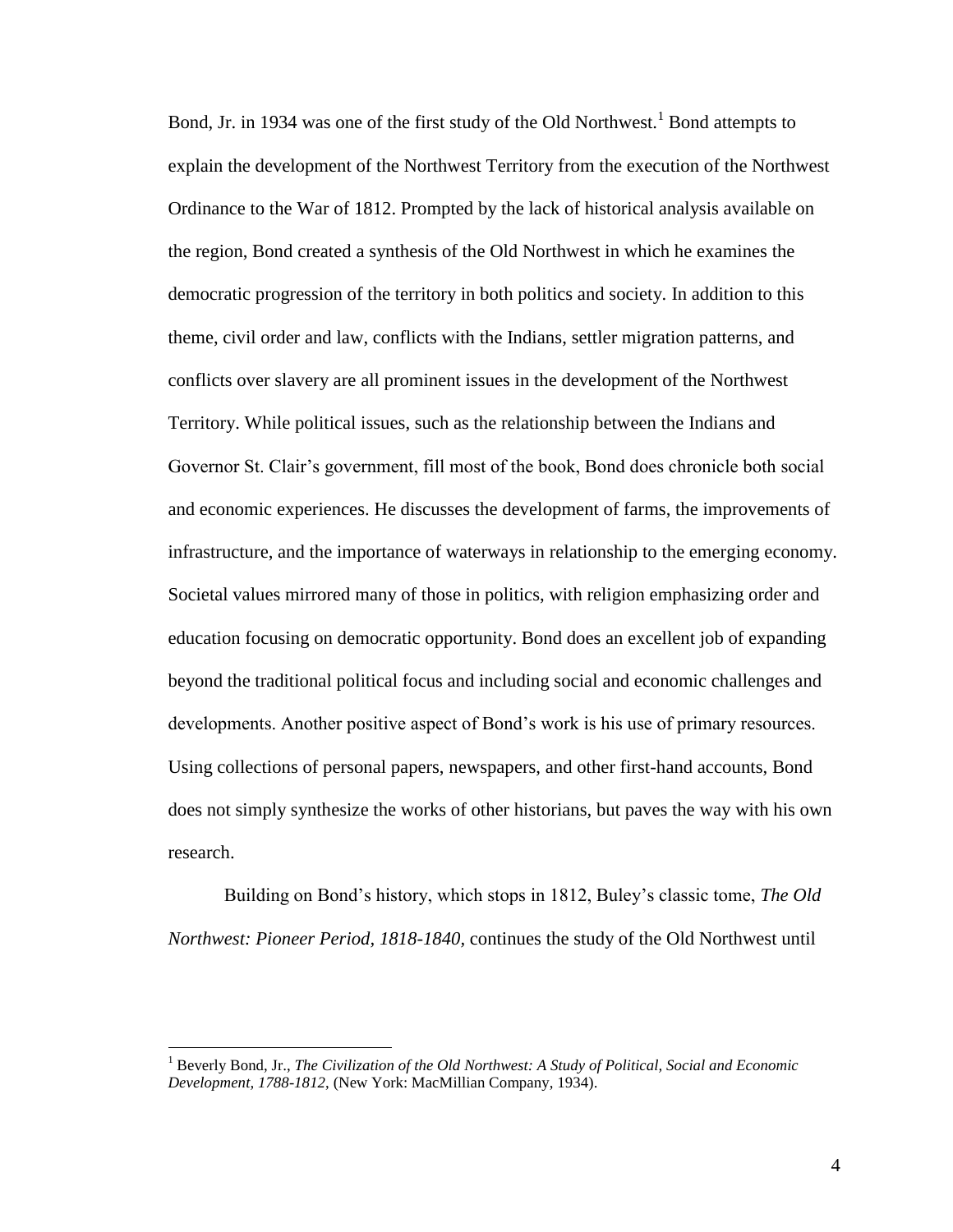Bond, Jr. in 1934 was one of the first study of the Old Northwest.[1] Bond attempts to explain the development of the Northwest Territory from the execution of the Northwest Ordinance to the War of 1812. Prompted by the lack of historical analysis available on the region, Bond created a synthesis of the Old Northwest in which he examines the democratic progression of the territory in both politics and society. In addition to this theme, civil order and law, conflicts with the Indians, settler migration patterns, and conflicts over slavery are all prominent issues in the development of the Northwest Territory. While political issues, such as the relationship between the Indians and Governor St. Clair's government, fill most of the book, Bond does chronicle both social and economic experiences. He discusses the development of farms, the improvements of infrastructure, and the importance of waterways in relationship to the emerging economy. Societal values mirrored many of those in politics, with religion emphasizing order and education focusing on democratic opportunity. Bond does an excellent job of expanding beyond the traditional political focus and including social and economic challenges and developments. Another positive aspect of Bond's work is his use of primary resources. Using collections of personal papers, newspapers, and other first-hand accounts, Bond does not simply synthesize the works of other historians, but paves the way with his own research.

Building on Bond's history, which stops in 1812, Buley's classic tome, *The Old Northwest: Pioneer Period, 1818-1840*, continues the study of the Old Northwest until

[1] Beverly Bond, Jr., *The Civilization of the Old Northwest: A Study of Political, Social and Economic Development, 1788-1812*, (New York: MacMillian Company, 1934).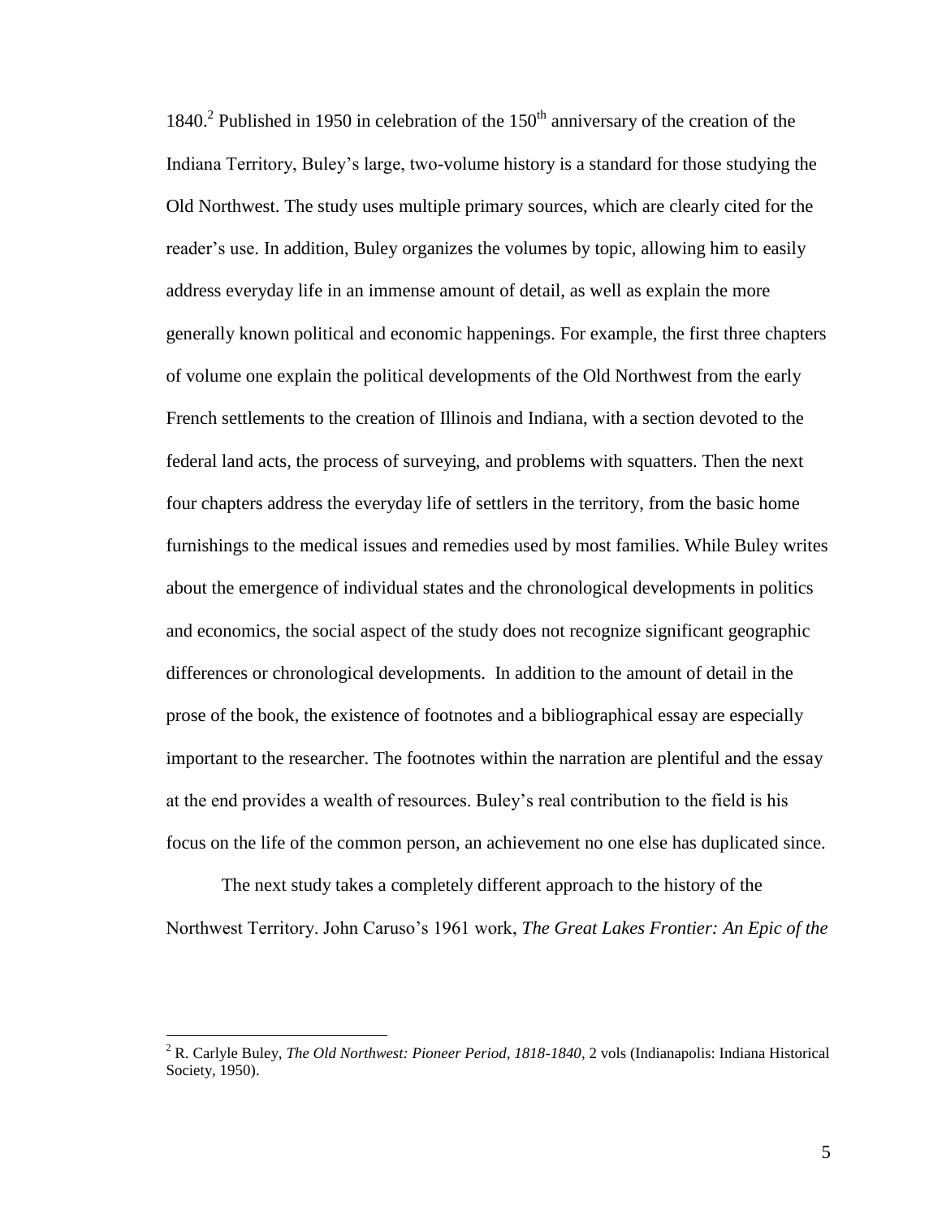1840.[2] Published in 1950 in celebration of the 150th anniversary of the creation of the Indiana Territory, Buley's large, two-volume history is a standard for those studying the Old Northwest. The study uses multiple primary sources, which are clearly cited for the reader's use. In addition, Buley organizes the volumes by topic, allowing him to easily address everyday life in an immense amount of detail, as well as explain the more generally known political and economic happenings. For example, the first three chapters of volume one explain the political developments of the Old Northwest from the early French settlements to the creation of Illinois and Indiana, with a section devoted to the federal land acts, the process of surveying, and problems with squatters. Then the next four chapters address the everyday life of settlers in the territory, from the basic home furnishings to the medical issues and remedies used by most families. While Buley writes about the emergence of individual states and the chronological developments in politics and economics, the social aspect of the study does not recognize significant geographic differences or chronological developments. In addition to the amount of detail in the prose of the book, the existence of footnotes and a bibliographical essay are especially important to the researcher. The footnotes within the narration are plentiful and the essay at the end provides a wealth of resources. Buley's real contribution to the field is his focus on the life of the common person, an achievement no one else has duplicated since.

The next study takes a completely different approach to the history of the Northwest Territory. John Caruso's 1961 work, *The Great Lakes Frontier: An Epic of the*

---

[2] R. Carlyle Buley, *The Old Northwest: Pioneer Period, 1818-1840*, 2 vols (Indianapolis: Indiana Historical Society, 1950).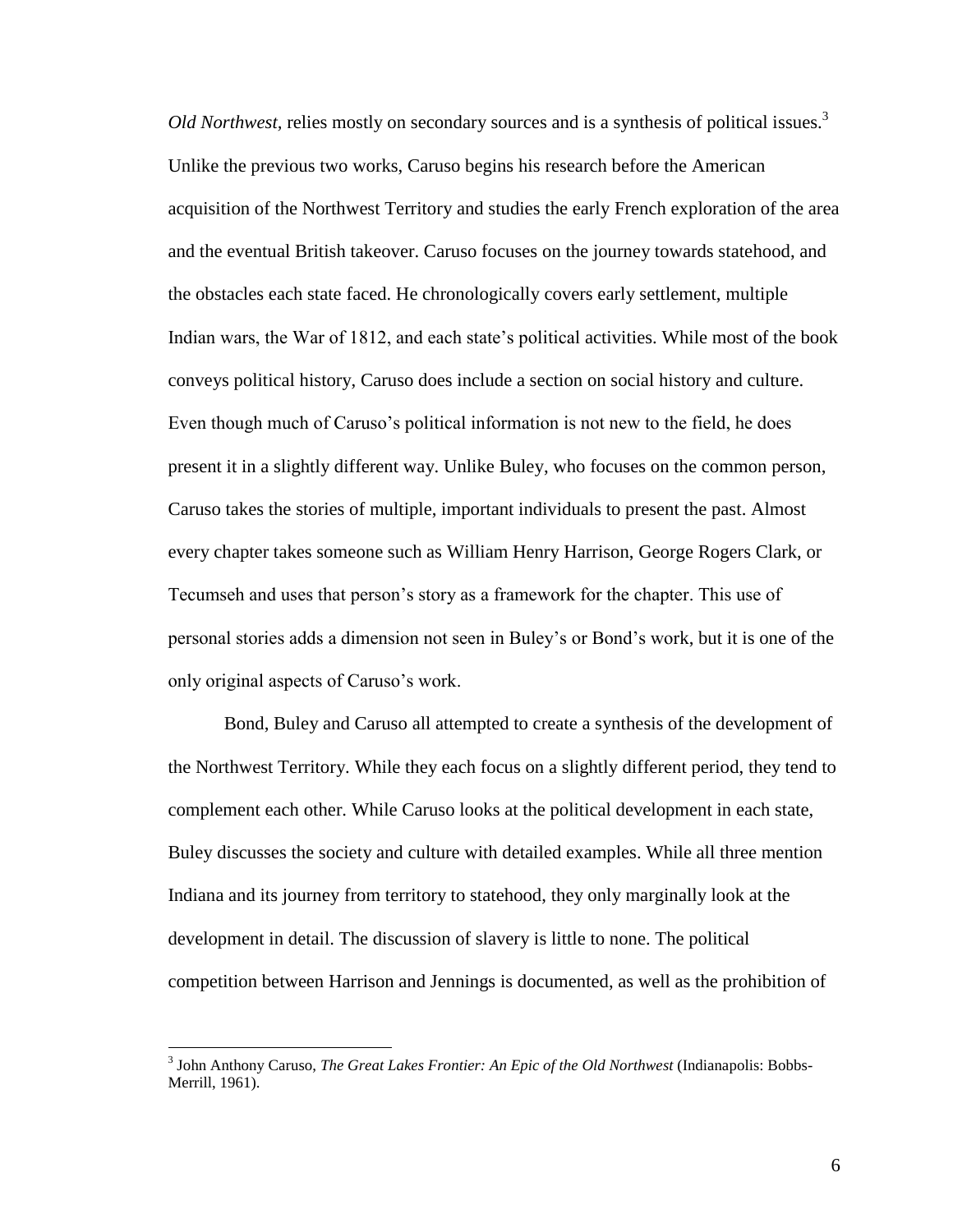*Old Northwest*, relies mostly on secondary sources and is a synthesis of political issues.[3] Unlike the previous two works, Caruso begins his research before the American acquisition of the Northwest Territory and studies the early French exploration of the area and the eventual British takeover. Caruso focuses on the journey towards statehood, and the obstacles each state faced. He chronologically covers early settlement, multiple Indian wars, the War of 1812, and each state's political activities. While most of the book conveys political history, Caruso does include a section on social history and culture. Even though much of Caruso's political information is not new to the field, he does present it in a slightly different way. Unlike Buley, who focuses on the common person, Caruso takes the stories of multiple, important individuals to present the past. Almost every chapter takes someone such as William Henry Harrison, George Rogers Clark, or Tecumseh and uses that person's story as a framework for the chapter. This use of personal stories adds a dimension not seen in Buley's or Bond's work, but it is one of the only original aspects of Caruso's work.

Bond, Buley and Caruso all attempted to create a synthesis of the development of the Northwest Territory. While they each focus on a slightly different period, they tend to complement each other. While Caruso looks at the political development in each state, Buley discusses the society and culture with detailed examples. While all three mention Indiana and its journey from territory to statehood, they only marginally look at the development in detail. The discussion of slavery is little to none. The political competition between Harrison and Jennings is documented, as well as the prohibition of

---

[3] John Anthony Caruso, *The Great Lakes Frontier: An Epic of the Old Northwest* (Indianapolis: Bobbs-Merrill, 1961).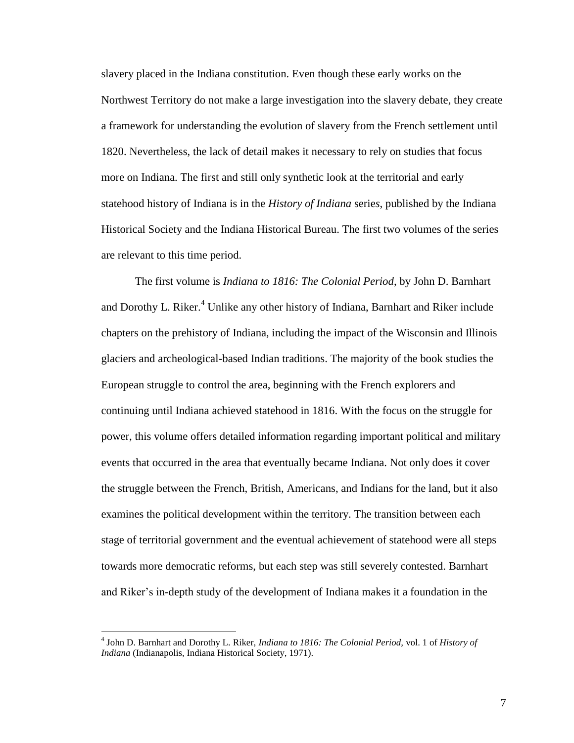slavery placed in the Indiana constitution. Even though these early works on the Northwest Territory do not make a large investigation into the slavery debate, they create a framework for understanding the evolution of slavery from the French settlement until 1820. Nevertheless, the lack of detail makes it necessary to rely on studies that focus more on Indiana. The first and still only synthetic look at the territorial and early statehood history of Indiana is in the *History of Indiana* series, published by the Indiana Historical Society and the Indiana Historical Bureau. The first two volumes of the series are relevant to this time period.

The first volume is *Indiana to 1816: The Colonial Period*, by John D. Barnhart and Dorothy L. Riker.[4] Unlike any other history of Indiana, Barnhart and Riker include chapters on the prehistory of Indiana, including the impact of the Wisconsin and Illinois glaciers and archeological-based Indian traditions. The majority of the book studies the European struggle to control the area, beginning with the French explorers and continuing until Indiana achieved statehood in 1816. With the focus on the struggle for power, this volume offers detailed information regarding important political and military events that occurred in the area that eventually became Indiana. Not only does it cover the struggle between the French, British, Americans, and Indians for the land, but it also examines the political development within the territory. The transition between each stage of territorial government and the eventual achievement of statehood were all steps towards more democratic reforms, but each step was still severely contested. Barnhart and Riker's in-depth study of the development of Indiana makes it a foundation in the

[4] John D. Barnhart and Dorothy L. Riker, *Indiana to 1816: The Colonial Period*, vol. 1 of *History of Indiana* (Indianapolis, Indiana Historical Society, 1971).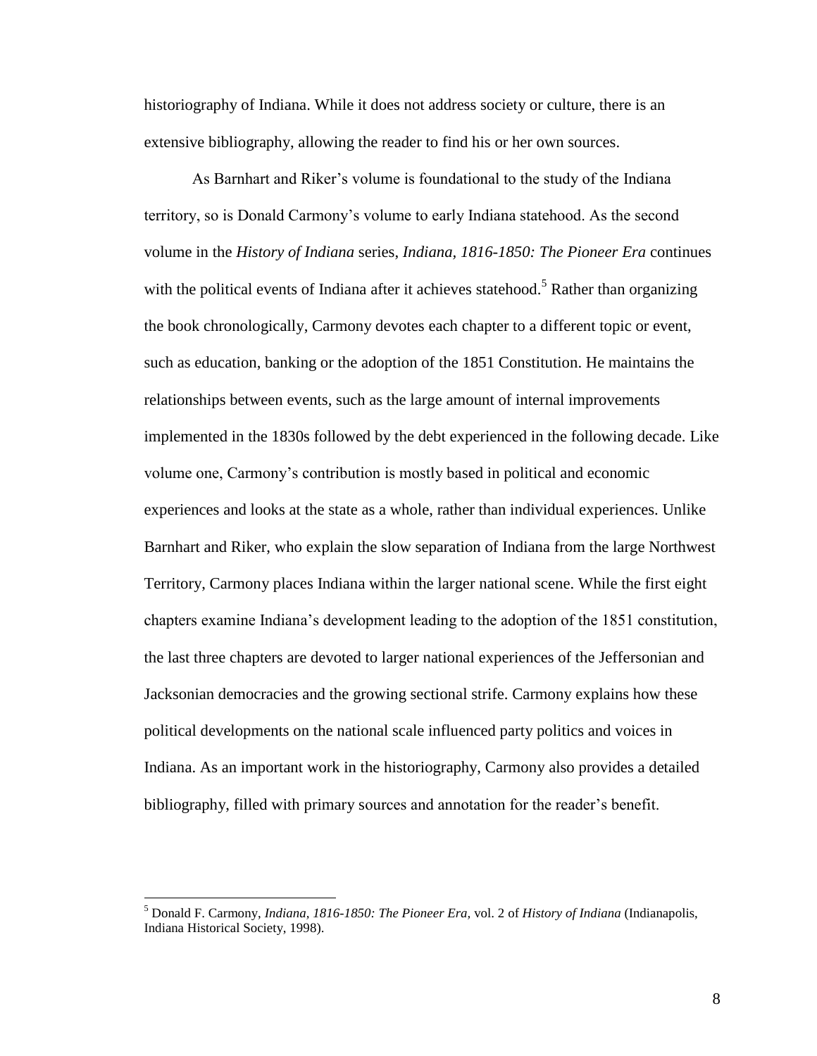historiography of Indiana. While it does not address society or culture, there is an extensive bibliography, allowing the reader to find his or her own sources.

As Barnhart and Riker's volume is foundational to the study of the Indiana territory, so is Donald Carmony's volume to early Indiana statehood. As the second volume in the *History of Indiana* series, *Indiana, 1816-1850: The Pioneer Era* continues with the political events of Indiana after it achieves statehood.[5] Rather than organizing the book chronologically, Carmony devotes each chapter to a different topic or event, such as education, banking or the adoption of the 1851 Constitution. He maintains the relationships between events, such as the large amount of internal improvements implemented in the 1830s followed by the debt experienced in the following decade. Like volume one, Carmony's contribution is mostly based in political and economic experiences and looks at the state as a whole, rather than individual experiences. Unlike Barnhart and Riker, who explain the slow separation of Indiana from the large Northwest Territory, Carmony places Indiana within the larger national scene. While the first eight chapters examine Indiana's development leading to the adoption of the 1851 constitution, the last three chapters are devoted to larger national experiences of the Jeffersonian and Jacksonian democracies and the growing sectional strife. Carmony explains how these political developments on the national scale influenced party politics and voices in Indiana. As an important work in the historiography, Carmony also provides a detailed bibliography, filled with primary sources and annotation for the reader's benefit.

---

[5] Donald F. Carmony, *Indiana, 1816-1850: The Pioneer Era,* vol. 2 of *History of Indiana* (Indianapolis, Indiana Historical Society, 1998).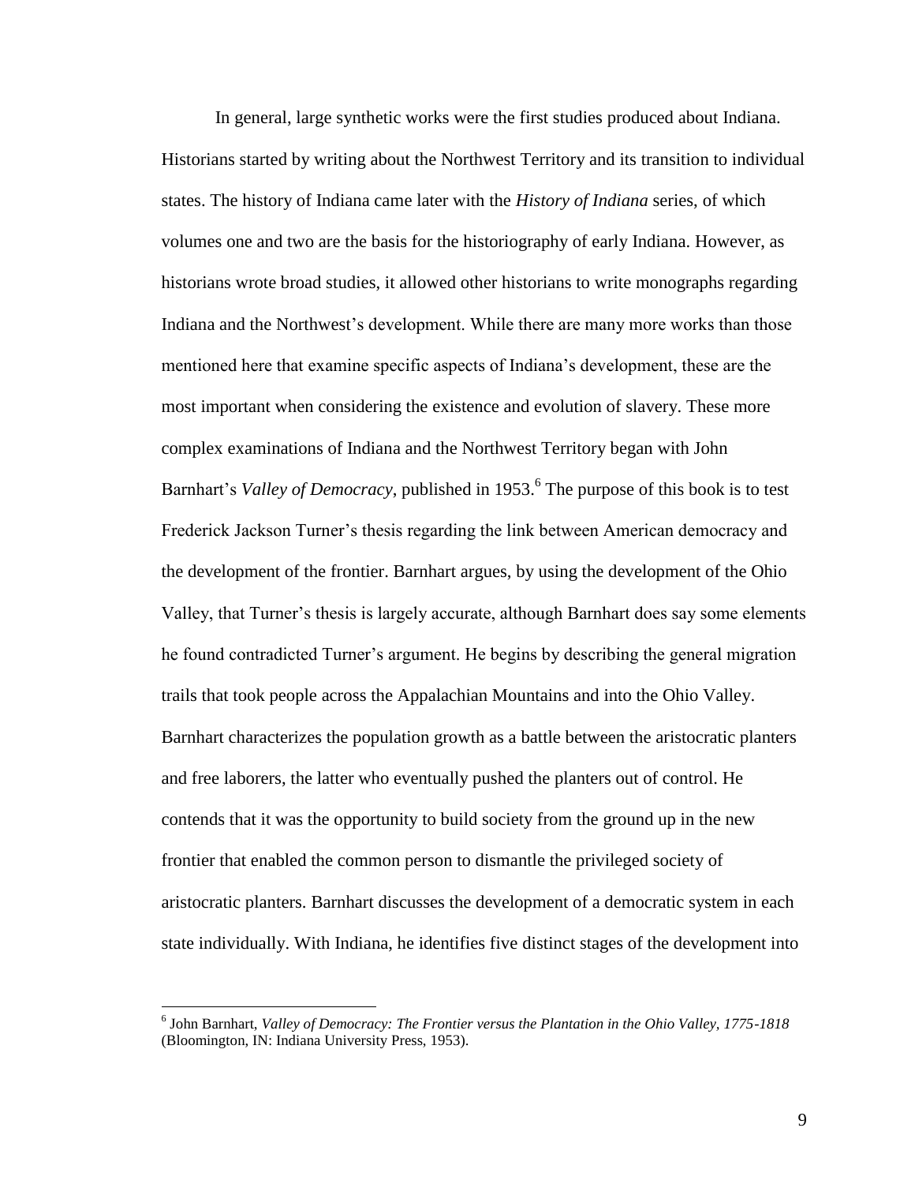In general, large synthetic works were the first studies produced about Indiana. Historians started by writing about the Northwest Territory and its transition to individual states. The history of Indiana came later with the *History of Indiana* series, of which volumes one and two are the basis for the historiography of early Indiana. However, as historians wrote broad studies, it allowed other historians to write monographs regarding Indiana and the Northwest's development. While there are many more works than those mentioned here that examine specific aspects of Indiana's development, these are the most important when considering the existence and evolution of slavery. These more complex examinations of Indiana and the Northwest Territory began with John Barnhart's *Valley of Democracy*, published in 1953.[6] The purpose of this book is to test Frederick Jackson Turner's thesis regarding the link between American democracy and the development of the frontier. Barnhart argues, by using the development of the Ohio Valley, that Turner's thesis is largely accurate, although Barnhart does say some elements he found contradicted Turner's argument. He begins by describing the general migration trails that took people across the Appalachian Mountains and into the Ohio Valley. Barnhart characterizes the population growth as a battle between the aristocratic planters and free laborers, the latter who eventually pushed the planters out of control. He contends that it was the opportunity to build society from the ground up in the new frontier that enabled the common person to dismantle the privileged society of aristocratic planters. Barnhart discusses the development of a democratic system in each state individually. With Indiana, he identifies five distinct stages of the development into

[6] John Barnhart, *Valley of Democracy: The Frontier versus the Plantation in the Ohio Valley, 1775-1818* (Bloomington, IN: Indiana University Press, 1953).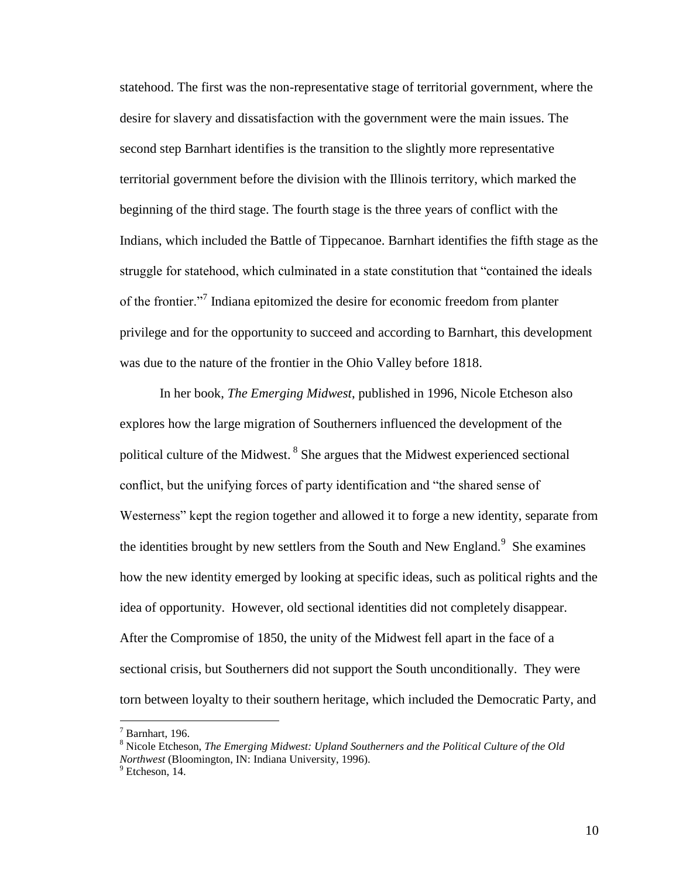statehood. The first was the non-representative stage of territorial government, where the desire for slavery and dissatisfaction with the government were the main issues. The second step Barnhart identifies is the transition to the slightly more representative territorial government before the division with the Illinois territory, which marked the beginning of the third stage. The fourth stage is the three years of conflict with the Indians, which included the Battle of Tippecanoe. Barnhart identifies the fifth stage as the struggle for statehood, which culminated in a state constitution that "contained the ideals of the frontier."[7] Indiana epitomized the desire for economic freedom from planter privilege and for the opportunity to succeed and according to Barnhart, this development was due to the nature of the frontier in the Ohio Valley before 1818.

In her book, *The Emerging Midwest*, published in 1996, Nicole Etcheson also explores how the large migration of Southerners influenced the development of the political culture of the Midwest.[8] She argues that the Midwest experienced sectional conflict, but the unifying forces of party identification and "the shared sense of Westerness" kept the region together and allowed it to forge a new identity, separate from the identities brought by new settlers from the South and New England.[9] She examines how the new identity emerged by looking at specific ideas, such as political rights and the idea of opportunity. However, old sectional identities did not completely disappear. After the Compromise of 1850, the unity of the Midwest fell apart in the face of a sectional crisis, but Southerners did not support the South unconditionally. They were torn between loyalty to their southern heritage, which included the Democratic Party, and

---

[7] Barnhart, 196.

[8] Nicole Etcheson, *The Emerging Midwest: Upland Southerners and the Political Culture of the Old Northwest* (Bloomington, IN: Indiana University, 1996).

[9] Etcheson, 14.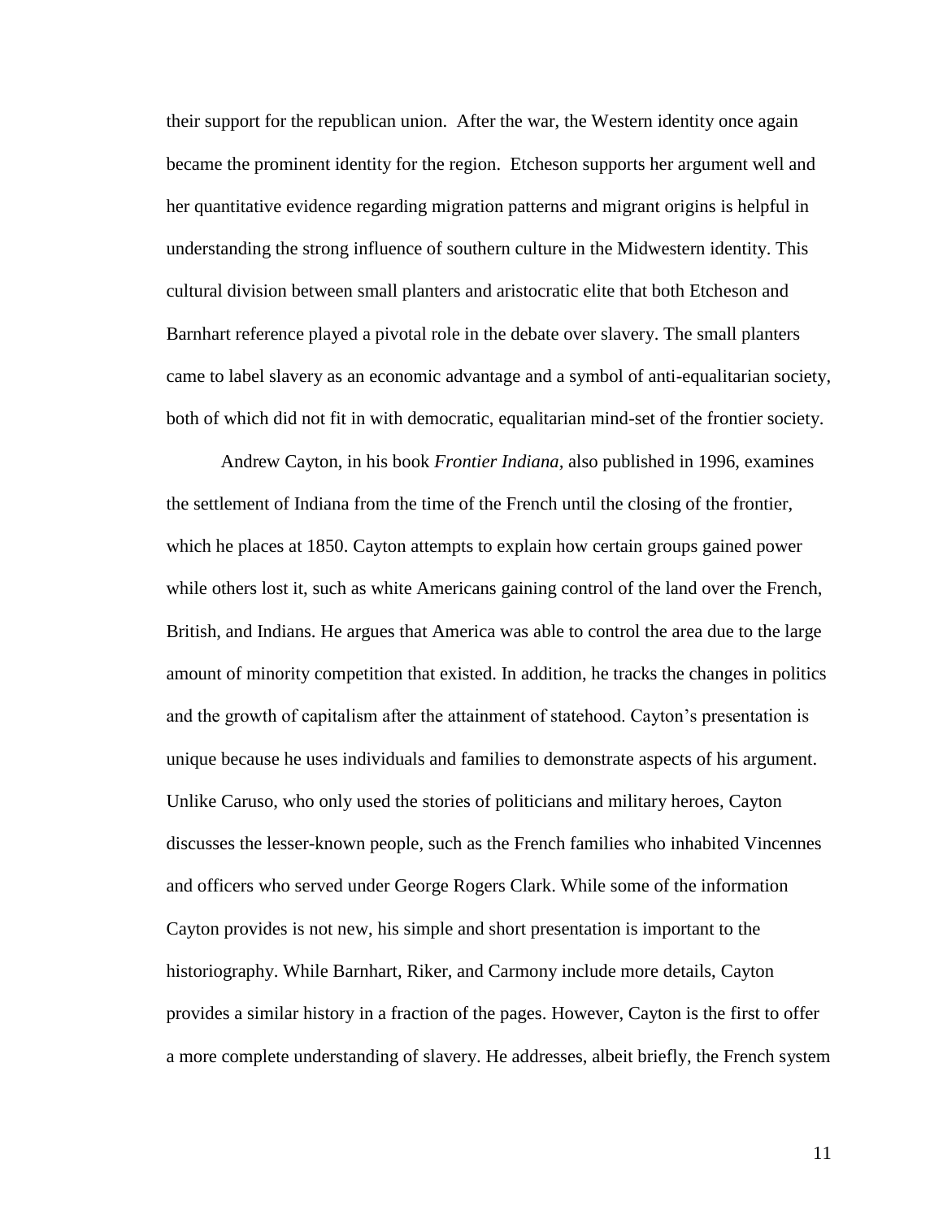their support for the republican union. After the war, the Western identity once again became the prominent identity for the region. Etcheson supports her argument well and her quantitative evidence regarding migration patterns and migrant origins is helpful in understanding the strong influence of southern culture in the Midwestern identity. This cultural division between small planters and aristocratic elite that both Etcheson and Barnhart reference played a pivotal role in the debate over slavery. The small planters came to label slavery as an economic advantage and a symbol of anti-equalitarian society, both of which did not fit in with democratic, equalitarian mind-set of the frontier society.

Andrew Cayton, in his book *Frontier Indiana,* also published in 1996, examines the settlement of Indiana from the time of the French until the closing of the frontier, which he places at 1850. Cayton attempts to explain how certain groups gained power while others lost it, such as white Americans gaining control of the land over the French, British, and Indians. He argues that America was able to control the area due to the large amount of minority competition that existed. In addition, he tracks the changes in politics and the growth of capitalism after the attainment of statehood. Cayton's presentation is unique because he uses individuals and families to demonstrate aspects of his argument. Unlike Caruso, who only used the stories of politicians and military heroes, Cayton discusses the lesser-known people, such as the French families who inhabited Vincennes and officers who served under George Rogers Clark. While some of the information Cayton provides is not new, his simple and short presentation is important to the historiography. While Barnhart, Riker, and Carmony include more details, Cayton provides a similar history in a fraction of the pages. However, Cayton is the first to offer a more complete understanding of slavery. He addresses, albeit briefly, the French system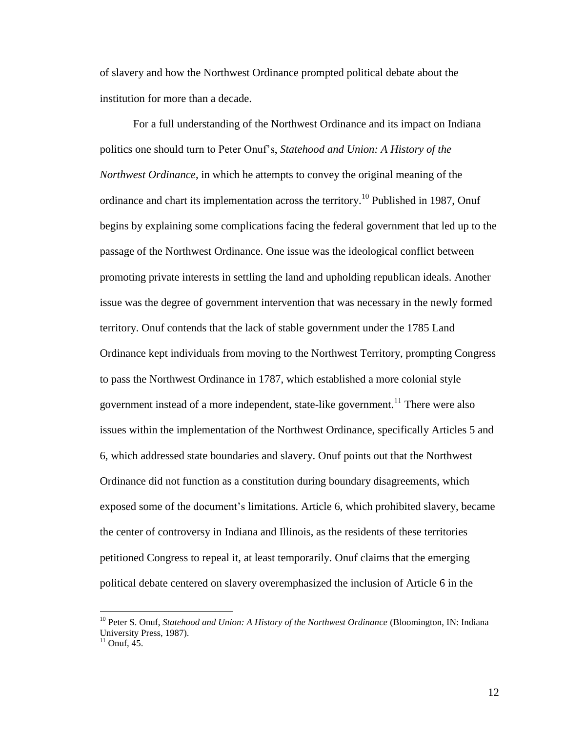of slavery and how the Northwest Ordinance prompted political debate about the institution for more than a decade.

For a full understanding of the Northwest Ordinance and its impact on Indiana politics one should turn to Peter Onuf's, *Statehood and Union: A History of the Northwest Ordinance*, in which he attempts to convey the original meaning of the ordinance and chart its implementation across the territory.[10] Published in 1987, Onuf begins by explaining some complications facing the federal government that led up to the passage of the Northwest Ordinance. One issue was the ideological conflict between promoting private interests in settling the land and upholding republican ideals. Another issue was the degree of government intervention that was necessary in the newly formed territory. Onuf contends that the lack of stable government under the 1785 Land Ordinance kept individuals from moving to the Northwest Territory, prompting Congress to pass the Northwest Ordinance in 1787, which established a more colonial style government instead of a more independent, state-like government.[11] There were also issues within the implementation of the Northwest Ordinance, specifically Articles 5 and 6, which addressed state boundaries and slavery. Onuf points out that the Northwest Ordinance did not function as a constitution during boundary disagreements, which exposed some of the document's limitations. Article 6, which prohibited slavery, became the center of controversy in Indiana and Illinois, as the residents of these territories petitioned Congress to repeal it, at least temporarily. Onuf claims that the emerging political debate centered on slavery overemphasized the inclusion of Article 6 in the

[10] Peter S. Onuf, *Statehood and Union: A History of the Northwest Ordinance* (Bloomington, IN: Indiana University Press, 1987).

[11] Onuf, 45.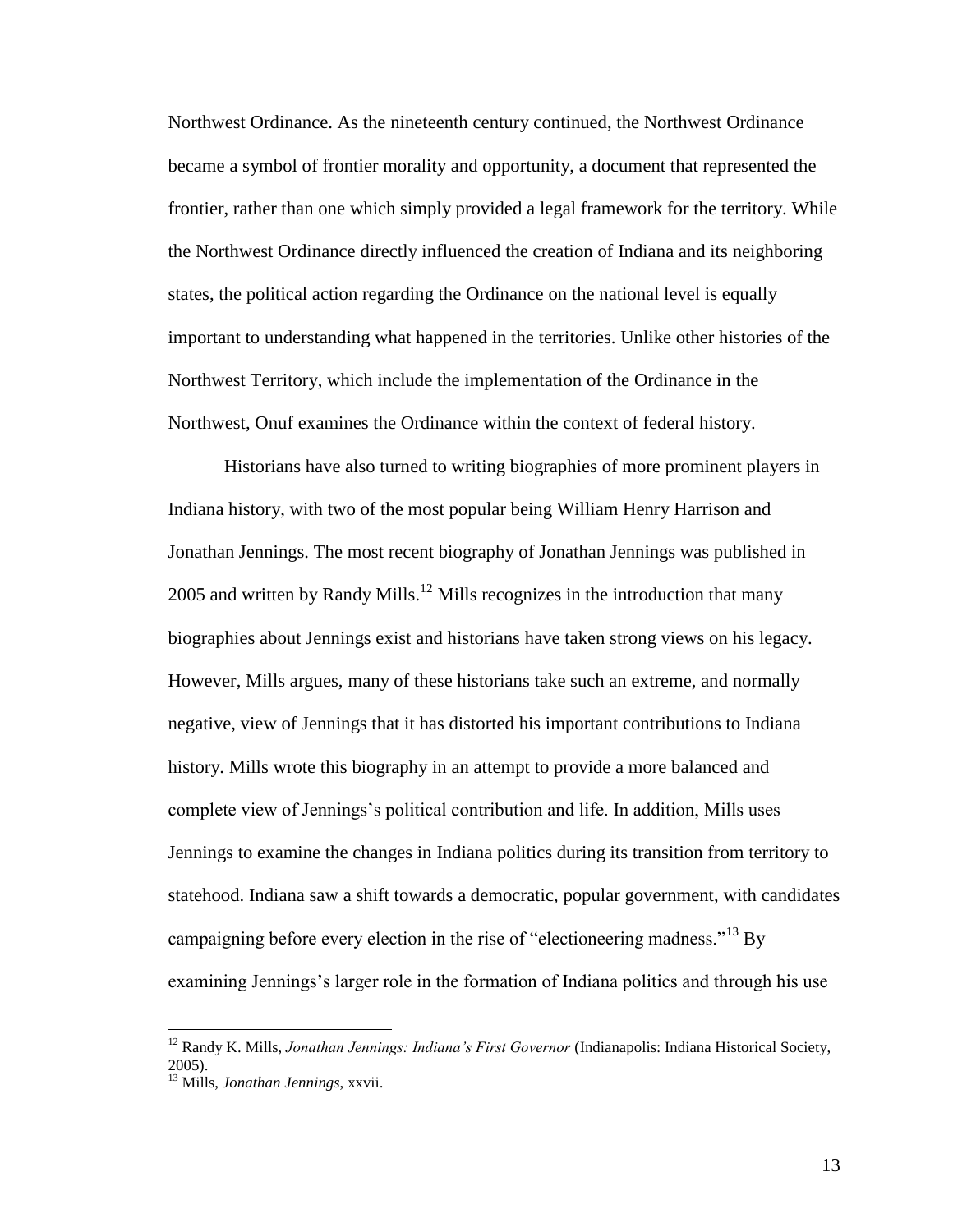Northwest Ordinance. As the nineteenth century continued, the Northwest Ordinance became a symbol of frontier morality and opportunity, a document that represented the frontier, rather than one which simply provided a legal framework for the territory. While the Northwest Ordinance directly influenced the creation of Indiana and its neighboring states, the political action regarding the Ordinance on the national level is equally important to understanding what happened in the territories. Unlike other histories of the Northwest Territory, which include the implementation of the Ordinance in the Northwest, Onuf examines the Ordinance within the context of federal history.

Historians have also turned to writing biographies of more prominent players in Indiana history, with two of the most popular being William Henry Harrison and Jonathan Jennings. The most recent biography of Jonathan Jennings was published in 2005 and written by Randy Mills.[12] Mills recognizes in the introduction that many biographies about Jennings exist and historians have taken strong views on his legacy. However, Mills argues, many of these historians take such an extreme, and normally negative, view of Jennings that it has distorted his important contributions to Indiana history. Mills wrote this biography in an attempt to provide a more balanced and complete view of Jennings's political contribution and life. In addition, Mills uses Jennings to examine the changes in Indiana politics during its transition from territory to statehood. Indiana saw a shift towards a democratic, popular government, with candidates campaigning before every election in the rise of "electioneering madness."[13] By examining Jennings's larger role in the formation of Indiana politics and through his use

---

[12] Randy K. Mills, *Jonathan Jennings: Indiana's First Governor* (Indianapolis: Indiana Historical Society, 2005).

[13] Mills, *Jonathan Jennings*, xxvii.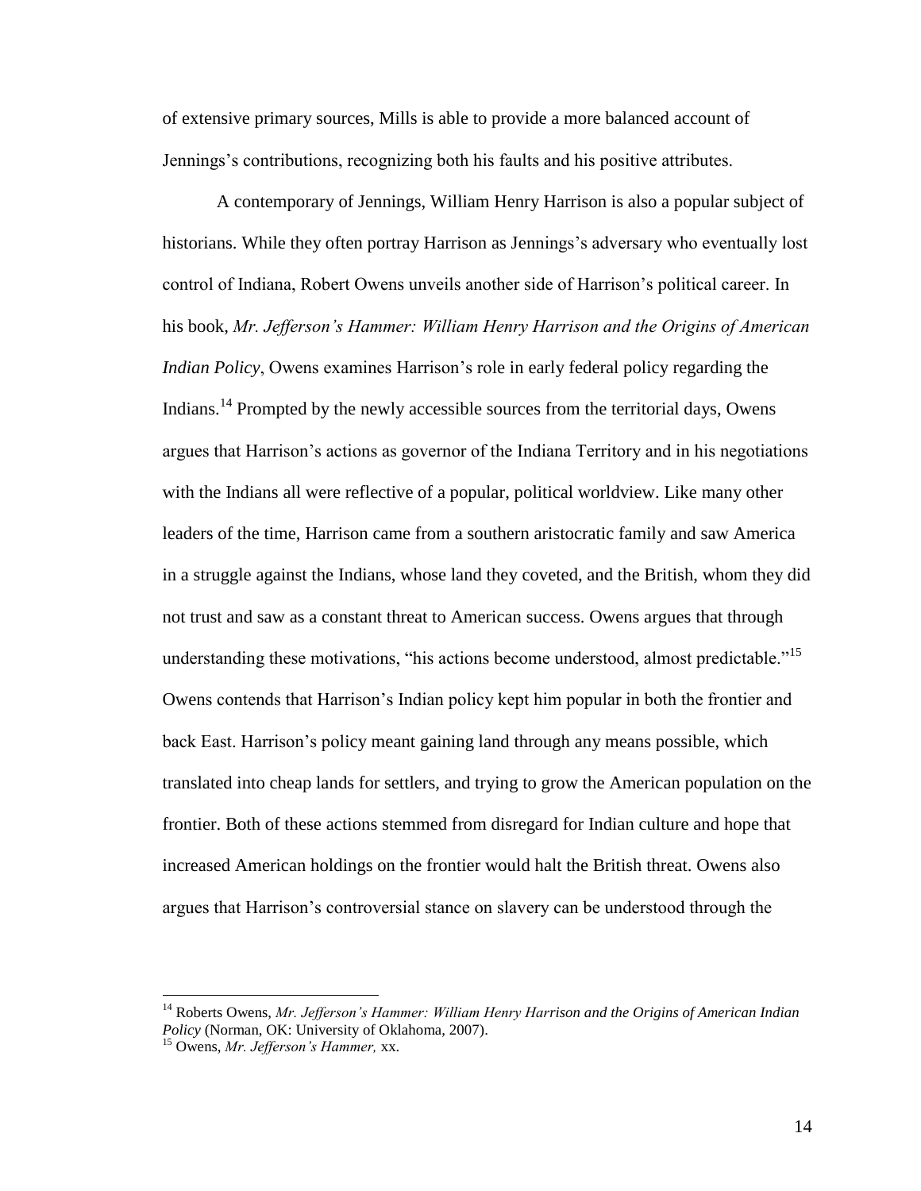of extensive primary sources, Mills is able to provide a more balanced account of Jennings's contributions, recognizing both his faults and his positive attributes.

A contemporary of Jennings, William Henry Harrison is also a popular subject of historians. While they often portray Harrison as Jennings's adversary who eventually lost control of Indiana, Robert Owens unveils another side of Harrison's political career. In his book, *Mr. Jefferson's Hammer: William Henry Harrison and the Origins of American Indian Policy*, Owens examines Harrison's role in early federal policy regarding the Indians.[14] Prompted by the newly accessible sources from the territorial days, Owens argues that Harrison's actions as governor of the Indiana Territory and in his negotiations with the Indians all were reflective of a popular, political worldview. Like many other leaders of the time, Harrison came from a southern aristocratic family and saw America in a struggle against the Indians, whose land they coveted, and the British, whom they did not trust and saw as a constant threat to American success. Owens argues that through understanding these motivations, "his actions become understood, almost predictable."[15] Owens contends that Harrison's Indian policy kept him popular in both the frontier and back East. Harrison's policy meant gaining land through any means possible, which translated into cheap lands for settlers, and trying to grow the American population on the frontier. Both of these actions stemmed from disregard for Indian culture and hope that increased American holdings on the frontier would halt the British threat. Owens also argues that Harrison's controversial stance on slavery can be understood through the

---

[14] Roberts Owens, *Mr. Jefferson's Hammer: William Henry Harrison and the Origins of American Indian Policy* (Norman, OK: University of Oklahoma, 2007).

[15] Owens, *Mr. Jefferson's Hammer,* xx.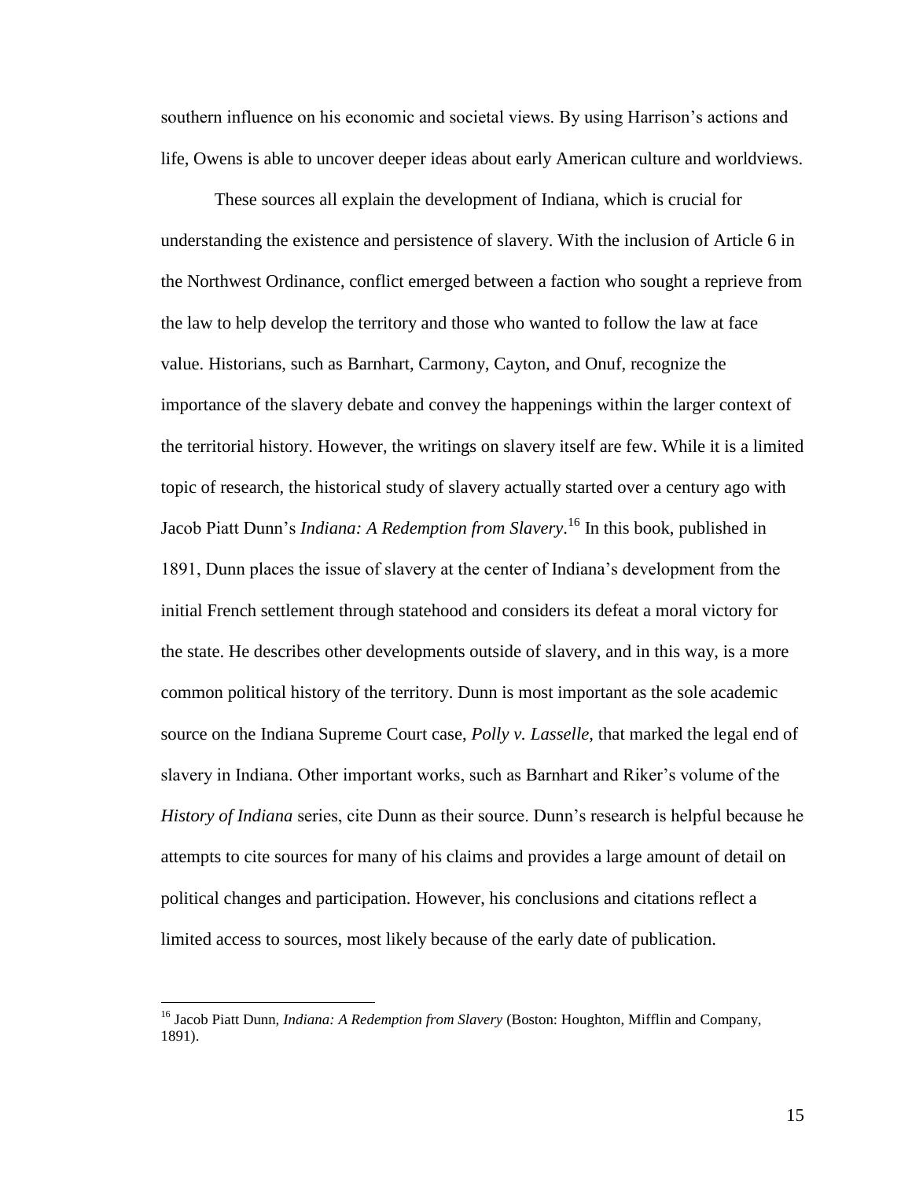southern influence on his economic and societal views. By using Harrison's actions and life, Owens is able to uncover deeper ideas about early American culture and worldviews.

These sources all explain the development of Indiana, which is crucial for understanding the existence and persistence of slavery. With the inclusion of Article 6 in the Northwest Ordinance, conflict emerged between a faction who sought a reprieve from the law to help develop the territory and those who wanted to follow the law at face value. Historians, such as Barnhart, Carmony, Cayton, and Onuf, recognize the importance of the slavery debate and convey the happenings within the larger context of the territorial history. However, the writings on slavery itself are few. While it is a limited topic of research, the historical study of slavery actually started over a century ago with Jacob Piatt Dunn's *Indiana: A Redemption from Slavery*.[16] In this book, published in 1891, Dunn places the issue of slavery at the center of Indiana's development from the initial French settlement through statehood and considers its defeat a moral victory for the state. He describes other developments outside of slavery, and in this way, is a more common political history of the territory. Dunn is most important as the sole academic source on the Indiana Supreme Court case, *Polly v. Lasselle*, that marked the legal end of slavery in Indiana. Other important works, such as Barnhart and Riker's volume of the *History of Indiana* series, cite Dunn as their source. Dunn's research is helpful because he attempts to cite sources for many of his claims and provides a large amount of detail on political changes and participation. However, his conclusions and citations reflect a limited access to sources, most likely because of the early date of publication.

[16] Jacob Piatt Dunn, *Indiana: A Redemption from Slavery* (Boston: Houghton, Mifflin and Company, 1891).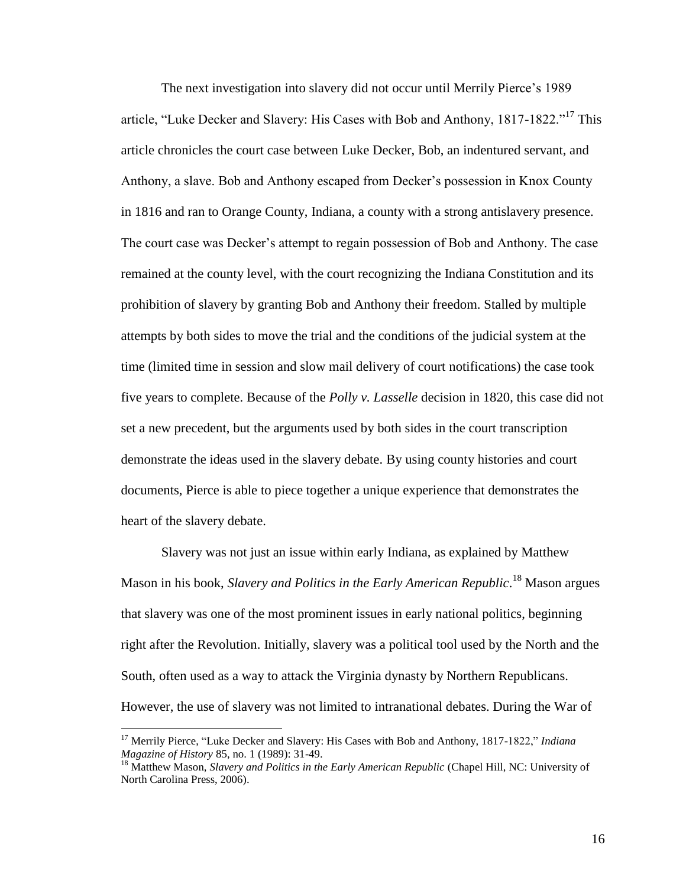The next investigation into slavery did not occur until Merrily Pierce's 1989 article, "Luke Decker and Slavery: His Cases with Bob and Anthony, 1817-1822."[17] This article chronicles the court case between Luke Decker, Bob, an indentured servant, and Anthony, a slave. Bob and Anthony escaped from Decker's possession in Knox County in 1816 and ran to Orange County, Indiana, a county with a strong antislavery presence. The court case was Decker's attempt to regain possession of Bob and Anthony. The case remained at the county level, with the court recognizing the Indiana Constitution and its prohibition of slavery by granting Bob and Anthony their freedom. Stalled by multiple attempts by both sides to move the trial and the conditions of the judicial system at the time (limited time in session and slow mail delivery of court notifications) the case took five years to complete. Because of the *Polly v. Lasselle* decision in 1820, this case did not set a new precedent, but the arguments used by both sides in the court transcription demonstrate the ideas used in the slavery debate. By using county histories and court documents, Pierce is able to piece together a unique experience that demonstrates the heart of the slavery debate.

Slavery was not just an issue within early Indiana, as explained by Matthew Mason in his book, *Slavery and Politics in the Early American Republic*.[18] Mason argues that slavery was one of the most prominent issues in early national politics, beginning right after the Revolution. Initially, slavery was a political tool used by the North and the South, often used as a way to attack the Virginia dynasty by Northern Republicans. However, the use of slavery was not limited to intranational debates. During the War of

---

[17] Merrily Pierce, "Luke Decker and Slavery: His Cases with Bob and Anthony, 1817-1822," *Indiana Magazine of History* 85, no. 1 (1989): 31-49.

[18] Matthew Mason, *Slavery and Politics in the Early American Republic* (Chapel Hill, NC: University of North Carolina Press, 2006).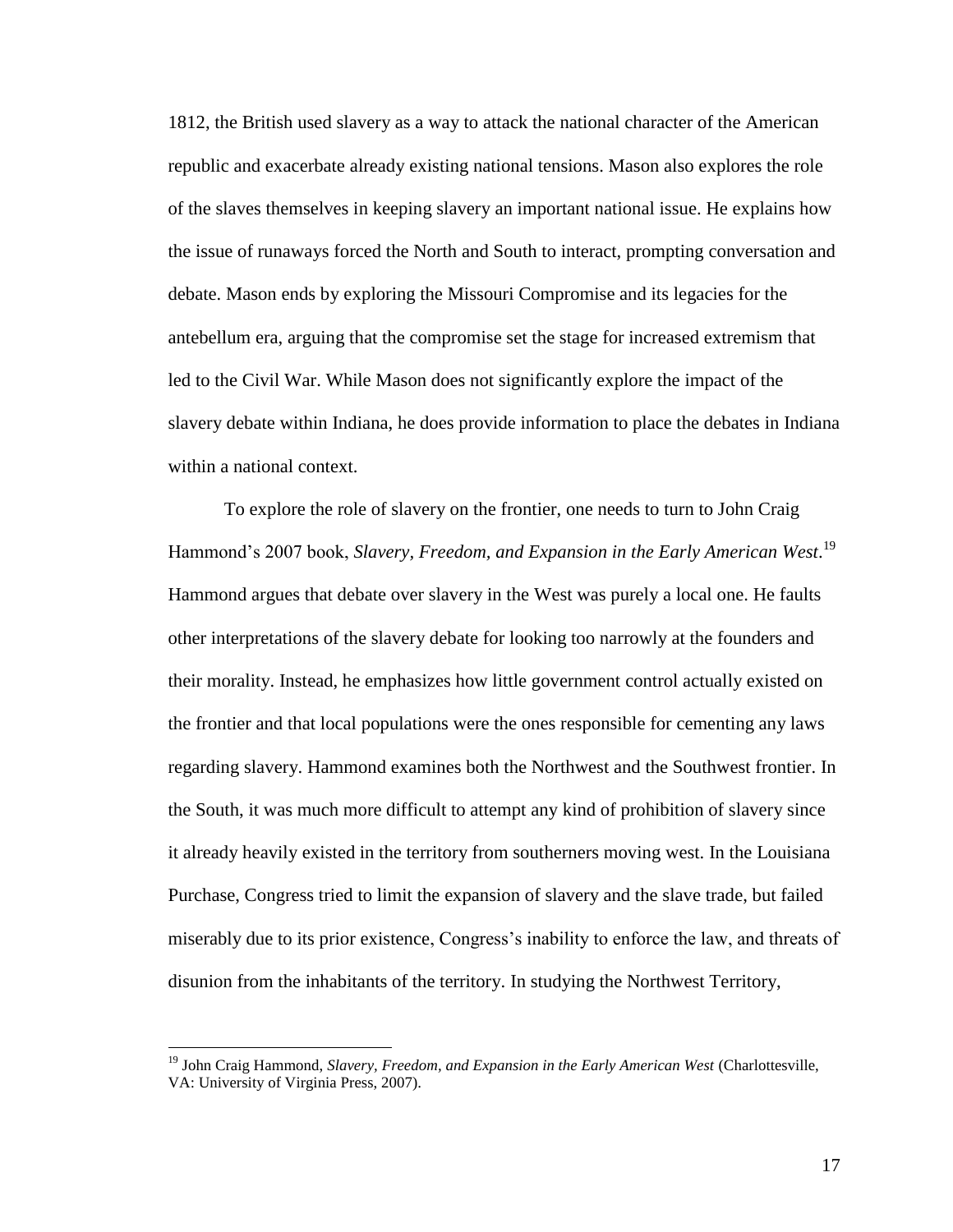1812, the British used slavery as a way to attack the national character of the American republic and exacerbate already existing national tensions. Mason also explores the role of the slaves themselves in keeping slavery an important national issue. He explains how the issue of runaways forced the North and South to interact, prompting conversation and debate. Mason ends by exploring the Missouri Compromise and its legacies for the antebellum era, arguing that the compromise set the stage for increased extremism that led to the Civil War. While Mason does not significantly explore the impact of the slavery debate within Indiana, he does provide information to place the debates in Indiana within a national context.

To explore the role of slavery on the frontier, one needs to turn to John Craig Hammond's 2007 book, *Slavery, Freedom, and Expansion in the Early American West*.[19] Hammond argues that debate over slavery in the West was purely a local one. He faults other interpretations of the slavery debate for looking too narrowly at the founders and their morality. Instead, he emphasizes how little government control actually existed on the frontier and that local populations were the ones responsible for cementing any laws regarding slavery. Hammond examines both the Northwest and the Southwest frontier. In the South, it was much more difficult to attempt any kind of prohibition of slavery since it already heavily existed in the territory from southerners moving west. In the Louisiana Purchase, Congress tried to limit the expansion of slavery and the slave trade, but failed miserably due to its prior existence, Congress's inability to enforce the law, and threats of disunion from the inhabitants of the territory. In studying the Northwest Territory,

[19] John Craig Hammond, *Slavery, Freedom, and Expansion in the Early American West* (Charlottesville, VA: University of Virginia Press, 2007).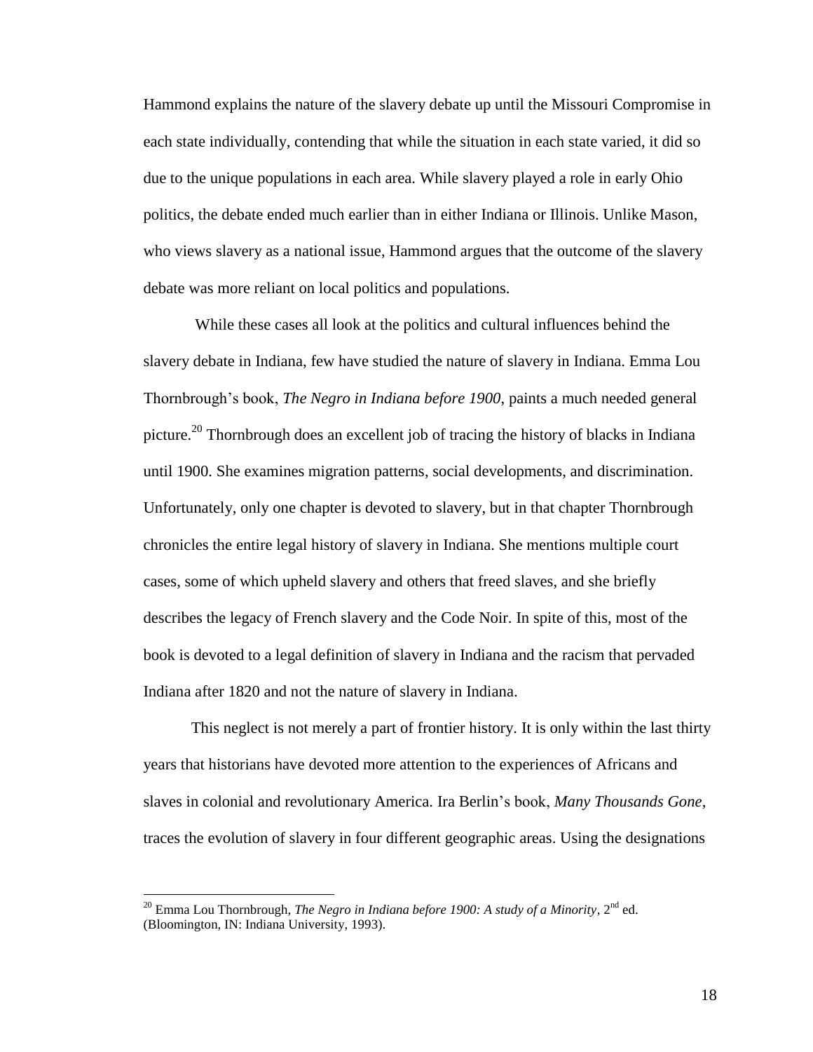Hammond explains the nature of the slavery debate up until the Missouri Compromise in each state individually, contending that while the situation in each state varied, it did so due to the unique populations in each area. While slavery played a role in early Ohio politics, the debate ended much earlier than in either Indiana or Illinois. Unlike Mason, who views slavery as a national issue, Hammond argues that the outcome of the slavery debate was more reliant on local politics and populations.

While these cases all look at the politics and cultural influences behind the slavery debate in Indiana, few have studied the nature of slavery in Indiana. Emma Lou Thornbrough's book, *The Negro in Indiana before 1900*, paints a much needed general picture.[20] Thornbrough does an excellent job of tracing the history of blacks in Indiana until 1900. She examines migration patterns, social developments, and discrimination. Unfortunately, only one chapter is devoted to slavery, but in that chapter Thornbrough chronicles the entire legal history of slavery in Indiana. She mentions multiple court cases, some of which upheld slavery and others that freed slaves, and she briefly describes the legacy of French slavery and the Code Noir. In spite of this, most of the book is devoted to a legal definition of slavery in Indiana and the racism that pervaded Indiana after 1820 and not the nature of slavery in Indiana.

This neglect is not merely a part of frontier history. It is only within the last thirty years that historians have devoted more attention to the experiences of Africans and slaves in colonial and revolutionary America. Ira Berlin's book, *Many Thousands Gone*, traces the evolution of slavery in four different geographic areas. Using the designations

---

[20] Emma Lou Thornbrough, *The Negro in Indiana before 1900: A study of a Minority*, 2nd ed. (Bloomington, IN: Indiana University, 1993).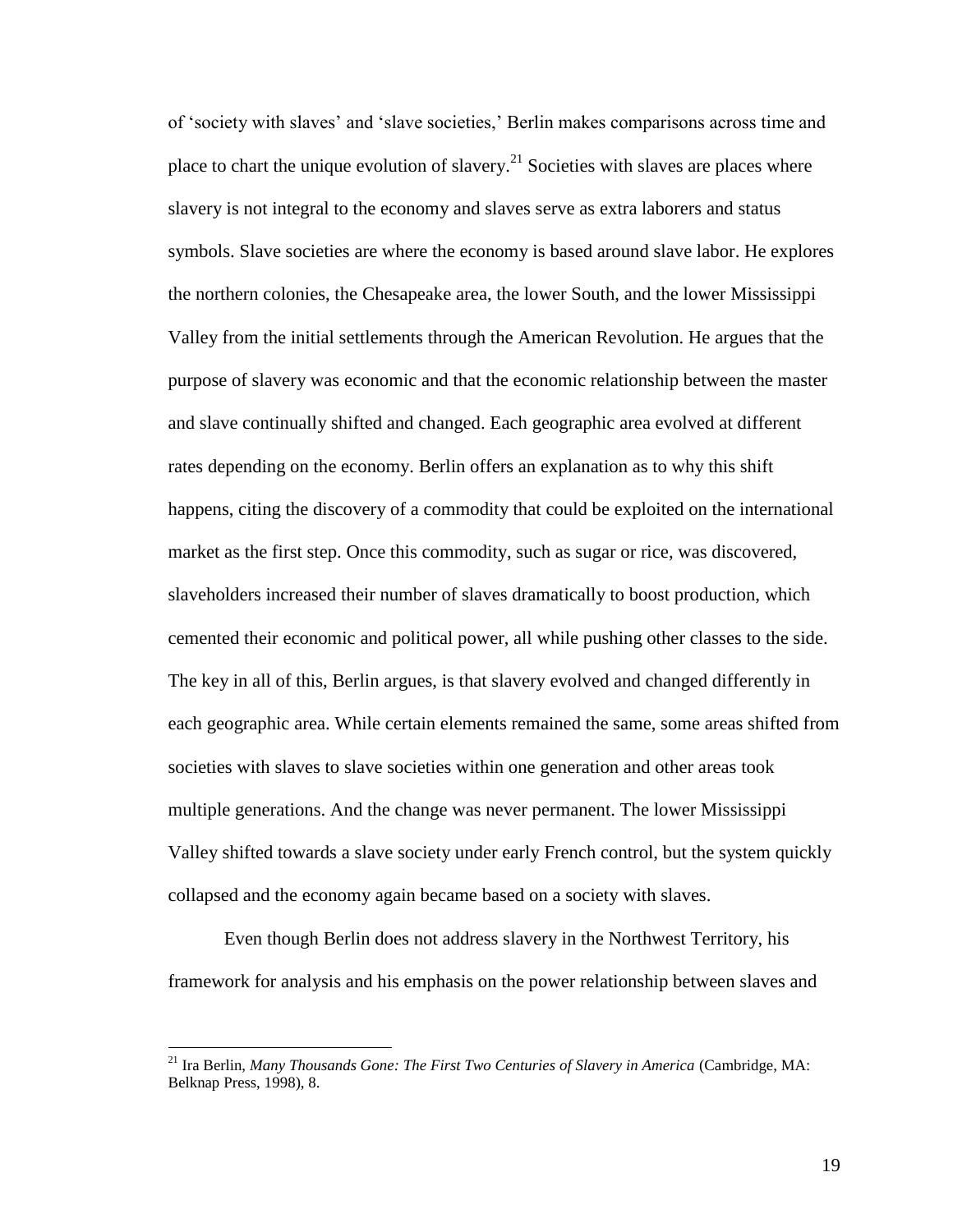of 'society with slaves' and 'slave societies,' Berlin makes comparisons across time and place to chart the unique evolution of slavery.[21] Societies with slaves are places where slavery is not integral to the economy and slaves serve as extra laborers and status symbols. Slave societies are where the economy is based around slave labor. He explores the northern colonies, the Chesapeake area, the lower South, and the lower Mississippi Valley from the initial settlements through the American Revolution. He argues that the purpose of slavery was economic and that the economic relationship between the master and slave continually shifted and changed. Each geographic area evolved at different rates depending on the economy. Berlin offers an explanation as to why this shift happens, citing the discovery of a commodity that could be exploited on the international market as the first step. Once this commodity, such as sugar or rice, was discovered, slaveholders increased their number of slaves dramatically to boost production, which cemented their economic and political power, all while pushing other classes to the side. The key in all of this, Berlin argues, is that slavery evolved and changed differently in each geographic area. While certain elements remained the same, some areas shifted from societies with slaves to slave societies within one generation and other areas took multiple generations. And the change was never permanent. The lower Mississippi Valley shifted towards a slave society under early French control, but the system quickly collapsed and the economy again became based on a society with slaves.

Even though Berlin does not address slavery in the Northwest Territory, his framework for analysis and his emphasis on the power relationship between slaves and

---

[21] Ira Berlin, *Many Thousands Gone: The First Two Centuries of Slavery in America* (Cambridge, MA: Belknap Press, 1998), 8.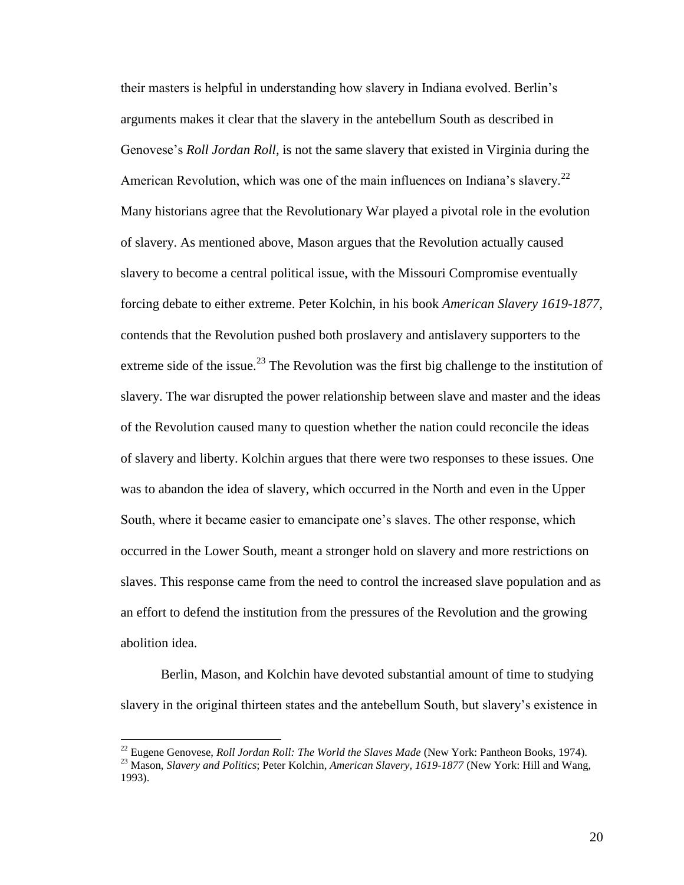their masters is helpful in understanding how slavery in Indiana evolved. Berlin's arguments makes it clear that the slavery in the antebellum South as described in Genovese's *Roll Jordan Roll*, is not the same slavery that existed in Virginia during the American Revolution, which was one of the main influences on Indiana's slavery.[22] Many historians agree that the Revolutionary War played a pivotal role in the evolution of slavery. As mentioned above, Mason argues that the Revolution actually caused slavery to become a central political issue, with the Missouri Compromise eventually forcing debate to either extreme. Peter Kolchin, in his book *American Slavery 1619-1877*, contends that the Revolution pushed both proslavery and antislavery supporters to the extreme side of the issue.[23] The Revolution was the first big challenge to the institution of slavery. The war disrupted the power relationship between slave and master and the ideas of the Revolution caused many to question whether the nation could reconcile the ideas of slavery and liberty. Kolchin argues that there were two responses to these issues. One was to abandon the idea of slavery, which occurred in the North and even in the Upper South, where it became easier to emancipate one's slaves. The other response, which occurred in the Lower South, meant a stronger hold on slavery and more restrictions on slaves. This response came from the need to control the increased slave population and as an effort to defend the institution from the pressures of the Revolution and the growing abolition idea.

Berlin, Mason, and Kolchin have devoted substantial amount of time to studying slavery in the original thirteen states and the antebellum South, but slavery's existence in

---

[22] Eugene Genovese, *Roll Jordan Roll: The World the Slaves Made* (New York: Pantheon Books, 1974).

[23] Mason, *Slavery and Politics*; Peter Kolchin, *American Slavery, 1619-1877* (New York: Hill and Wang, 1993).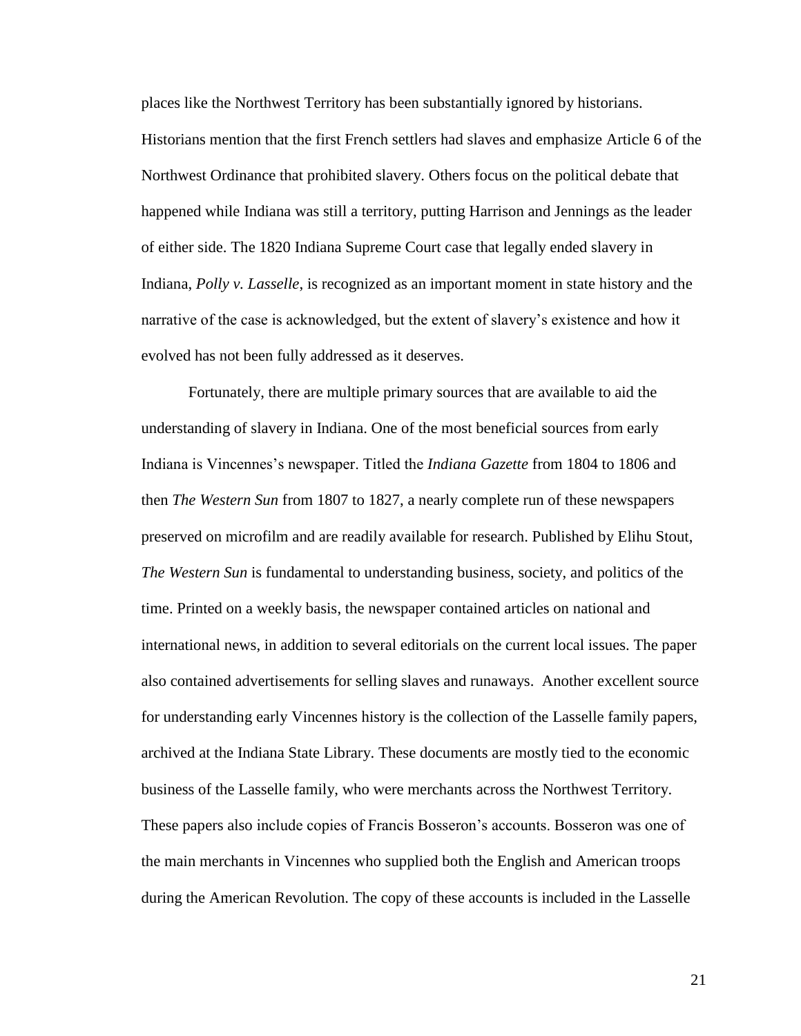places like the Northwest Territory has been substantially ignored by historians. Historians mention that the first French settlers had slaves and emphasize Article 6 of the Northwest Ordinance that prohibited slavery. Others focus on the political debate that happened while Indiana was still a territory, putting Harrison and Jennings as the leader of either side. The 1820 Indiana Supreme Court case that legally ended slavery in Indiana, *Polly v. Lasselle*, is recognized as an important moment in state history and the narrative of the case is acknowledged, but the extent of slavery's existence and how it evolved has not been fully addressed as it deserves.

Fortunately, there are multiple primary sources that are available to aid the understanding of slavery in Indiana. One of the most beneficial sources from early Indiana is Vincennes's newspaper. Titled the *Indiana Gazette* from 1804 to 1806 and then *The Western Sun* from 1807 to 1827, a nearly complete run of these newspapers preserved on microfilm and are readily available for research. Published by Elihu Stout, *The Western Sun* is fundamental to understanding business, society, and politics of the time. Printed on a weekly basis, the newspaper contained articles on national and international news, in addition to several editorials on the current local issues. The paper also contained advertisements for selling slaves and runaways. Another excellent source for understanding early Vincennes history is the collection of the Lasselle family papers, archived at the Indiana State Library. These documents are mostly tied to the economic business of the Lasselle family, who were merchants across the Northwest Territory. These papers also include copies of Francis Bosseron's accounts. Bosseron was one of the main merchants in Vincennes who supplied both the English and American troops during the American Revolution. The copy of these accounts is included in the Lasselle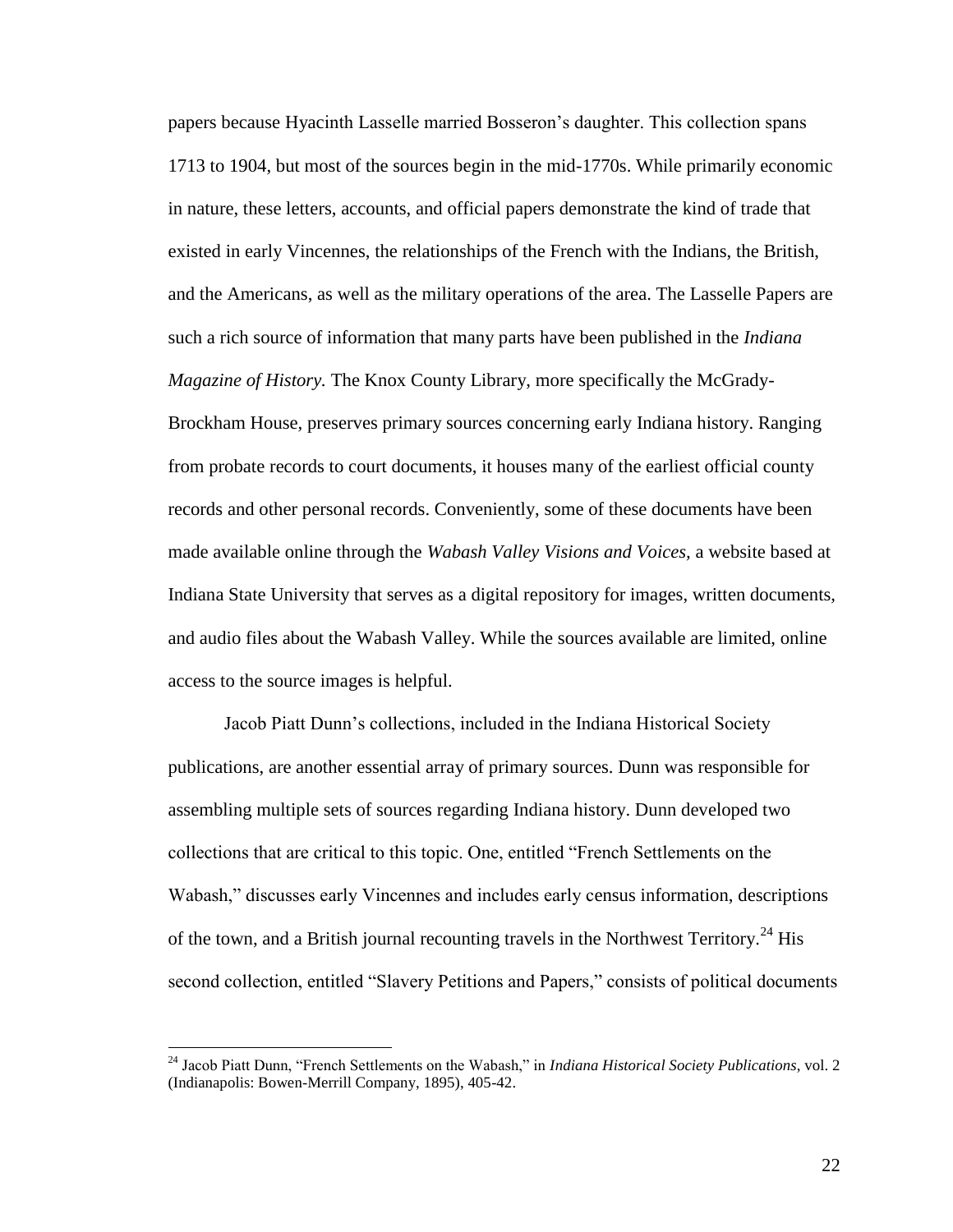papers because Hyacinth Lasselle married Bosseron's daughter. This collection spans 1713 to 1904, but most of the sources begin in the mid-1770s. While primarily economic in nature, these letters, accounts, and official papers demonstrate the kind of trade that existed in early Vincennes, the relationships of the French with the Indians, the British, and the Americans, as well as the military operations of the area. The Lasselle Papers are such a rich source of information that many parts have been published in the *Indiana Magazine of History.* The Knox County Library, more specifically the McGrady-Brockham House, preserves primary sources concerning early Indiana history. Ranging from probate records to court documents, it houses many of the earliest official county records and other personal records. Conveniently, some of these documents have been made available online through the *Wabash Valley Visions and Voices*, a website based at Indiana State University that serves as a digital repository for images, written documents, and audio files about the Wabash Valley. While the sources available are limited, online access to the source images is helpful.

Jacob Piatt Dunn's collections, included in the Indiana Historical Society publications, are another essential array of primary sources. Dunn was responsible for assembling multiple sets of sources regarding Indiana history. Dunn developed two collections that are critical to this topic. One, entitled "French Settlements on the Wabash," discusses early Vincennes and includes early census information, descriptions of the town, and a British journal recounting travels in the Northwest Territory.[24] His second collection, entitled "Slavery Petitions and Papers," consists of political documents

---

[24] Jacob Piatt Dunn, "French Settlements on the Wabash," in *Indiana Historical Society Publications*, vol. 2 (Indianapolis: Bowen-Merrill Company, 1895), 405-42.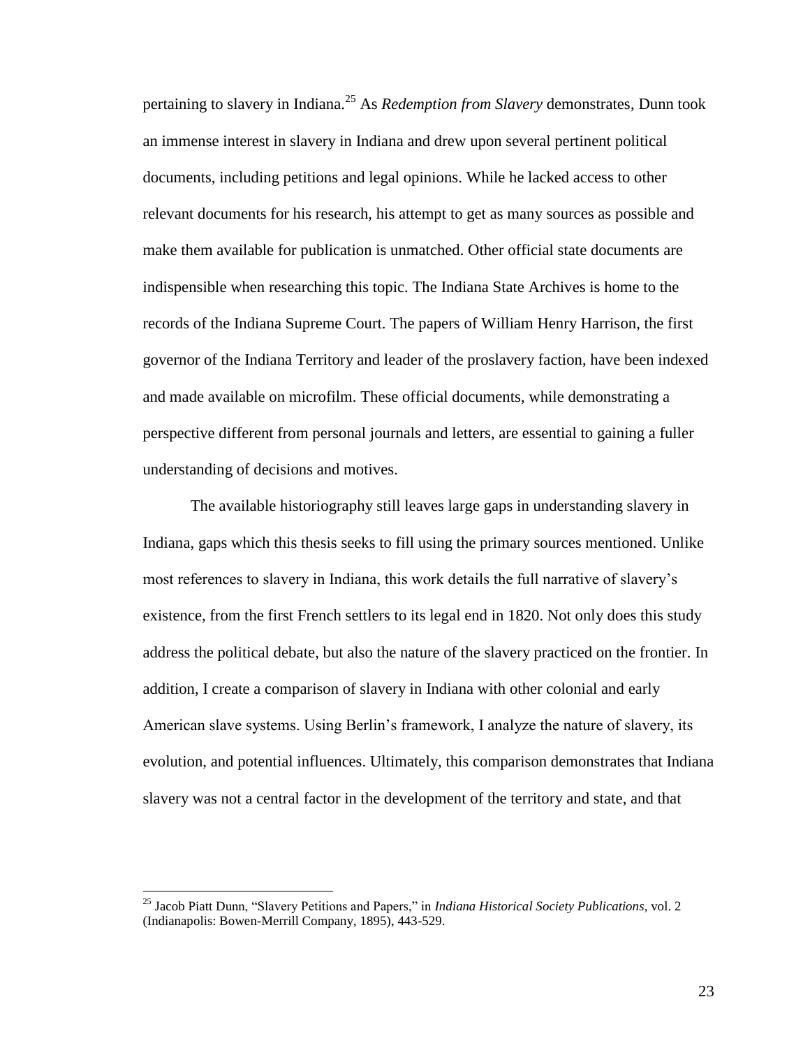pertaining to slavery in Indiana.[25] As *Redemption from Slavery* demonstrates, Dunn took an immense interest in slavery in Indiana and drew upon several pertinent political documents, including petitions and legal opinions. While he lacked access to other relevant documents for his research, his attempt to get as many sources as possible and make them available for publication is unmatched. Other official state documents are indispensible when researching this topic. The Indiana State Archives is home to the records of the Indiana Supreme Court. The papers of William Henry Harrison, the first governor of the Indiana Territory and leader of the proslavery faction, have been indexed and made available on microfilm. These official documents, while demonstrating a perspective different from personal journals and letters, are essential to gaining a fuller understanding of decisions and motives.

The available historiography still leaves large gaps in understanding slavery in Indiana, gaps which this thesis seeks to fill using the primary sources mentioned. Unlike most references to slavery in Indiana, this work details the full narrative of slavery's existence, from the first French settlers to its legal end in 1820. Not only does this study address the political debate, but also the nature of the slavery practiced on the frontier. In addition, I create a comparison of slavery in Indiana with other colonial and early American slave systems. Using Berlin's framework, I analyze the nature of slavery, its evolution, and potential influences. Ultimately, this comparison demonstrates that Indiana slavery was not a central factor in the development of the territory and state, and that

[25] Jacob Piatt Dunn, "Slavery Petitions and Papers," in *Indiana Historical Society Publications*, vol. 2 (Indianapolis: Bowen-Merrill Company, 1895), 443-529.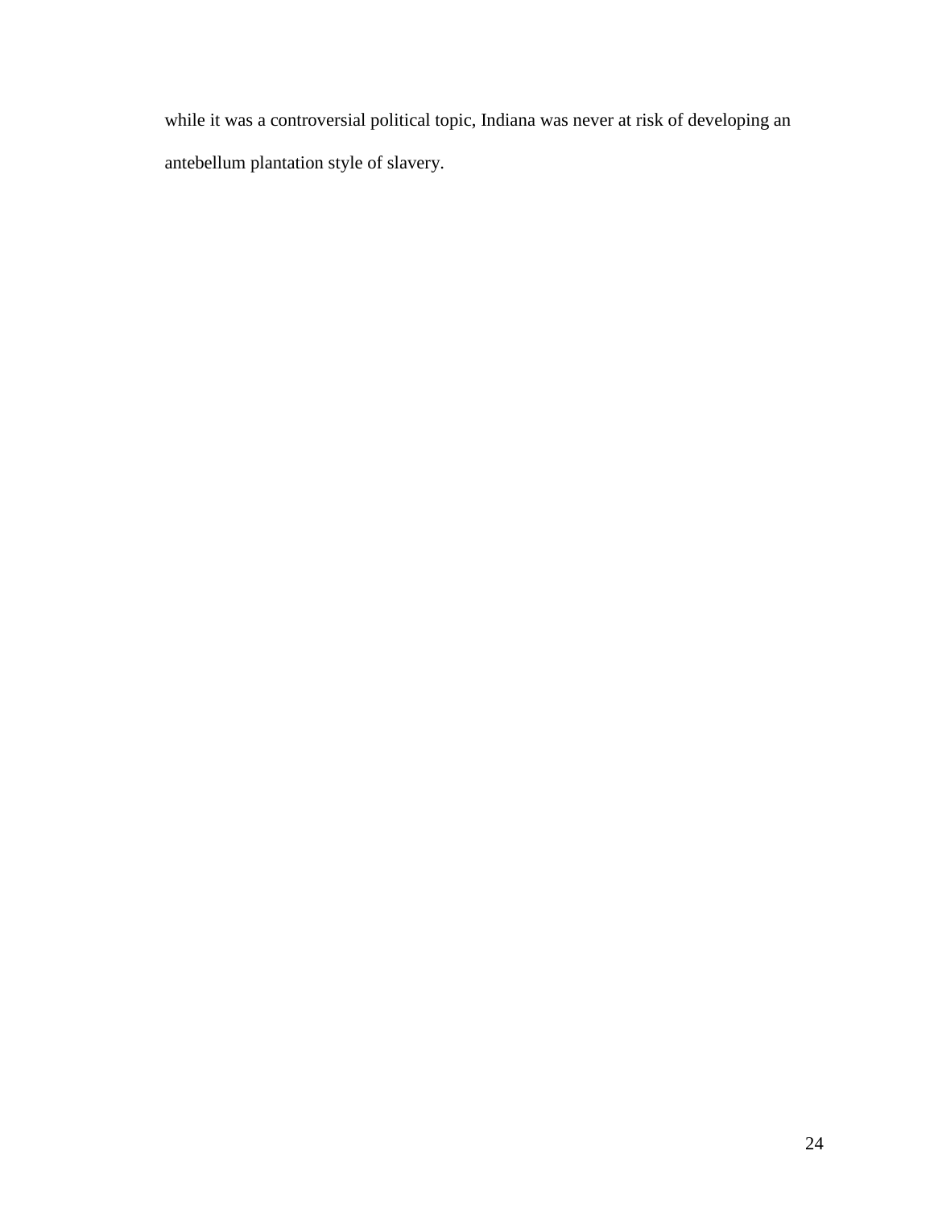while it was a controversial political topic, Indiana was never at risk of developing an antebellum plantation style of slavery.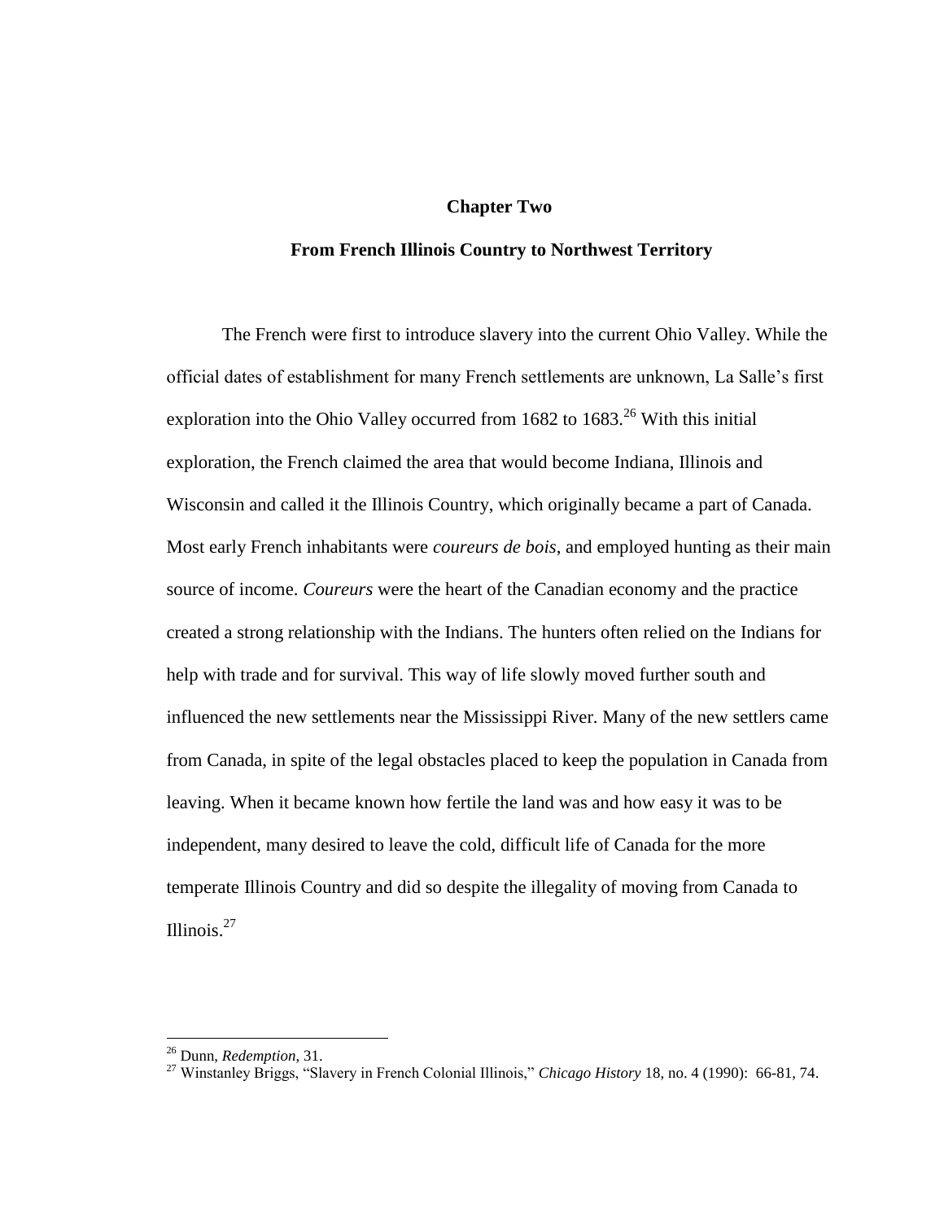## Chapter Two

## From French Illinois Country to Northwest Territory

The French were first to introduce slavery into the current Ohio Valley. While the official dates of establishment for many French settlements are unknown, La Salle's first exploration into the Ohio Valley occurred from 1682 to 1683.[26] With this initial exploration, the French claimed the area that would become Indiana, Illinois and Wisconsin and called it the Illinois Country, which originally became a part of Canada. Most early French inhabitants were *coureurs de bois*, and employed hunting as their main source of income. *Coureurs* were the heart of the Canadian economy and the practice created a strong relationship with the Indians. The hunters often relied on the Indians for help with trade and for survival. This way of life slowly moved further south and influenced the new settlements near the Mississippi River. Many of the new settlers came from Canada, in spite of the legal obstacles placed to keep the population in Canada from leaving. When it became known how fertile the land was and how easy it was to be independent, many desired to leave the cold, difficult life of Canada for the more temperate Illinois Country and did so despite the illegality of moving from Canada to Illinois.[27]

---

[26] Dunn, *Redemption*, 31.

[27] Winstanley Briggs, "Slavery in French Colonial Illinois," *Chicago History* 18, no. 4 (1990): 66-81, 74.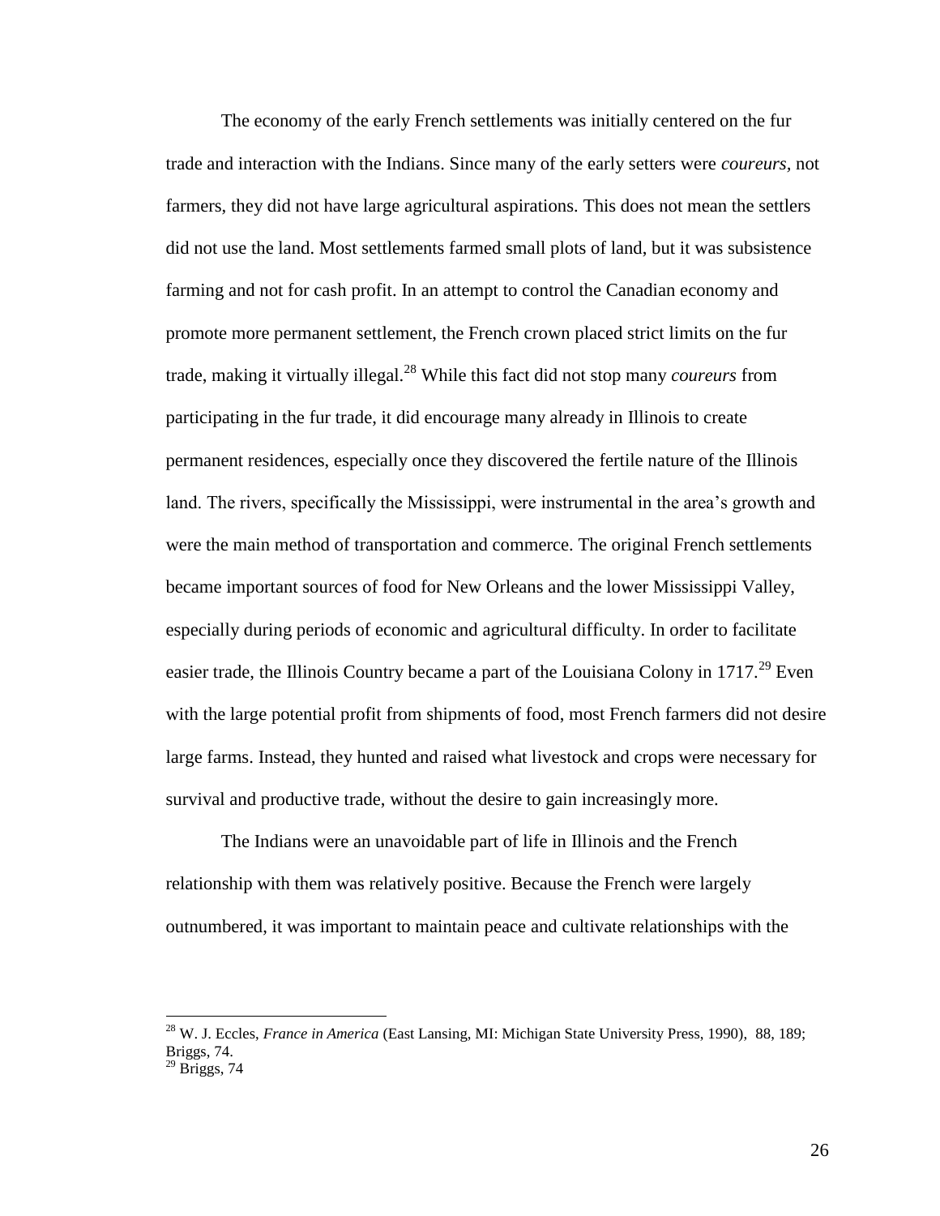The economy of the early French settlements was initially centered on the fur trade and interaction with the Indians. Since many of the early setters were *coureurs*, not farmers, they did not have large agricultural aspirations. This does not mean the settlers did not use the land. Most settlements farmed small plots of land, but it was subsistence farming and not for cash profit. In an attempt to control the Canadian economy and promote more permanent settlement, the French crown placed strict limits on the fur trade, making it virtually illegal.[28] While this fact did not stop many *coureurs* from participating in the fur trade, it did encourage many already in Illinois to create permanent residences, especially once they discovered the fertile nature of the Illinois land. The rivers, specifically the Mississippi, were instrumental in the area's growth and were the main method of transportation and commerce. The original French settlements became important sources of food for New Orleans and the lower Mississippi Valley, especially during periods of economic and agricultural difficulty. In order to facilitate easier trade, the Illinois Country became a part of the Louisiana Colony in 1717.[29] Even with the large potential profit from shipments of food, most French farmers did not desire large farms. Instead, they hunted and raised what livestock and crops were necessary for survival and productive trade, without the desire to gain increasingly more.

The Indians were an unavoidable part of life in Illinois and the French relationship with them was relatively positive. Because the French were largely outnumbered, it was important to maintain peace and cultivate relationships with the

---

[28] W. J. Eccles, *France in America* (East Lansing, MI: Michigan State University Press, 1990), 88, 189; Briggs, 74.

[29] Briggs, 74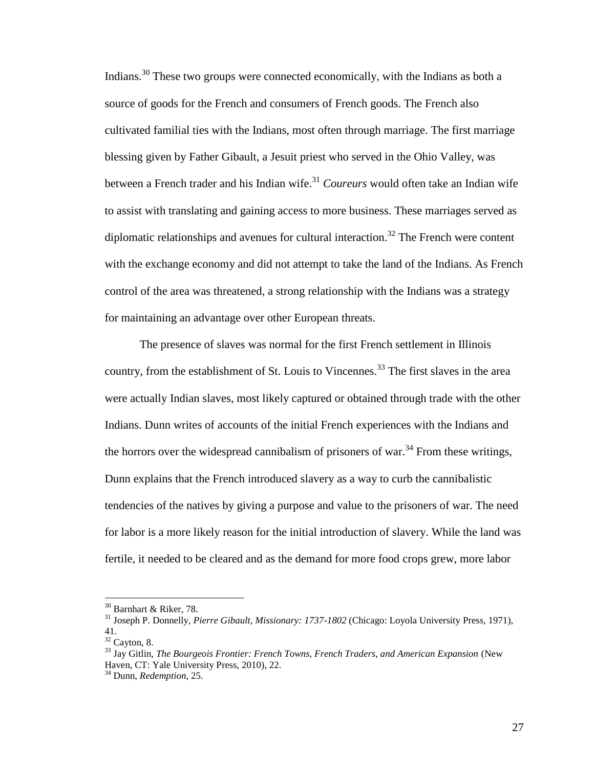Indians.[30] These two groups were connected economically, with the Indians as both a source of goods for the French and consumers of French goods. The French also cultivated familial ties with the Indians, most often through marriage. The first marriage blessing given by Father Gibault, a Jesuit priest who served in the Ohio Valley, was between a French trader and his Indian wife.[31] *Coureurs* would often take an Indian wife to assist with translating and gaining access to more business. These marriages served as diplomatic relationships and avenues for cultural interaction.[32] The French were content with the exchange economy and did not attempt to take the land of the Indians. As French control of the area was threatened, a strong relationship with the Indians was a strategy for maintaining an advantage over other European threats.

The presence of slaves was normal for the first French settlement in Illinois country, from the establishment of St. Louis to Vincennes.[33] The first slaves in the area were actually Indian slaves, most likely captured or obtained through trade with the other Indians. Dunn writes of accounts of the initial French experiences with the Indians and the horrors over the widespread cannibalism of prisoners of war.[34] From these writings, Dunn explains that the French introduced slavery as a way to curb the cannibalistic tendencies of the natives by giving a purpose and value to the prisoners of war. The need for labor is a more likely reason for the initial introduction of slavery. While the land was fertile, it needed to be cleared and as the demand for more food crops grew, more labor

---

[30] Barnhart & Riker, 78.

[31] Joseph P. Donnelly, *Pierre Gibault, Missionary: 1737-1802* (Chicago: Loyola University Press, 1971), 41.

[32] Cayton, 8.

[33] Jay Gitlin, *The Bourgeois Frontier: French Towns, French Traders, and American Expansion* (New Haven, CT: Yale University Press, 2010), 22.

[34] Dunn, *Redemption*, 25.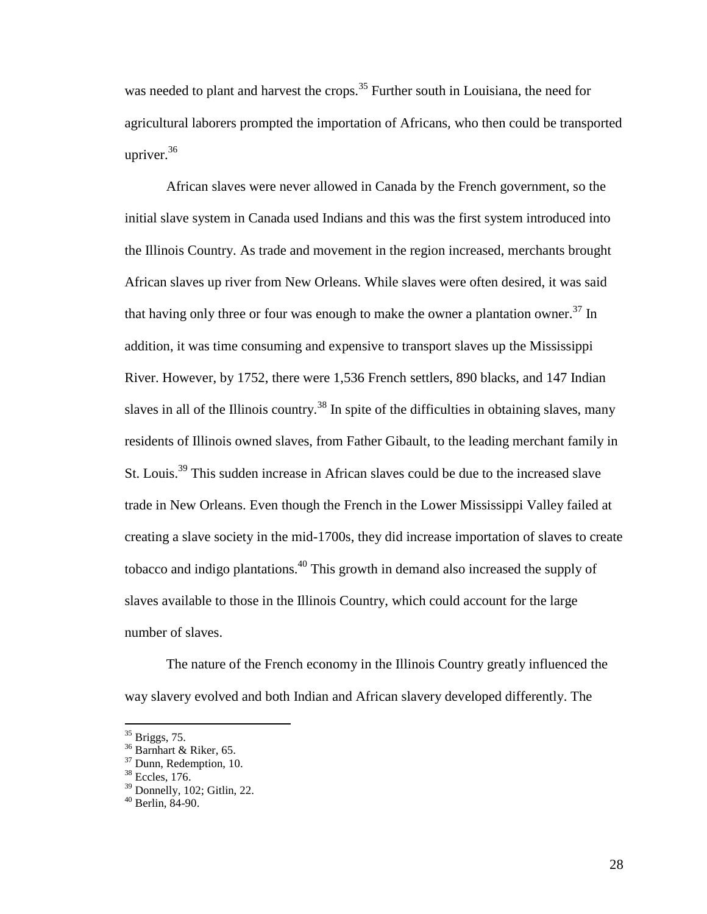was needed to plant and harvest the crops.[35] Further south in Louisiana, the need for agricultural laborers prompted the importation of Africans, who then could be transported upriver.[36]

African slaves were never allowed in Canada by the French government, so the initial slave system in Canada used Indians and this was the first system introduced into the Illinois Country. As trade and movement in the region increased, merchants brought African slaves up river from New Orleans. While slaves were often desired, it was said that having only three or four was enough to make the owner a plantation owner.[37] In addition, it was time consuming and expensive to transport slaves up the Mississippi River. However, by 1752, there were 1,536 French settlers, 890 blacks, and 147 Indian slaves in all of the Illinois country.[38] In spite of the difficulties in obtaining slaves, many residents of Illinois owned slaves, from Father Gibault, to the leading merchant family in St. Louis.[39] This sudden increase in African slaves could be due to the increased slave trade in New Orleans. Even though the French in the Lower Mississippi Valley failed at creating a slave society in the mid-1700s, they did increase importation of slaves to create tobacco and indigo plantations.[40] This growth in demand also increased the supply of slaves available to those in the Illinois Country, which could account for the large number of slaves.

The nature of the French economy in the Illinois Country greatly influenced the way slavery evolved and both Indian and African slavery developed differently. The

---

[35] Briggs, 75.
[36] Barnhart & Riker, 65.
[37] Dunn, Redemption, 10.
[38] Eccles, 176.
[39] Donnelly, 102; Gitlin, 22.
[40] Berlin, 84-90.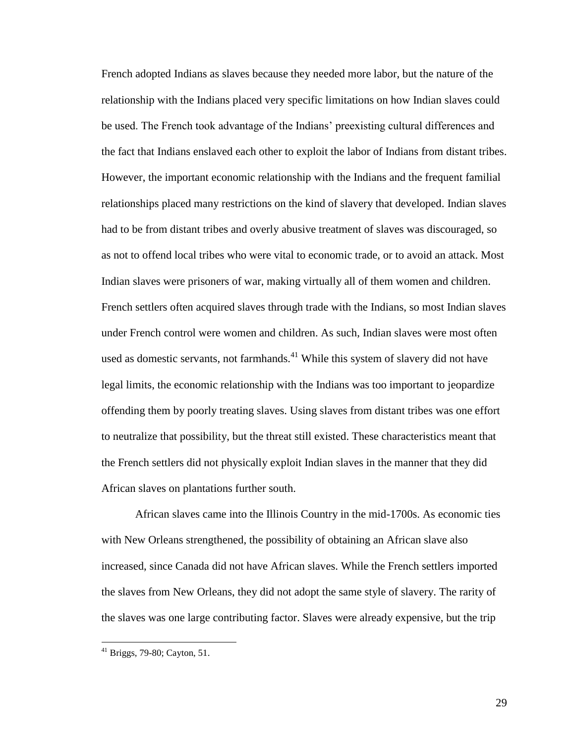French adopted Indians as slaves because they needed more labor, but the nature of the relationship with the Indians placed very specific limitations on how Indian slaves could be used. The French took advantage of the Indians' preexisting cultural differences and the fact that Indians enslaved each other to exploit the labor of Indians from distant tribes. However, the important economic relationship with the Indians and the frequent familial relationships placed many restrictions on the kind of slavery that developed. Indian slaves had to be from distant tribes and overly abusive treatment of slaves was discouraged, so as not to offend local tribes who were vital to economic trade, or to avoid an attack. Most Indian slaves were prisoners of war, making virtually all of them women and children. French settlers often acquired slaves through trade with the Indians, so most Indian slaves under French control were women and children. As such, Indian slaves were most often used as domestic servants, not farmhands.[41] While this system of slavery did not have legal limits, the economic relationship with the Indians was too important to jeopardize offending them by poorly treating slaves. Using slaves from distant tribes was one effort to neutralize that possibility, but the threat still existed. These characteristics meant that the French settlers did not physically exploit Indian slaves in the manner that they did African slaves on plantations further south.

African slaves came into the Illinois Country in the mid-1700s. As economic ties with New Orleans strengthened, the possibility of obtaining an African slave also increased, since Canada did not have African slaves. While the French settlers imported the slaves from New Orleans, they did not adopt the same style of slavery. The rarity of the slaves was one large contributing factor. Slaves were already expensive, but the trip

---

[41] Briggs, 79-80; Cayton, 51.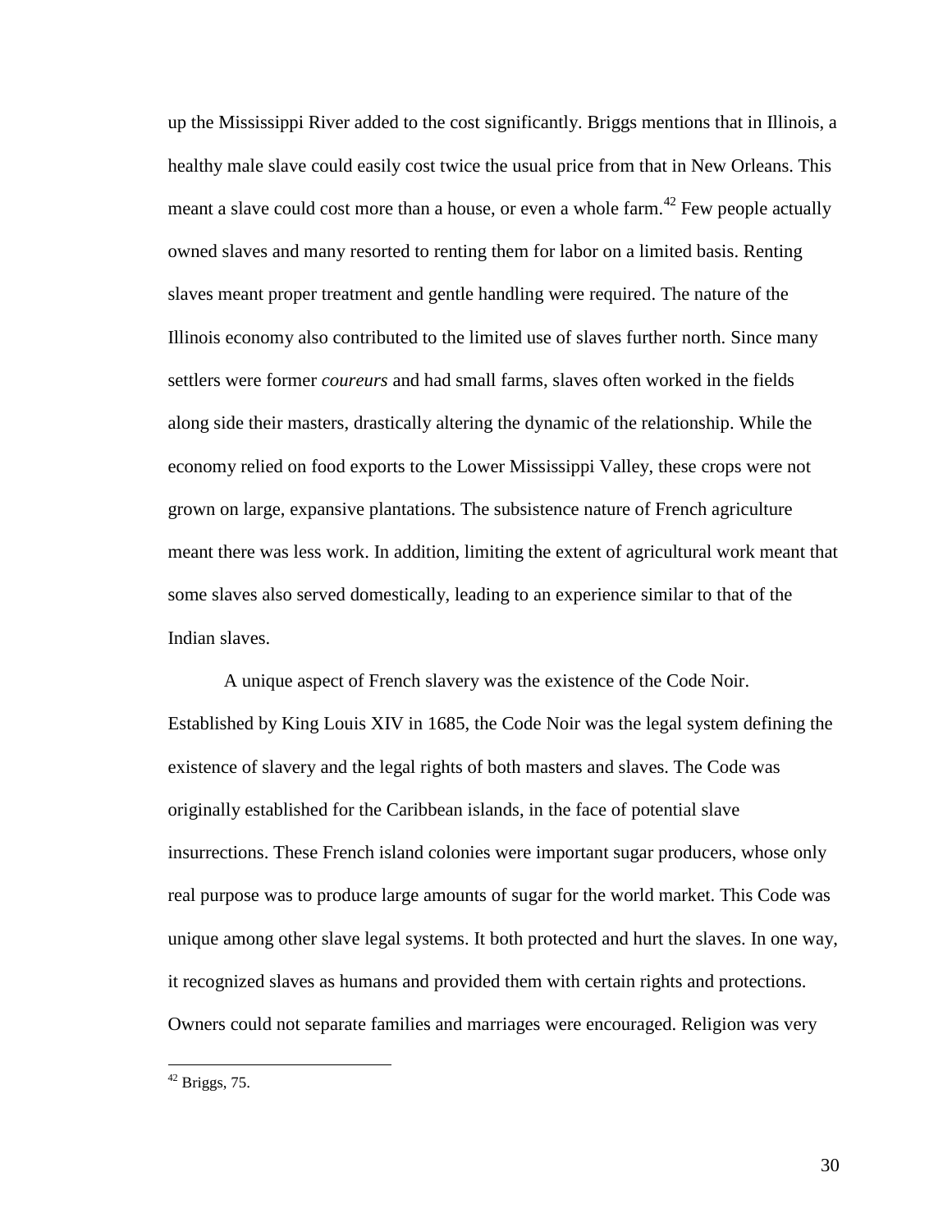up the Mississippi River added to the cost significantly. Briggs mentions that in Illinois, a healthy male slave could easily cost twice the usual price from that in New Orleans. This meant a slave could cost more than a house, or even a whole farm.[42] Few people actually owned slaves and many resorted to renting them for labor on a limited basis. Renting slaves meant proper treatment and gentle handling were required. The nature of the Illinois economy also contributed to the limited use of slaves further north. Since many settlers were former *coureurs* and had small farms, slaves often worked in the fields along side their masters, drastically altering the dynamic of the relationship. While the economy relied on food exports to the Lower Mississippi Valley, these crops were not grown on large, expansive plantations. The subsistence nature of French agriculture meant there was less work. In addition, limiting the extent of agricultural work meant that some slaves also served domestically, leading to an experience similar to that of the Indian slaves.

A unique aspect of French slavery was the existence of the Code Noir. Established by King Louis XIV in 1685, the Code Noir was the legal system defining the existence of slavery and the legal rights of both masters and slaves. The Code was originally established for the Caribbean islands, in the face of potential slave insurrections. These French island colonies were important sugar producers, whose only real purpose was to produce large amounts of sugar for the world market. This Code was unique among other slave legal systems. It both protected and hurt the slaves. In one way, it recognized slaves as humans and provided them with certain rights and protections. Owners could not separate families and marriages were encouraged. Religion was very

[42] Briggs, 75.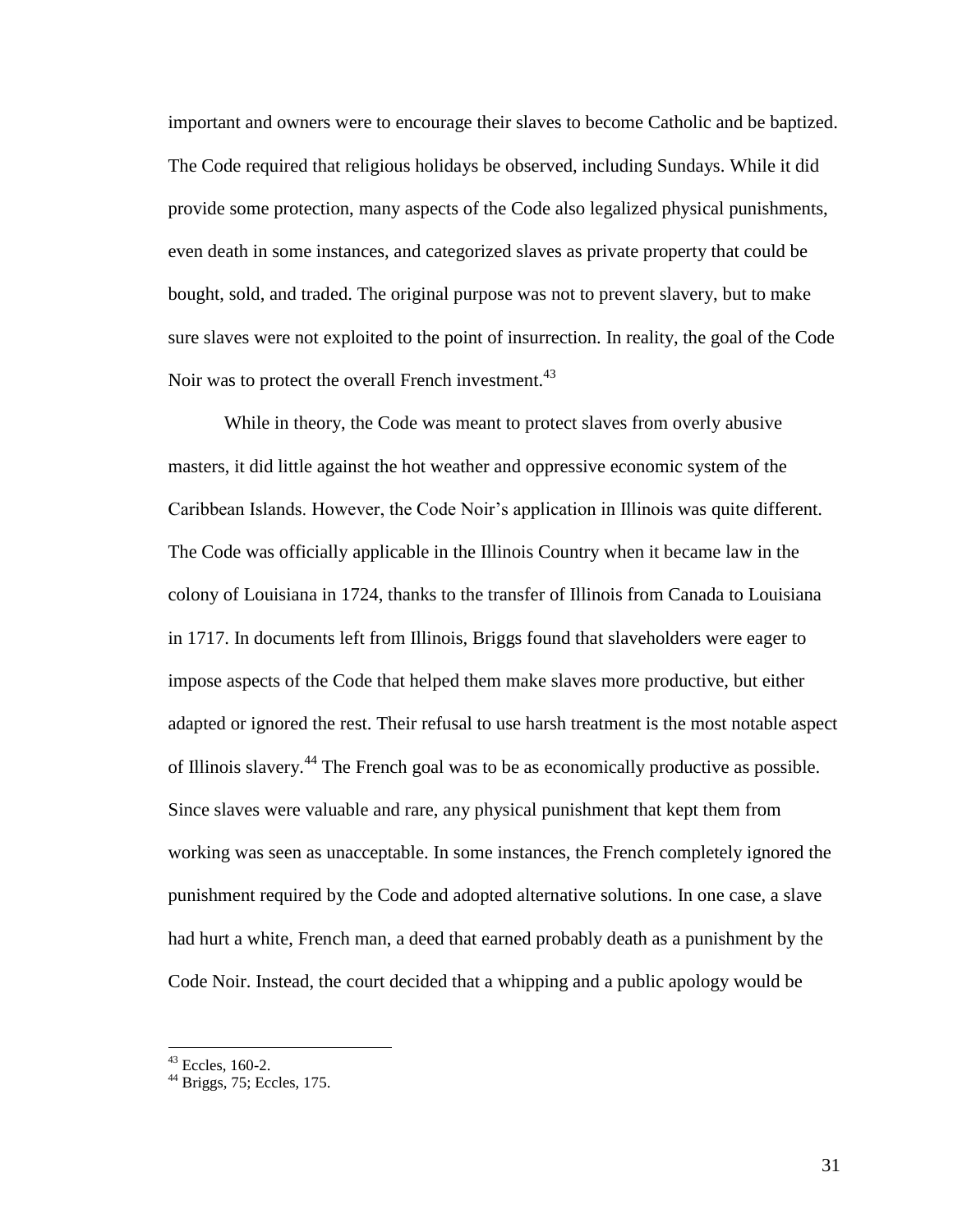important and owners were to encourage their slaves to become Catholic and be baptized. The Code required that religious holidays be observed, including Sundays. While it did provide some protection, many aspects of the Code also legalized physical punishments, even death in some instances, and categorized slaves as private property that could be bought, sold, and traded. The original purpose was not to prevent slavery, but to make sure slaves were not exploited to the point of insurrection. In reality, the goal of the Code Noir was to protect the overall French investment.[43]

While in theory, the Code was meant to protect slaves from overly abusive masters, it did little against the hot weather and oppressive economic system of the Caribbean Islands. However, the Code Noir's application in Illinois was quite different. The Code was officially applicable in the Illinois Country when it became law in the colony of Louisiana in 1724, thanks to the transfer of Illinois from Canada to Louisiana in 1717. In documents left from Illinois, Briggs found that slaveholders were eager to impose aspects of the Code that helped them make slaves more productive, but either adapted or ignored the rest. Their refusal to use harsh treatment is the most notable aspect of Illinois slavery.[44] The French goal was to be as economically productive as possible. Since slaves were valuable and rare, any physical punishment that kept them from working was seen as unacceptable. In some instances, the French completely ignored the punishment required by the Code and adopted alternative solutions. In one case, a slave had hurt a white, French man, a deed that earned probably death as a punishment by the Code Noir. Instead, the court decided that a whipping and a public apology would be

---

[43] Eccles, 160-2.

[44] Briggs, 75; Eccles, 175.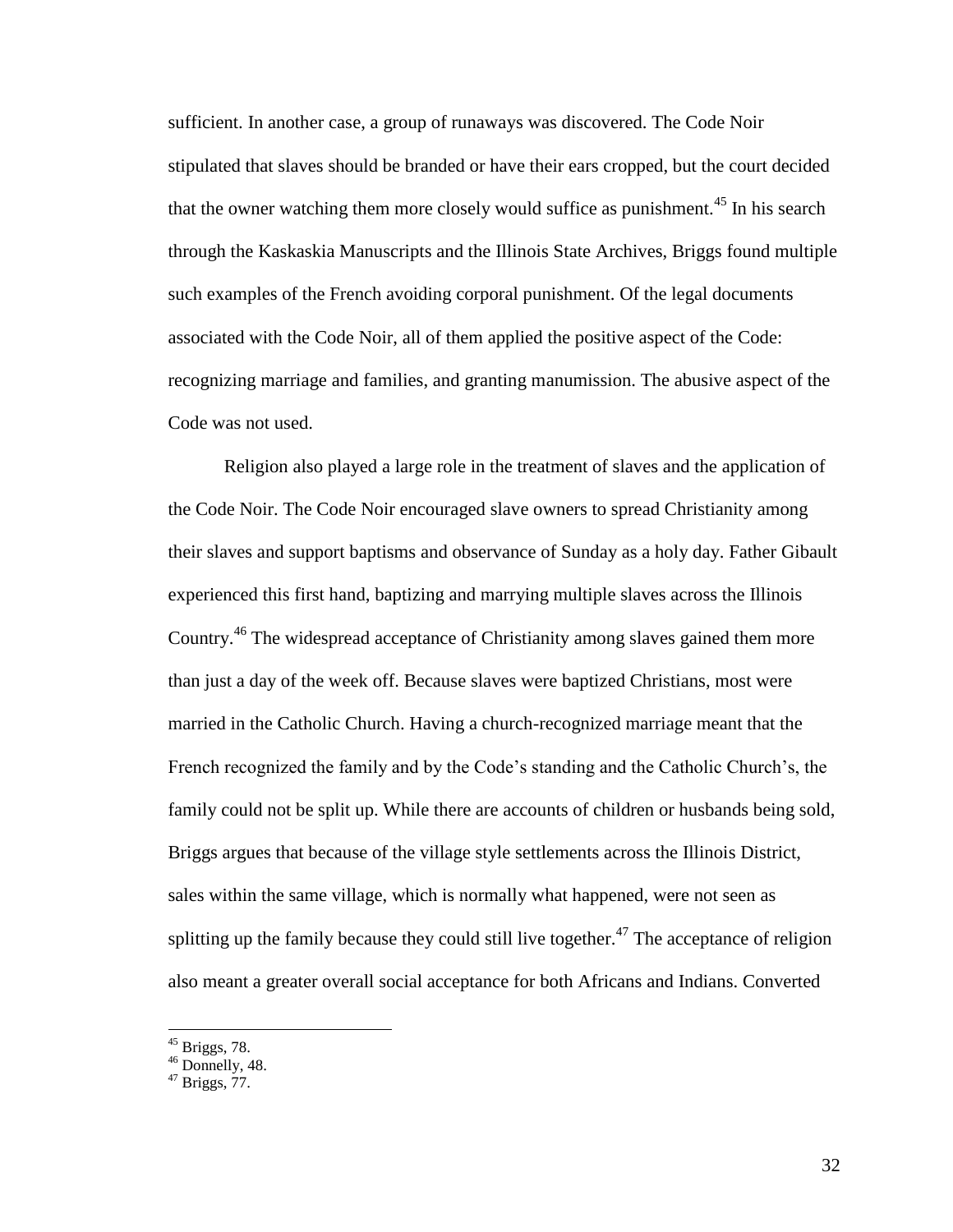sufficient. In another case, a group of runaways was discovered. The Code Noir stipulated that slaves should be branded or have their ears cropped, but the court decided that the owner watching them more closely would suffice as punishment.[45] In his search through the Kaskaskia Manuscripts and the Illinois State Archives, Briggs found multiple such examples of the French avoiding corporal punishment. Of the legal documents associated with the Code Noir, all of them applied the positive aspect of the Code: recognizing marriage and families, and granting manumission. The abusive aspect of the Code was not used.

Religion also played a large role in the treatment of slaves and the application of the Code Noir. The Code Noir encouraged slave owners to spread Christianity among their slaves and support baptisms and observance of Sunday as a holy day. Father Gibault experienced this first hand, baptizing and marrying multiple slaves across the Illinois Country.[46] The widespread acceptance of Christianity among slaves gained them more than just a day of the week off. Because slaves were baptized Christians, most were married in the Catholic Church. Having a church-recognized marriage meant that the French recognized the family and by the Code's standing and the Catholic Church's, the family could not be split up. While there are accounts of children or husbands being sold, Briggs argues that because of the village style settlements across the Illinois District, sales within the same village, which is normally what happened, were not seen as splitting up the family because they could still live together.[47] The acceptance of religion also meant a greater overall social acceptance for both Africans and Indians. Converted

---

[45] Briggs, 78.

[46] Donnelly, 48.

[47] Briggs, 77.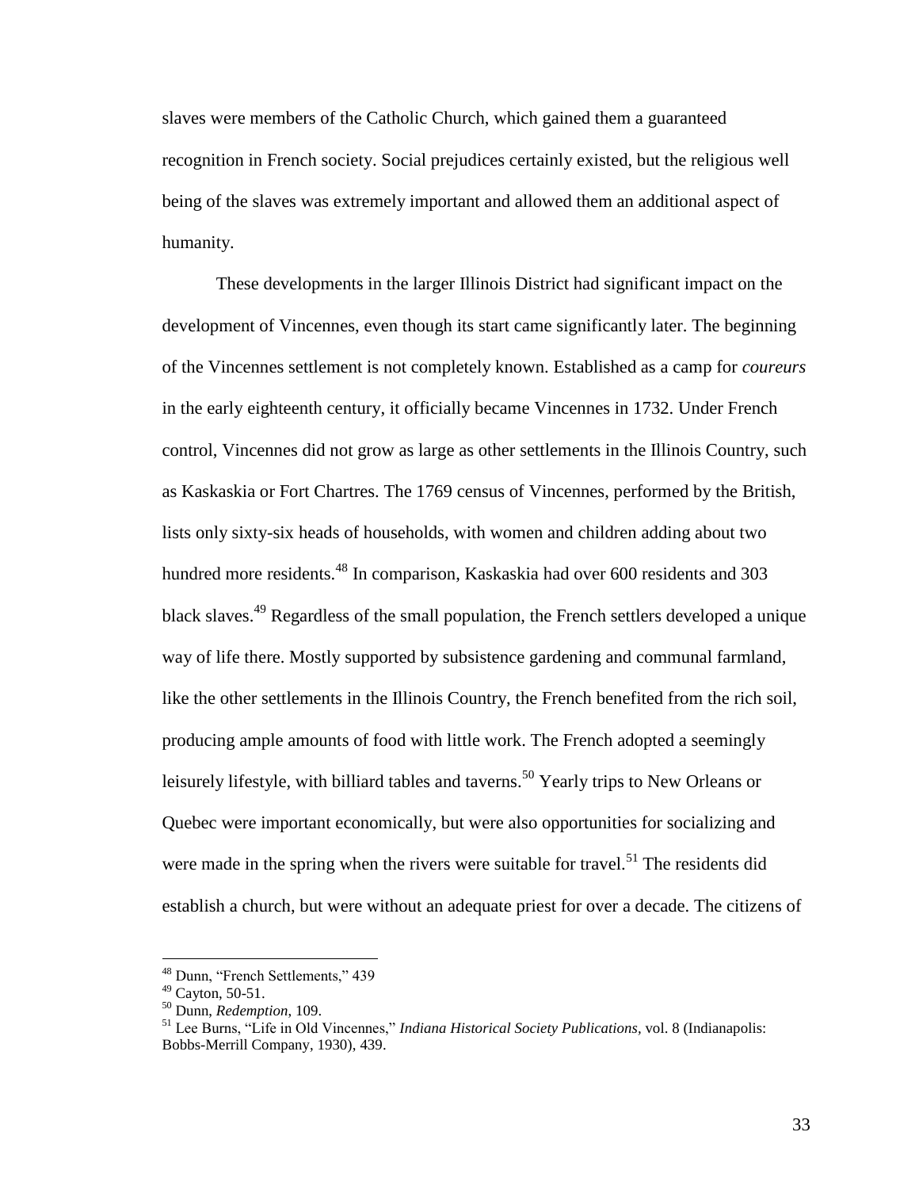slaves were members of the Catholic Church, which gained them a guaranteed recognition in French society. Social prejudices certainly existed, but the religious well being of the slaves was extremely important and allowed them an additional aspect of humanity.

These developments in the larger Illinois District had significant impact on the development of Vincennes, even though its start came significantly later. The beginning of the Vincennes settlement is not completely known. Established as a camp for *coureurs* in the early eighteenth century, it officially became Vincennes in 1732. Under French control, Vincennes did not grow as large as other settlements in the Illinois Country, such as Kaskaskia or Fort Chartres. The 1769 census of Vincennes, performed by the British, lists only sixty-six heads of households, with women and children adding about two hundred more residents.[48] In comparison, Kaskaskia had over 600 residents and 303 black slaves.[49] Regardless of the small population, the French settlers developed a unique way of life there. Mostly supported by subsistence gardening and communal farmland, like the other settlements in the Illinois Country, the French benefited from the rich soil, producing ample amounts of food with little work. The French adopted a seemingly leisurely lifestyle, with billiard tables and taverns.[50] Yearly trips to New Orleans or Quebec were important economically, but were also opportunities for socializing and were made in the spring when the rivers were suitable for travel.[51] The residents did establish a church, but were without an adequate priest for over a decade. The citizens of

---

[48] Dunn, "French Settlements," 439

[49] Cayton, 50-51.

[50] Dunn, *Redemption,* 109.

[51] Lee Burns, "Life in Old Vincennes," *Indiana Historical Society Publications,* vol. 8 (Indianapolis: Bobbs-Merrill Company, 1930), 439.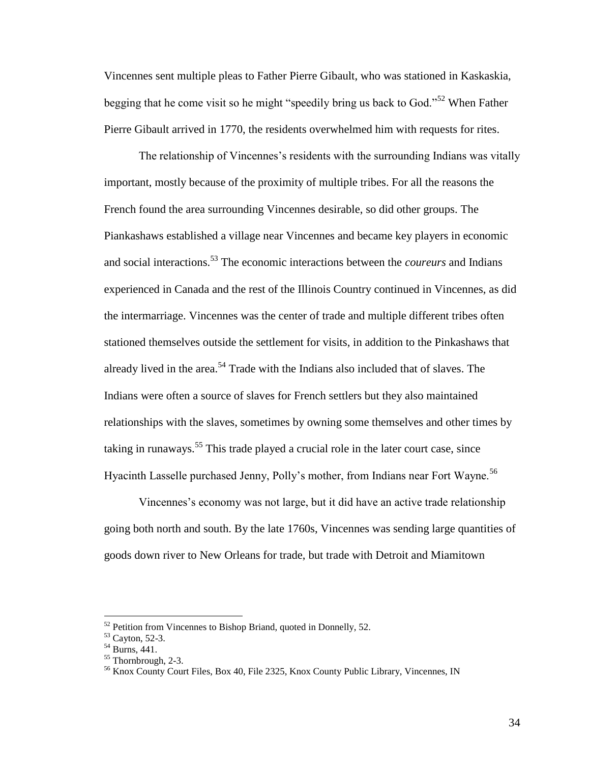Vincennes sent multiple pleas to Father Pierre Gibault, who was stationed in Kaskaskia, begging that he come visit so he might "speedily bring us back to God."[52] When Father Pierre Gibault arrived in 1770, the residents overwhelmed him with requests for rites.

The relationship of Vincennes's residents with the surrounding Indians was vitally important, mostly because of the proximity of multiple tribes. For all the reasons the French found the area surrounding Vincennes desirable, so did other groups. The Piankashaws established a village near Vincennes and became key players in economic and social interactions.[53] The economic interactions between the *coureurs* and Indians experienced in Canada and the rest of the Illinois Country continued in Vincennes, as did the intermarriage. Vincennes was the center of trade and multiple different tribes often stationed themselves outside the settlement for visits, in addition to the Pinkashaws that already lived in the area.[54] Trade with the Indians also included that of slaves. The Indians were often a source of slaves for French settlers but they also maintained relationships with the slaves, sometimes by owning some themselves and other times by taking in runaways.[55] This trade played a crucial role in the later court case, since Hyacinth Lasselle purchased Jenny, Polly's mother, from Indians near Fort Wayne.[56]

Vincennes's economy was not large, but it did have an active trade relationship going both north and south. By the late 1760s, Vincennes was sending large quantities of goods down river to New Orleans for trade, but trade with Detroit and Miamitown

---

[52] Petition from Vincennes to Bishop Briand, quoted in Donnelly, 52.

[53] Cayton, 52-3.

[54] Burns, 441.

[55] Thornbrough, 2-3.

[56] Knox County Court Files, Box 40, File 2325, Knox County Public Library, Vincennes, IN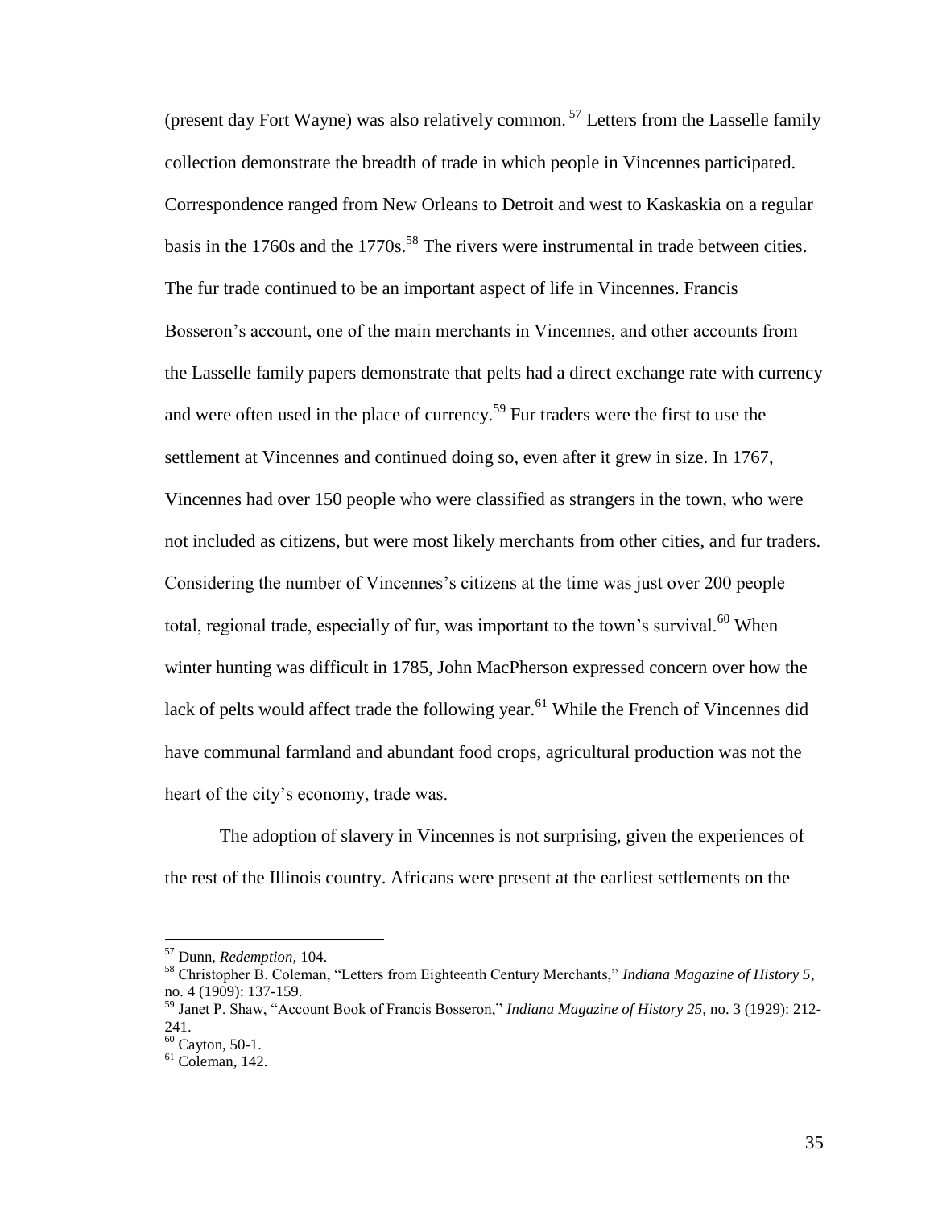(present day Fort Wayne) was also relatively common.[57] Letters from the Lasselle family collection demonstrate the breadth of trade in which people in Vincennes participated. Correspondence ranged from New Orleans to Detroit and west to Kaskaskia on a regular basis in the 1760s and the 1770s.[58] The rivers were instrumental in trade between cities. The fur trade continued to be an important aspect of life in Vincennes. Francis Bosseron's account, one of the main merchants in Vincennes, and other accounts from the Lasselle family papers demonstrate that pelts had a direct exchange rate with currency and were often used in the place of currency.[59] Fur traders were the first to use the settlement at Vincennes and continued doing so, even after it grew in size. In 1767, Vincennes had over 150 people who were classified as strangers in the town, who were not included as citizens, but were most likely merchants from other cities, and fur traders. Considering the number of Vincennes's citizens at the time was just over 200 people total, regional trade, especially of fur, was important to the town's survival.[60] When winter hunting was difficult in 1785, John MacPherson expressed concern over how the lack of pelts would affect trade the following year.[61] While the French of Vincennes did have communal farmland and abundant food crops, agricultural production was not the heart of the city's economy, trade was.

The adoption of slavery in Vincennes is not surprising, given the experiences of the rest of the Illinois country. Africans were present at the earliest settlements on the

---

[57] Dunn, *Redemption,* 104.

[58] Christopher B. Coleman, "Letters from Eighteenth Century Merchants," *Indiana Magazine of History 5*, no. 4 (1909): 137-159.

[59] Janet P. Shaw, "Account Book of Francis Bosseron," *Indiana Magazine of History 25,* no. 3 (1929): 212-241.

[60] Cayton, 50-1.

[61] Coleman, 142.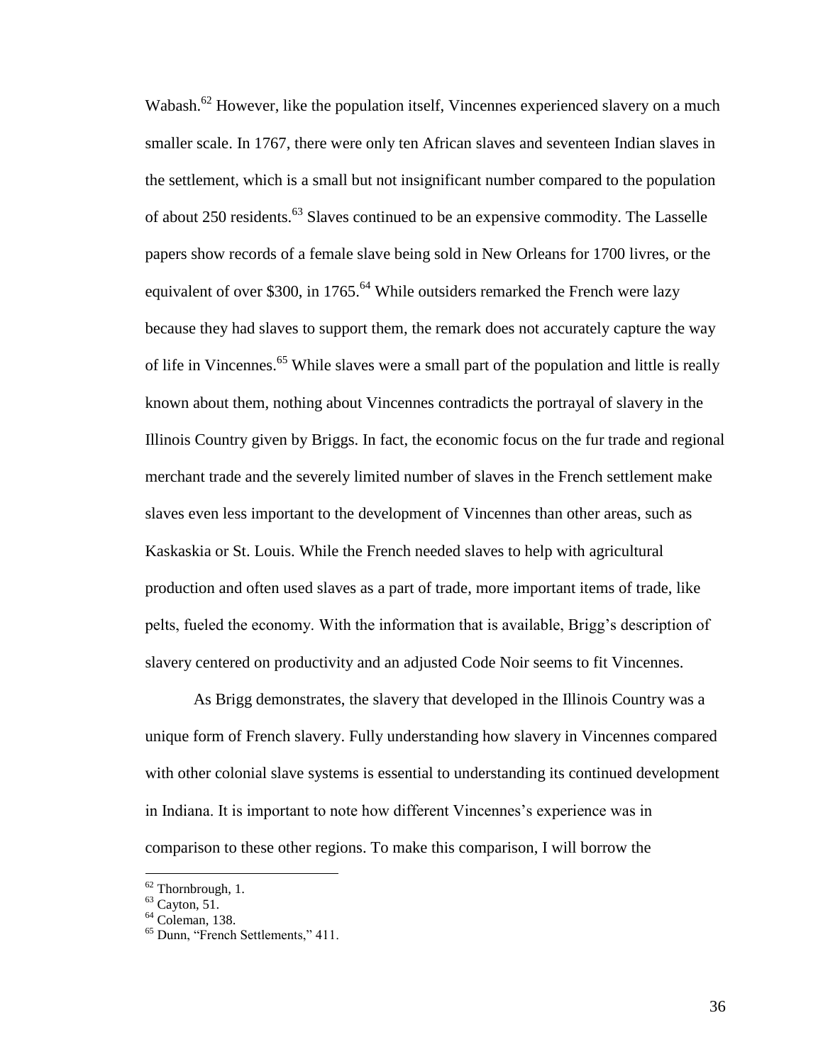Wabash.[62] However, like the population itself, Vincennes experienced slavery on a much smaller scale. In 1767, there were only ten African slaves and seventeen Indian slaves in the settlement, which is a small but not insignificant number compared to the population of about 250 residents.[63] Slaves continued to be an expensive commodity. The Lasselle papers show records of a female slave being sold in New Orleans for 1700 livres, or the equivalent of over $300, in 1765.[64] While outsiders remarked the French were lazy because they had slaves to support them, the remark does not accurately capture the way of life in Vincennes.[65] While slaves were a small part of the population and little is really known about them, nothing about Vincennes contradicts the portrayal of slavery in the Illinois Country given by Briggs. In fact, the economic focus on the fur trade and regional merchant trade and the severely limited number of slaves in the French settlement make slaves even less important to the development of Vincennes than other areas, such as Kaskaskia or St. Louis. While the French needed slaves to help with agricultural production and often used slaves as a part of trade, more important items of trade, like pelts, fueled the economy. With the information that is available, Brigg's description of slavery centered on productivity and an adjusted Code Noir seems to fit Vincennes.

As Brigg demonstrates, the slavery that developed in the Illinois Country was a unique form of French slavery. Fully understanding how slavery in Vincennes compared with other colonial slave systems is essential to understanding its continued development in Indiana. It is important to note how different Vincennes's experience was in comparison to these other regions. To make this comparison, I will borrow the

---

[62] Thornbrough, 1.

[63] Cayton, 51.

[64] Coleman, 138.

[65] Dunn, "French Settlements," 411.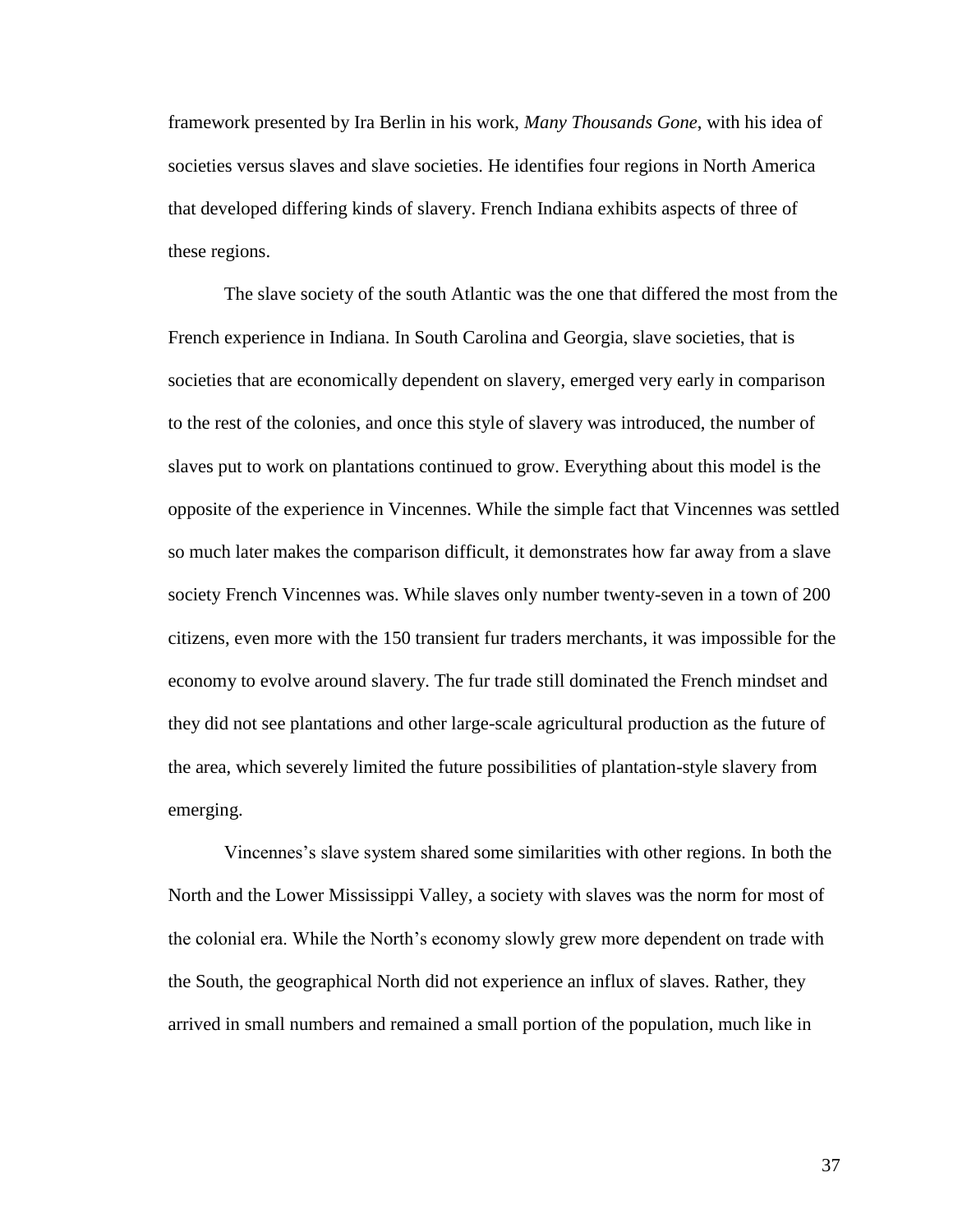framework presented by Ira Berlin in his work, *Many Thousands Gone*, with his idea of societies versus slaves and slave societies. He identifies four regions in North America that developed differing kinds of slavery. French Indiana exhibits aspects of three of these regions.

The slave society of the south Atlantic was the one that differed the most from the French experience in Indiana. In South Carolina and Georgia, slave societies, that is societies that are economically dependent on slavery, emerged very early in comparison to the rest of the colonies, and once this style of slavery was introduced, the number of slaves put to work on plantations continued to grow. Everything about this model is the opposite of the experience in Vincennes. While the simple fact that Vincennes was settled so much later makes the comparison difficult, it demonstrates how far away from a slave society French Vincennes was. While slaves only number twenty-seven in a town of 200 citizens, even more with the 150 transient fur traders merchants, it was impossible for the economy to evolve around slavery. The fur trade still dominated the French mindset and they did not see plantations and other large-scale agricultural production as the future of the area, which severely limited the future possibilities of plantation-style slavery from emerging.

Vincennes's slave system shared some similarities with other regions. In both the North and the Lower Mississippi Valley, a society with slaves was the norm for most of the colonial era. While the North's economy slowly grew more dependent on trade with the South, the geographical North did not experience an influx of slaves. Rather, they arrived in small numbers and remained a small portion of the population, much like in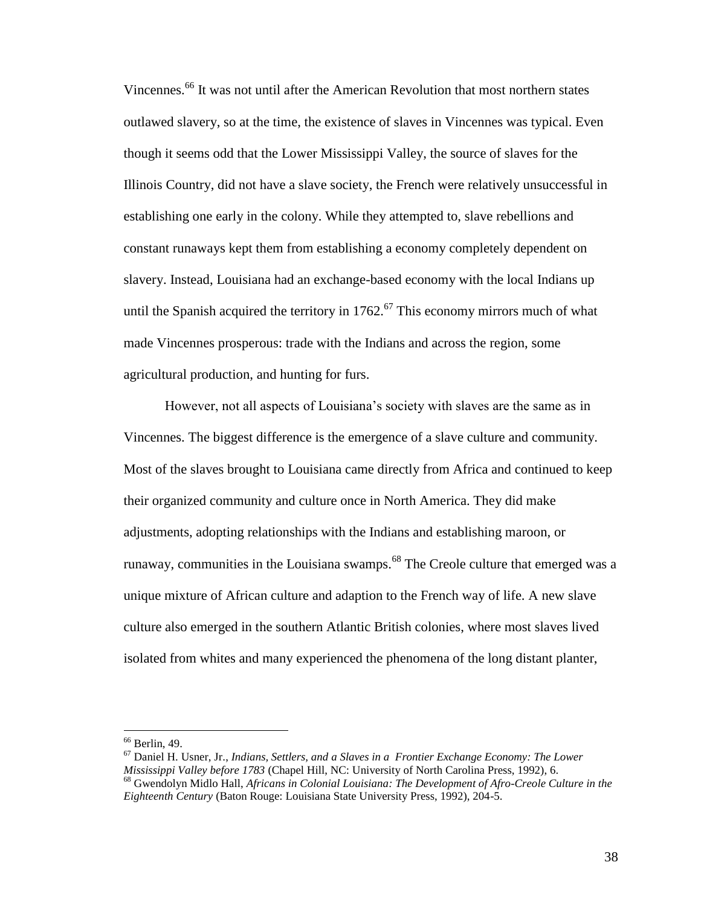Vincennes.[66] It was not until after the American Revolution that most northern states outlawed slavery, so at the time, the existence of slaves in Vincennes was typical. Even though it seems odd that the Lower Mississippi Valley, the source of slaves for the Illinois Country, did not have a slave society, the French were relatively unsuccessful in establishing one early in the colony. While they attempted to, slave rebellions and constant runaways kept them from establishing a economy completely dependent on slavery. Instead, Louisiana had an exchange-based economy with the local Indians up until the Spanish acquired the territory in 1762.[67] This economy mirrors much of what made Vincennes prosperous: trade with the Indians and across the region, some agricultural production, and hunting for furs.

However, not all aspects of Louisiana's society with slaves are the same as in Vincennes. The biggest difference is the emergence of a slave culture and community. Most of the slaves brought to Louisiana came directly from Africa and continued to keep their organized community and culture once in North America. They did make adjustments, adopting relationships with the Indians and establishing maroon, or runaway, communities in the Louisiana swamps.[68] The Creole culture that emerged was a unique mixture of African culture and adaption to the French way of life. A new slave culture also emerged in the southern Atlantic British colonies, where most slaves lived isolated from whites and many experienced the phenomena of the long distant planter,

---

[66] Berlin, 49.

[67] Daniel H. Usner, Jr., *Indians, Settlers, and a Slaves in a Frontier Exchange Economy: The Lower Mississippi Valley before 1783* (Chapel Hill, NC: University of North Carolina Press, 1992), 6.

[68] Gwendolyn Midlo Hall, *Africans in Colonial Louisiana: The Development of Afro-Creole Culture in the Eighteenth Century* (Baton Rouge: Louisiana State University Press, 1992), 204-5.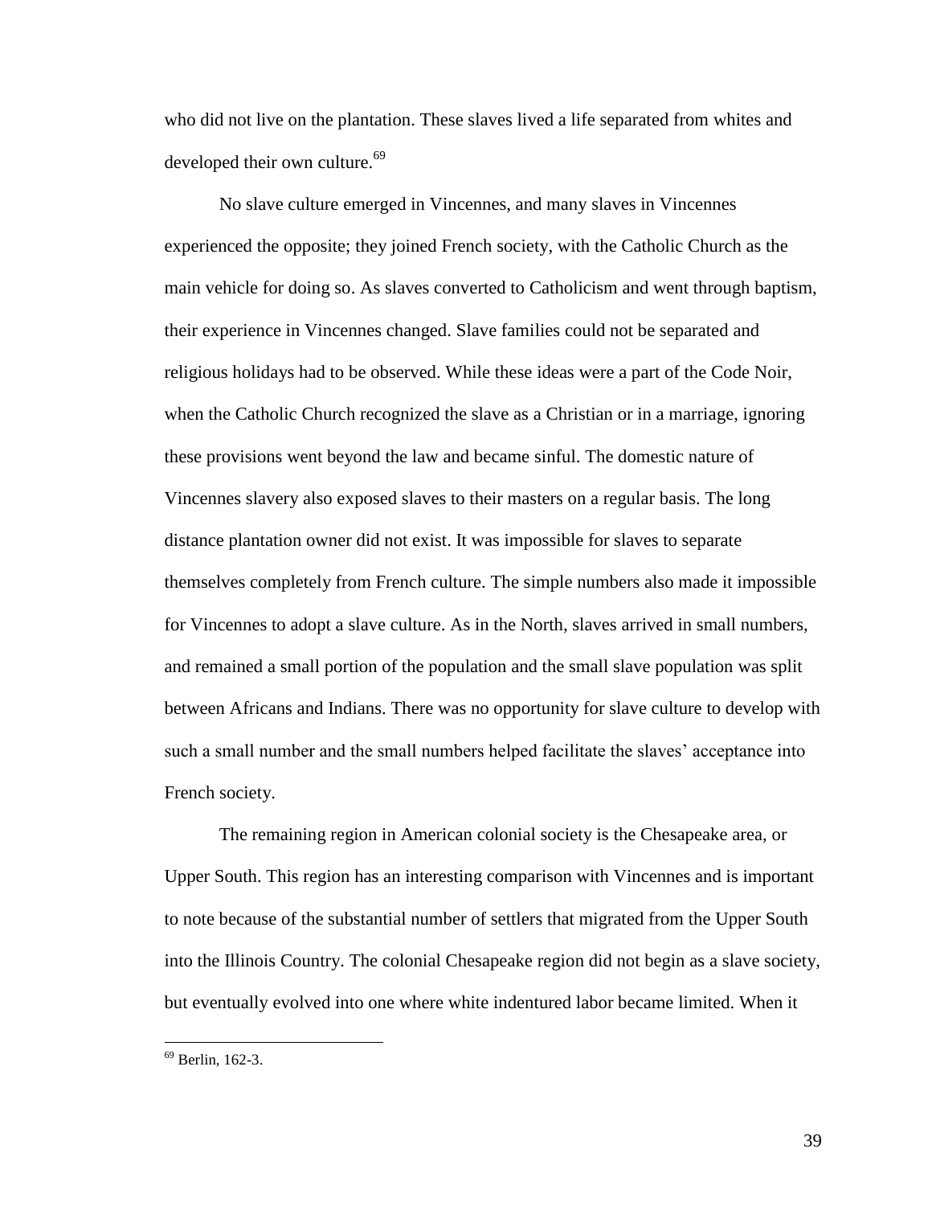who did not live on the plantation. These slaves lived a life separated from whites and developed their own culture.[69]

No slave culture emerged in Vincennes, and many slaves in Vincennes experienced the opposite; they joined French society, with the Catholic Church as the main vehicle for doing so. As slaves converted to Catholicism and went through baptism, their experience in Vincennes changed. Slave families could not be separated and religious holidays had to be observed. While these ideas were a part of the Code Noir, when the Catholic Church recognized the slave as a Christian or in a marriage, ignoring these provisions went beyond the law and became sinful. The domestic nature of Vincennes slavery also exposed slaves to their masters on a regular basis. The long distance plantation owner did not exist. It was impossible for slaves to separate themselves completely from French culture. The simple numbers also made it impossible for Vincennes to adopt a slave culture. As in the North, slaves arrived in small numbers, and remained a small portion of the population and the small slave population was split between Africans and Indians. There was no opportunity for slave culture to develop with such a small number and the small numbers helped facilitate the slaves' acceptance into French society.

The remaining region in American colonial society is the Chesapeake area, or Upper South. This region has an interesting comparison with Vincennes and is important to note because of the substantial number of settlers that migrated from the Upper South into the Illinois Country. The colonial Chesapeake region did not begin as a slave society, but eventually evolved into one where white indentured labor became limited. When it

---

[69] Berlin, 162-3.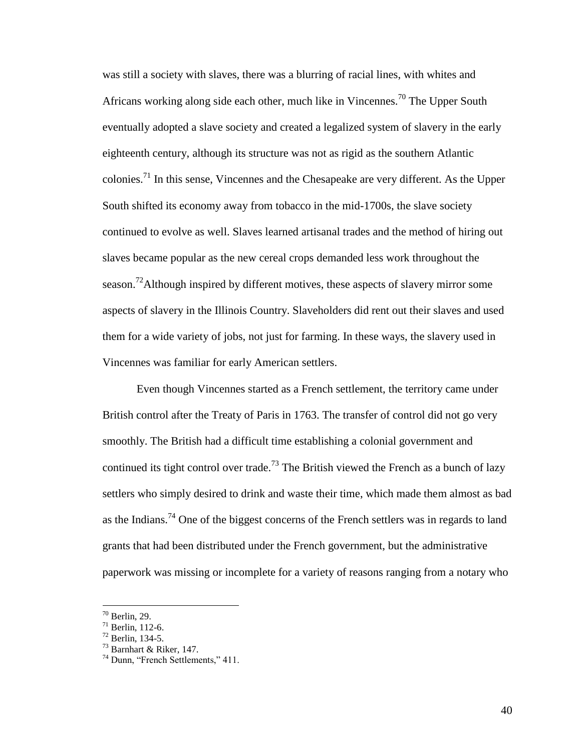was still a society with slaves, there was a blurring of racial lines, with whites and Africans working along side each other, much like in Vincennes.[70] The Upper South eventually adopted a slave society and created a legalized system of slavery in the early eighteenth century, although its structure was not as rigid as the southern Atlantic colonies.[71] In this sense, Vincennes and the Chesapeake are very different. As the Upper South shifted its economy away from tobacco in the mid-1700s, the slave society continued to evolve as well. Slaves learned artisanal trades and the method of hiring out slaves became popular as the new cereal crops demanded less work throughout the season.[72]Although inspired by different motives, these aspects of slavery mirror some aspects of slavery in the Illinois Country. Slaveholders did rent out their slaves and used them for a wide variety of jobs, not just for farming. In these ways, the slavery used in Vincennes was familiar for early American settlers.

Even though Vincennes started as a French settlement, the territory came under British control after the Treaty of Paris in 1763. The transfer of control did not go very smoothly. The British had a difficult time establishing a colonial government and continued its tight control over trade.[73] The British viewed the French as a bunch of lazy settlers who simply desired to drink and waste their time, which made them almost as bad as the Indians.[74] One of the biggest concerns of the French settlers was in regards to land grants that had been distributed under the French government, but the administrative paperwork was missing or incomplete for a variety of reasons ranging from a notary who

---

[70] Berlin, 29.
[71] Berlin, 112-6.
[72] Berlin, 134-5.
[73] Barnhart & Riker, 147.
[74] Dunn, "French Settlements," 411.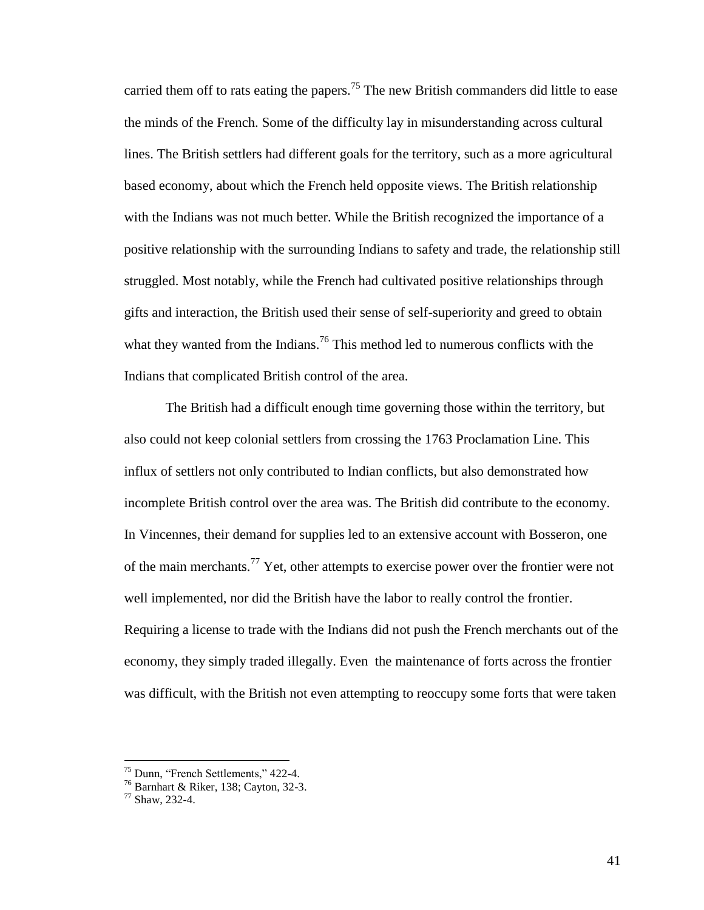carried them off to rats eating the papers.[75] The new British commanders did little to ease the minds of the French. Some of the difficulty lay in misunderstanding across cultural lines. The British settlers had different goals for the territory, such as a more agricultural based economy, about which the French held opposite views. The British relationship with the Indians was not much better. While the British recognized the importance of a positive relationship with the surrounding Indians to safety and trade, the relationship still struggled. Most notably, while the French had cultivated positive relationships through gifts and interaction, the British used their sense of self-superiority and greed to obtain what they wanted from the Indians.[76] This method led to numerous conflicts with the Indians that complicated British control of the area.

The British had a difficult enough time governing those within the territory, but also could not keep colonial settlers from crossing the 1763 Proclamation Line. This influx of settlers not only contributed to Indian conflicts, but also demonstrated how incomplete British control over the area was. The British did contribute to the economy. In Vincennes, their demand for supplies led to an extensive account with Bosseron, one of the main merchants.[77] Yet, other attempts to exercise power over the frontier were not well implemented, nor did the British have the labor to really control the frontier. Requiring a license to trade with the Indians did not push the French merchants out of the economy, they simply traded illegally. Even the maintenance of forts across the frontier was difficult, with the British not even attempting to reoccupy some forts that were taken

[75] Dunn, "French Settlements," 422-4.

[76] Barnhart & Riker, 138; Cayton, 32-3.

[77] Shaw, 232-4.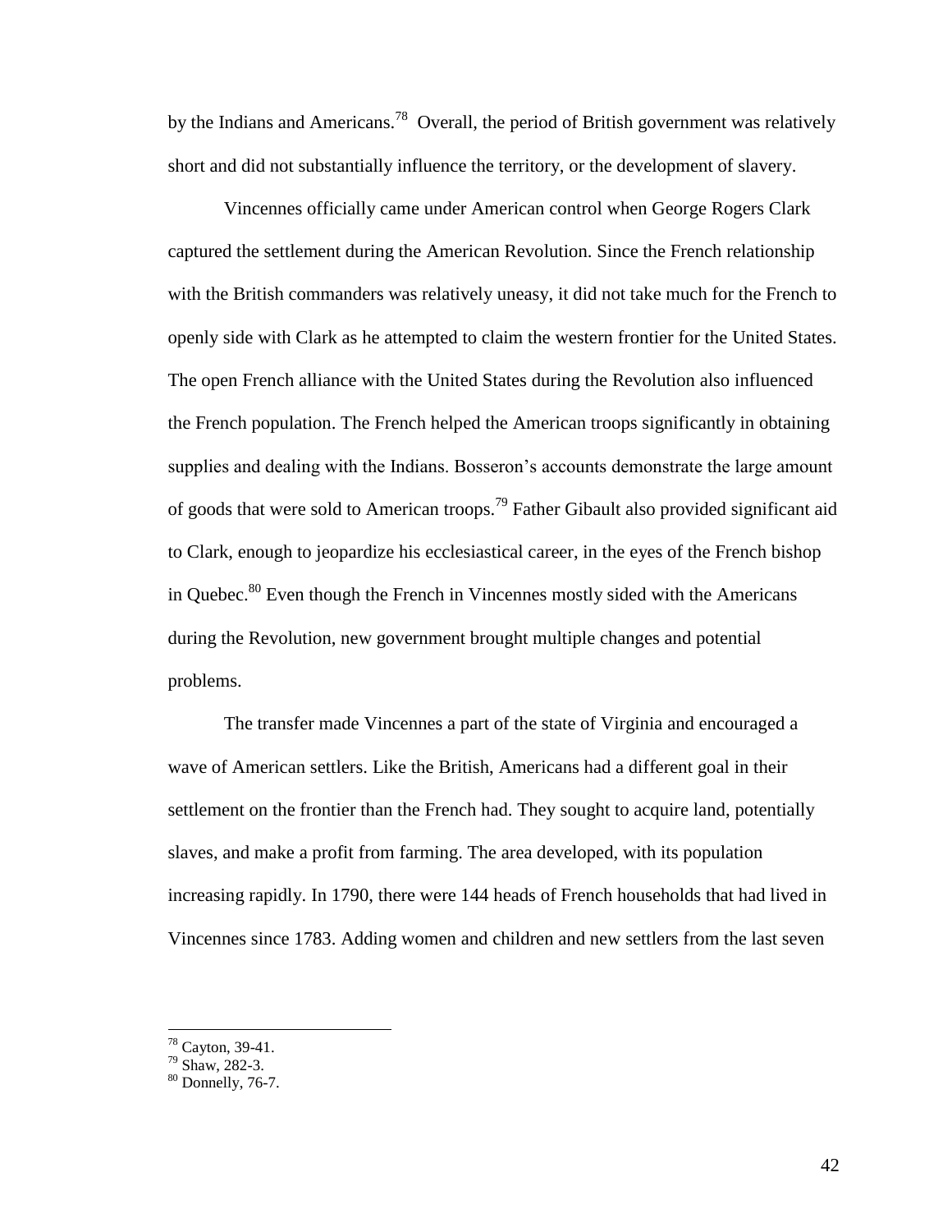by the Indians and Americans.[78] Overall, the period of British government was relatively short and did not substantially influence the territory, or the development of slavery.

Vincennes officially came under American control when George Rogers Clark captured the settlement during the American Revolution. Since the French relationship with the British commanders was relatively uneasy, it did not take much for the French to openly side with Clark as he attempted to claim the western frontier for the United States. The open French alliance with the United States during the Revolution also influenced the French population. The French helped the American troops significantly in obtaining supplies and dealing with the Indians. Bosseron's accounts demonstrate the large amount of goods that were sold to American troops.[79] Father Gibault also provided significant aid to Clark, enough to jeopardize his ecclesiastical career, in the eyes of the French bishop in Quebec.[80] Even though the French in Vincennes mostly sided with the Americans during the Revolution, new government brought multiple changes and potential problems.

The transfer made Vincennes a part of the state of Virginia and encouraged a wave of American settlers. Like the British, Americans had a different goal in their settlement on the frontier than the French had. They sought to acquire land, potentially slaves, and make a profit from farming. The area developed, with its population increasing rapidly. In 1790, there were 144 heads of French households that had lived in Vincennes since 1783. Adding women and children and new settlers from the last seven

[78] Cayton, 39-41.
[79] Shaw, 282-3.
[80] Donnelly, 76-7.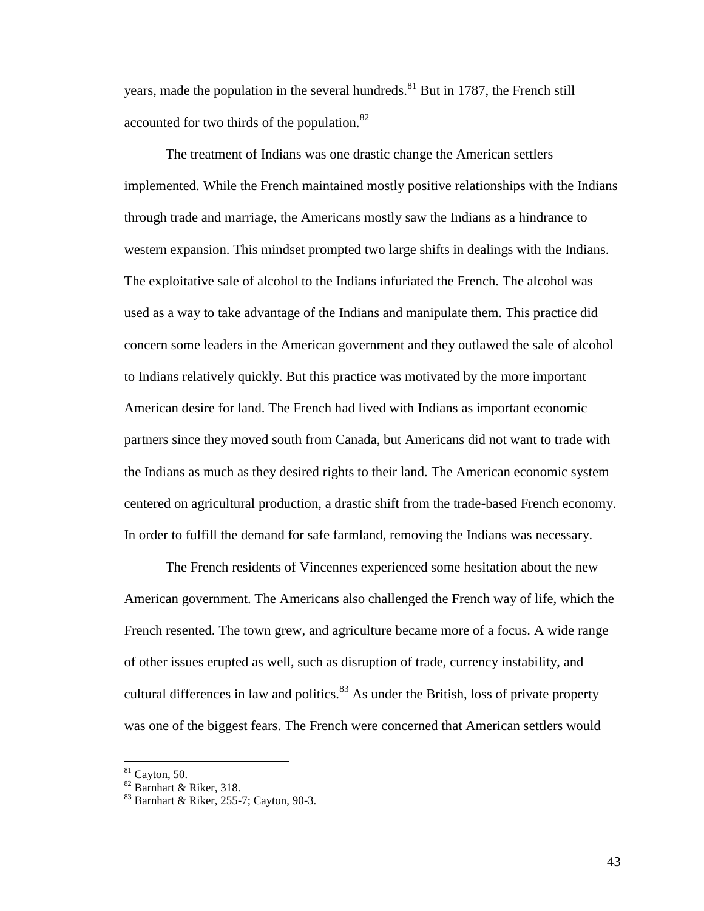years, made the population in the several hundreds.[81] But in 1787, the French still accounted for two thirds of the population.[82]

The treatment of Indians was one drastic change the American settlers implemented. While the French maintained mostly positive relationships with the Indians through trade and marriage, the Americans mostly saw the Indians as a hindrance to western expansion. This mindset prompted two large shifts in dealings with the Indians. The exploitative sale of alcohol to the Indians infuriated the French. The alcohol was used as a way to take advantage of the Indians and manipulate them. This practice did concern some leaders in the American government and they outlawed the sale of alcohol to Indians relatively quickly. But this practice was motivated by the more important American desire for land. The French had lived with Indians as important economic partners since they moved south from Canada, but Americans did not want to trade with the Indians as much as they desired rights to their land. The American economic system centered on agricultural production, a drastic shift from the trade-based French economy. In order to fulfill the demand for safe farmland, removing the Indians was necessary.

The French residents of Vincennes experienced some hesitation about the new American government. The Americans also challenged the French way of life, which the French resented. The town grew, and agriculture became more of a focus. A wide range of other issues erupted as well, such as disruption of trade, currency instability, and cultural differences in law and politics.[83] As under the British, loss of private property was one of the biggest fears. The French were concerned that American settlers would

---

[81] Cayton, 50.
[82] Barnhart & Riker, 318.
[83] Barnhart & Riker, 255-7; Cayton, 90-3.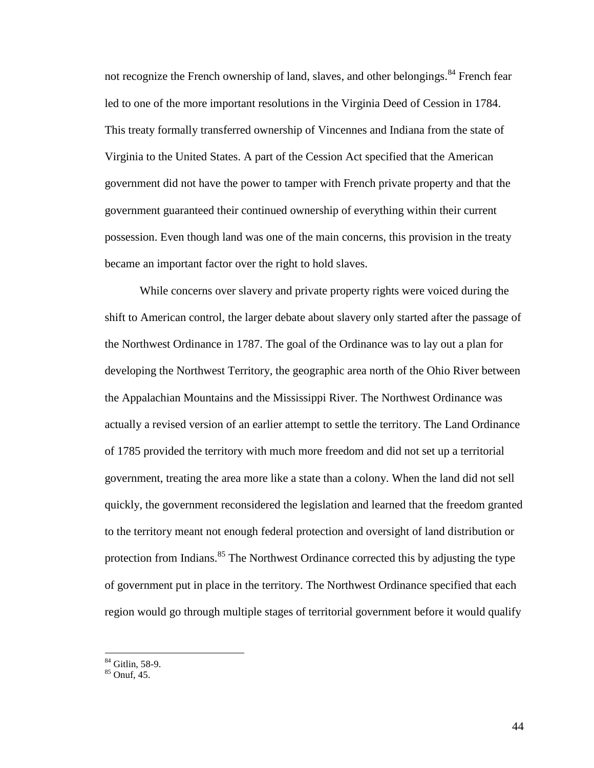not recognize the French ownership of land, slaves, and other belongings.[84] French fear led to one of the more important resolutions in the Virginia Deed of Cession in 1784. This treaty formally transferred ownership of Vincennes and Indiana from the state of Virginia to the United States. A part of the Cession Act specified that the American government did not have the power to tamper with French private property and that the government guaranteed their continued ownership of everything within their current possession. Even though land was one of the main concerns, this provision in the treaty became an important factor over the right to hold slaves.

While concerns over slavery and private property rights were voiced during the shift to American control, the larger debate about slavery only started after the passage of the Northwest Ordinance in 1787. The goal of the Ordinance was to lay out a plan for developing the Northwest Territory, the geographic area north of the Ohio River between the Appalachian Mountains and the Mississippi River. The Northwest Ordinance was actually a revised version of an earlier attempt to settle the territory. The Land Ordinance of 1785 provided the territory with much more freedom and did not set up a territorial government, treating the area more like a state than a colony. When the land did not sell quickly, the government reconsidered the legislation and learned that the freedom granted to the territory meant not enough federal protection and oversight of land distribution or protection from Indians.[85] The Northwest Ordinance corrected this by adjusting the type of government put in place in the territory. The Northwest Ordinance specified that each region would go through multiple stages of territorial government before it would qualify

---

[84] Gitlin, 58-9.

[85] Onuf, 45.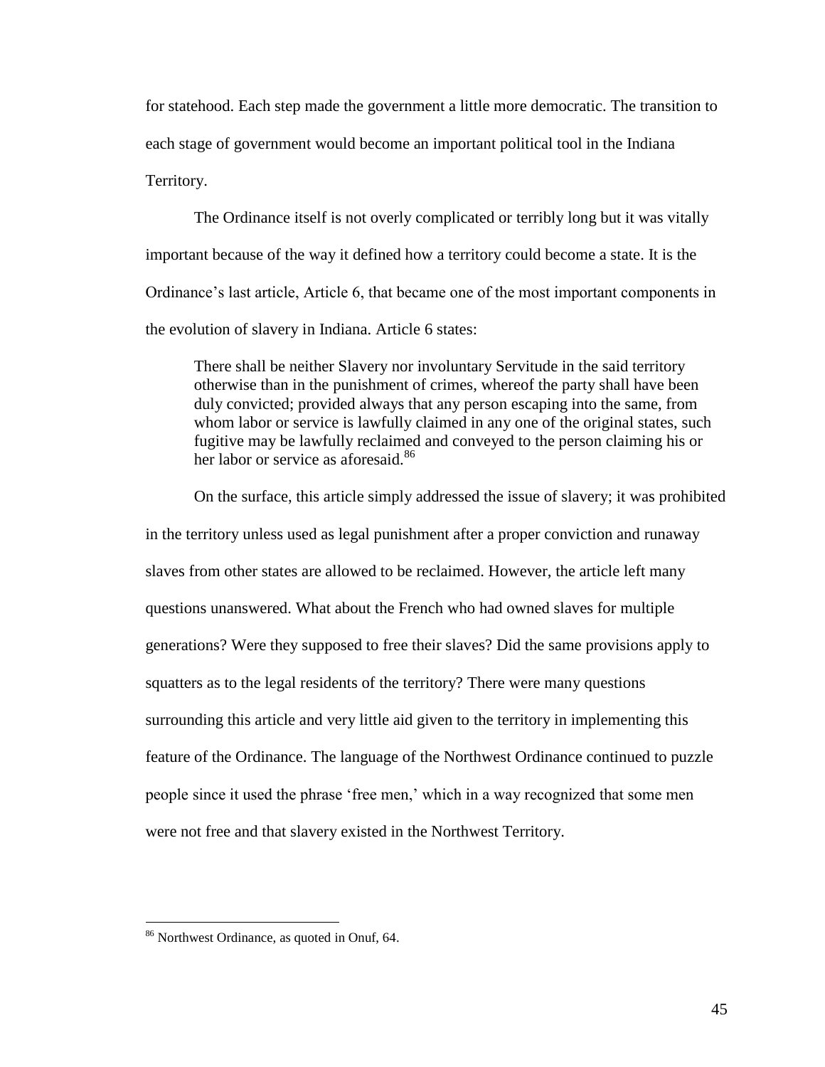for statehood. Each step made the government a little more democratic. The transition to each stage of government would become an important political tool in the Indiana Territory.

The Ordinance itself is not overly complicated or terribly long but it was vitally important because of the way it defined how a territory could become a state. It is the Ordinance's last article, Article 6, that became one of the most important components in the evolution of slavery in Indiana. Article 6 states:

> There shall be neither Slavery nor involuntary Servitude in the said territory otherwise than in the punishment of crimes, whereof the party shall have been duly convicted; provided always that any person escaping into the same, from whom labor or service is lawfully claimed in any one of the original states, such fugitive may be lawfully reclaimed and conveyed to the person claiming his or her labor or service as aforesaid.[86]

On the surface, this article simply addressed the issue of slavery; it was prohibited in the territory unless used as legal punishment after a proper conviction and runaway slaves from other states are allowed to be reclaimed. However, the article left many questions unanswered. What about the French who had owned slaves for multiple generations? Were they supposed to free their slaves? Did the same provisions apply to squatters as to the legal residents of the territory? There were many questions surrounding this article and very little aid given to the territory in implementing this feature of the Ordinance. The language of the Northwest Ordinance continued to puzzle people since it used the phrase 'free men,' which in a way recognized that some men were not free and that slavery existed in the Northwest Territory.

---

[86] Northwest Ordinance, as quoted in Onuf, 64.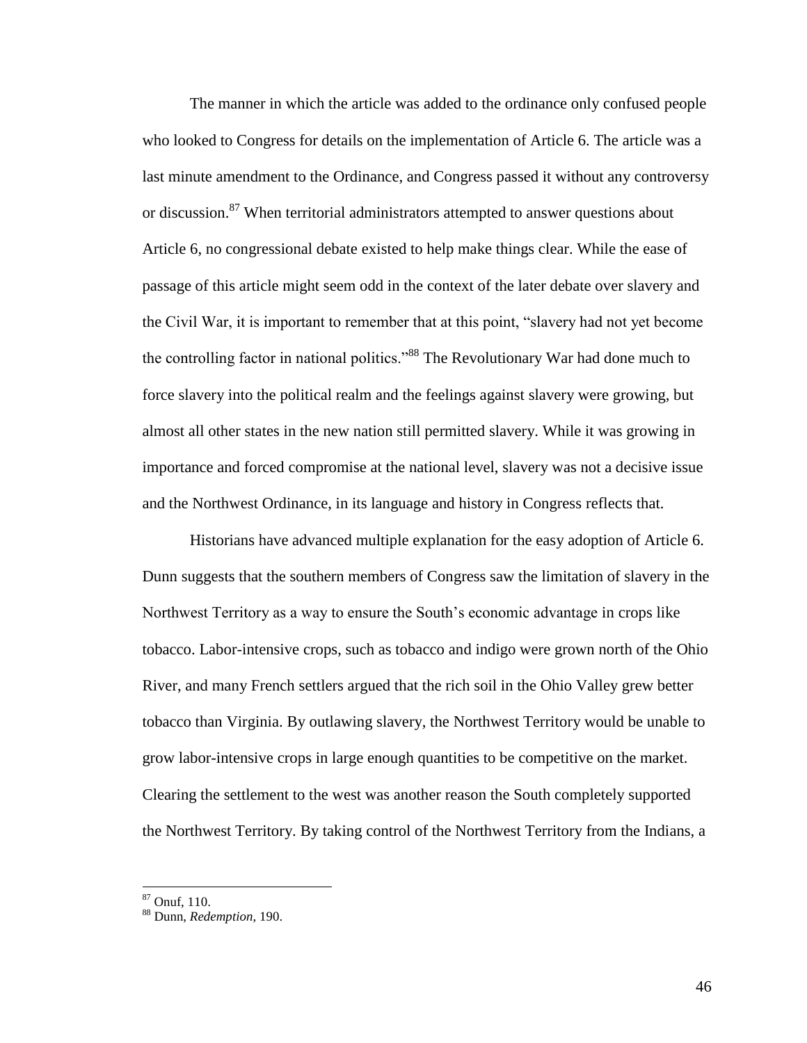The manner in which the article was added to the ordinance only confused people who looked to Congress for details on the implementation of Article 6. The article was a last minute amendment to the Ordinance, and Congress passed it without any controversy or discussion.[87] When territorial administrators attempted to answer questions about Article 6, no congressional debate existed to help make things clear. While the ease of passage of this article might seem odd in the context of the later debate over slavery and the Civil War, it is important to remember that at this point, "slavery had not yet become the controlling factor in national politics."[88] The Revolutionary War had done much to force slavery into the political realm and the feelings against slavery were growing, but almost all other states in the new nation still permitted slavery. While it was growing in importance and forced compromise at the national level, slavery was not a decisive issue and the Northwest Ordinance, in its language and history in Congress reflects that.

Historians have advanced multiple explanation for the easy adoption of Article 6. Dunn suggests that the southern members of Congress saw the limitation of slavery in the Northwest Territory as a way to ensure the South's economic advantage in crops like tobacco. Labor-intensive crops, such as tobacco and indigo were grown north of the Ohio River, and many French settlers argued that the rich soil in the Ohio Valley grew better tobacco than Virginia. By outlawing slavery, the Northwest Territory would be unable to grow labor-intensive crops in large enough quantities to be competitive on the market. Clearing the settlement to the west was another reason the South completely supported the Northwest Territory. By taking control of the Northwest Territory from the Indians, a

[87] Onuf, 110.

[88] Dunn, *Redemption*, 190.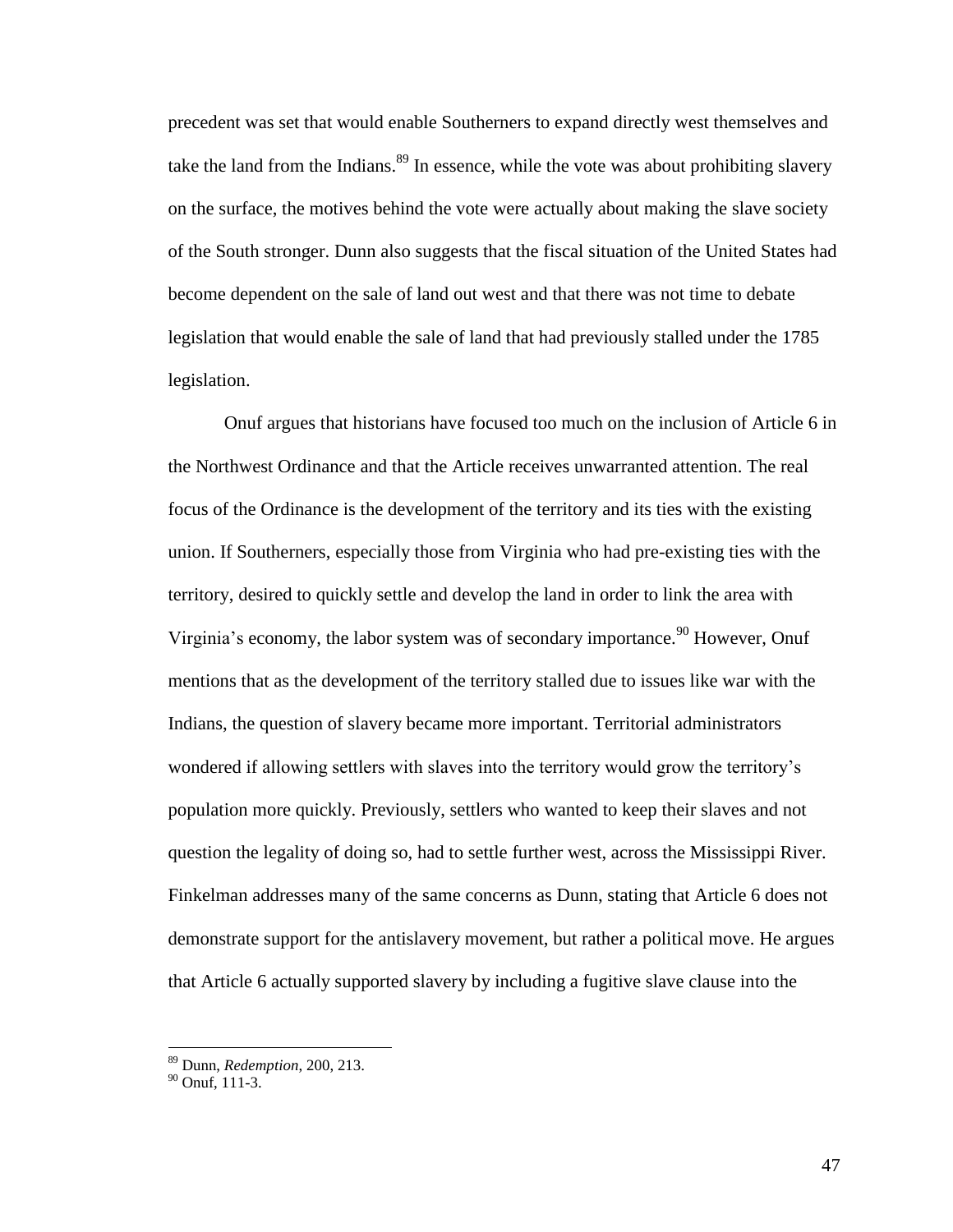precedent was set that would enable Southerners to expand directly west themselves and take the land from the Indians.[89] In essence, while the vote was about prohibiting slavery on the surface, the motives behind the vote were actually about making the slave society of the South stronger. Dunn also suggests that the fiscal situation of the United States had become dependent on the sale of land out west and that there was not time to debate legislation that would enable the sale of land that had previously stalled under the 1785 legislation.

Onuf argues that historians have focused too much on the inclusion of Article 6 in the Northwest Ordinance and that the Article receives unwarranted attention. The real focus of the Ordinance is the development of the territory and its ties with the existing union. If Southerners, especially those from Virginia who had pre-existing ties with the territory, desired to quickly settle and develop the land in order to link the area with Virginia's economy, the labor system was of secondary importance.[90] However, Onuf mentions that as the development of the territory stalled due to issues like war with the Indians, the question of slavery became more important. Territorial administrators wondered if allowing settlers with slaves into the territory would grow the territory's population more quickly. Previously, settlers who wanted to keep their slaves and not question the legality of doing so, had to settle further west, across the Mississippi River. Finkelman addresses many of the same concerns as Dunn, stating that Article 6 does not demonstrate support for the antislavery movement, but rather a political move. He argues that Article 6 actually supported slavery by including a fugitive slave clause into the

[89] Dunn, *Redemption*, 200, 213.

[90] Onuf, 111-3.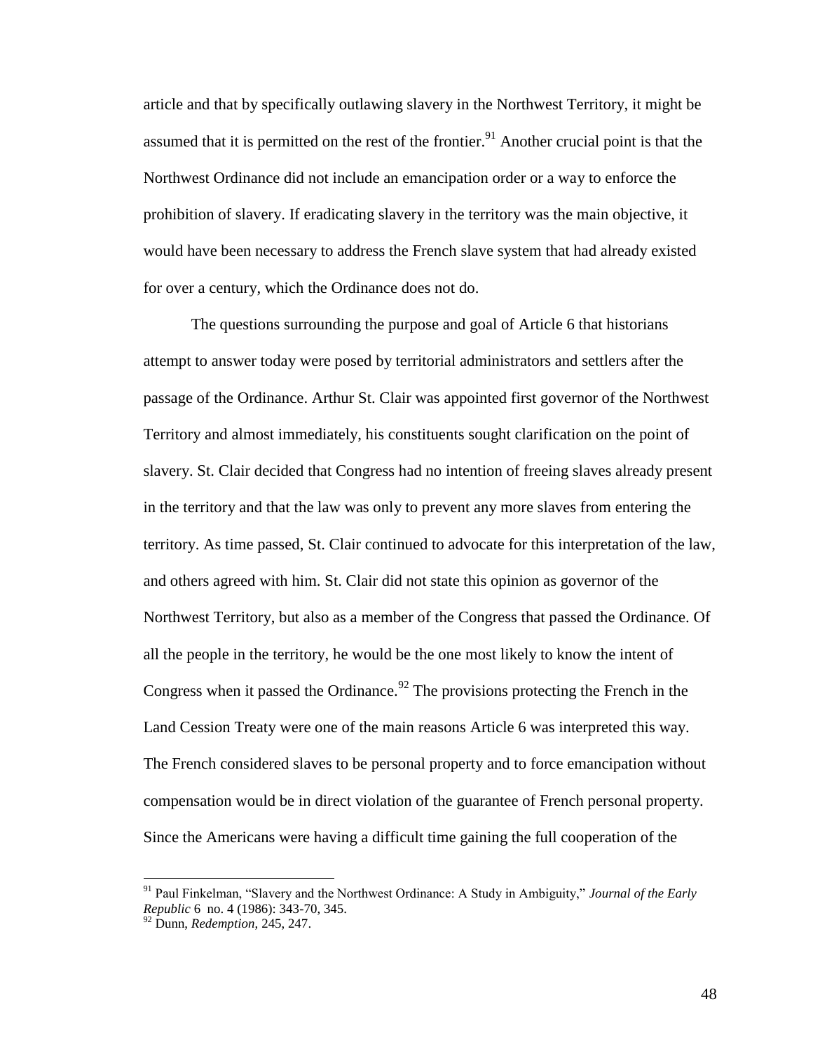article and that by specifically outlawing slavery in the Northwest Territory, it might be assumed that it is permitted on the rest of the frontier.[91] Another crucial point is that the Northwest Ordinance did not include an emancipation order or a way to enforce the prohibition of slavery. If eradicating slavery in the territory was the main objective, it would have been necessary to address the French slave system that had already existed for over a century, which the Ordinance does not do.

The questions surrounding the purpose and goal of Article 6 that historians attempt to answer today were posed by territorial administrators and settlers after the passage of the Ordinance. Arthur St. Clair was appointed first governor of the Northwest Territory and almost immediately, his constituents sought clarification on the point of slavery. St. Clair decided that Congress had no intention of freeing slaves already present in the territory and that the law was only to prevent any more slaves from entering the territory. As time passed, St. Clair continued to advocate for this interpretation of the law, and others agreed with him. St. Clair did not state this opinion as governor of the Northwest Territory, but also as a member of the Congress that passed the Ordinance. Of all the people in the territory, he would be the one most likely to know the intent of Congress when it passed the Ordinance.[92] The provisions protecting the French in the Land Cession Treaty were one of the main reasons Article 6 was interpreted this way. The French considered slaves to be personal property and to force emancipation without compensation would be in direct violation of the guarantee of French personal property. Since the Americans were having a difficult time gaining the full cooperation of the

---

[91] Paul Finkelman, "Slavery and the Northwest Ordinance: A Study in Ambiguity," *Journal of the Early Republic* 6 no. 4 (1986): 343-70, 345.

[92] Dunn, *Redemption*, 245, 247.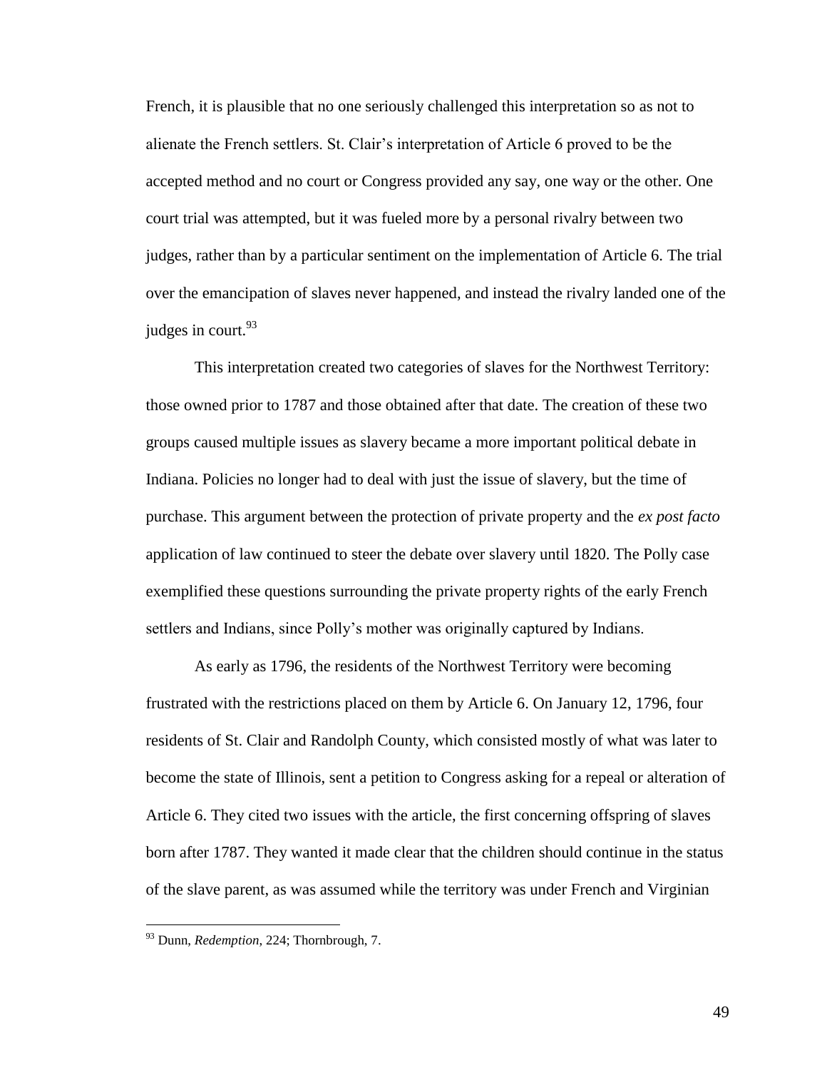French, it is plausible that no one seriously challenged this interpretation so as not to alienate the French settlers. St. Clair's interpretation of Article 6 proved to be the accepted method and no court or Congress provided any say, one way or the other. One court trial was attempted, but it was fueled more by a personal rivalry between two judges, rather than by a particular sentiment on the implementation of Article 6. The trial over the emancipation of slaves never happened, and instead the rivalry landed one of the judges in court.[93]

This interpretation created two categories of slaves for the Northwest Territory: those owned prior to 1787 and those obtained after that date. The creation of these two groups caused multiple issues as slavery became a more important political debate in Indiana. Policies no longer had to deal with just the issue of slavery, but the time of purchase. This argument between the protection of private property and the *ex post facto* application of law continued to steer the debate over slavery until 1820. The Polly case exemplified these questions surrounding the private property rights of the early French settlers and Indians, since Polly's mother was originally captured by Indians.

As early as 1796, the residents of the Northwest Territory were becoming frustrated with the restrictions placed on them by Article 6. On January 12, 1796, four residents of St. Clair and Randolph County, which consisted mostly of what was later to become the state of Illinois, sent a petition to Congress asking for a repeal or alteration of Article 6. They cited two issues with the article, the first concerning offspring of slaves born after 1787. They wanted it made clear that the children should continue in the status of the slave parent, as was assumed while the territory was under French and Virginian

---

[93] Dunn, *Redemption*, 224; Thornbrough, 7.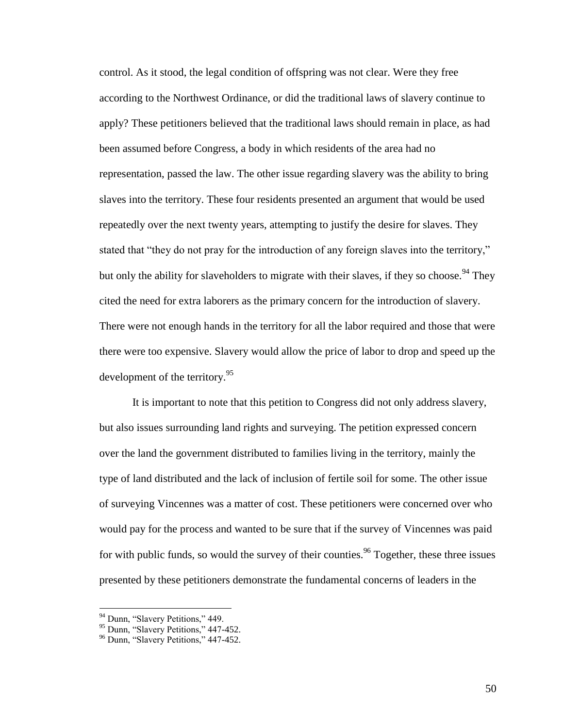control. As it stood, the legal condition of offspring was not clear. Were they free according to the Northwest Ordinance, or did the traditional laws of slavery continue to apply? These petitioners believed that the traditional laws should remain in place, as had been assumed before Congress, a body in which residents of the area had no representation, passed the law. The other issue regarding slavery was the ability to bring slaves into the territory. These four residents presented an argument that would be used repeatedly over the next twenty years, attempting to justify the desire for slaves. They stated that "they do not pray for the introduction of any foreign slaves into the territory," but only the ability for slaveholders to migrate with their slaves, if they so choose.[94] They cited the need for extra laborers as the primary concern for the introduction of slavery. There were not enough hands in the territory for all the labor required and those that were there were too expensive. Slavery would allow the price of labor to drop and speed up the development of the territory.[95]

It is important to note that this petition to Congress did not only address slavery, but also issues surrounding land rights and surveying. The petition expressed concern over the land the government distributed to families living in the territory, mainly the type of land distributed and the lack of inclusion of fertile soil for some. The other issue of surveying Vincennes was a matter of cost. These petitioners were concerned over who would pay for the process and wanted to be sure that if the survey of Vincennes was paid for with public funds, so would the survey of their counties.[96] Together, these three issues presented by these petitioners demonstrate the fundamental concerns of leaders in the

[94] Dunn, "Slavery Petitions," 449.
[95] Dunn, "Slavery Petitions," 447-452.
[96] Dunn, "Slavery Petitions," 447-452.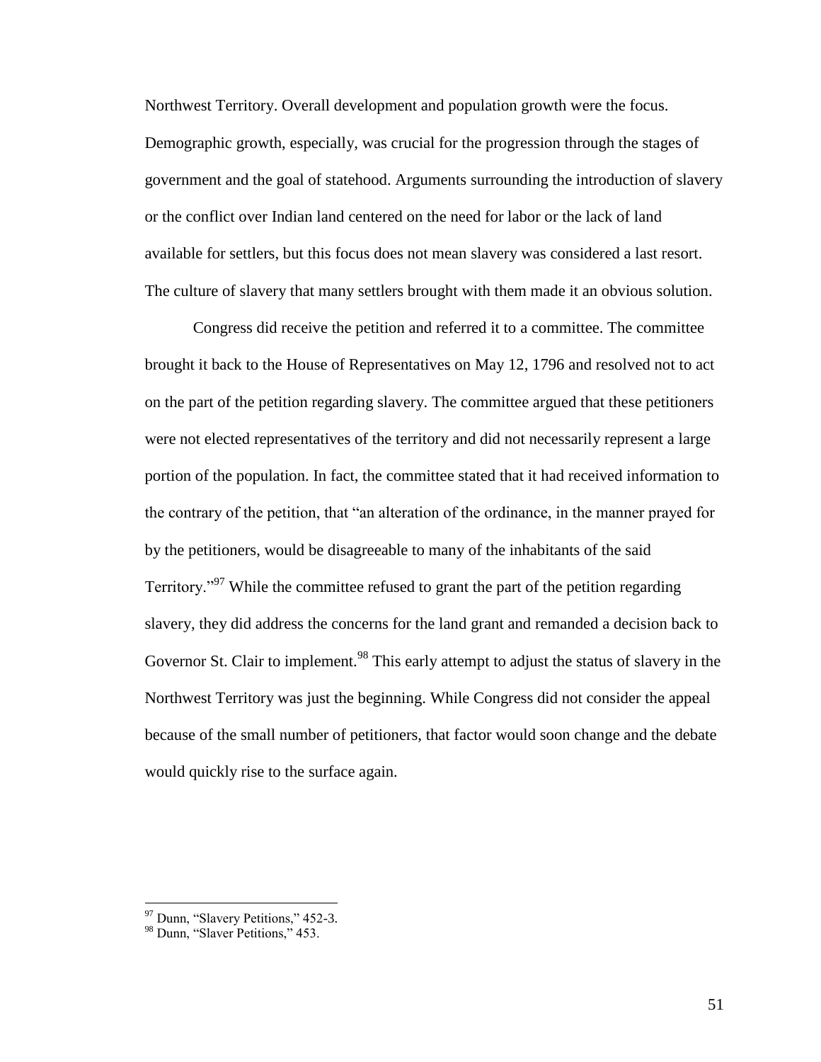Northwest Territory. Overall development and population growth were the focus. Demographic growth, especially, was crucial for the progression through the stages of government and the goal of statehood. Arguments surrounding the introduction of slavery or the conflict over Indian land centered on the need for labor or the lack of land available for settlers, but this focus does not mean slavery was considered a last resort. The culture of slavery that many settlers brought with them made it an obvious solution.

Congress did receive the petition and referred it to a committee. The committee brought it back to the House of Representatives on May 12, 1796 and resolved not to act on the part of the petition regarding slavery. The committee argued that these petitioners were not elected representatives of the territory and did not necessarily represent a large portion of the population. In fact, the committee stated that it had received information to the contrary of the petition, that "an alteration of the ordinance, in the manner prayed for by the petitioners, would be disagreeable to many of the inhabitants of the said Territory."[97] While the committee refused to grant the part of the petition regarding slavery, they did address the concerns for the land grant and remanded a decision back to Governor St. Clair to implement.[98] This early attempt to adjust the status of slavery in the Northwest Territory was just the beginning. While Congress did not consider the appeal because of the small number of petitioners, that factor would soon change and the debate would quickly rise to the surface again.

---

[97] Dunn, "Slavery Petitions," 452-3.

[98] Dunn, "Slaver Petitions," 453.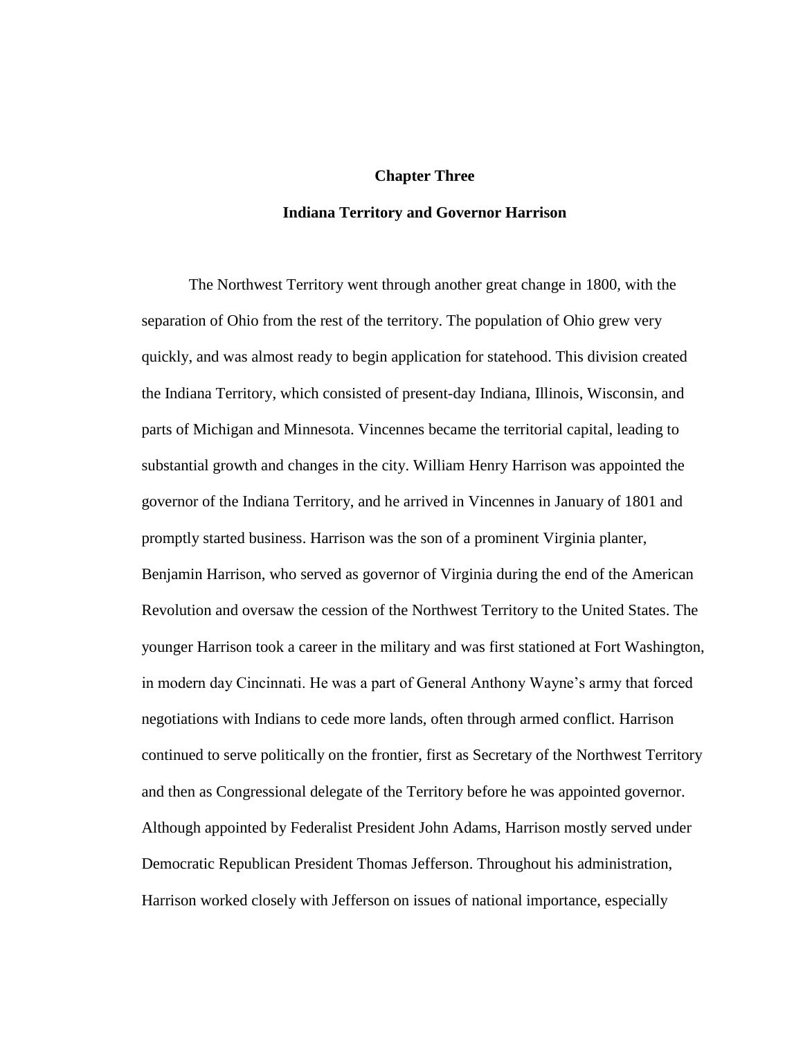# Chapter Three

## Indiana Territory and Governor Harrison

The Northwest Territory went through another great change in 1800, with the separation of Ohio from the rest of the territory. The population of Ohio grew very quickly, and was almost ready to begin application for statehood. This division created the Indiana Territory, which consisted of present-day Indiana, Illinois, Wisconsin, and parts of Michigan and Minnesota. Vincennes became the territorial capital, leading to substantial growth and changes in the city. William Henry Harrison was appointed the governor of the Indiana Territory, and he arrived in Vincennes in January of 1801 and promptly started business. Harrison was the son of a prominent Virginia planter, Benjamin Harrison, who served as governor of Virginia during the end of the American Revolution and oversaw the cession of the Northwest Territory to the United States. The younger Harrison took a career in the military and was first stationed at Fort Washington, in modern day Cincinnati. He was a part of General Anthony Wayne's army that forced negotiations with Indians to cede more lands, often through armed conflict. Harrison continued to serve politically on the frontier, first as Secretary of the Northwest Territory and then as Congressional delegate of the Territory before he was appointed governor. Although appointed by Federalist President John Adams, Harrison mostly served under Democratic Republican President Thomas Jefferson. Throughout his administration, Harrison worked closely with Jefferson on issues of national importance, especially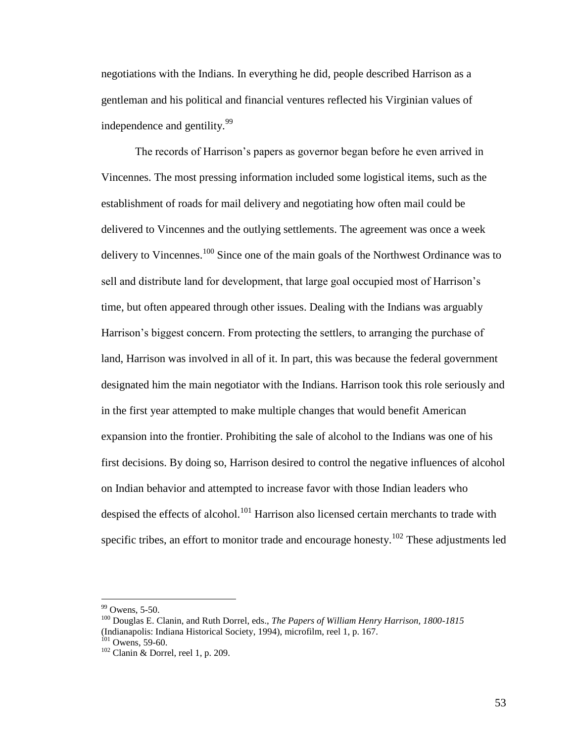negotiations with the Indians. In everything he did, people described Harrison as a gentleman and his political and financial ventures reflected his Virginian values of independence and gentility.[99]

The records of Harrison's papers as governor began before he even arrived in Vincennes. The most pressing information included some logistical items, such as the establishment of roads for mail delivery and negotiating how often mail could be delivered to Vincennes and the outlying settlements. The agreement was once a week delivery to Vincennes.[100] Since one of the main goals of the Northwest Ordinance was to sell and distribute land for development, that large goal occupied most of Harrison's time, but often appeared through other issues. Dealing with the Indians was arguably Harrison's biggest concern. From protecting the settlers, to arranging the purchase of land, Harrison was involved in all of it. In part, this was because the federal government designated him the main negotiator with the Indians. Harrison took this role seriously and in the first year attempted to make multiple changes that would benefit American expansion into the frontier. Prohibiting the sale of alcohol to the Indians was one of his first decisions. By doing so, Harrison desired to control the negative influences of alcohol on Indian behavior and attempted to increase favor with those Indian leaders who despised the effects of alcohol.[101] Harrison also licensed certain merchants to trade with specific tribes, an effort to monitor trade and encourage honesty.[102] These adjustments led

---

[99] Owens, 5-50.

[100] Douglas E. Clanin, and Ruth Dorrel, eds., *The Papers of William Henry Harrison, 1800-1815* (Indianapolis: Indiana Historical Society, 1994), microfilm, reel 1, p. 167.

[101] Owens, 59-60.

[102] Clanin & Dorrel, reel 1, p. 209.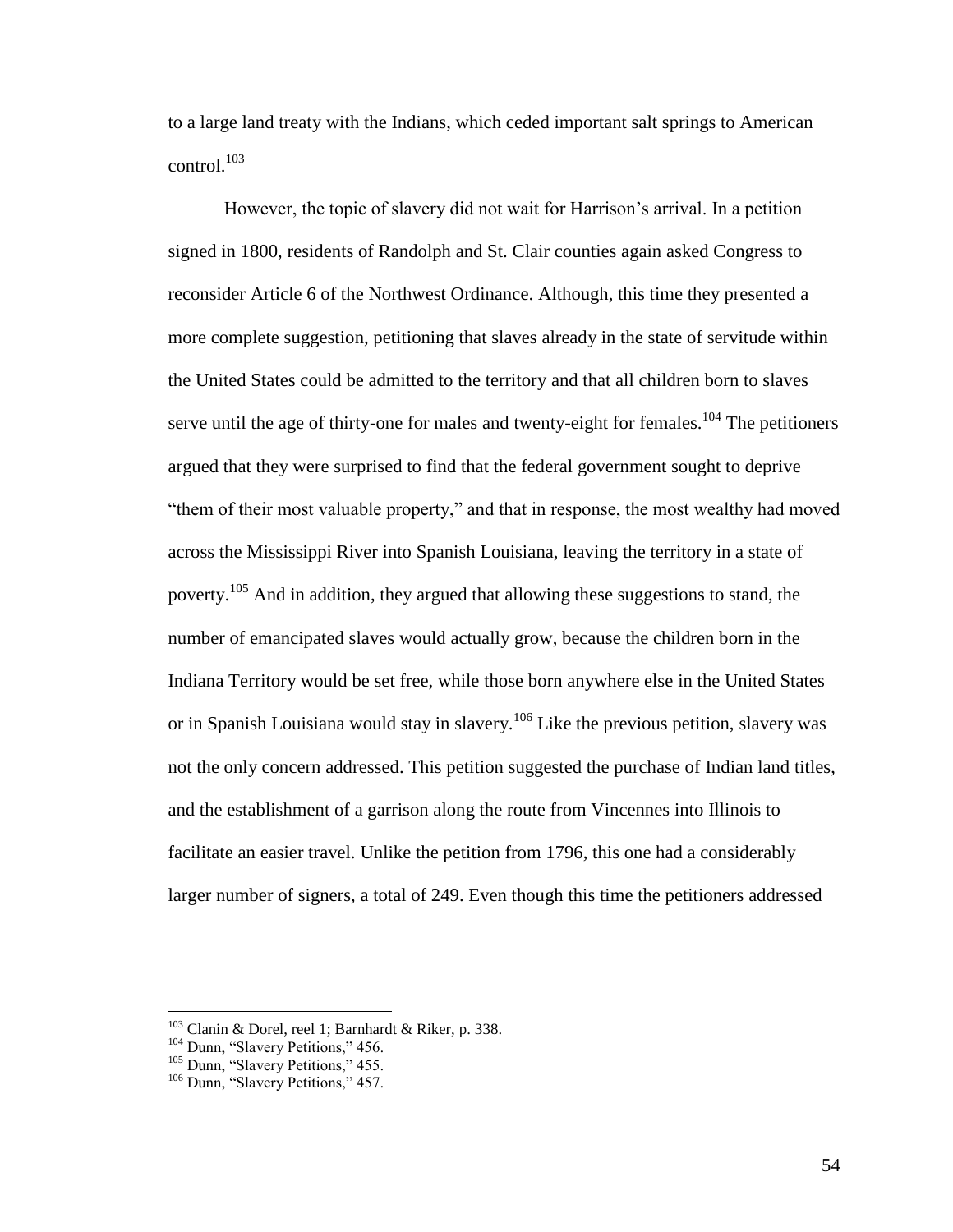to a large land treaty with the Indians, which ceded important salt springs to American control.[103]

However, the topic of slavery did not wait for Harrison's arrival. In a petition signed in 1800, residents of Randolph and St. Clair counties again asked Congress to reconsider Article 6 of the Northwest Ordinance. Although, this time they presented a more complete suggestion, petitioning that slaves already in the state of servitude within the United States could be admitted to the territory and that all children born to slaves serve until the age of thirty-one for males and twenty-eight for females.[104] The petitioners argued that they were surprised to find that the federal government sought to deprive "them of their most valuable property," and that in response, the most wealthy had moved across the Mississippi River into Spanish Louisiana, leaving the territory in a state of poverty.[105] And in addition, they argued that allowing these suggestions to stand, the number of emancipated slaves would actually grow, because the children born in the Indiana Territory would be set free, while those born anywhere else in the United States or in Spanish Louisiana would stay in slavery.[106] Like the previous petition, slavery was not the only concern addressed. This petition suggested the purchase of Indian land titles, and the establishment of a garrison along the route from Vincennes into Illinois to facilitate an easier travel. Unlike the petition from 1796, this one had a considerably larger number of signers, a total of 249. Even though this time the petitioners addressed

---

[103] Clanin & Dorel, reel 1; Barnhardt & Riker, p. 338.

[104] Dunn, "Slavery Petitions," 456.

[105] Dunn, "Slavery Petitions," 455.

[106] Dunn, "Slavery Petitions," 457.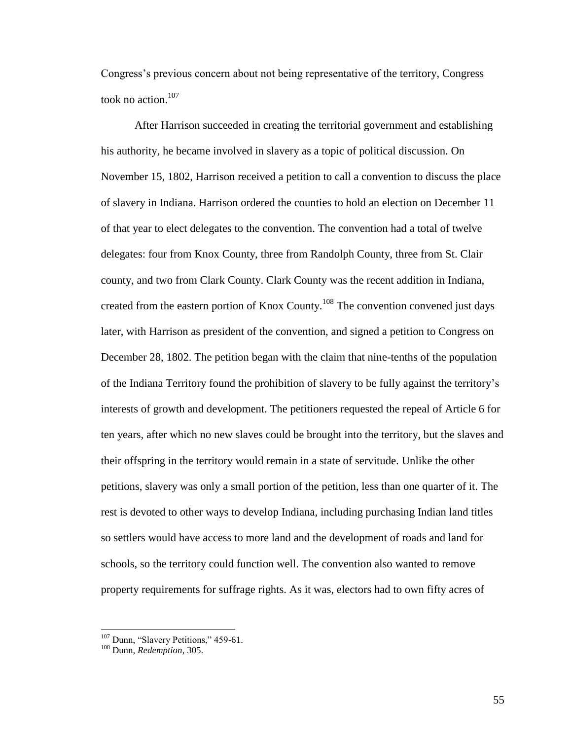Congress's previous concern about not being representative of the territory, Congress took no action.[107]

After Harrison succeeded in creating the territorial government and establishing his authority, he became involved in slavery as a topic of political discussion. On November 15, 1802, Harrison received a petition to call a convention to discuss the place of slavery in Indiana. Harrison ordered the counties to hold an election on December 11 of that year to elect delegates to the convention. The convention had a total of twelve delegates: four from Knox County, three from Randolph County, three from St. Clair county, and two from Clark County. Clark County was the recent addition in Indiana, created from the eastern portion of Knox County.[108] The convention convened just days later, with Harrison as president of the convention, and signed a petition to Congress on December 28, 1802. The petition began with the claim that nine-tenths of the population of the Indiana Territory found the prohibition of slavery to be fully against the territory's interests of growth and development. The petitioners requested the repeal of Article 6 for ten years, after which no new slaves could be brought into the territory, but the slaves and their offspring in the territory would remain in a state of servitude. Unlike the other petitions, slavery was only a small portion of the petition, less than one quarter of it. The rest is devoted to other ways to develop Indiana, including purchasing Indian land titles so settlers would have access to more land and the development of roads and land for schools, so the territory could function well. The convention also wanted to remove property requirements for suffrage rights. As it was, electors had to own fifty acres of

---

[107] Dunn, "Slavery Petitions," 459-61.

[108] Dunn, *Redemption*, 305.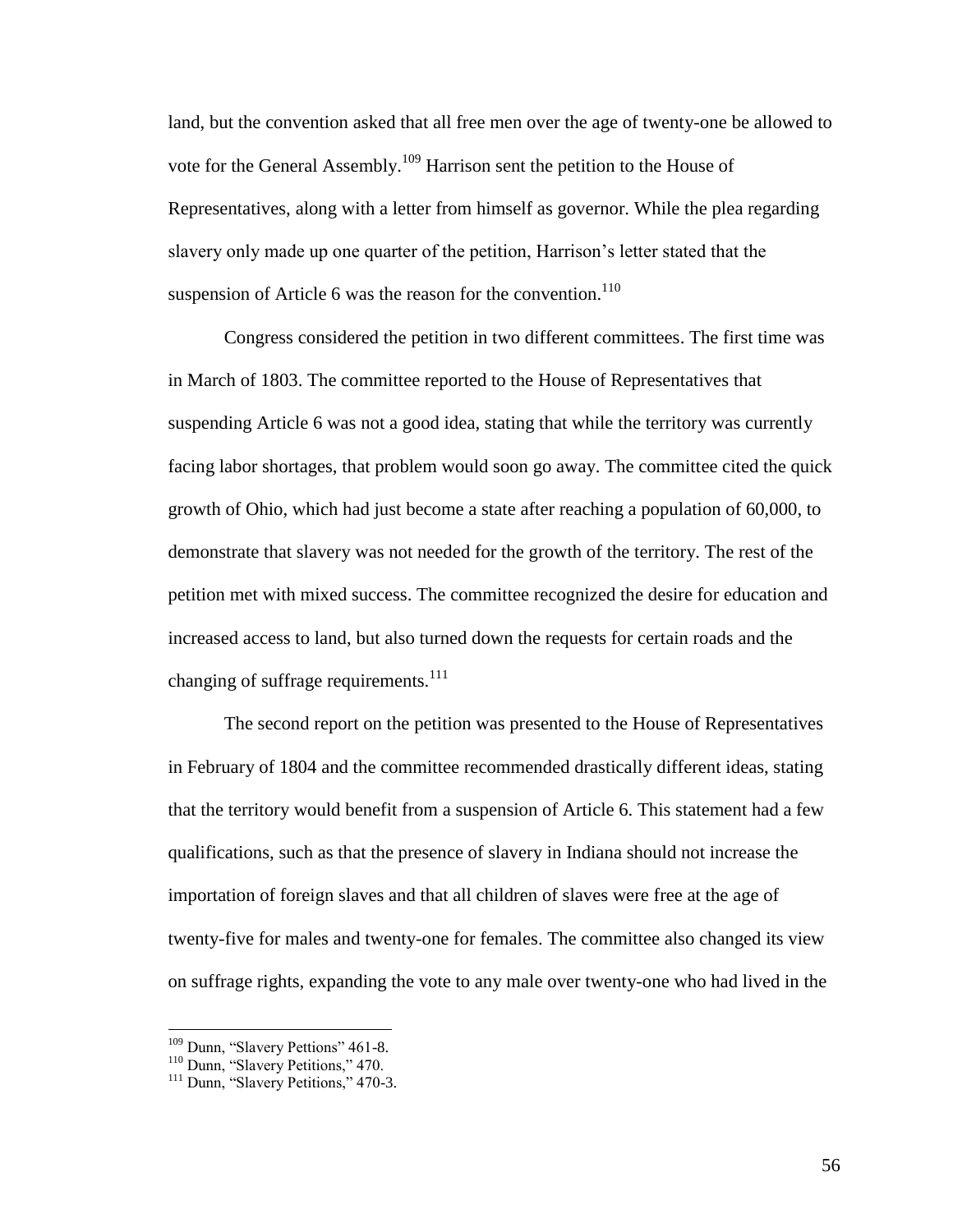land, but the convention asked that all free men over the age of twenty-one be allowed to vote for the General Assembly.[109] Harrison sent the petition to the House of Representatives, along with a letter from himself as governor. While the plea regarding slavery only made up one quarter of the petition, Harrison's letter stated that the suspension of Article 6 was the reason for the convention.[110]

Congress considered the petition in two different committees. The first time was in March of 1803. The committee reported to the House of Representatives that suspending Article 6 was not a good idea, stating that while the territory was currently facing labor shortages, that problem would soon go away. The committee cited the quick growth of Ohio, which had just become a state after reaching a population of 60,000, to demonstrate that slavery was not needed for the growth of the territory. The rest of the petition met with mixed success. The committee recognized the desire for education and increased access to land, but also turned down the requests for certain roads and the changing of suffrage requirements.[111]

The second report on the petition was presented to the House of Representatives in February of 1804 and the committee recommended drastically different ideas, stating that the territory would benefit from a suspension of Article 6. This statement had a few qualifications, such as that the presence of slavery in Indiana should not increase the importation of foreign slaves and that all children of slaves were free at the age of twenty-five for males and twenty-one for females. The committee also changed its view on suffrage rights, expanding the vote to any male over twenty-one who had lived in the

---

[109] Dunn, "Slavery Pettions" 461-8.

[110] Dunn, "Slavery Petitions," 470.

[111] Dunn, "Slavery Petitions," 470-3.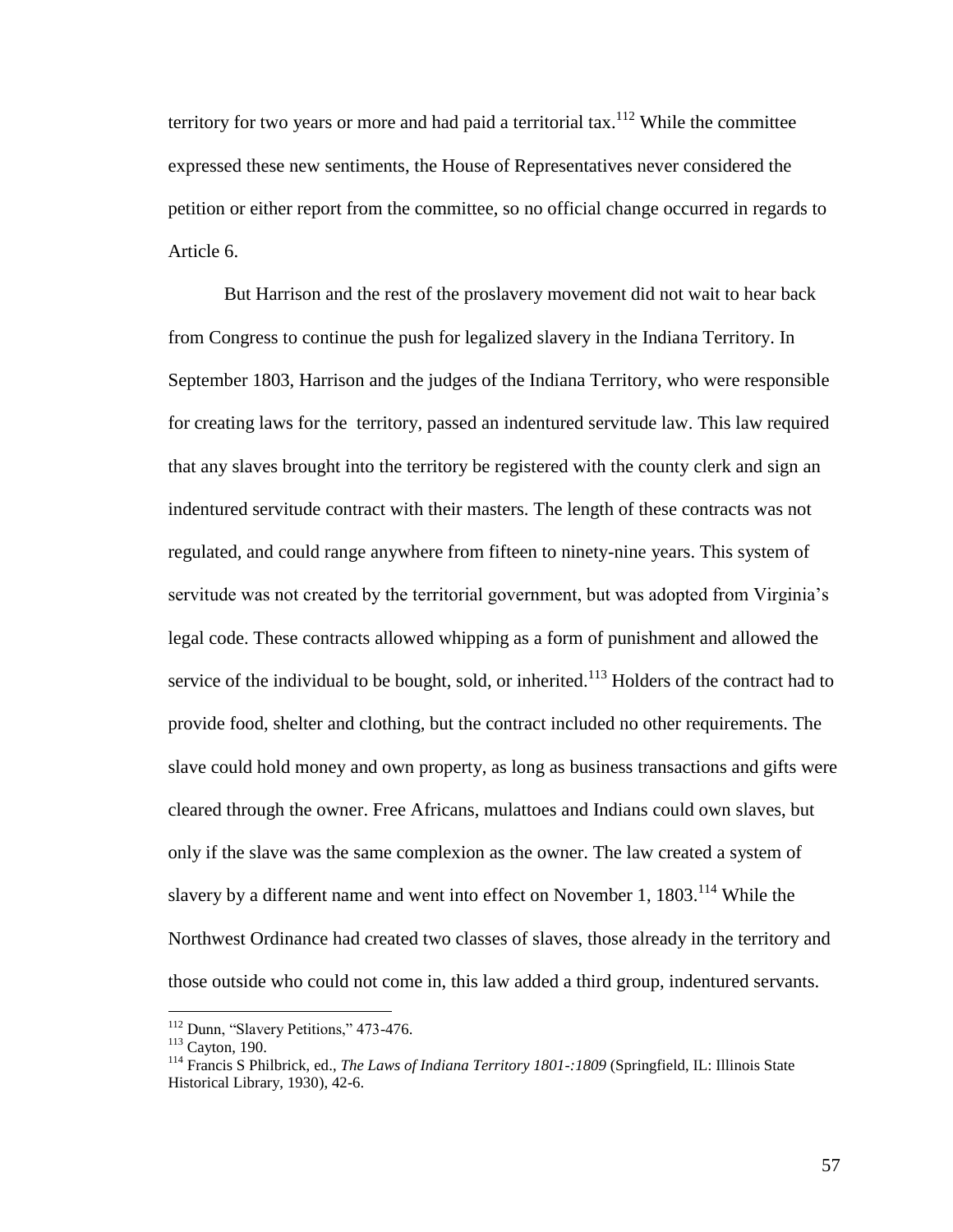territory for two years or more and had paid a territorial tax.[112] While the committee expressed these new sentiments, the House of Representatives never considered the petition or either report from the committee, so no official change occurred in regards to Article 6.

But Harrison and the rest of the proslavery movement did not wait to hear back from Congress to continue the push for legalized slavery in the Indiana Territory. In September 1803, Harrison and the judges of the Indiana Territory, who were responsible for creating laws for the territory, passed an indentured servitude law. This law required that any slaves brought into the territory be registered with the county clerk and sign an indentured servitude contract with their masters. The length of these contracts was not regulated, and could range anywhere from fifteen to ninety-nine years. This system of servitude was not created by the territorial government, but was adopted from Virginia's legal code. These contracts allowed whipping as a form of punishment and allowed the service of the individual to be bought, sold, or inherited.[113] Holders of the contract had to provide food, shelter and clothing, but the contract included no other requirements. The slave could hold money and own property, as long as business transactions and gifts were cleared through the owner. Free Africans, mulattoes and Indians could own slaves, but only if the slave was the same complexion as the owner. The law created a system of slavery by a different name and went into effect on November 1, 1803.[114] While the Northwest Ordinance had created two classes of slaves, those already in the territory and those outside who could not come in, this law added a third group, indentured servants.

---

[112] Dunn, "Slavery Petitions," 473-476.

[113] Cayton, 190.

[114] Francis S Philbrick, ed., *The Laws of Indiana Territory 1801-:1809* (Springfield, IL: Illinois State Historical Library, 1930), 42-6.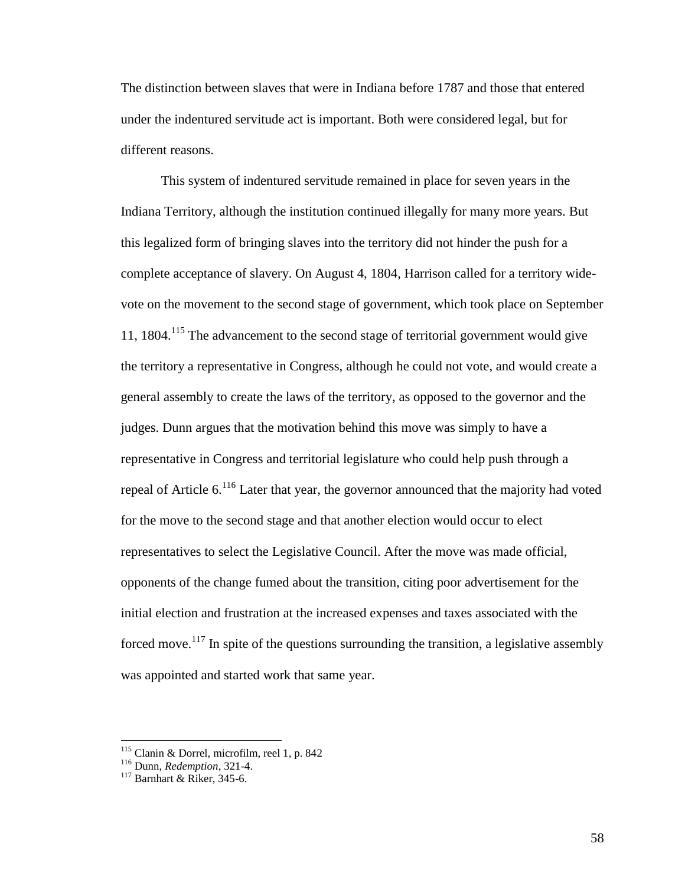The distinction between slaves that were in Indiana before 1787 and those that entered under the indentured servitude act is important. Both were considered legal, but for different reasons.

This system of indentured servitude remained in place for seven years in the Indiana Territory, although the institution continued illegally for many more years. But this legalized form of bringing slaves into the territory did not hinder the push for a complete acceptance of slavery. On August 4, 1804, Harrison called for a territory wide-vote on the movement to the second stage of government, which took place on September 11, 1804.[115] The advancement to the second stage of territorial government would give the territory a representative in Congress, although he could not vote, and would create a general assembly to create the laws of the territory, as opposed to the governor and the judges. Dunn argues that the motivation behind this move was simply to have a representative in Congress and territorial legislature who could help push through a repeal of Article 6.[116] Later that year, the governor announced that the majority had voted for the move to the second stage and that another election would occur to elect representatives to select the Legislative Council. After the move was made official, opponents of the change fumed about the transition, citing poor advertisement for the initial election and frustration at the increased expenses and taxes associated with the forced move.[117] In spite of the questions surrounding the transition, a legislative assembly was appointed and started work that same year.

---

[115] Clanin & Dorrel, microfilm, reel 1, p. 842

[116] Dunn, *Redemption*, 321-4.

[117] Barnhart & Riker, 345-6.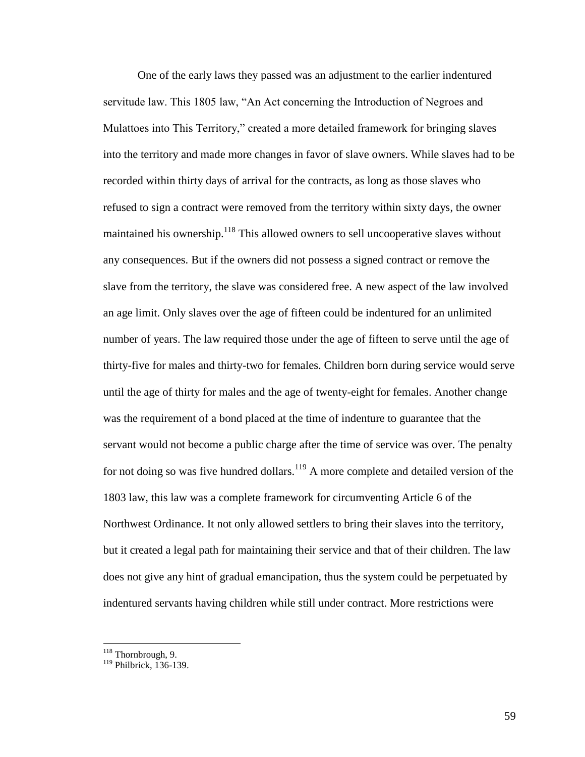One of the early laws they passed was an adjustment to the earlier indentured servitude law. This 1805 law, "An Act concerning the Introduction of Negroes and Mulattoes into This Territory," created a more detailed framework for bringing slaves into the territory and made more changes in favor of slave owners. While slaves had to be recorded within thirty days of arrival for the contracts, as long as those slaves who refused to sign a contract were removed from the territory within sixty days, the owner maintained his ownership.[118] This allowed owners to sell uncooperative slaves without any consequences. But if the owners did not possess a signed contract or remove the slave from the territory, the slave was considered free. A new aspect of the law involved an age limit. Only slaves over the age of fifteen could be indentured for an unlimited number of years. The law required those under the age of fifteen to serve until the age of thirty-five for males and thirty-two for females. Children born during service would serve until the age of thirty for males and the age of twenty-eight for females. Another change was the requirement of a bond placed at the time of indenture to guarantee that the servant would not become a public charge after the time of service was over. The penalty for not doing so was five hundred dollars.[119] A more complete and detailed version of the 1803 law, this law was a complete framework for circumventing Article 6 of the Northwest Ordinance. It not only allowed settlers to bring their slaves into the territory, but it created a legal path for maintaining their service and that of their children. The law does not give any hint of gradual emancipation, thus the system could be perpetuated by indentured servants having children while still under contract. More restrictions were

---

[118] Thornbrough, 9.

[119] Philbrick, 136-139.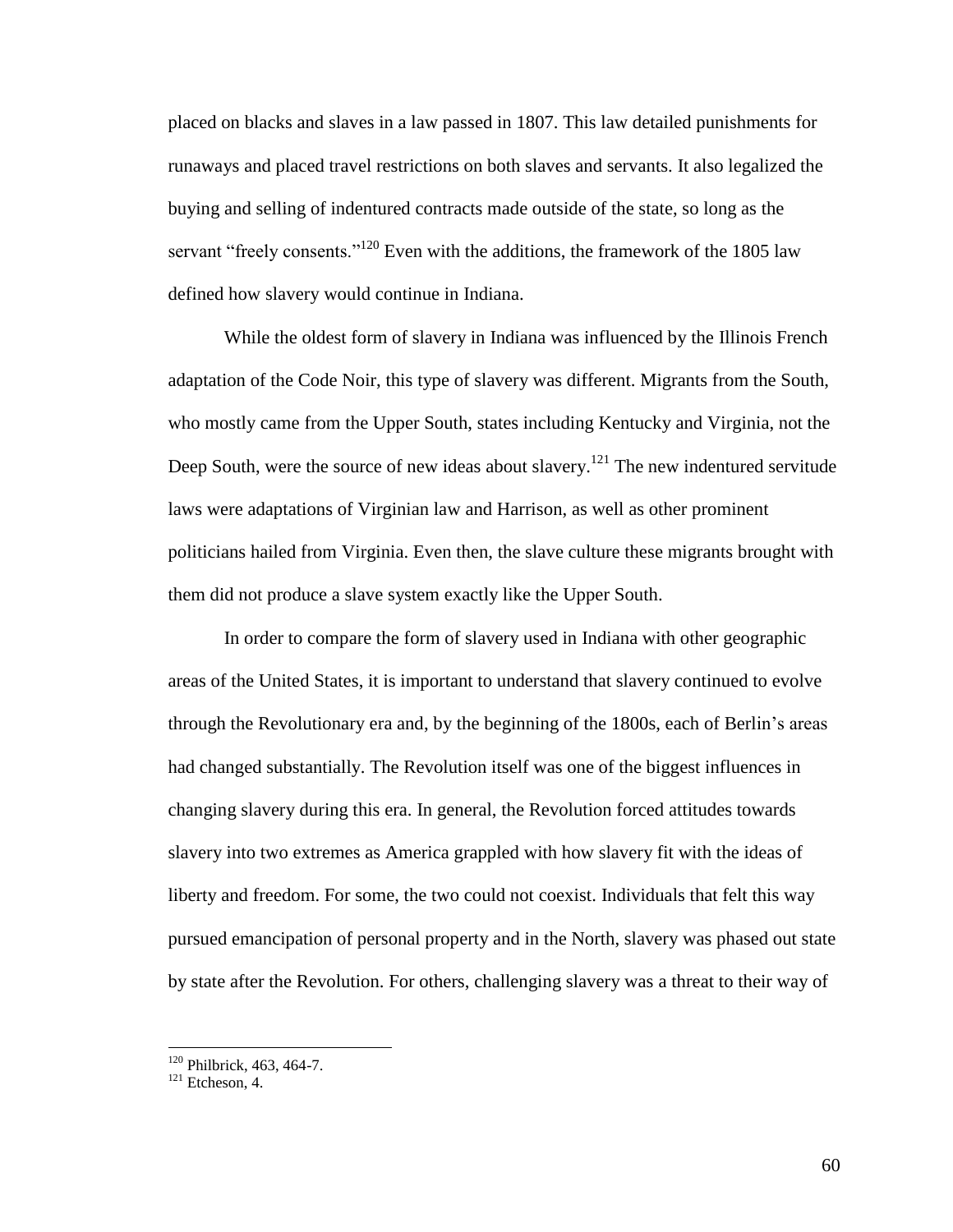placed on blacks and slaves in a law passed in 1807. This law detailed punishments for runaways and placed travel restrictions on both slaves and servants. It also legalized the buying and selling of indentured contracts made outside of the state, so long as the servant "freely consents."[120] Even with the additions, the framework of the 1805 law defined how slavery would continue in Indiana.

While the oldest form of slavery in Indiana was influenced by the Illinois French adaptation of the Code Noir, this type of slavery was different. Migrants from the South, who mostly came from the Upper South, states including Kentucky and Virginia, not the Deep South, were the source of new ideas about slavery.[121] The new indentured servitude laws were adaptations of Virginian law and Harrison, as well as other prominent politicians hailed from Virginia. Even then, the slave culture these migrants brought with them did not produce a slave system exactly like the Upper South.

In order to compare the form of slavery used in Indiana with other geographic areas of the United States, it is important to understand that slavery continued to evolve through the Revolutionary era and, by the beginning of the 1800s, each of Berlin's areas had changed substantially. The Revolution itself was one of the biggest influences in changing slavery during this era. In general, the Revolution forced attitudes towards slavery into two extremes as America grappled with how slavery fit with the ideas of liberty and freedom. For some, the two could not coexist. Individuals that felt this way pursued emancipation of personal property and in the North, slavery was phased out state by state after the Revolution. For others, challenging slavery was a threat to their way of

---

[120] Philbrick, 463, 464-7.

[121] Etcheson, 4.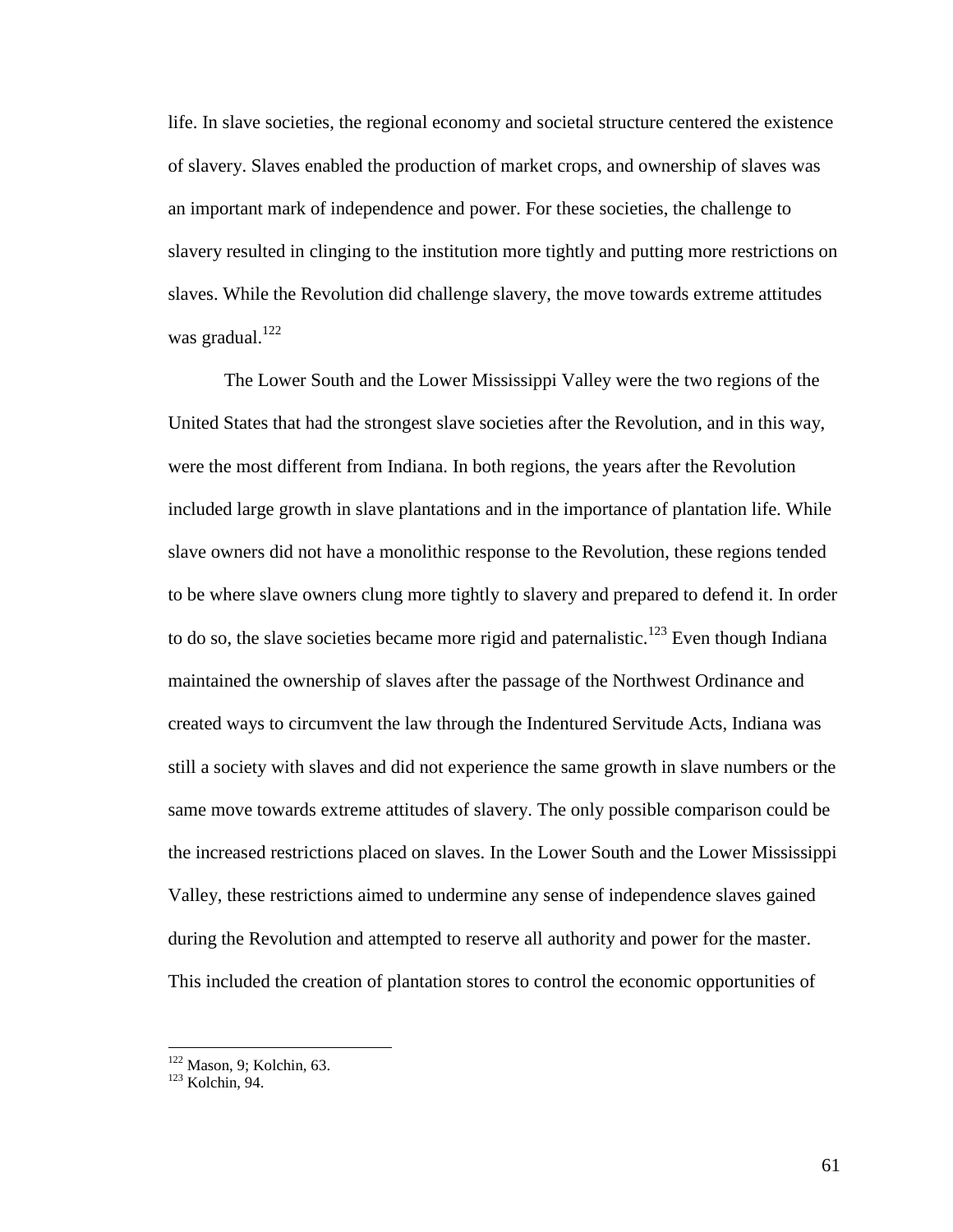life. In slave societies, the regional economy and societal structure centered the existence of slavery. Slaves enabled the production of market crops, and ownership of slaves was an important mark of independence and power. For these societies, the challenge to slavery resulted in clinging to the institution more tightly and putting more restrictions on slaves. While the Revolution did challenge slavery, the move towards extreme attitudes was gradual.[122]

The Lower South and the Lower Mississippi Valley were the two regions of the United States that had the strongest slave societies after the Revolution, and in this way, were the most different from Indiana. In both regions, the years after the Revolution included large growth in slave plantations and in the importance of plantation life. While slave owners did not have a monolithic response to the Revolution, these regions tended to be where slave owners clung more tightly to slavery and prepared to defend it. In order to do so, the slave societies became more rigid and paternalistic.[123] Even though Indiana maintained the ownership of slaves after the passage of the Northwest Ordinance and created ways to circumvent the law through the Indentured Servitude Acts, Indiana was still a society with slaves and did not experience the same growth in slave numbers or the same move towards extreme attitudes of slavery. The only possible comparison could be the increased restrictions placed on slaves. In the Lower South and the Lower Mississippi Valley, these restrictions aimed to undermine any sense of independence slaves gained during the Revolution and attempted to reserve all authority and power for the master. This included the creation of plantation stores to control the economic opportunities of

---

[122] Mason, 9; Kolchin, 63.
[123] Kolchin, 94.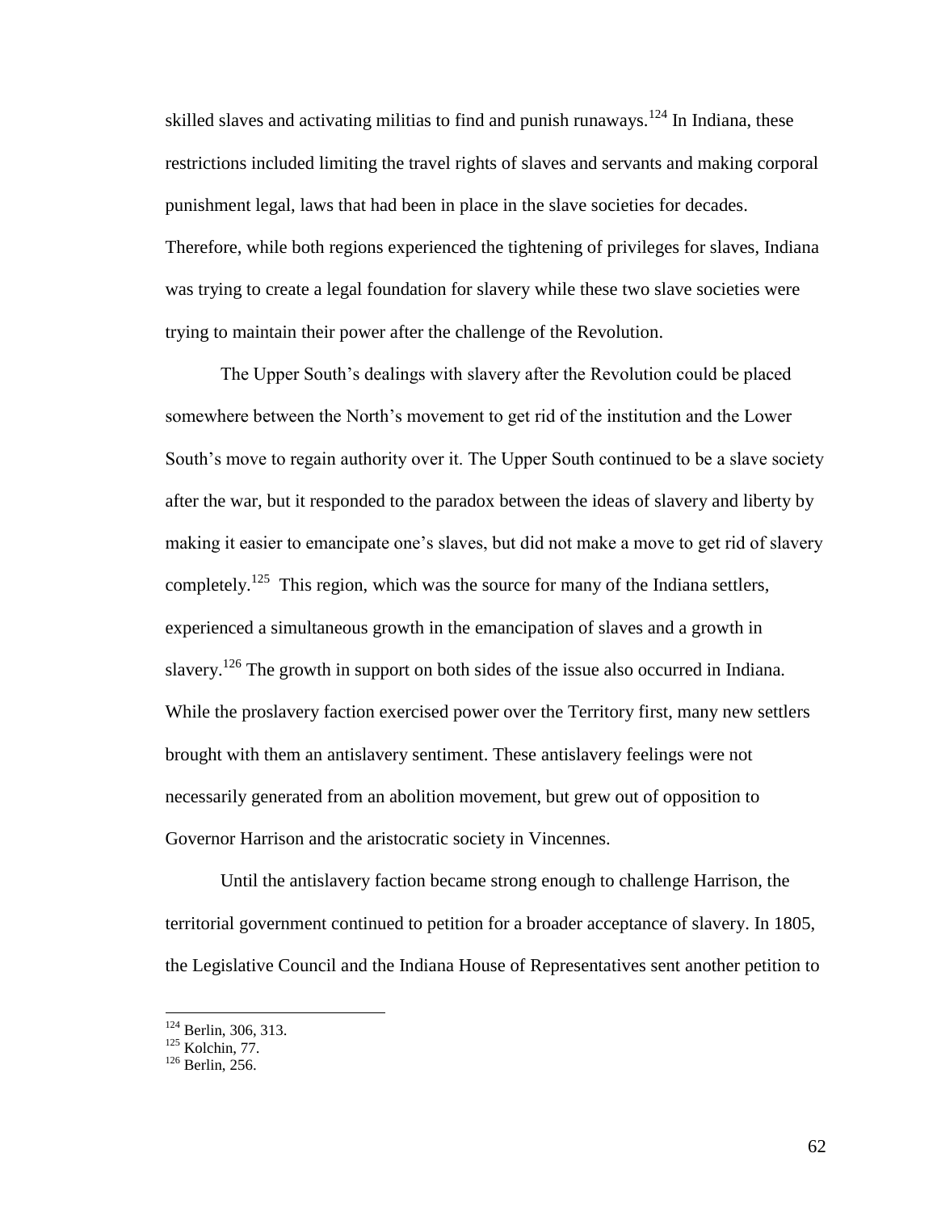skilled slaves and activating militias to find and punish runaways.[124] In Indiana, these restrictions included limiting the travel rights of slaves and servants and making corporal punishment legal, laws that had been in place in the slave societies for decades. Therefore, while both regions experienced the tightening of privileges for slaves, Indiana was trying to create a legal foundation for slavery while these two slave societies were trying to maintain their power after the challenge of the Revolution.

The Upper South's dealings with slavery after the Revolution could be placed somewhere between the North's movement to get rid of the institution and the Lower South's move to regain authority over it. The Upper South continued to be a slave society after the war, but it responded to the paradox between the ideas of slavery and liberty by making it easier to emancipate one's slaves, but did not make a move to get rid of slavery completely.[125] This region, which was the source for many of the Indiana settlers, experienced a simultaneous growth in the emancipation of slaves and a growth in slavery.[126] The growth in support on both sides of the issue also occurred in Indiana. While the proslavery faction exercised power over the Territory first, many new settlers brought with them an antislavery sentiment. These antislavery feelings were not necessarily generated from an abolition movement, but grew out of opposition to Governor Harrison and the aristocratic society in Vincennes.

Until the antislavery faction became strong enough to challenge Harrison, the territorial government continued to petition for a broader acceptance of slavery. In 1805, the Legislative Council and the Indiana House of Representatives sent another petition to

---

[124] Berlin, 306, 313.
[125] Kolchin, 77.
[126] Berlin, 256.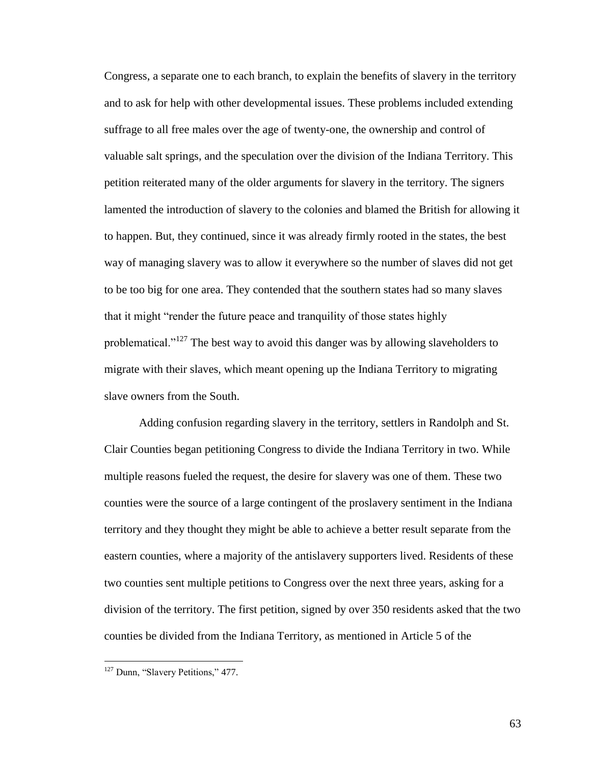Congress, a separate one to each branch, to explain the benefits of slavery in the territory and to ask for help with other developmental issues. These problems included extending suffrage to all free males over the age of twenty-one, the ownership and control of valuable salt springs, and the speculation over the division of the Indiana Territory. This petition reiterated many of the older arguments for slavery in the territory. The signers lamented the introduction of slavery to the colonies and blamed the British for allowing it to happen. But, they continued, since it was already firmly rooted in the states, the best way of managing slavery was to allow it everywhere so the number of slaves did not get to be too big for one area. They contended that the southern states had so many slaves that it might "render the future peace and tranquility of those states highly problematical."[127] The best way to avoid this danger was by allowing slaveholders to migrate with their slaves, which meant opening up the Indiana Territory to migrating slave owners from the South.

Adding confusion regarding slavery in the territory, settlers in Randolph and St. Clair Counties began petitioning Congress to divide the Indiana Territory in two. While multiple reasons fueled the request, the desire for slavery was one of them. These two counties were the source of a large contingent of the proslavery sentiment in the Indiana territory and they thought they might be able to achieve a better result separate from the eastern counties, where a majority of the antislavery supporters lived. Residents of these two counties sent multiple petitions to Congress over the next three years, asking for a division of the territory. The first petition, signed by over 350 residents asked that the two counties be divided from the Indiana Territory, as mentioned in Article 5 of the

[127] Dunn, "Slavery Petitions," 477.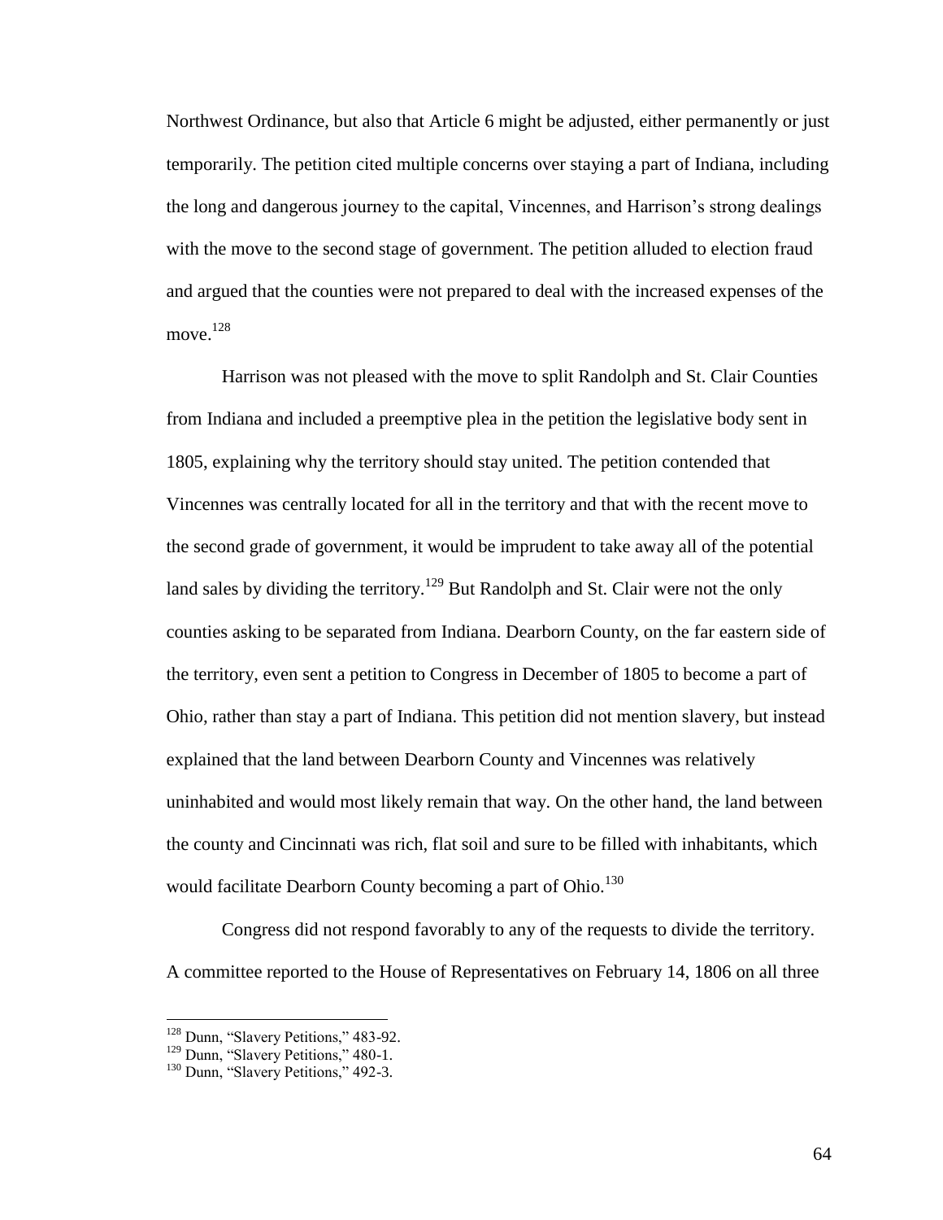Northwest Ordinance, but also that Article 6 might be adjusted, either permanently or just temporarily. The petition cited multiple concerns over staying a part of Indiana, including the long and dangerous journey to the capital, Vincennes, and Harrison's strong dealings with the move to the second stage of government. The petition alluded to election fraud and argued that the counties were not prepared to deal with the increased expenses of the move.[128]

Harrison was not pleased with the move to split Randolph and St. Clair Counties from Indiana and included a preemptive plea in the petition the legislative body sent in 1805, explaining why the territory should stay united. The petition contended that Vincennes was centrally located for all in the territory and that with the recent move to the second grade of government, it would be imprudent to take away all of the potential land sales by dividing the territory.[129] But Randolph and St. Clair were not the only counties asking to be separated from Indiana. Dearborn County, on the far eastern side of the territory, even sent a petition to Congress in December of 1805 to become a part of Ohio, rather than stay a part of Indiana. This petition did not mention slavery, but instead explained that the land between Dearborn County and Vincennes was relatively uninhabited and would most likely remain that way. On the other hand, the land between the county and Cincinnati was rich, flat soil and sure to be filled with inhabitants, which would facilitate Dearborn County becoming a part of Ohio.[130]

Congress did not respond favorably to any of the requests to divide the territory. A committee reported to the House of Representatives on February 14, 1806 on all three

---

[128] Dunn, "Slavery Petitions," 483-92.

[129] Dunn, "Slavery Petitions," 480-1.

[130] Dunn, "Slavery Petitions," 492-3.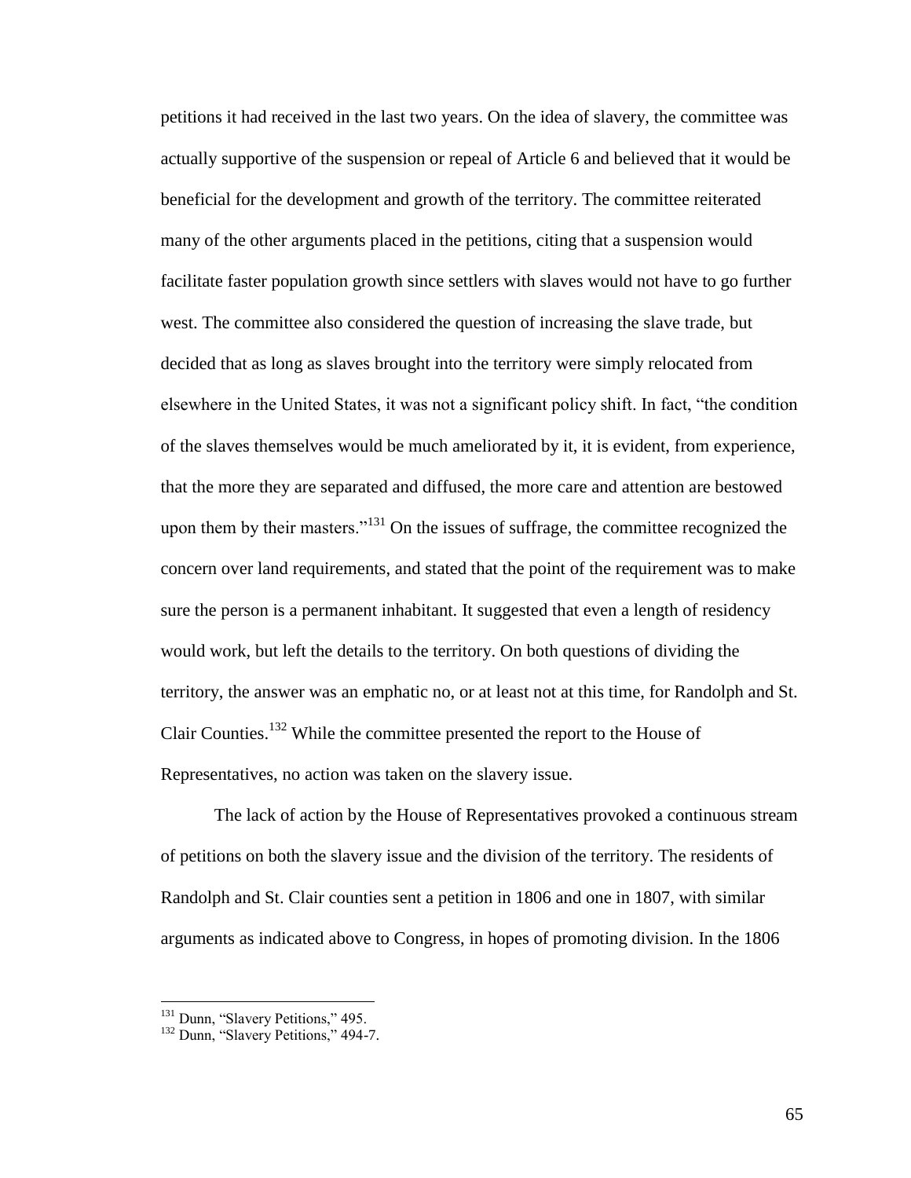petitions it had received in the last two years. On the idea of slavery, the committee was actually supportive of the suspension or repeal of Article 6 and believed that it would be beneficial for the development and growth of the territory. The committee reiterated many of the other arguments placed in the petitions, citing that a suspension would facilitate faster population growth since settlers with slaves would not have to go further west. The committee also considered the question of increasing the slave trade, but decided that as long as slaves brought into the territory were simply relocated from elsewhere in the United States, it was not a significant policy shift. In fact, "the condition of the slaves themselves would be much ameliorated by it, it is evident, from experience, that the more they are separated and diffused, the more care and attention are bestowed upon them by their masters."[131] On the issues of suffrage, the committee recognized the concern over land requirements, and stated that the point of the requirement was to make sure the person is a permanent inhabitant. It suggested that even a length of residency would work, but left the details to the territory. On both questions of dividing the territory, the answer was an emphatic no, or at least not at this time, for Randolph and St. Clair Counties.[132] While the committee presented the report to the House of Representatives, no action was taken on the slavery issue.

The lack of action by the House of Representatives provoked a continuous stream of petitions on both the slavery issue and the division of the territory. The residents of Randolph and St. Clair counties sent a petition in 1806 and one in 1807, with similar arguments as indicated above to Congress, in hopes of promoting division. In the 1806

[131] Dunn, "Slavery Petitions," 495.
[132] Dunn, "Slavery Petitions," 494-7.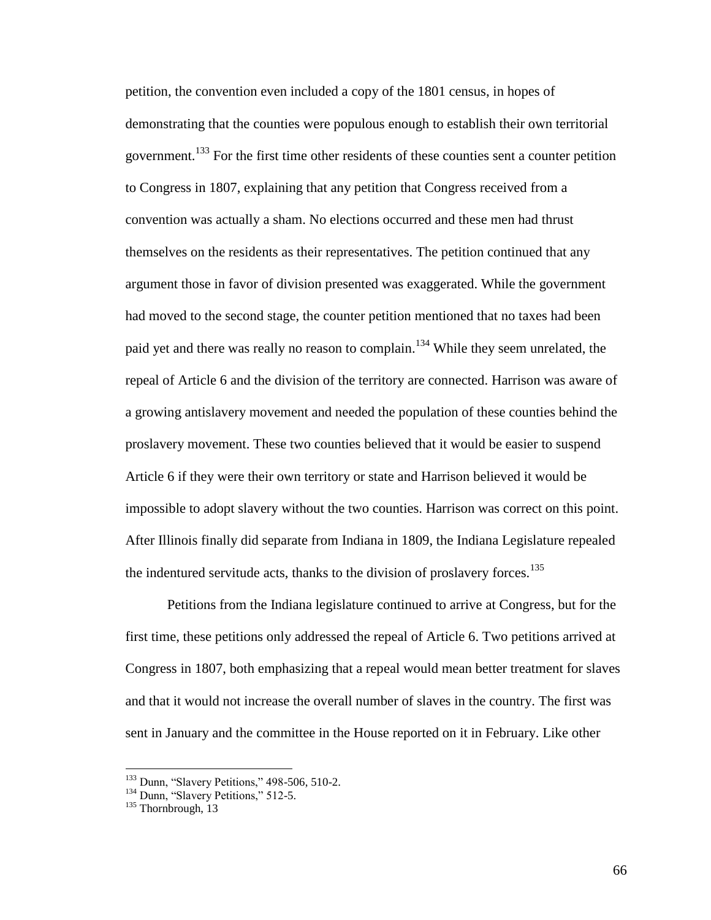petition, the convention even included a copy of the 1801 census, in hopes of demonstrating that the counties were populous enough to establish their own territorial government.[133] For the first time other residents of these counties sent a counter petition to Congress in 1807, explaining that any petition that Congress received from a convention was actually a sham. No elections occurred and these men had thrust themselves on the residents as their representatives. The petition continued that any argument those in favor of division presented was exaggerated. While the government had moved to the second stage, the counter petition mentioned that no taxes had been paid yet and there was really no reason to complain.[134] While they seem unrelated, the repeal of Article 6 and the division of the territory are connected. Harrison was aware of a growing antislavery movement and needed the population of these counties behind the proslavery movement. These two counties believed that it would be easier to suspend Article 6 if they were their own territory or state and Harrison believed it would be impossible to adopt slavery without the two counties. Harrison was correct on this point. After Illinois finally did separate from Indiana in 1809, the Indiana Legislature repealed the indentured servitude acts, thanks to the division of proslavery forces.[135]

Petitions from the Indiana legislature continued to arrive at Congress, but for the first time, these petitions only addressed the repeal of Article 6. Two petitions arrived at Congress in 1807, both emphasizing that a repeal would mean better treatment for slaves and that it would not increase the overall number of slaves in the country. The first was sent in January and the committee in the House reported on it in February. Like other

[133] Dunn, "Slavery Petitions," 498-506, 510-2.

[134] Dunn, "Slavery Petitions," 512-5.

[135] Thornbrough, 13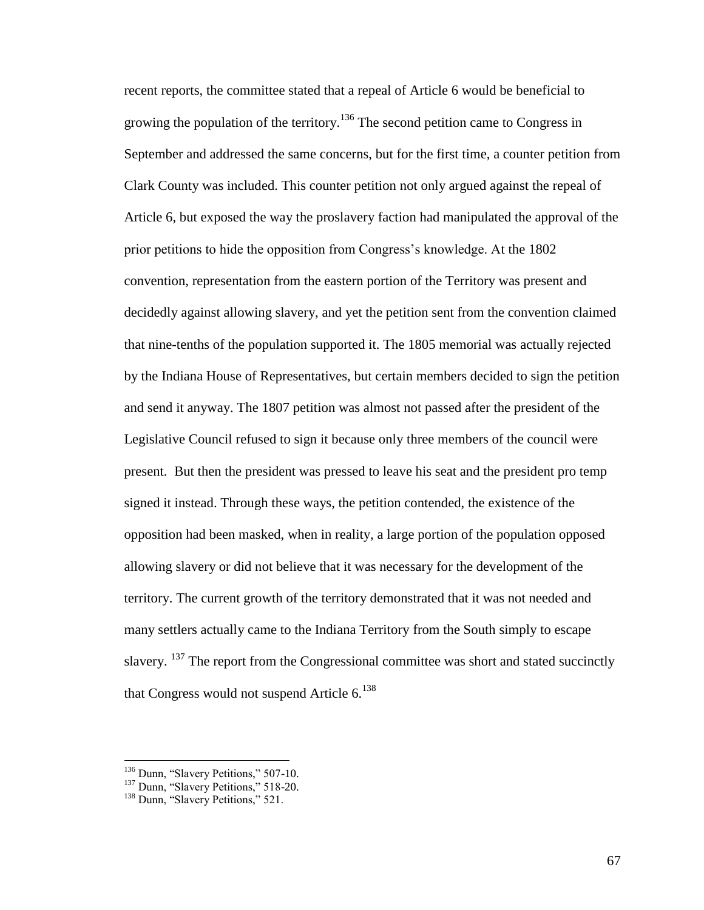recent reports, the committee stated that a repeal of Article 6 would be beneficial to growing the population of the territory.[136] The second petition came to Congress in September and addressed the same concerns, but for the first time, a counter petition from Clark County was included. This counter petition not only argued against the repeal of Article 6, but exposed the way the proslavery faction had manipulated the approval of the prior petitions to hide the opposition from Congress's knowledge. At the 1802 convention, representation from the eastern portion of the Territory was present and decidedly against allowing slavery, and yet the petition sent from the convention claimed that nine-tenths of the population supported it. The 1805 memorial was actually rejected by the Indiana House of Representatives, but certain members decided to sign the petition and send it anyway. The 1807 petition was almost not passed after the president of the Legislative Council refused to sign it because only three members of the council were present. But then the president was pressed to leave his seat and the president pro temp signed it instead. Through these ways, the petition contended, the existence of the opposition had been masked, when in reality, a large portion of the population opposed allowing slavery or did not believe that it was necessary for the development of the territory. The current growth of the territory demonstrated that it was not needed and many settlers actually came to the Indiana Territory from the South simply to escape slavery. [137] The report from the Congressional committee was short and stated succinctly that Congress would not suspend Article 6.[138]

---

[136] Dunn, "Slavery Petitions," 507-10.

[137] Dunn, "Slavery Petitions," 518-20.

[138] Dunn, "Slavery Petitions," 521.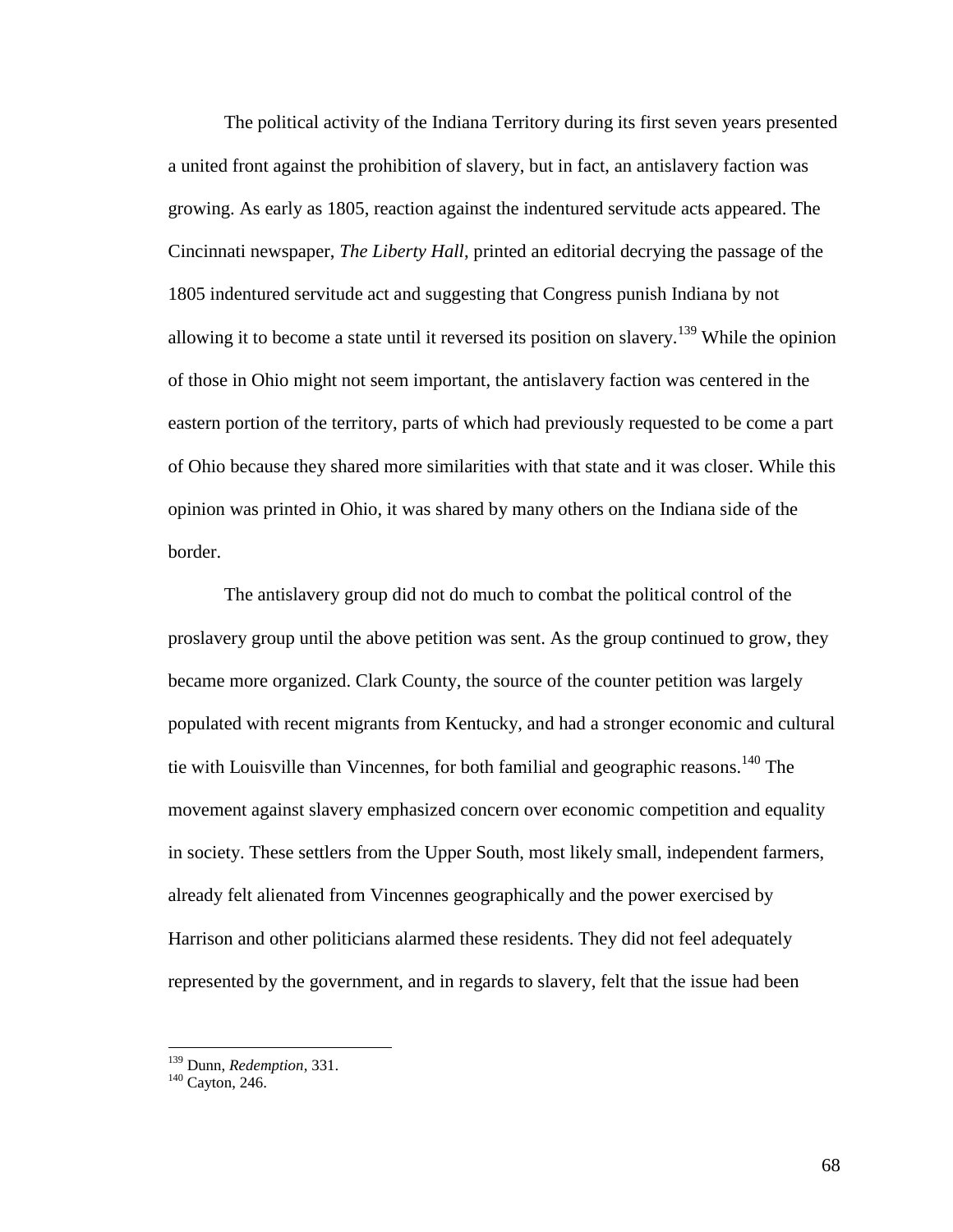The political activity of the Indiana Territory during its first seven years presented a united front against the prohibition of slavery, but in fact, an antislavery faction was growing. As early as 1805, reaction against the indentured servitude acts appeared. The Cincinnati newspaper, *The Liberty Hall*, printed an editorial decrying the passage of the 1805 indentured servitude act and suggesting that Congress punish Indiana by not allowing it to become a state until it reversed its position on slavery.[139] While the opinion of those in Ohio might not seem important, the antislavery faction was centered in the eastern portion of the territory, parts of which had previously requested to be come a part of Ohio because they shared more similarities with that state and it was closer. While this opinion was printed in Ohio, it was shared by many others on the Indiana side of the border.

The antislavery group did not do much to combat the political control of the proslavery group until the above petition was sent. As the group continued to grow, they became more organized. Clark County, the source of the counter petition was largely populated with recent migrants from Kentucky, and had a stronger economic and cultural tie with Louisville than Vincennes, for both familial and geographic reasons.[140] The movement against slavery emphasized concern over economic competition and equality in society. These settlers from the Upper South, most likely small, independent farmers, already felt alienated from Vincennes geographically and the power exercised by Harrison and other politicians alarmed these residents. They did not feel adequately represented by the government, and in regards to slavery, felt that the issue had been

---

[139] Dunn, *Redemption*, 331.

[140] Cayton, 246.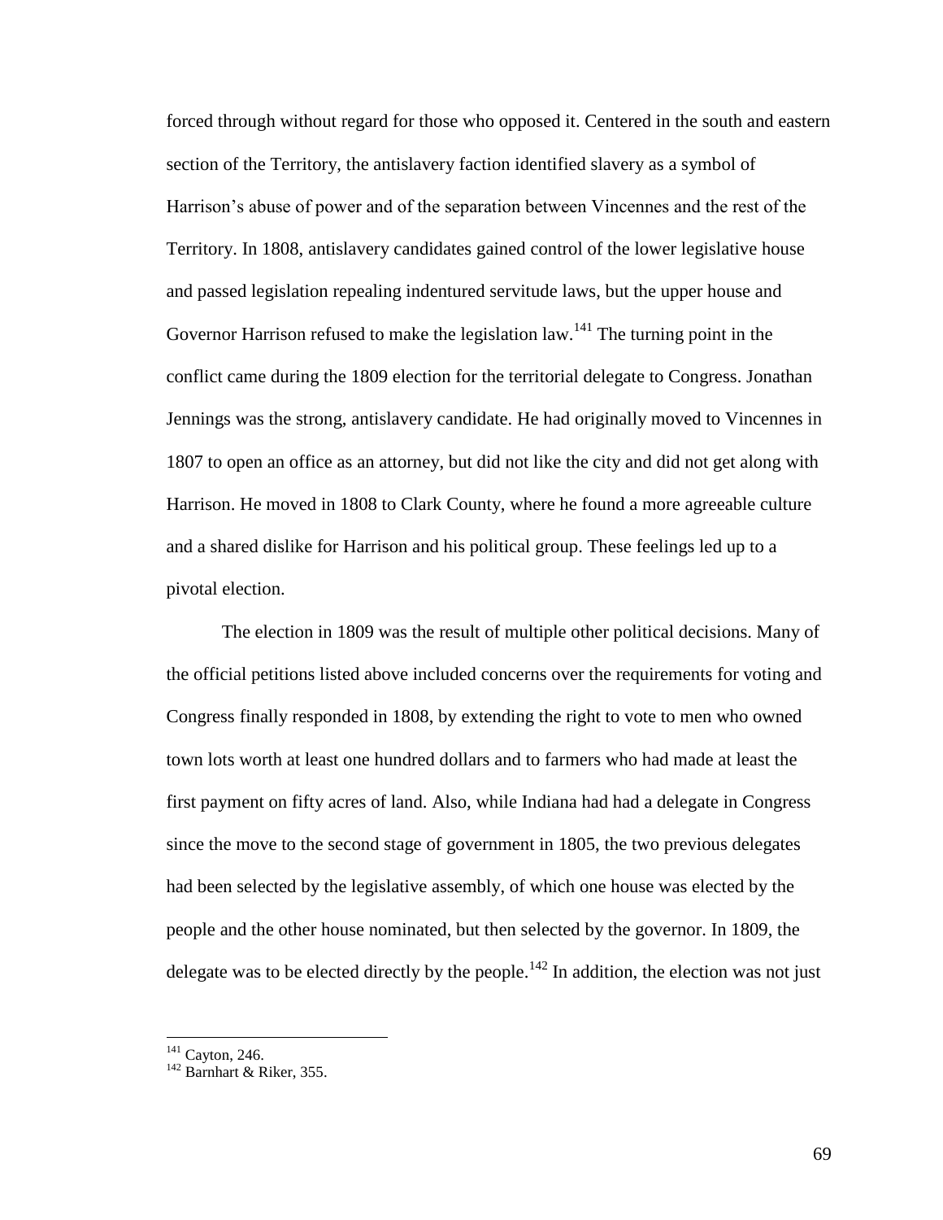forced through without regard for those who opposed it. Centered in the south and eastern section of the Territory, the antislavery faction identified slavery as a symbol of Harrison's abuse of power and of the separation between Vincennes and the rest of the Territory. In 1808, antislavery candidates gained control of the lower legislative house and passed legislation repealing indentured servitude laws, but the upper house and Governor Harrison refused to make the legislation law.[141] The turning point in the conflict came during the 1809 election for the territorial delegate to Congress. Jonathan Jennings was the strong, antislavery candidate. He had originally moved to Vincennes in 1807 to open an office as an attorney, but did not like the city and did not get along with Harrison. He moved in 1808 to Clark County, where he found a more agreeable culture and a shared dislike for Harrison and his political group. These feelings led up to a pivotal election.

The election in 1809 was the result of multiple other political decisions. Many of the official petitions listed above included concerns over the requirements for voting and Congress finally responded in 1808, by extending the right to vote to men who owned town lots worth at least one hundred dollars and to farmers who had made at least the first payment on fifty acres of land. Also, while Indiana had had a delegate in Congress since the move to the second stage of government in 1805, the two previous delegates had been selected by the legislative assembly, of which one house was elected by the people and the other house nominated, but then selected by the governor. In 1809, the delegate was to be elected directly by the people.[142] In addition, the election was not just

---

[141] Cayton, 246.

[142] Barnhart & Riker, 355.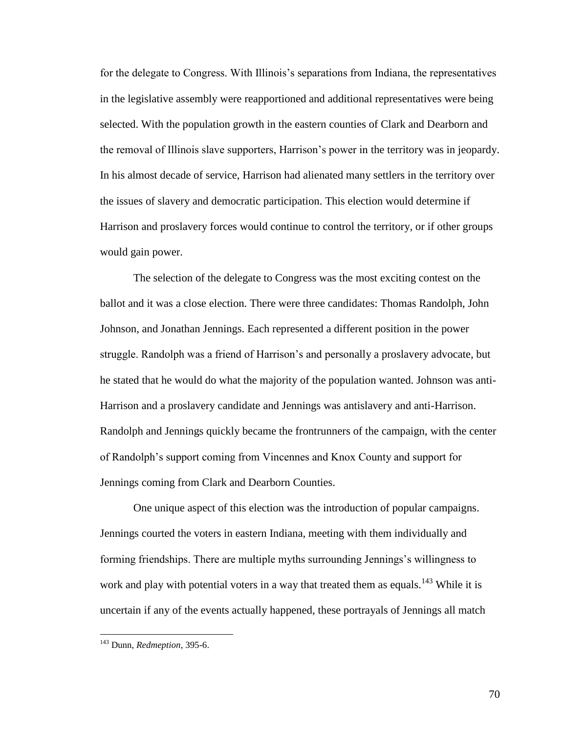for the delegate to Congress. With Illinois's separations from Indiana, the representatives in the legislative assembly were reapportioned and additional representatives were being selected. With the population growth in the eastern counties of Clark and Dearborn and the removal of Illinois slave supporters, Harrison's power in the territory was in jeopardy. In his almost decade of service, Harrison had alienated many settlers in the territory over the issues of slavery and democratic participation. This election would determine if Harrison and proslavery forces would continue to control the territory, or if other groups would gain power.

The selection of the delegate to Congress was the most exciting contest on the ballot and it was a close election. There were three candidates: Thomas Randolph, John Johnson, and Jonathan Jennings. Each represented a different position in the power struggle. Randolph was a friend of Harrison's and personally a proslavery advocate, but he stated that he would do what the majority of the population wanted. Johnson was anti-Harrison and a proslavery candidate and Jennings was antislavery and anti-Harrison. Randolph and Jennings quickly became the frontrunners of the campaign, with the center of Randolph's support coming from Vincennes and Knox County and support for Jennings coming from Clark and Dearborn Counties.

One unique aspect of this election was the introduction of popular campaigns. Jennings courted the voters in eastern Indiana, meeting with them individually and forming friendships. There are multiple myths surrounding Jennings's willingness to work and play with potential voters in a way that treated them as equals.[143] While it is uncertain if any of the events actually happened, these portrayals of Jennings all match

[143] Dunn, *Redmeption*, 395-6.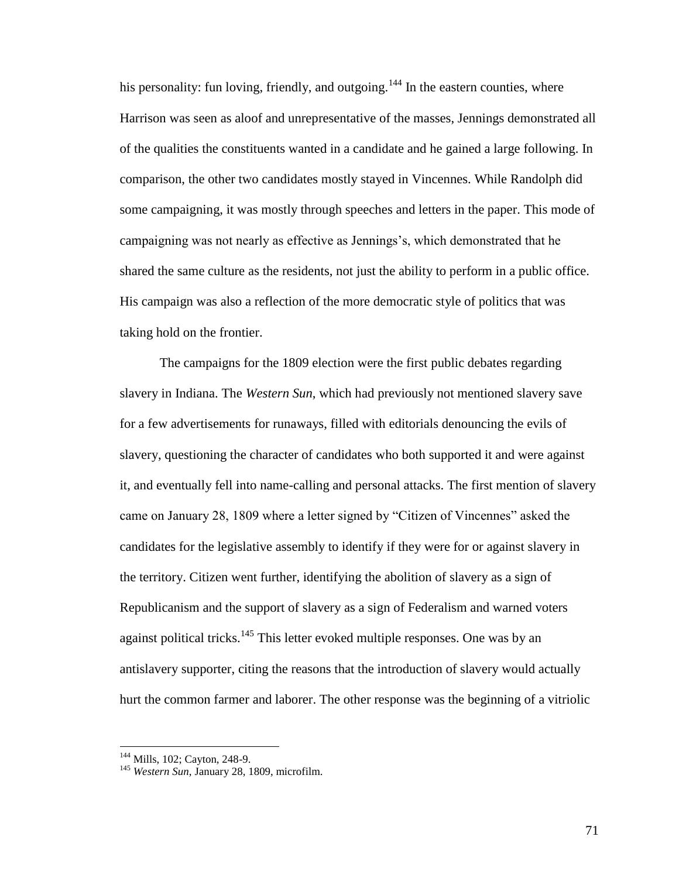his personality: fun loving, friendly, and outgoing.[144] In the eastern counties, where Harrison was seen as aloof and unrepresentative of the masses, Jennings demonstrated all of the qualities the constituents wanted in a candidate and he gained a large following. In comparison, the other two candidates mostly stayed in Vincennes. While Randolph did some campaigning, it was mostly through speeches and letters in the paper. This mode of campaigning was not nearly as effective as Jennings's, which demonstrated that he shared the same culture as the residents, not just the ability to perform in a public office. His campaign was also a reflection of the more democratic style of politics that was taking hold on the frontier.

The campaigns for the 1809 election were the first public debates regarding slavery in Indiana. The *Western Sun*, which had previously not mentioned slavery save for a few advertisements for runaways, filled with editorials denouncing the evils of slavery, questioning the character of candidates who both supported it and were against it, and eventually fell into name-calling and personal attacks. The first mention of slavery came on January 28, 1809 where a letter signed by "Citizen of Vincennes" asked the candidates for the legislative assembly to identify if they were for or against slavery in the territory. Citizen went further, identifying the abolition of slavery as a sign of Republicanism and the support of slavery as a sign of Federalism and warned voters against political tricks.[145] This letter evoked multiple responses. One was by an antislavery supporter, citing the reasons that the introduction of slavery would actually hurt the common farmer and laborer. The other response was the beginning of a vitriolic

---

[144] Mills, 102; Cayton, 248-9.

[145] *Western Sun*, January 28, 1809, microfilm.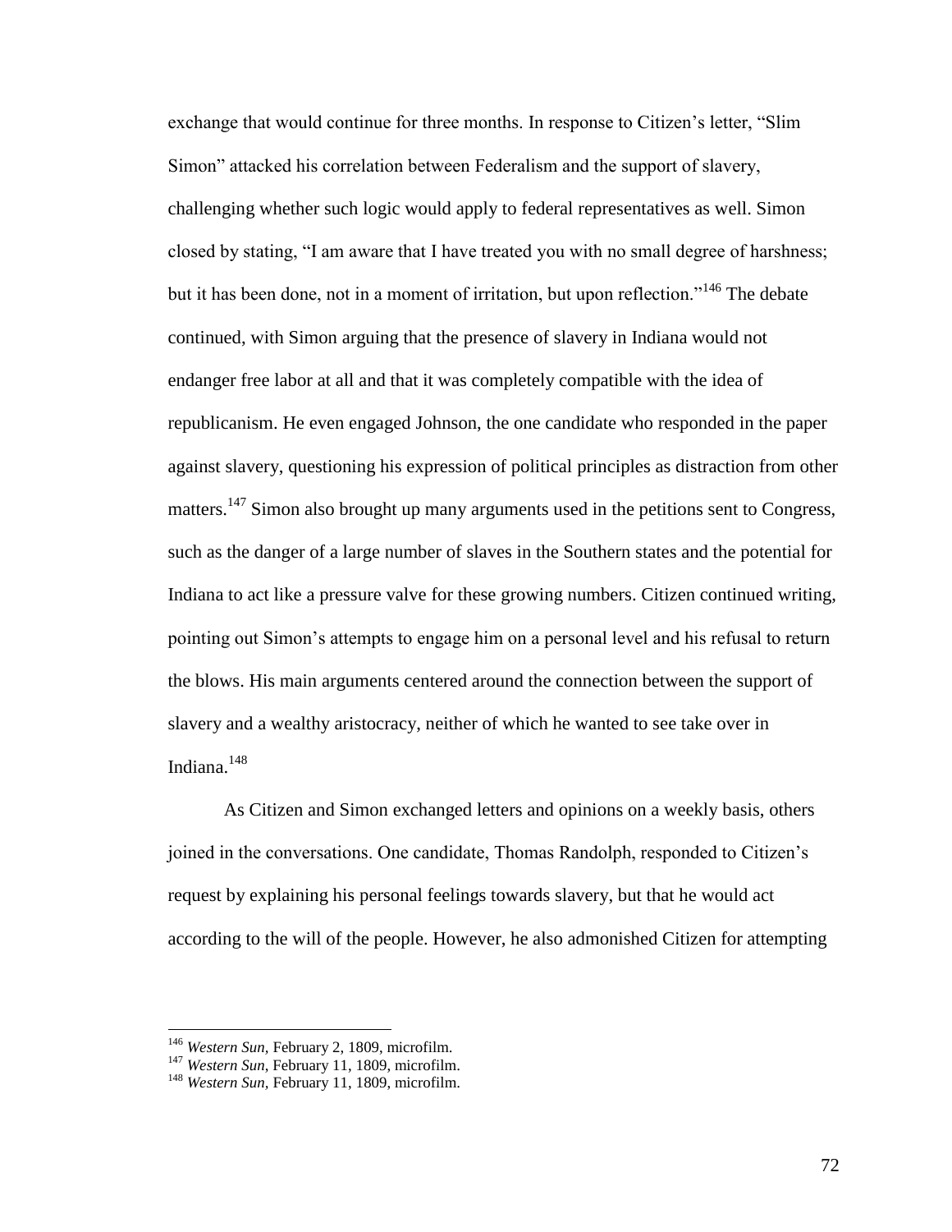exchange that would continue for three months. In response to Citizen's letter, "Slim Simon" attacked his correlation between Federalism and the support of slavery, challenging whether such logic would apply to federal representatives as well. Simon closed by stating, "I am aware that I have treated you with no small degree of harshness; but it has been done, not in a moment of irritation, but upon reflection."[146] The debate continued, with Simon arguing that the presence of slavery in Indiana would not endanger free labor at all and that it was completely compatible with the idea of republicanism. He even engaged Johnson, the one candidate who responded in the paper against slavery, questioning his expression of political principles as distraction from other matters.[147] Simon also brought up many arguments used in the petitions sent to Congress, such as the danger of a large number of slaves in the Southern states and the potential for Indiana to act like a pressure valve for these growing numbers. Citizen continued writing, pointing out Simon's attempts to engage him on a personal level and his refusal to return the blows. His main arguments centered around the connection between the support of slavery and a wealthy aristocracy, neither of which he wanted to see take over in Indiana.[148]

As Citizen and Simon exchanged letters and opinions on a weekly basis, others joined in the conversations. One candidate, Thomas Randolph, responded to Citizen's request by explaining his personal feelings towards slavery, but that he would act according to the will of the people. However, he also admonished Citizen for attempting

---

[146] *Western Sun*, February 2, 1809, microfilm.

[147] *Western Sun*, February 11, 1809, microfilm.

[148] *Western Sun*, February 11, 1809, microfilm.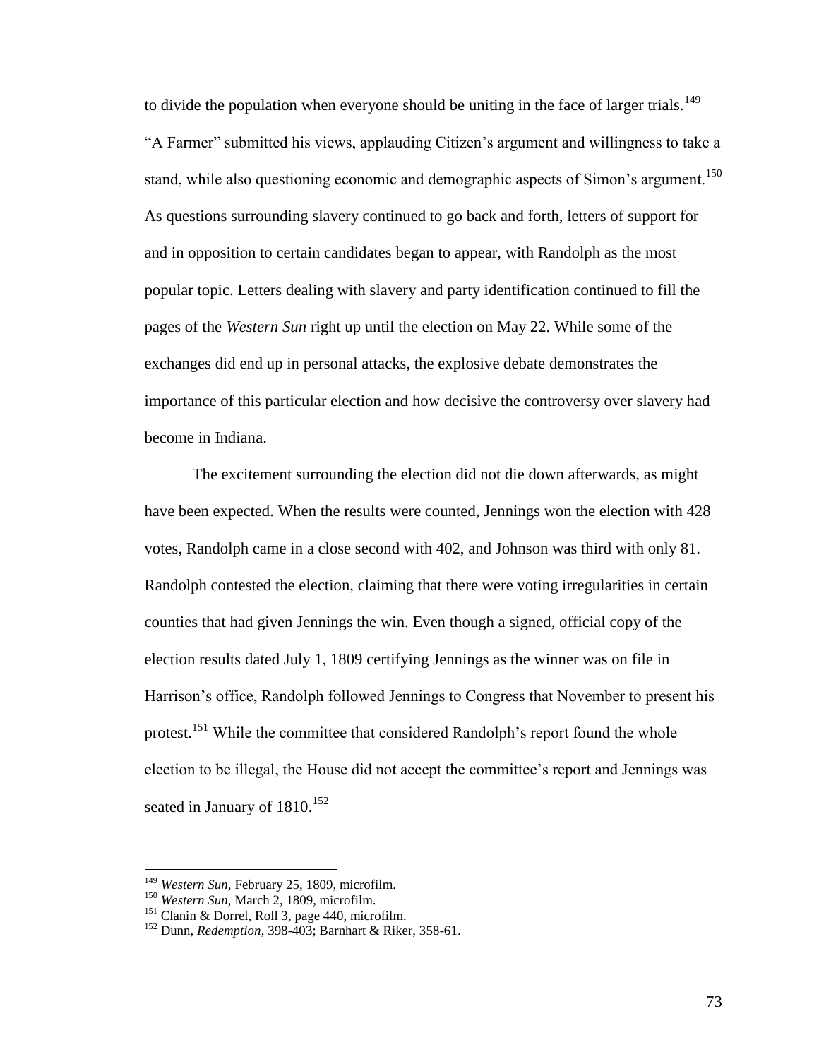to divide the population when everyone should be uniting in the face of larger trials.[149] "A Farmer" submitted his views, applauding Citizen's argument and willingness to take a stand, while also questioning economic and demographic aspects of Simon's argument.[150] As questions surrounding slavery continued to go back and forth, letters of support for and in opposition to certain candidates began to appear, with Randolph as the most popular topic. Letters dealing with slavery and party identification continued to fill the pages of the *Western Sun* right up until the election on May 22. While some of the exchanges did end up in personal attacks, the explosive debate demonstrates the importance of this particular election and how decisive the controversy over slavery had become in Indiana.

The excitement surrounding the election did not die down afterwards, as might have been expected. When the results were counted, Jennings won the election with 428 votes, Randolph came in a close second with 402, and Johnson was third with only 81. Randolph contested the election, claiming that there were voting irregularities in certain counties that had given Jennings the win. Even though a signed, official copy of the election results dated July 1, 1809 certifying Jennings as the winner was on file in Harrison's office, Randolph followed Jennings to Congress that November to present his protest.[151] While the committee that considered Randolph's report found the whole election to be illegal, the House did not accept the committee's report and Jennings was seated in January of 1810.[152]

---

[149] *Western Sun,* February 25, 1809, microfilm.

[150] *Western Sun,* March 2, 1809, microfilm.

[151] Clanin & Dorrel, Roll 3, page 440, microfilm.

[152] Dunn, *Redemption*, 398-403; Barnhart & Riker, 358-61.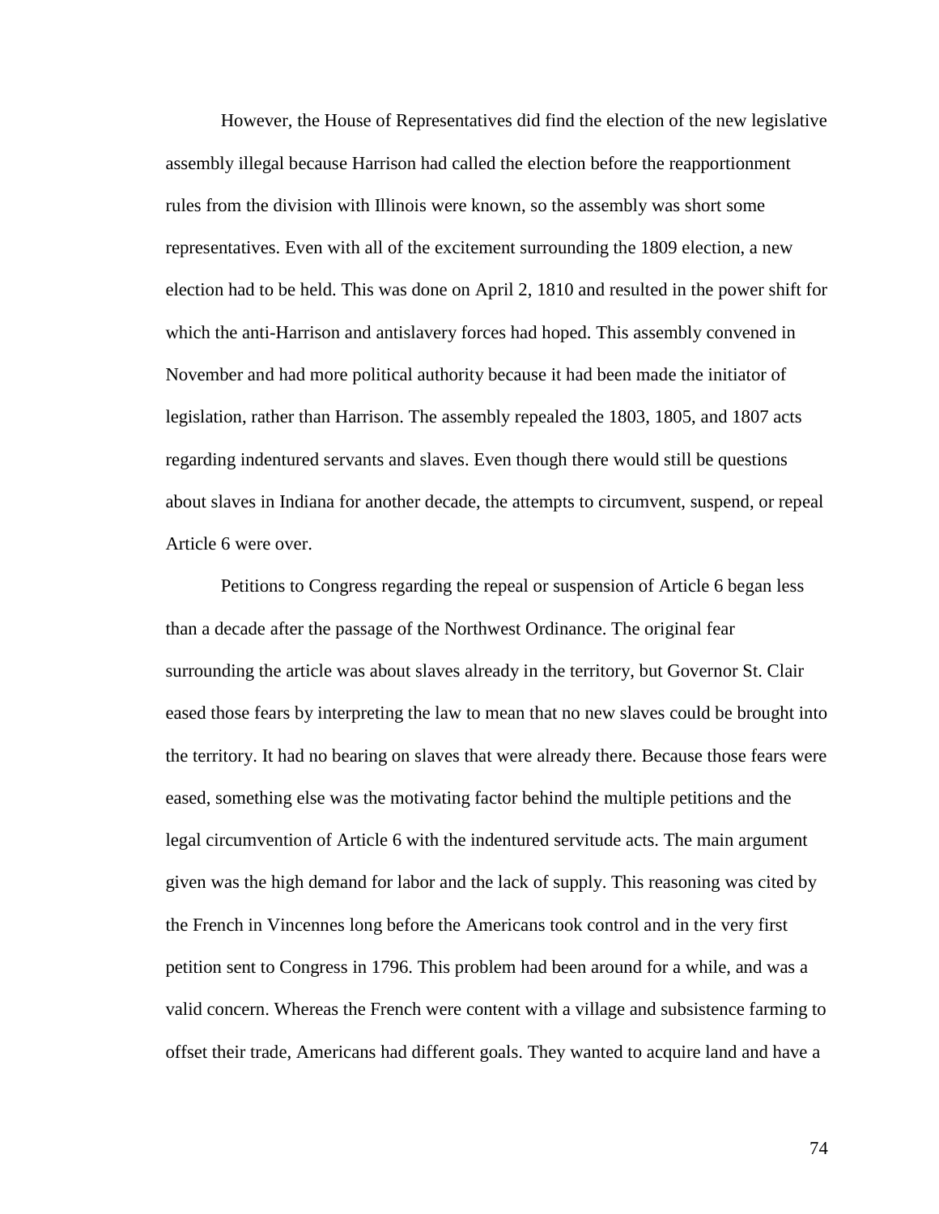However, the House of Representatives did find the election of the new legislative assembly illegal because Harrison had called the election before the reapportionment rules from the division with Illinois were known, so the assembly was short some representatives. Even with all of the excitement surrounding the 1809 election, a new election had to be held. This was done on April 2, 1810 and resulted in the power shift for which the anti-Harrison and antislavery forces had hoped. This assembly convened in November and had more political authority because it had been made the initiator of legislation, rather than Harrison. The assembly repealed the 1803, 1805, and 1807 acts regarding indentured servants and slaves. Even though there would still be questions about slaves in Indiana for another decade, the attempts to circumvent, suspend, or repeal Article 6 were over.

Petitions to Congress regarding the repeal or suspension of Article 6 began less than a decade after the passage of the Northwest Ordinance. The original fear surrounding the article was about slaves already in the territory, but Governor St. Clair eased those fears by interpreting the law to mean that no new slaves could be brought into the territory. It had no bearing on slaves that were already there. Because those fears were eased, something else was the motivating factor behind the multiple petitions and the legal circumvention of Article 6 with the indentured servitude acts. The main argument given was the high demand for labor and the lack of supply. This reasoning was cited by the French in Vincennes long before the Americans took control and in the very first petition sent to Congress in 1796. This problem had been around for a while, and was a valid concern. Whereas the French were content with a village and subsistence farming to offset their trade, Americans had different goals. They wanted to acquire land and have a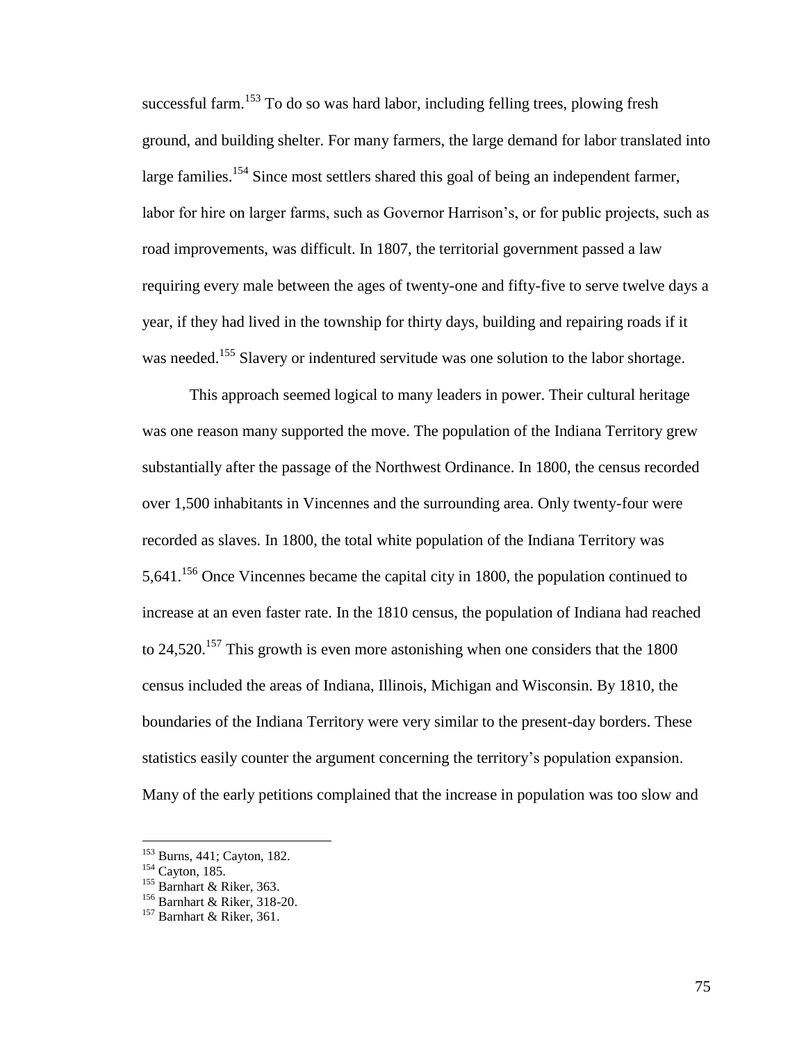successful farm.[153] To do so was hard labor, including felling trees, plowing fresh ground, and building shelter. For many farmers, the large demand for labor translated into large families.[154] Since most settlers shared this goal of being an independent farmer, labor for hire on larger farms, such as Governor Harrison's, or for public projects, such as road improvements, was difficult. In 1807, the territorial government passed a law requiring every male between the ages of twenty-one and fifty-five to serve twelve days a year, if they had lived in the township for thirty days, building and repairing roads if it was needed.[155] Slavery or indentured servitude was one solution to the labor shortage.

This approach seemed logical to many leaders in power. Their cultural heritage was one reason many supported the move. The population of the Indiana Territory grew substantially after the passage of the Northwest Ordinance. In 1800, the census recorded over 1,500 inhabitants in Vincennes and the surrounding area. Only twenty-four were recorded as slaves. In 1800, the total white population of the Indiana Territory was 5,641.[156] Once Vincennes became the capital city in 1800, the population continued to increase at an even faster rate. In the 1810 census, the population of Indiana had reached to 24,520.[157] This growth is even more astonishing when one considers that the 1800 census included the areas of Indiana, Illinois, Michigan and Wisconsin. By 1810, the boundaries of the Indiana Territory were very similar to the present-day borders. These statistics easily counter the argument concerning the territory's population expansion. Many of the early petitions complained that the increase in population was too slow and

---

[153] Burns, 441; Cayton, 182.

[154] Cayton, 185.

[155] Barnhart & Riker, 363.

[156] Barnhart & Riker, 318-20.

[157] Barnhart & Riker, 361.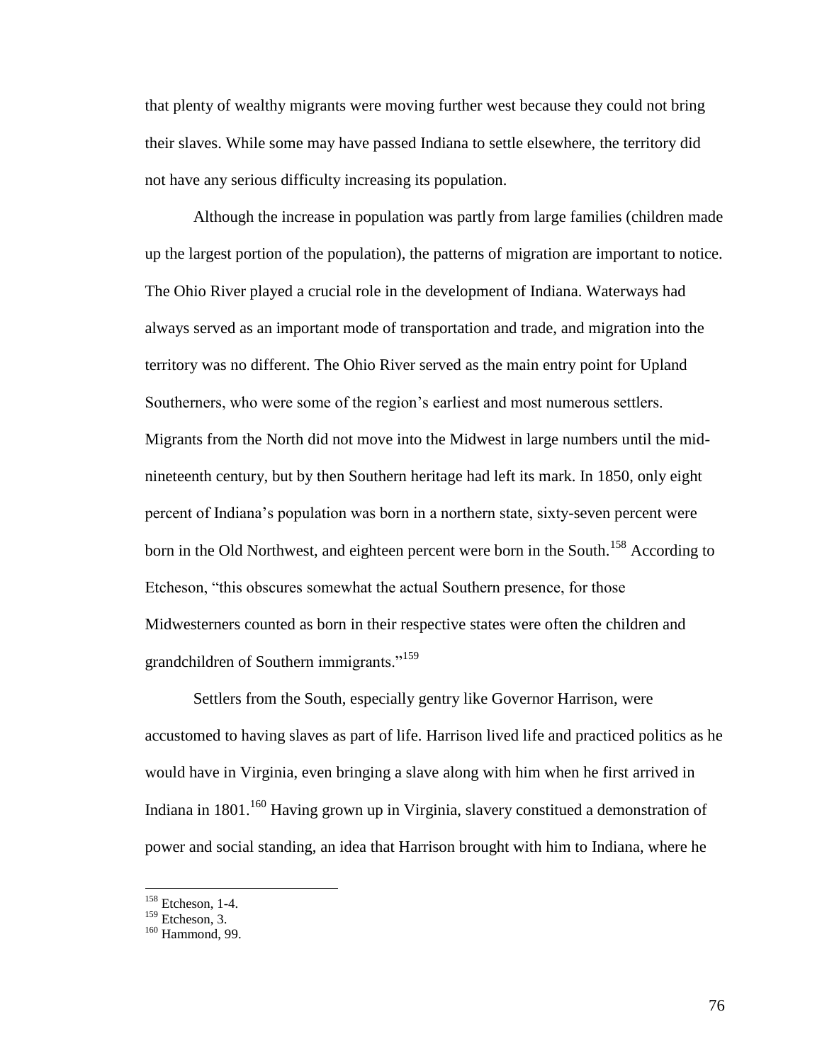that plenty of wealthy migrants were moving further west because they could not bring their slaves. While some may have passed Indiana to settle elsewhere, the territory did not have any serious difficulty increasing its population.

Although the increase in population was partly from large families (children made up the largest portion of the population), the patterns of migration are important to notice. The Ohio River played a crucial role in the development of Indiana. Waterways had always served as an important mode of transportation and trade, and migration into the territory was no different. The Ohio River served as the main entry point for Upland Southerners, who were some of the region's earliest and most numerous settlers. Migrants from the North did not move into the Midwest in large numbers until the mid-nineteenth century, but by then Southern heritage had left its mark. In 1850, only eight percent of Indiana's population was born in a northern state, sixty-seven percent were born in the Old Northwest, and eighteen percent were born in the South.[158] According to Etcheson, "this obscures somewhat the actual Southern presence, for those Midwesterners counted as born in their respective states were often the children and grandchildren of Southern immigrants."[159]

Settlers from the South, especially gentry like Governor Harrison, were accustomed to having slaves as part of life. Harrison lived life and practiced politics as he would have in Virginia, even bringing a slave along with him when he first arrived in Indiana in 1801.[160] Having grown up in Virginia, slavery constitued a demonstration of power and social standing, an idea that Harrison brought with him to Indiana, where he

---

[158] Etcheson, 1-4.
[159] Etcheson, 3.
[160] Hammond, 99.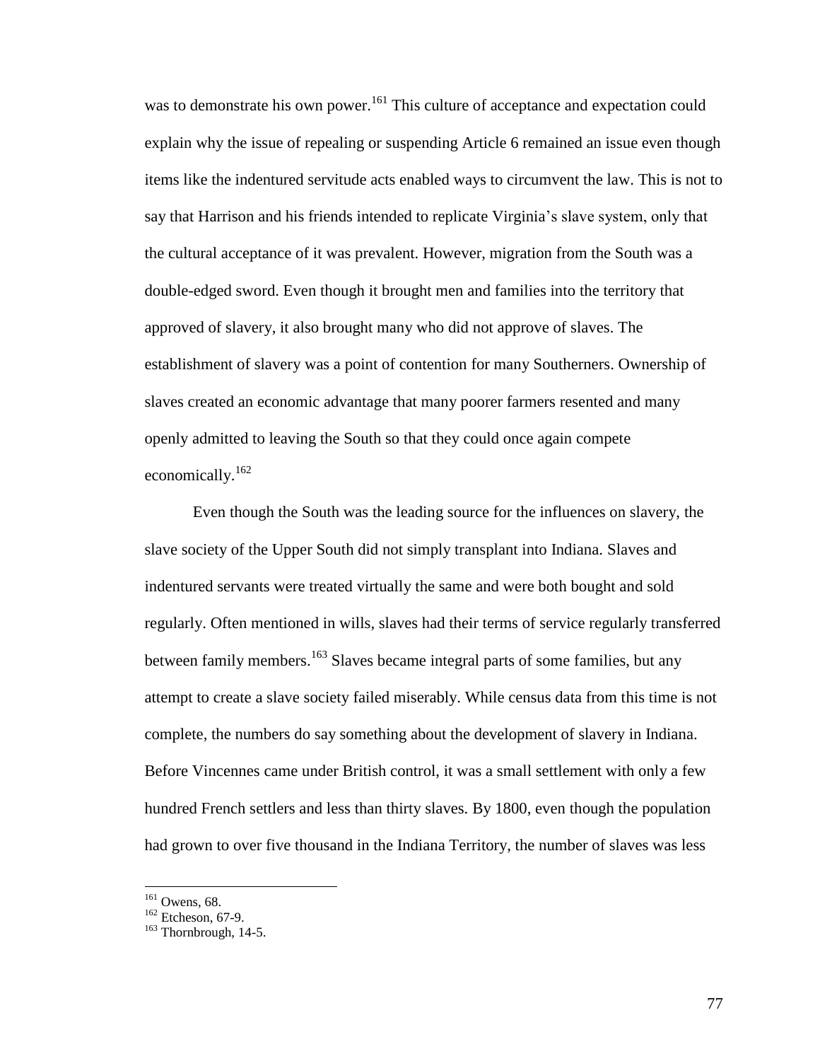was to demonstrate his own power.[161] This culture of acceptance and expectation could explain why the issue of repealing or suspending Article 6 remained an issue even though items like the indentured servitude acts enabled ways to circumvent the law. This is not to say that Harrison and his friends intended to replicate Virginia's slave system, only that the cultural acceptance of it was prevalent. However, migration from the South was a double-edged sword. Even though it brought men and families into the territory that approved of slavery, it also brought many who did not approve of slaves. The establishment of slavery was a point of contention for many Southerners. Ownership of slaves created an economic advantage that many poorer farmers resented and many openly admitted to leaving the South so that they could once again compete economically.[162]

Even though the South was the leading source for the influences on slavery, the slave society of the Upper South did not simply transplant into Indiana. Slaves and indentured servants were treated virtually the same and were both bought and sold regularly. Often mentioned in wills, slaves had their terms of service regularly transferred between family members.[163] Slaves became integral parts of some families, but any attempt to create a slave society failed miserably. While census data from this time is not complete, the numbers do say something about the development of slavery in Indiana. Before Vincennes came under British control, it was a small settlement with only a few hundred French settlers and less than thirty slaves. By 1800, even though the population had grown to over five thousand in the Indiana Territory, the number of slaves was less

---

[161] Owens, 68.

[162] Etcheson, 67-9.

[163] Thornbrough, 14-5.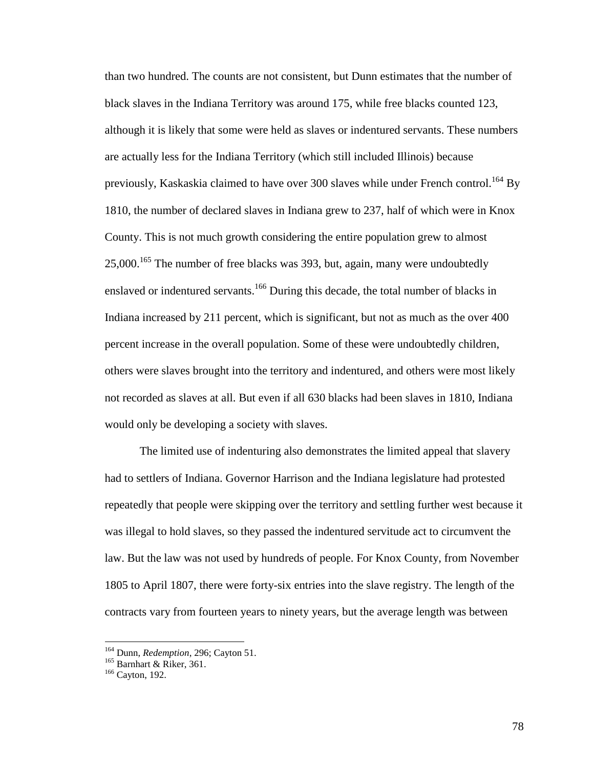than two hundred. The counts are not consistent, but Dunn estimates that the number of black slaves in the Indiana Territory was around 175, while free blacks counted 123, although it is likely that some were held as slaves or indentured servants. These numbers are actually less for the Indiana Territory (which still included Illinois) because previously, Kaskaskia claimed to have over 300 slaves while under French control.[164] By 1810, the number of declared slaves in Indiana grew to 237, half of which were in Knox County. This is not much growth considering the entire population grew to almost 25,000.[165] The number of free blacks was 393, but, again, many were undoubtedly enslaved or indentured servants.[166] During this decade, the total number of blacks in Indiana increased by 211 percent, which is significant, but not as much as the over 400 percent increase in the overall population. Some of these were undoubtedly children, others were slaves brought into the territory and indentured, and others were most likely not recorded as slaves at all. But even if all 630 blacks had been slaves in 1810, Indiana would only be developing a society with slaves.

The limited use of indenturing also demonstrates the limited appeal that slavery had to settlers of Indiana. Governor Harrison and the Indiana legislature had protested repeatedly that people were skipping over the territory and settling further west because it was illegal to hold slaves, so they passed the indentured servitude act to circumvent the law. But the law was not used by hundreds of people. For Knox County, from November 1805 to April 1807, there were forty-six entries into the slave registry. The length of the contracts vary from fourteen years to ninety years, but the average length was between

---

[164] Dunn, *Redemption*, 296; Cayton 51.

[165] Barnhart & Riker, 361.

[166] Cayton, 192.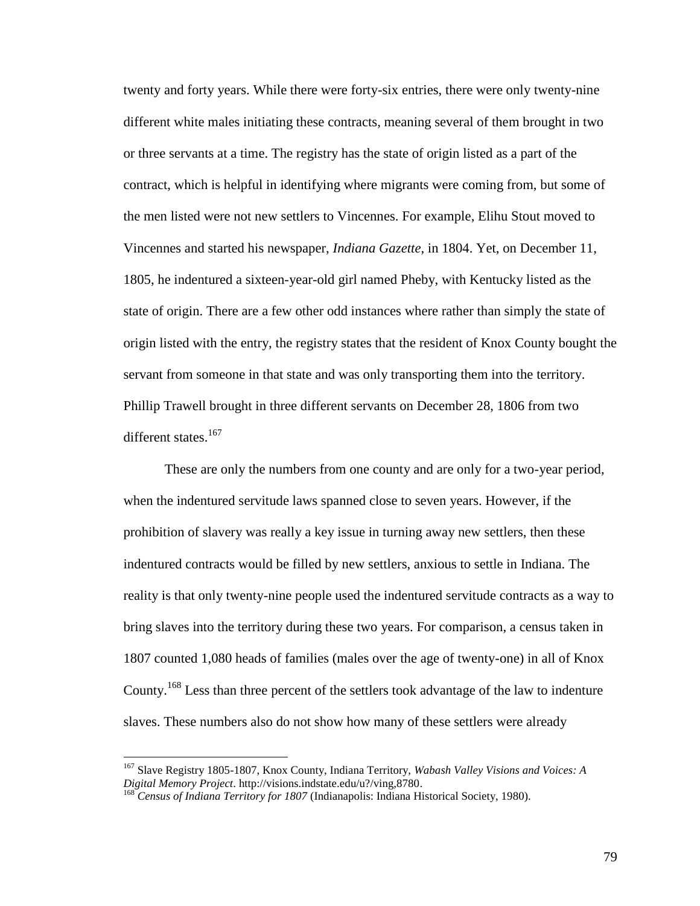twenty and forty years. While there were forty-six entries, there were only twenty-nine different white males initiating these contracts, meaning several of them brought in two or three servants at a time. The registry has the state of origin listed as a part of the contract, which is helpful in identifying where migrants were coming from, but some of the men listed were not new settlers to Vincennes. For example, Elihu Stout moved to Vincennes and started his newspaper, *Indiana Gazette*, in 1804. Yet, on December 11, 1805, he indentured a sixteen-year-old girl named Pheby, with Kentucky listed as the state of origin. There are a few other odd instances where rather than simply the state of origin listed with the entry, the registry states that the resident of Knox County bought the servant from someone in that state and was only transporting them into the territory. Phillip Trawell brought in three different servants on December 28, 1806 from two different states.[167]

These are only the numbers from one county and are only for a two-year period, when the indentured servitude laws spanned close to seven years. However, if the prohibition of slavery was really a key issue in turning away new settlers, then these indentured contracts would be filled by new settlers, anxious to settle in Indiana. The reality is that only twenty-nine people used the indentured servitude contracts as a way to bring slaves into the territory during these two years. For comparison, a census taken in 1807 counted 1,080 heads of families (males over the age of twenty-one) in all of Knox County.[168] Less than three percent of the settlers took advantage of the law to indenture slaves. These numbers also do not show how many of these settlers were already

---

[167] Slave Registry 1805-1807, Knox County, Indiana Territory, *Wabash Valley Visions and Voices: A Digital Memory Project*. http://visions.indstate.edu/u?/ving,8780.

[168] *Census of Indiana Territory for 1807* (Indianapolis: Indiana Historical Society, 1980).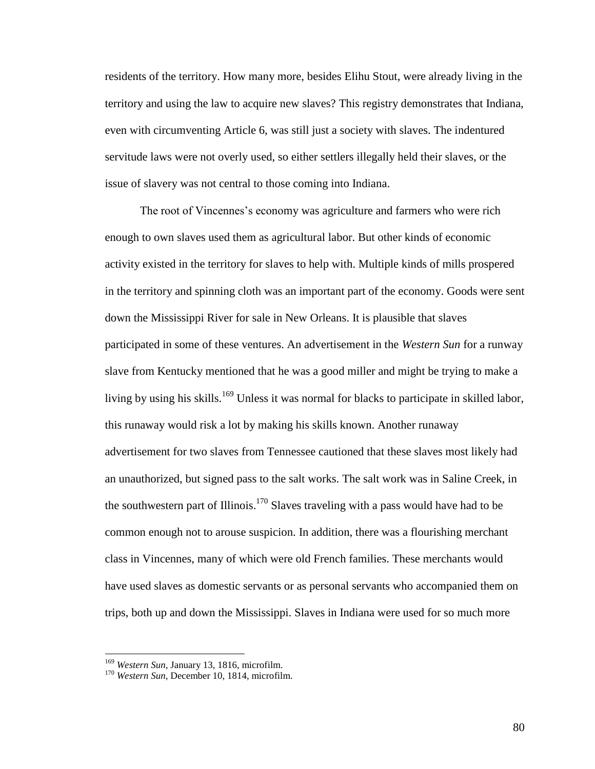residents of the territory. How many more, besides Elihu Stout, were already living in the territory and using the law to acquire new slaves? This registry demonstrates that Indiana, even with circumventing Article 6, was still just a society with slaves. The indentured servitude laws were not overly used, so either settlers illegally held their slaves, or the issue of slavery was not central to those coming into Indiana.

The root of Vincennes's economy was agriculture and farmers who were rich enough to own slaves used them as agricultural labor. But other kinds of economic activity existed in the territory for slaves to help with. Multiple kinds of mills prospered in the territory and spinning cloth was an important part of the economy. Goods were sent down the Mississippi River for sale in New Orleans. It is plausible that slaves participated in some of these ventures. An advertisement in the *Western Sun* for a runway slave from Kentucky mentioned that he was a good miller and might be trying to make a living by using his skills.[169] Unless it was normal for blacks to participate in skilled labor, this runaway would risk a lot by making his skills known. Another runaway advertisement for two slaves from Tennessee cautioned that these slaves most likely had an unauthorized, but signed pass to the salt works. The salt work was in Saline Creek, in the southwestern part of Illinois.[170] Slaves traveling with a pass would have had to be common enough not to arouse suspicion. In addition, there was a flourishing merchant class in Vincennes, many of which were old French families. These merchants would have used slaves as domestic servants or as personal servants who accompanied them on trips, both up and down the Mississippi. Slaves in Indiana were used for so much more

---

[169] *Western Sun*, January 13, 1816, microfilm.

[170] *Western Sun*, December 10, 1814, microfilm.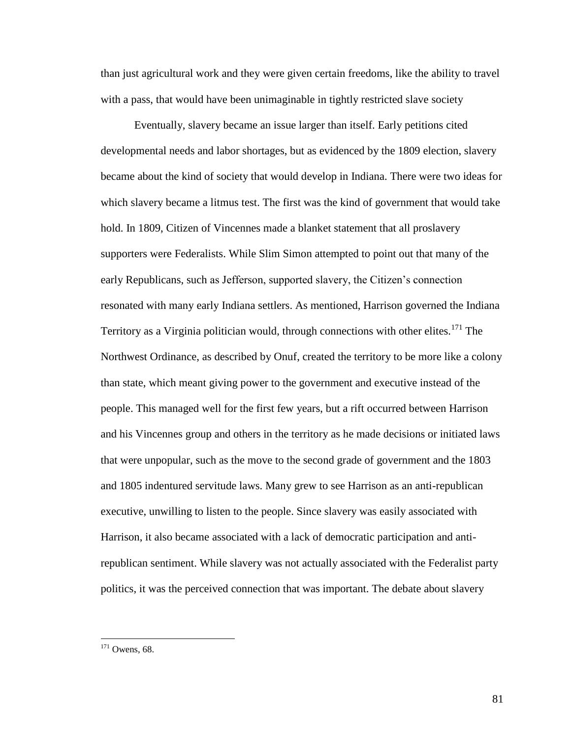than just agricultural work and they were given certain freedoms, like the ability to travel with a pass, that would have been unimaginable in tightly restricted slave society

Eventually, slavery became an issue larger than itself. Early petitions cited developmental needs and labor shortages, but as evidenced by the 1809 election, slavery became about the kind of society that would develop in Indiana. There were two ideas for which slavery became a litmus test. The first was the kind of government that would take hold. In 1809, Citizen of Vincennes made a blanket statement that all proslavery supporters were Federalists. While Slim Simon attempted to point out that many of the early Republicans, such as Jefferson, supported slavery, the Citizen's connection resonated with many early Indiana settlers. As mentioned, Harrison governed the Indiana Territory as a Virginia politician would, through connections with other elites.[171] The Northwest Ordinance, as described by Onuf, created the territory to be more like a colony than state, which meant giving power to the government and executive instead of the people. This managed well for the first few years, but a rift occurred between Harrison and his Vincennes group and others in the territory as he made decisions or initiated laws that were unpopular, such as the move to the second grade of government and the 1803 and 1805 indentured servitude laws. Many grew to see Harrison as an anti-republican executive, unwilling to listen to the people. Since slavery was easily associated with Harrison, it also became associated with a lack of democratic participation and anti-republican sentiment. While slavery was not actually associated with the Federalist party politics, it was the perceived connection that was important. The debate about slavery

[171] Owens, 68.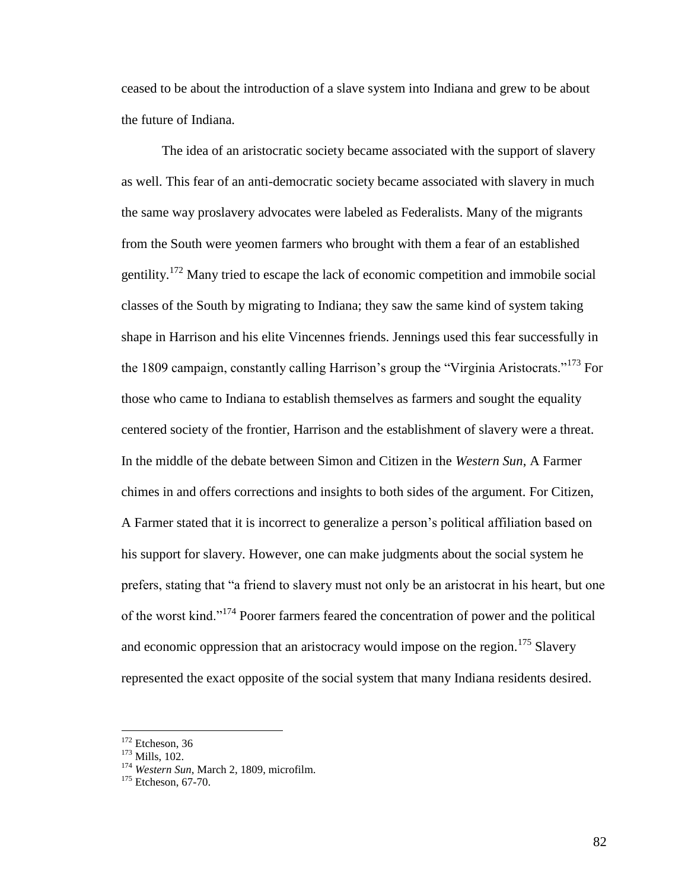ceased to be about the introduction of a slave system into Indiana and grew to be about the future of Indiana.

The idea of an aristocratic society became associated with the support of slavery as well. This fear of an anti-democratic society became associated with slavery in much the same way proslavery advocates were labeled as Federalists. Many of the migrants from the South were yeomen farmers who brought with them a fear of an established gentility.[172] Many tried to escape the lack of economic competition and immobile social classes of the South by migrating to Indiana; they saw the same kind of system taking shape in Harrison and his elite Vincennes friends. Jennings used this fear successfully in the 1809 campaign, constantly calling Harrison's group the "Virginia Aristocrats."[173] For those who came to Indiana to establish themselves as farmers and sought the equality centered society of the frontier, Harrison and the establishment of slavery were a threat. In the middle of the debate between Simon and Citizen in the *Western Sun*, A Farmer chimes in and offers corrections and insights to both sides of the argument. For Citizen, A Farmer stated that it is incorrect to generalize a person's political affiliation based on his support for slavery. However, one can make judgments about the social system he prefers, stating that "a friend to slavery must not only be an aristocrat in his heart, but one of the worst kind."[174] Poorer farmers feared the concentration of power and the political and economic oppression that an aristocracy would impose on the region.[175] Slavery represented the exact opposite of the social system that many Indiana residents desired.

---

[172] Etcheson, 36

[173] Mills, 102.

[174] *Western Sun*, March 2, 1809, microfilm.

[175] Etcheson, 67-70.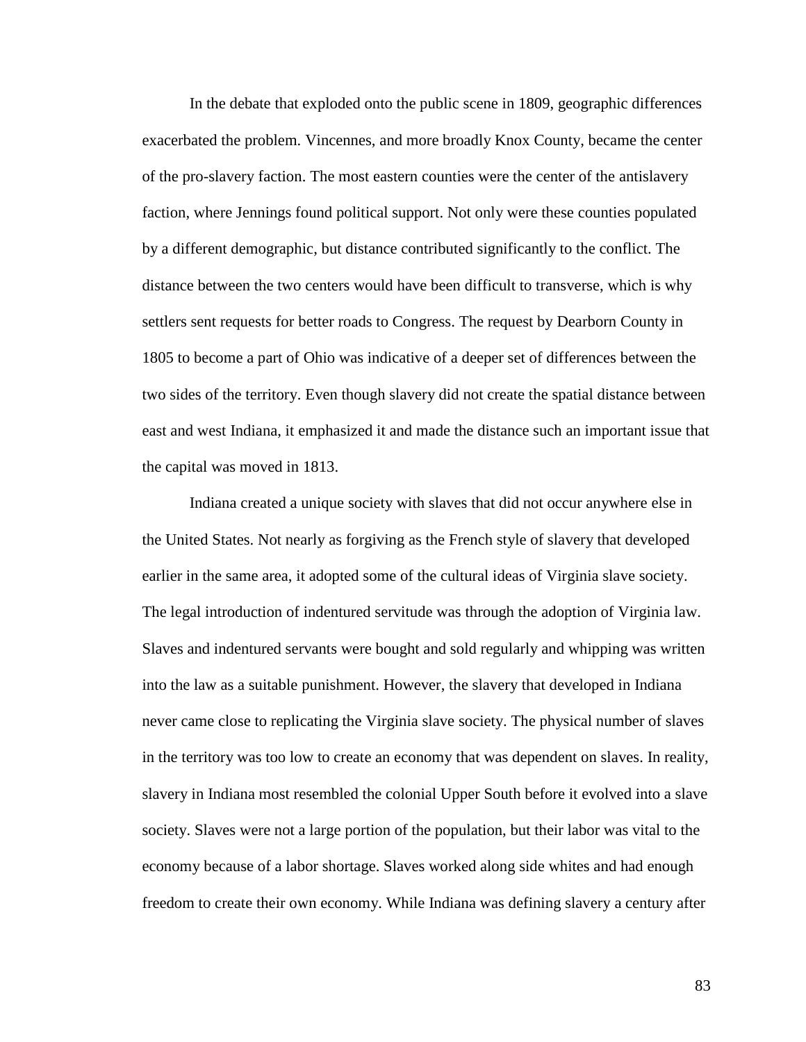In the debate that exploded onto the public scene in 1809, geographic differences exacerbated the problem. Vincennes, and more broadly Knox County, became the center of the pro-slavery faction. The most eastern counties were the center of the antislavery faction, where Jennings found political support. Not only were these counties populated by a different demographic, but distance contributed significantly to the conflict. The distance between the two centers would have been difficult to transverse, which is why settlers sent requests for better roads to Congress. The request by Dearborn County in 1805 to become a part of Ohio was indicative of a deeper set of differences between the two sides of the territory. Even though slavery did not create the spatial distance between east and west Indiana, it emphasized it and made the distance such an important issue that the capital was moved in 1813.

Indiana created a unique society with slaves that did not occur anywhere else in the United States. Not nearly as forgiving as the French style of slavery that developed earlier in the same area, it adopted some of the cultural ideas of Virginia slave society. The legal introduction of indentured servitude was through the adoption of Virginia law. Slaves and indentured servants were bought and sold regularly and whipping was written into the law as a suitable punishment. However, the slavery that developed in Indiana never came close to replicating the Virginia slave society. The physical number of slaves in the territory was too low to create an economy that was dependent on slaves. In reality, slavery in Indiana most resembled the colonial Upper South before it evolved into a slave society. Slaves were not a large portion of the population, but their labor was vital to the economy because of a labor shortage. Slaves worked along side whites and had enough freedom to create their own economy. While Indiana was defining slavery a century after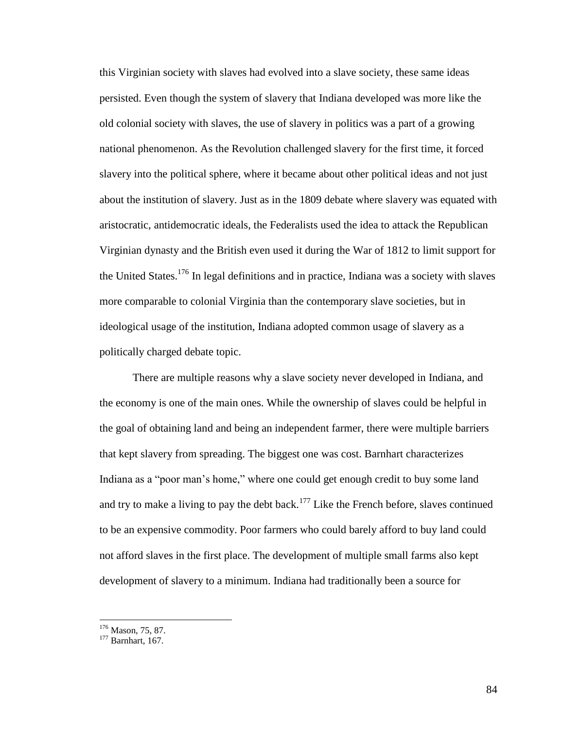this Virginian society with slaves had evolved into a slave society, these same ideas persisted. Even though the system of slavery that Indiana developed was more like the old colonial society with slaves, the use of slavery in politics was a part of a growing national phenomenon. As the Revolution challenged slavery for the first time, it forced slavery into the political sphere, where it became about other political ideas and not just about the institution of slavery. Just as in the 1809 debate where slavery was equated with aristocratic, antidemocratic ideals, the Federalists used the idea to attack the Republican Virginian dynasty and the British even used it during the War of 1812 to limit support for the United States.[176] In legal definitions and in practice, Indiana was a society with slaves more comparable to colonial Virginia than the contemporary slave societies, but in ideological usage of the institution, Indiana adopted common usage of slavery as a politically charged debate topic.

There are multiple reasons why a slave society never developed in Indiana, and the economy is one of the main ones. While the ownership of slaves could be helpful in the goal of obtaining land and being an independent farmer, there were multiple barriers that kept slavery from spreading. The biggest one was cost. Barnhart characterizes Indiana as a "poor man's home," where one could get enough credit to buy some land and try to make a living to pay the debt back.[177] Like the French before, slaves continued to be an expensive commodity. Poor farmers who could barely afford to buy land could not afford slaves in the first place. The development of multiple small farms also kept development of slavery to a minimum. Indiana had traditionally been a source for

---

[176] Mason, 75, 87.
[177] Barnhart, 167.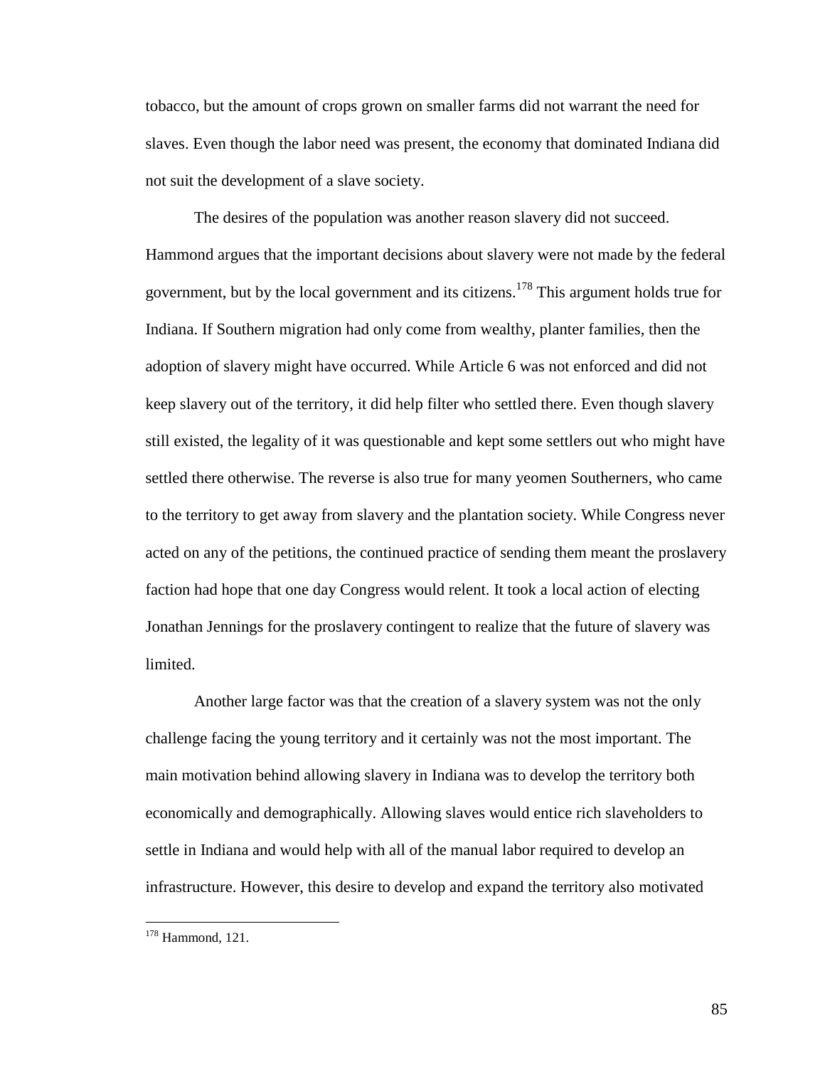tobacco, but the amount of crops grown on smaller farms did not warrant the need for slaves. Even though the labor need was present, the economy that dominated Indiana did not suit the development of a slave society.

The desires of the population was another reason slavery did not succeed. Hammond argues that the important decisions about slavery were not made by the federal government, but by the local government and its citizens.[178] This argument holds true for Indiana. If Southern migration had only come from wealthy, planter families, then the adoption of slavery might have occurred. While Article 6 was not enforced and did not keep slavery out of the territory, it did help filter who settled there. Even though slavery still existed, the legality of it was questionable and kept some settlers out who might have settled there otherwise. The reverse is also true for many yeomen Southerners, who came to the territory to get away from slavery and the plantation society. While Congress never acted on any of the petitions, the continued practice of sending them meant the proslavery faction had hope that one day Congress would relent. It took a local action of electing Jonathan Jennings for the proslavery contingent to realize that the future of slavery was limited.

Another large factor was that the creation of a slavery system was not the only challenge facing the young territory and it certainly was not the most important. The main motivation behind allowing slavery in Indiana was to develop the territory both economically and demographically. Allowing slaves would entice rich slaveholders to settle in Indiana and would help with all of the manual labor required to develop an infrastructure. However, this desire to develop and expand the territory also motivated

---

[178] Hammond, 121.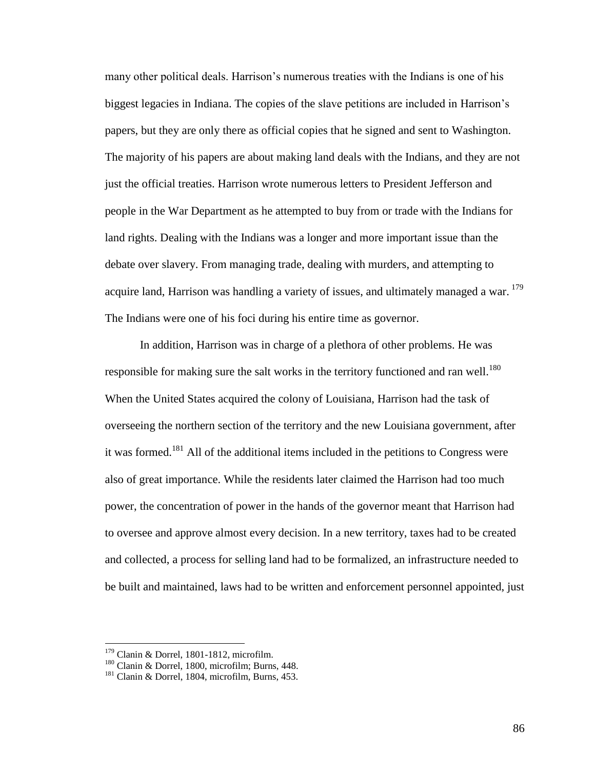many other political deals. Harrison's numerous treaties with the Indians is one of his biggest legacies in Indiana. The copies of the slave petitions are included in Harrison's papers, but they are only there as official copies that he signed and sent to Washington. The majority of his papers are about making land deals with the Indians, and they are not just the official treaties. Harrison wrote numerous letters to President Jefferson and people in the War Department as he attempted to buy from or trade with the Indians for land rights. Dealing with the Indians was a longer and more important issue than the debate over slavery. From managing trade, dealing with murders, and attempting to acquire land, Harrison was handling a variety of issues, and ultimately managed a war.[179] The Indians were one of his foci during his entire time as governor.

In addition, Harrison was in charge of a plethora of other problems. He was responsible for making sure the salt works in the territory functioned and ran well.[180] When the United States acquired the colony of Louisiana, Harrison had the task of overseeing the northern section of the territory and the new Louisiana government, after it was formed.[181] All of the additional items included in the petitions to Congress were also of great importance. While the residents later claimed the Harrison had too much power, the concentration of power in the hands of the governor meant that Harrison had to oversee and approve almost every decision. In a new territory, taxes had to be created and collected, a process for selling land had to be formalized, an infrastructure needed to be built and maintained, laws had to be written and enforcement personnel appointed, just

---

[179] Clanin & Dorrel, 1801-1812, microfilm.

[180] Clanin & Dorrel, 1800, microfilm; Burns, 448.

[181] Clanin & Dorrel, 1804, microfilm, Burns, 453.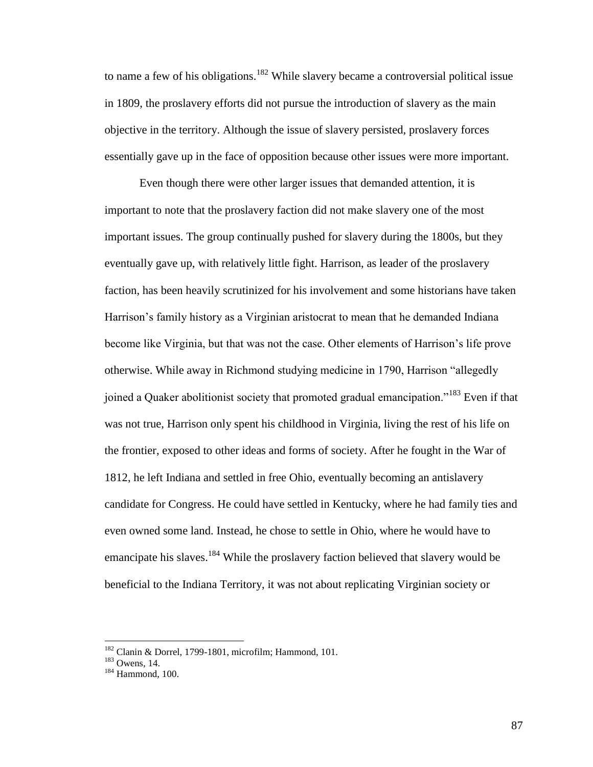to name a few of his obligations.[182] While slavery became a controversial political issue in 1809, the proslavery efforts did not pursue the introduction of slavery as the main objective in the territory. Although the issue of slavery persisted, proslavery forces essentially gave up in the face of opposition because other issues were more important.

Even though there were other larger issues that demanded attention, it is important to note that the proslavery faction did not make slavery one of the most important issues. The group continually pushed for slavery during the 1800s, but they eventually gave up, with relatively little fight. Harrison, as leader of the proslavery faction, has been heavily scrutinized for his involvement and some historians have taken Harrison's family history as a Virginian aristocrat to mean that he demanded Indiana become like Virginia, but that was not the case. Other elements of Harrison's life prove otherwise. While away in Richmond studying medicine in 1790, Harrison "allegedly joined a Quaker abolitionist society that promoted gradual emancipation."[183] Even if that was not true, Harrison only spent his childhood in Virginia, living the rest of his life on the frontier, exposed to other ideas and forms of society. After he fought in the War of 1812, he left Indiana and settled in free Ohio, eventually becoming an antislavery candidate for Congress. He could have settled in Kentucky, where he had family ties and even owned some land. Instead, he chose to settle in Ohio, where he would have to emancipate his slaves.[184] While the proslavery faction believed that slavery would be beneficial to the Indiana Territory, it was not about replicating Virginian society or

---

[182] Clanin & Dorrel, 1799-1801, microfilm; Hammond, 101.

[183] Owens, 14.

[184] Hammond, 100.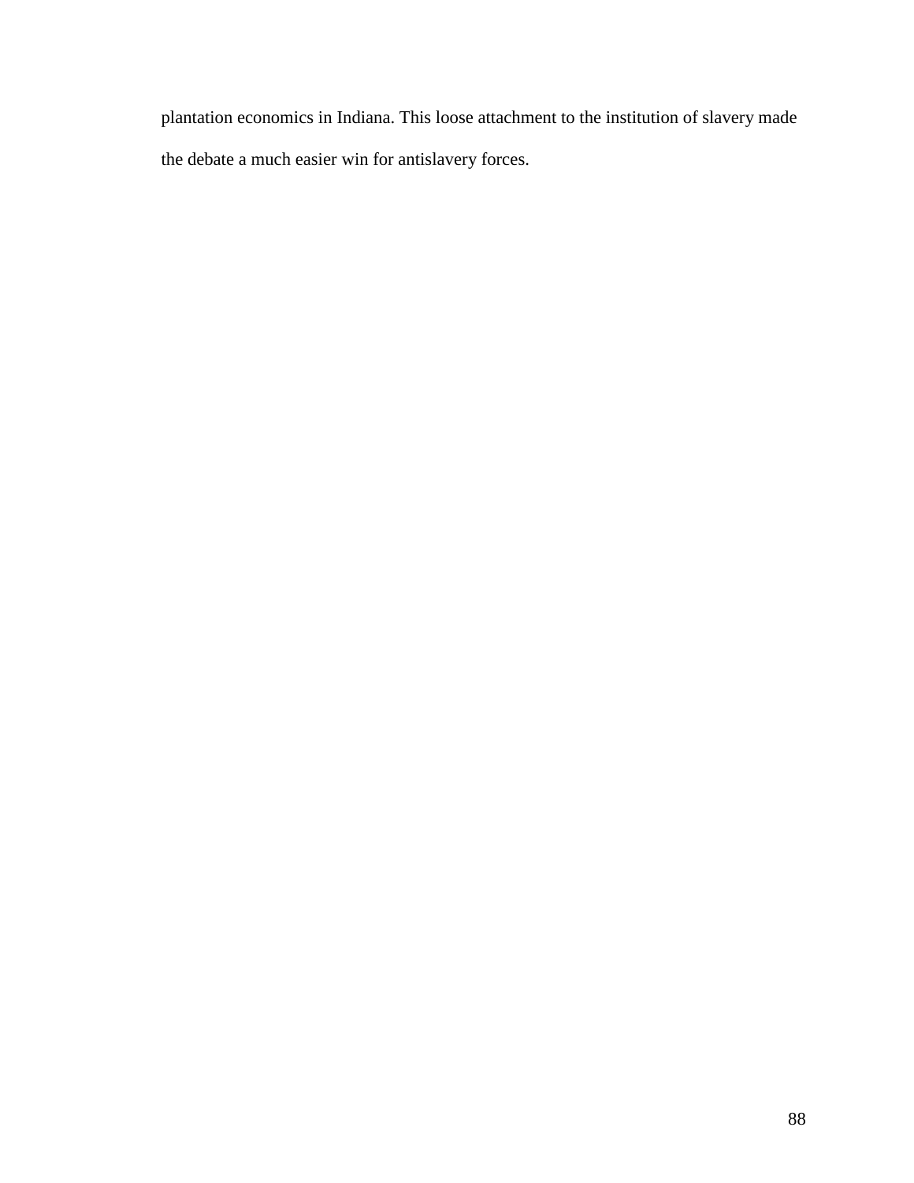plantation economics in Indiana. This loose attachment to the institution of slavery made the debate a much easier win for antislavery forces.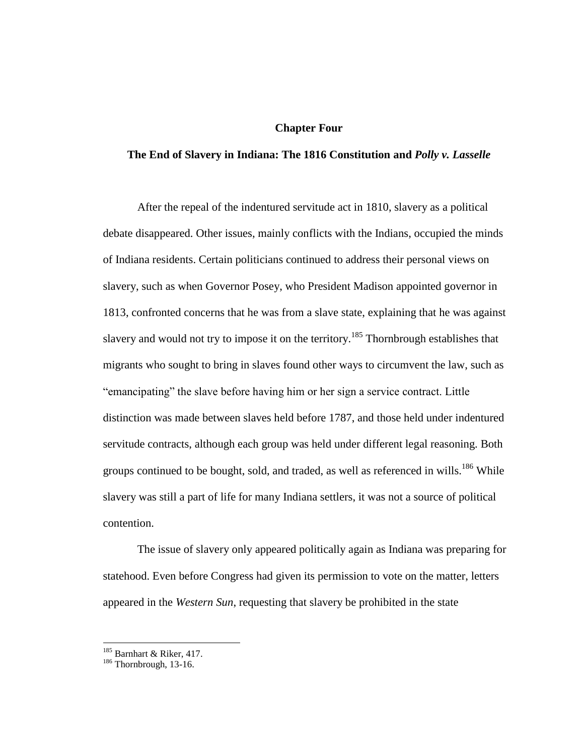## Chapter Four

## The End of Slavery in Indiana: The 1816 Constitution and *Polly v. Lasselle*

After the repeal of the indentured servitude act in 1810, slavery as a political debate disappeared. Other issues, mainly conflicts with the Indians, occupied the minds of Indiana residents. Certain politicians continued to address their personal views on slavery, such as when Governor Posey, who President Madison appointed governor in 1813, confronted concerns that he was from a slave state, explaining that he was against slavery and would not try to impose it on the territory.[185] Thornbrough establishes that migrants who sought to bring in slaves found other ways to circumvent the law, such as "emancipating" the slave before having him or her sign a service contract. Little distinction was made between slaves held before 1787, and those held under indentured servitude contracts, although each group was held under different legal reasoning. Both groups continued to be bought, sold, and traded, as well as referenced in wills.[186] While slavery was still a part of life for many Indiana settlers, it was not a source of political contention.

The issue of slavery only appeared politically again as Indiana was preparing for statehood. Even before Congress had given its permission to vote on the matter, letters appeared in the *Western Sun*, requesting that slavery be prohibited in the state

---

[185] Barnhart & Riker, 417.
[186] Thornbrough, 13-16.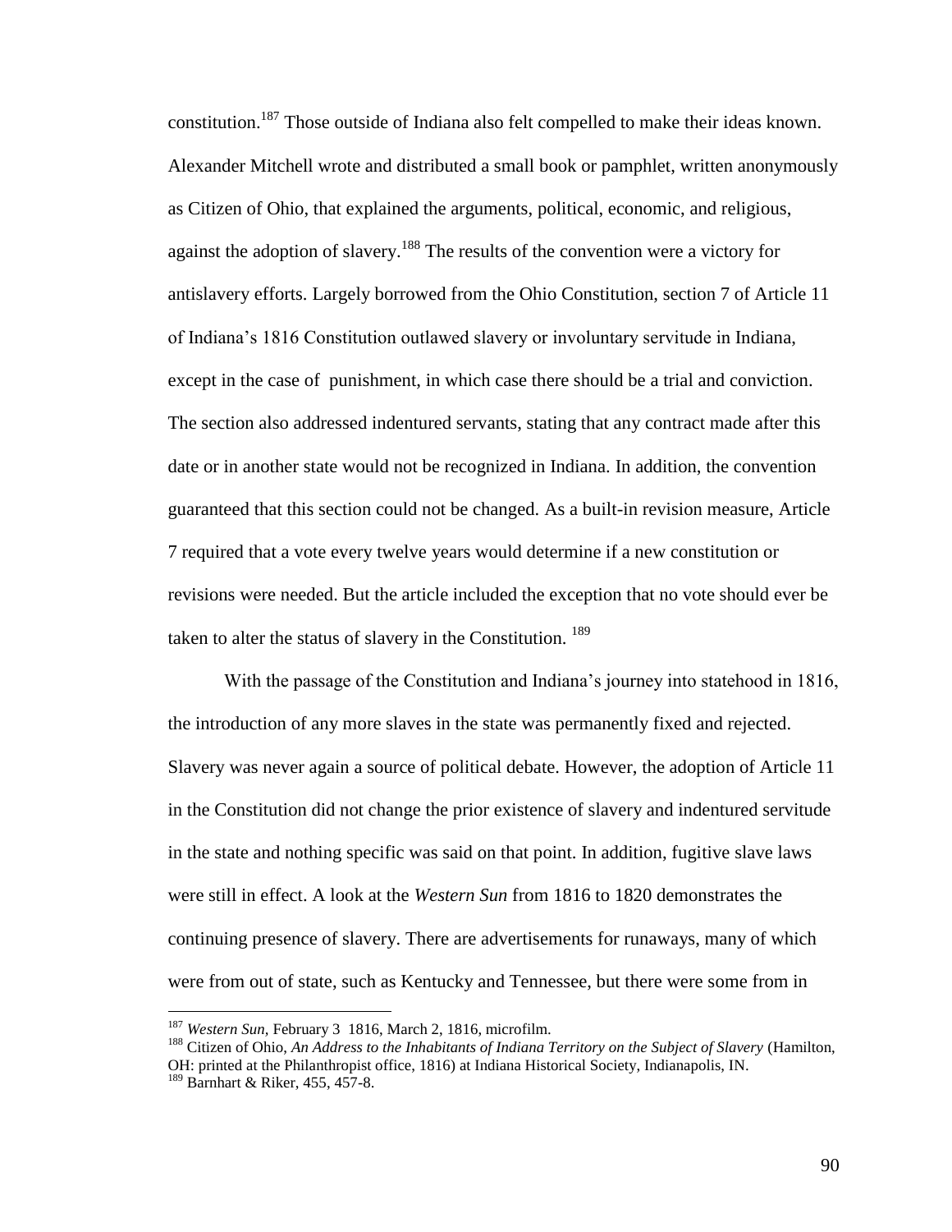constitution.[187] Those outside of Indiana also felt compelled to make their ideas known. Alexander Mitchell wrote and distributed a small book or pamphlet, written anonymously as Citizen of Ohio, that explained the arguments, political, economic, and religious, against the adoption of slavery.[188] The results of the convention were a victory for antislavery efforts. Largely borrowed from the Ohio Constitution, section 7 of Article 11 of Indiana's 1816 Constitution outlawed slavery or involuntary servitude in Indiana, except in the case of punishment, in which case there should be a trial and conviction. The section also addressed indentured servants, stating that any contract made after this date or in another state would not be recognized in Indiana. In addition, the convention guaranteed that this section could not be changed. As a built-in revision measure, Article 7 required that a vote every twelve years would determine if a new constitution or revisions were needed. But the article included the exception that no vote should ever be taken to alter the status of slavery in the Constitution. [189]

With the passage of the Constitution and Indiana's journey into statehood in 1816, the introduction of any more slaves in the state was permanently fixed and rejected. Slavery was never again a source of political debate. However, the adoption of Article 11 in the Constitution did not change the prior existence of slavery and indentured servitude in the state and nothing specific was said on that point. In addition, fugitive slave laws were still in effect. A look at the *Western Sun* from 1816 to 1820 demonstrates the continuing presence of slavery. There are advertisements for runaways, many of which were from out of state, such as Kentucky and Tennessee, but there were some from in

---

[187] *Western Sun,* February 3 1816, March 2, 1816, microfilm.

[188] Citizen of Ohio, *An Address to the Inhabitants of Indiana Territory on the Subject of Slavery* (Hamilton, OH: printed at the Philanthropist office, 1816) at Indiana Historical Society, Indianapolis, IN.

[189] Barnhart & Riker, 455, 457-8.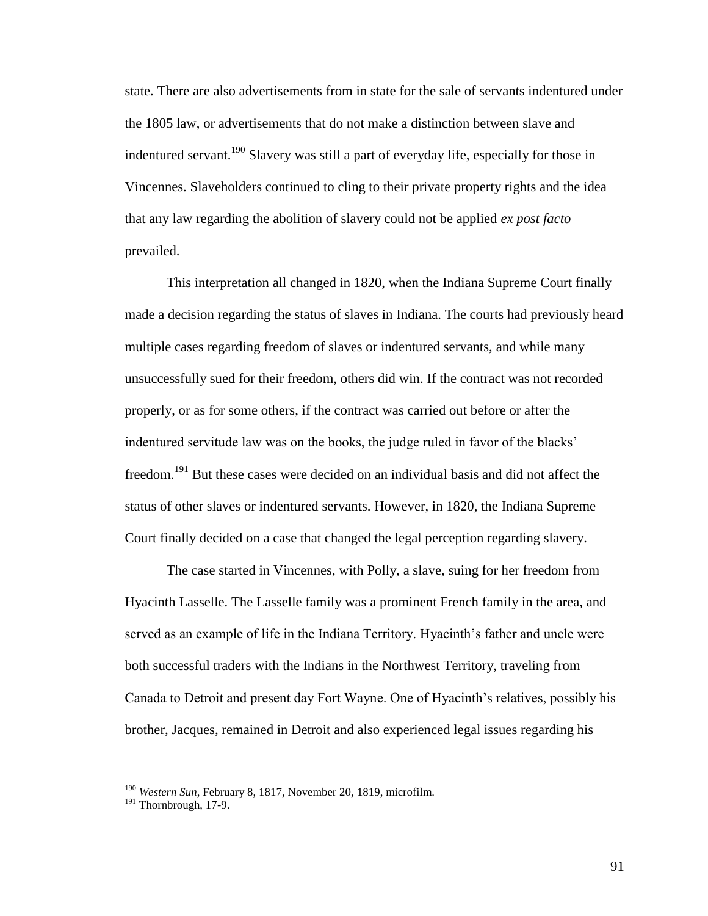state. There are also advertisements from in state for the sale of servants indentured under the 1805 law, or advertisements that do not make a distinction between slave and indentured servant.[190] Slavery was still a part of everyday life, especially for those in Vincennes. Slaveholders continued to cling to their private property rights and the idea that any law regarding the abolition of slavery could not be applied *ex post facto* prevailed.

This interpretation all changed in 1820, when the Indiana Supreme Court finally made a decision regarding the status of slaves in Indiana. The courts had previously heard multiple cases regarding freedom of slaves or indentured servants, and while many unsuccessfully sued for their freedom, others did win. If the contract was not recorded properly, or as for some others, if the contract was carried out before or after the indentured servitude law was on the books, the judge ruled in favor of the blacks' freedom.[191] But these cases were decided on an individual basis and did not affect the status of other slaves or indentured servants. However, in 1820, the Indiana Supreme Court finally decided on a case that changed the legal perception regarding slavery.

The case started in Vincennes, with Polly, a slave, suing for her freedom from Hyacinth Lasselle. The Lasselle family was a prominent French family in the area, and served as an example of life in the Indiana Territory. Hyacinth's father and uncle were both successful traders with the Indians in the Northwest Territory, traveling from Canada to Detroit and present day Fort Wayne. One of Hyacinth's relatives, possibly his brother, Jacques, remained in Detroit and also experienced legal issues regarding his

---

[190] *Western Sun*, February 8, 1817, November 20, 1819, microfilm.

[191] Thornbrough, 17-9.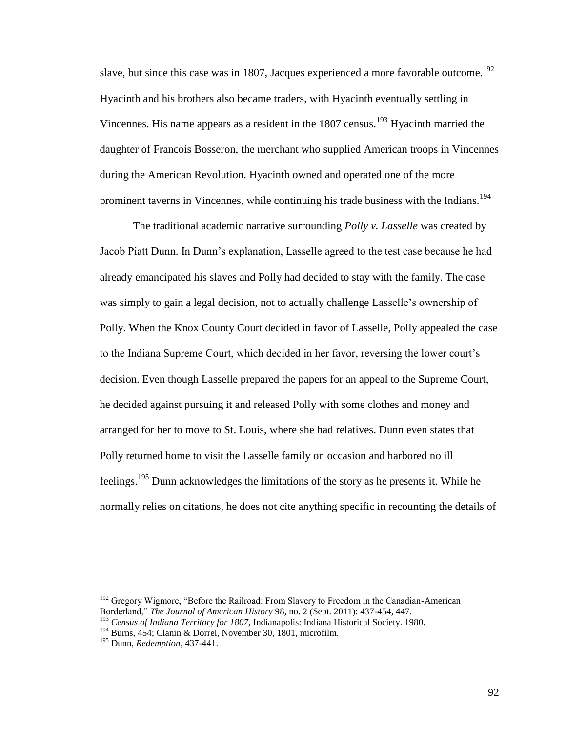slave, but since this case was in 1807, Jacques experienced a more favorable outcome.[192] Hyacinth and his brothers also became traders, with Hyacinth eventually settling in Vincennes. His name appears as a resident in the 1807 census.[193] Hyacinth married the daughter of Francois Bosseron, the merchant who supplied American troops in Vincennes during the American Revolution. Hyacinth owned and operated one of the more prominent taverns in Vincennes, while continuing his trade business with the Indians.[194]

The traditional academic narrative surrounding *Polly v. Lasselle* was created by Jacob Piatt Dunn. In Dunn's explanation, Lasselle agreed to the test case because he had already emancipated his slaves and Polly had decided to stay with the family. The case was simply to gain a legal decision, not to actually challenge Lasselle's ownership of Polly. When the Knox County Court decided in favor of Lasselle, Polly appealed the case to the Indiana Supreme Court, which decided in her favor, reversing the lower court's decision. Even though Lasselle prepared the papers for an appeal to the Supreme Court, he decided against pursuing it and released Polly with some clothes and money and arranged for her to move to St. Louis, where she had relatives. Dunn even states that Polly returned home to visit the Lasselle family on occasion and harbored no ill feelings.[195] Dunn acknowledges the limitations of the story as he presents it. While he normally relies on citations, he does not cite anything specific in recounting the details of

---

[192] Gregory Wigmore, "Before the Railroad: From Slavery to Freedom in the Canadian-American Borderland," *The Journal of American History* 98, no. 2 (Sept. 2011): 437-454, 447.

[193] *Census of Indiana Territory for 1807,* Indianapolis: Indiana Historical Society. 1980.

[194] Burns, 454; Clanin & Dorrel, November 30, 1801, microfilm.

[195] Dunn, *Redemption*, 437-441.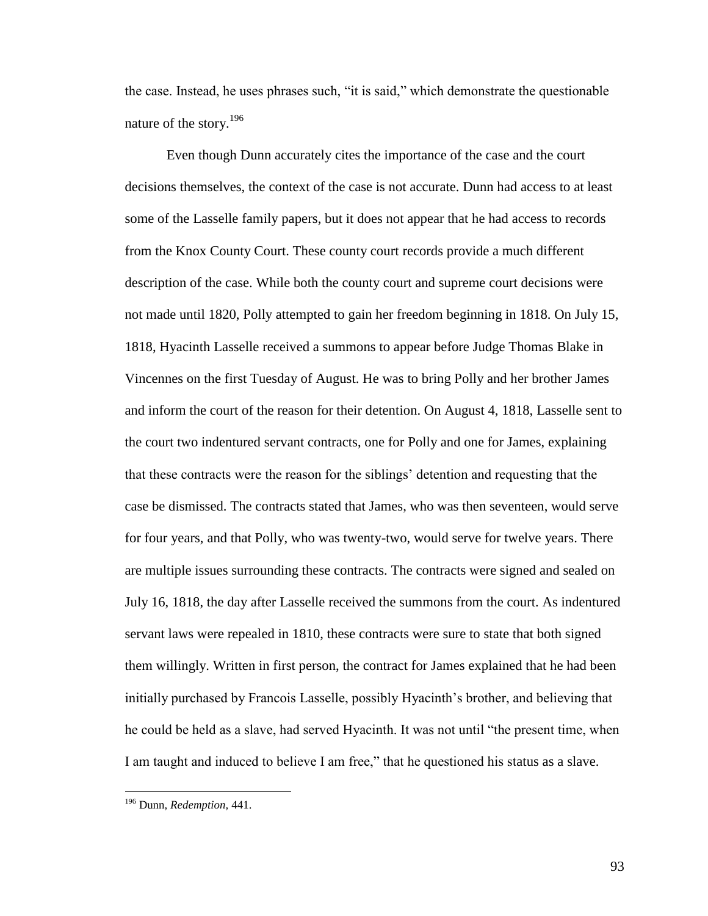the case. Instead, he uses phrases such, "it is said," which demonstrate the questionable nature of the story.[196]

Even though Dunn accurately cites the importance of the case and the court decisions themselves, the context of the case is not accurate. Dunn had access to at least some of the Lasselle family papers, but it does not appear that he had access to records from the Knox County Court. These county court records provide a much different description of the case. While both the county court and supreme court decisions were not made until 1820, Polly attempted to gain her freedom beginning in 1818. On July 15, 1818, Hyacinth Lasselle received a summons to appear before Judge Thomas Blake in Vincennes on the first Tuesday of August. He was to bring Polly and her brother James and inform the court of the reason for their detention. On August 4, 1818, Lasselle sent to the court two indentured servant contracts, one for Polly and one for James, explaining that these contracts were the reason for the siblings' detention and requesting that the case be dismissed. The contracts stated that James, who was then seventeen, would serve for four years, and that Polly, who was twenty-two, would serve for twelve years. There are multiple issues surrounding these contracts. The contracts were signed and sealed on July 16, 1818, the day after Lasselle received the summons from the court. As indentured servant laws were repealed in 1810, these contracts were sure to state that both signed them willingly. Written in first person, the contract for James explained that he had been initially purchased by Francois Lasselle, possibly Hyacinth's brother, and believing that he could be held as a slave, had served Hyacinth. It was not until "the present time, when I am taught and induced to believe I am free," that he questioned his status as a slave.

---

[196] Dunn, *Redemption,* 441.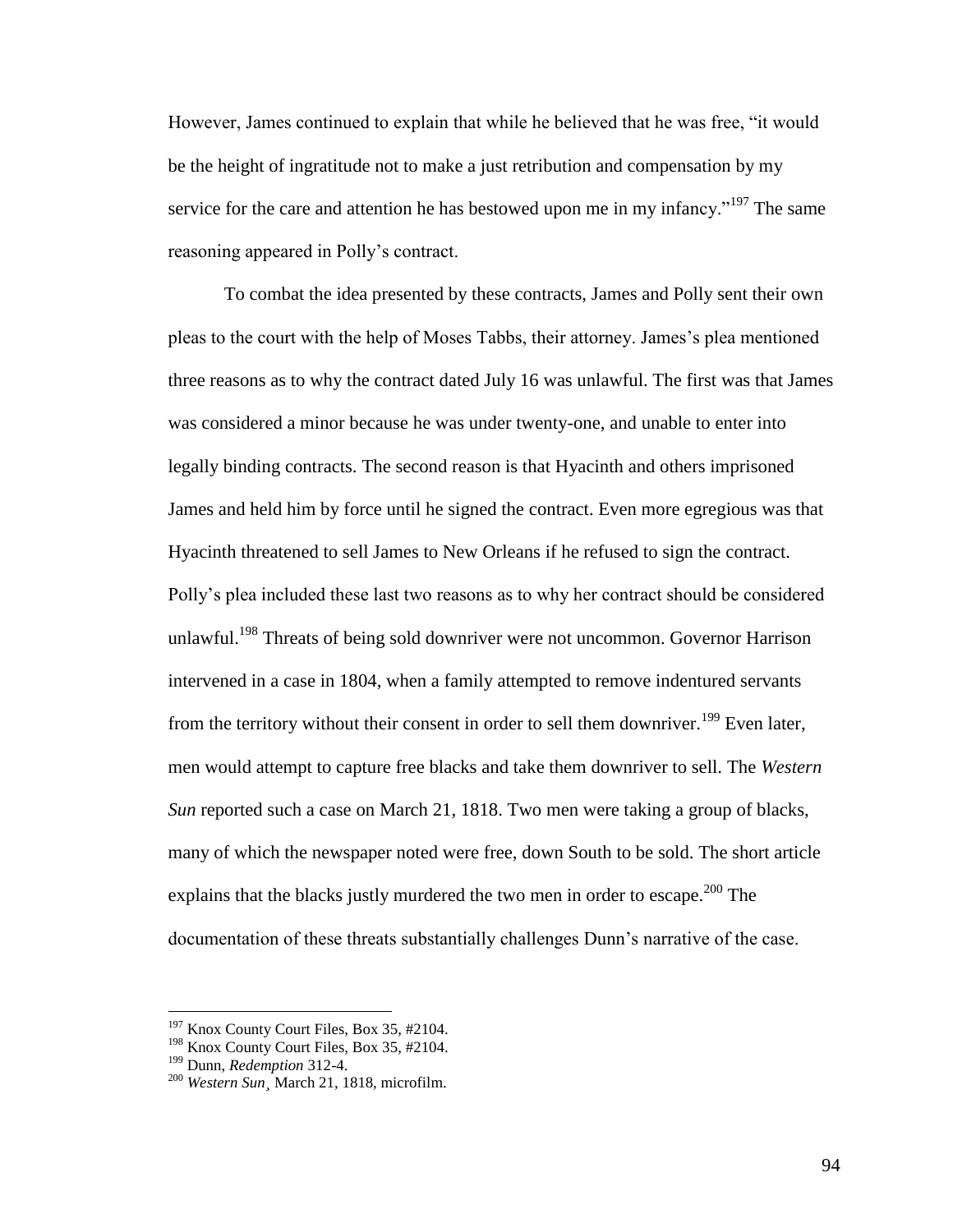However, James continued to explain that while he believed that he was free, "it would be the height of ingratitude not to make a just retribution and compensation by my service for the care and attention he has bestowed upon me in my infancy."[197] The same reasoning appeared in Polly's contract.

To combat the idea presented by these contracts, James and Polly sent their own pleas to the court with the help of Moses Tabbs, their attorney. James's plea mentioned three reasons as to why the contract dated July 16 was unlawful. The first was that James was considered a minor because he was under twenty-one, and unable to enter into legally binding contracts. The second reason is that Hyacinth and others imprisoned James and held him by force until he signed the contract. Even more egregious was that Hyacinth threatened to sell James to New Orleans if he refused to sign the contract. Polly's plea included these last two reasons as to why her contract should be considered unlawful.[198] Threats of being sold downriver were not uncommon. Governor Harrison intervened in a case in 1804, when a family attempted to remove indentured servants from the territory without their consent in order to sell them downriver.[199] Even later, men would attempt to capture free blacks and take them downriver to sell. The *Western Sun* reported such a case on March 21, 1818. Two men were taking a group of blacks, many of which the newspaper noted were free, down South to be sold. The short article explains that the blacks justly murdered the two men in order to escape.[200] The documentation of these threats substantially challenges Dunn's narrative of the case.

---

[197] Knox County Court Files, Box 35, #2104.

[198] Knox County Court Files, Box 35, #2104.

[199] Dunn, *Redemption* 312-4.

[200] *Western Sun*¸ March 21, 1818, microfilm.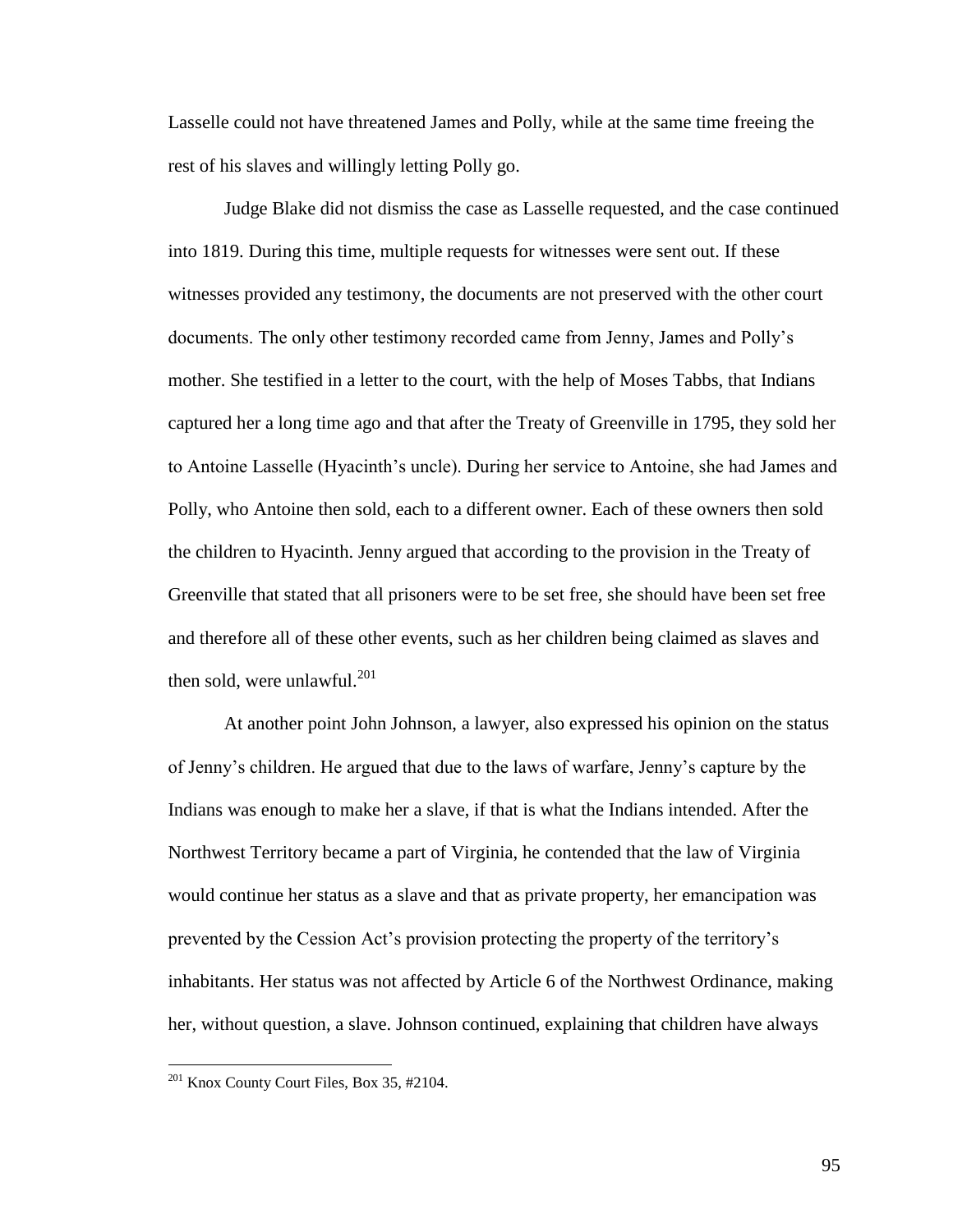Lasselle could not have threatened James and Polly, while at the same time freeing the rest of his slaves and willingly letting Polly go.

Judge Blake did not dismiss the case as Lasselle requested, and the case continued into 1819. During this time, multiple requests for witnesses were sent out. If these witnesses provided any testimony, the documents are not preserved with the other court documents. The only other testimony recorded came from Jenny, James and Polly's mother. She testified in a letter to the court, with the help of Moses Tabbs, that Indians captured her a long time ago and that after the Treaty of Greenville in 1795, they sold her to Antoine Lasselle (Hyacinth's uncle). During her service to Antoine, she had James and Polly, who Antoine then sold, each to a different owner. Each of these owners then sold the children to Hyacinth. Jenny argued that according to the provision in the Treaty of Greenville that stated that all prisoners were to be set free, she should have been set free and therefore all of these other events, such as her children being claimed as slaves and then sold, were unlawful.[201]

At another point John Johnson, a lawyer, also expressed his opinion on the status of Jenny's children. He argued that due to the laws of warfare, Jenny's capture by the Indians was enough to make her a slave, if that is what the Indians intended. After the Northwest Territory became a part of Virginia, he contended that the law of Virginia would continue her status as a slave and that as private property, her emancipation was prevented by the Cession Act's provision protecting the property of the territory's inhabitants. Her status was not affected by Article 6 of the Northwest Ordinance, making her, without question, a slave. Johnson continued, explaining that children have always

---

[201] Knox County Court Files, Box 35, #2104.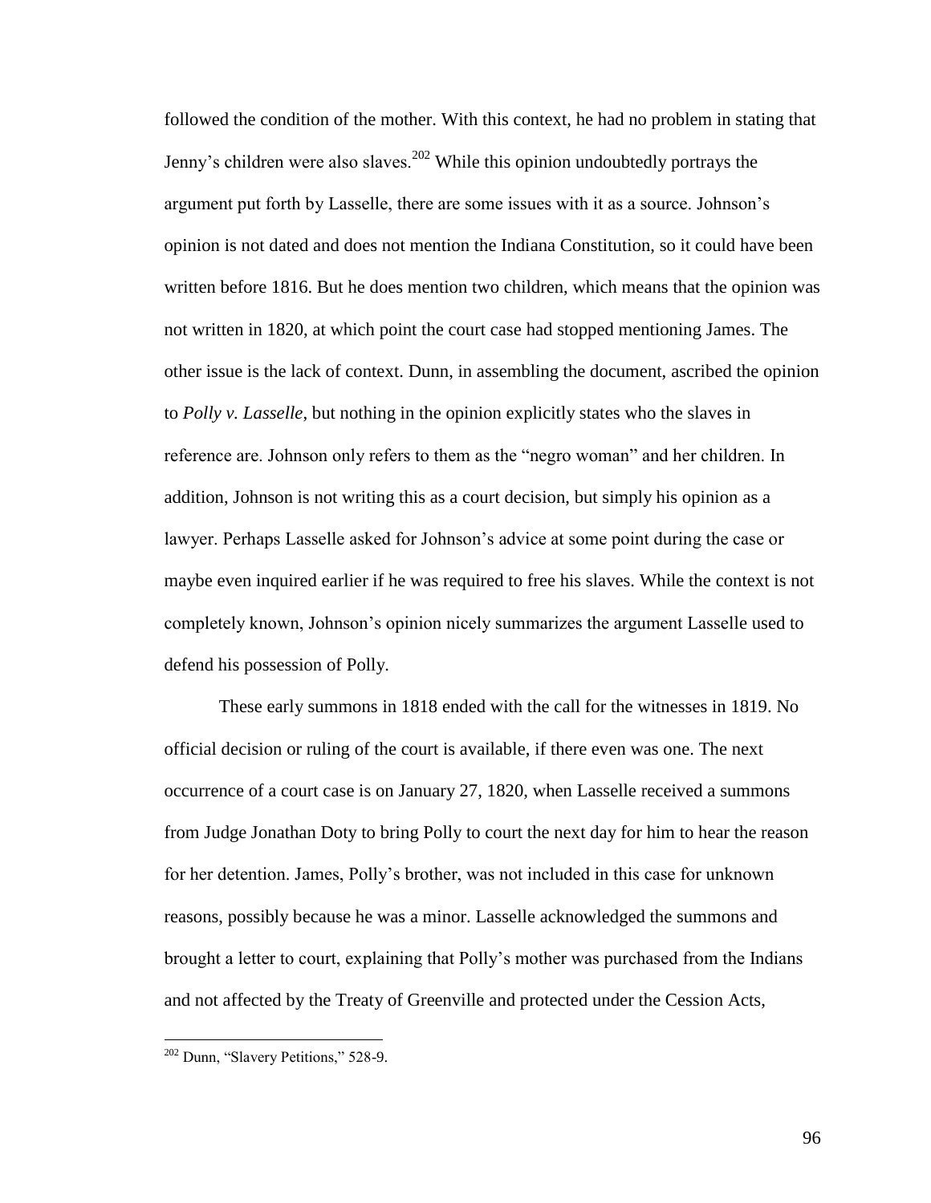followed the condition of the mother. With this context, he had no problem in stating that Jenny's children were also slaves.[202] While this opinion undoubtedly portrays the argument put forth by Lasselle, there are some issues with it as a source. Johnson's opinion is not dated and does not mention the Indiana Constitution, so it could have been written before 1816. But he does mention two children, which means that the opinion was not written in 1820, at which point the court case had stopped mentioning James. The other issue is the lack of context. Dunn, in assembling the document, ascribed the opinion to *Polly v. Lasselle*, but nothing in the opinion explicitly states who the slaves in reference are. Johnson only refers to them as the "negro woman" and her children. In addition, Johnson is not writing this as a court decision, but simply his opinion as a lawyer. Perhaps Lasselle asked for Johnson's advice at some point during the case or maybe even inquired earlier if he was required to free his slaves. While the context is not completely known, Johnson's opinion nicely summarizes the argument Lasselle used to defend his possession of Polly.

These early summons in 1818 ended with the call for the witnesses in 1819. No official decision or ruling of the court is available, if there even was one. The next occurrence of a court case is on January 27, 1820, when Lasselle received a summons from Judge Jonathan Doty to bring Polly to court the next day for him to hear the reason for her detention. James, Polly's brother, was not included in this case for unknown reasons, possibly because he was a minor. Lasselle acknowledged the summons and brought a letter to court, explaining that Polly's mother was purchased from the Indians and not affected by the Treaty of Greenville and protected under the Cession Acts,

---

[202] Dunn, "Slavery Petitions," 528-9.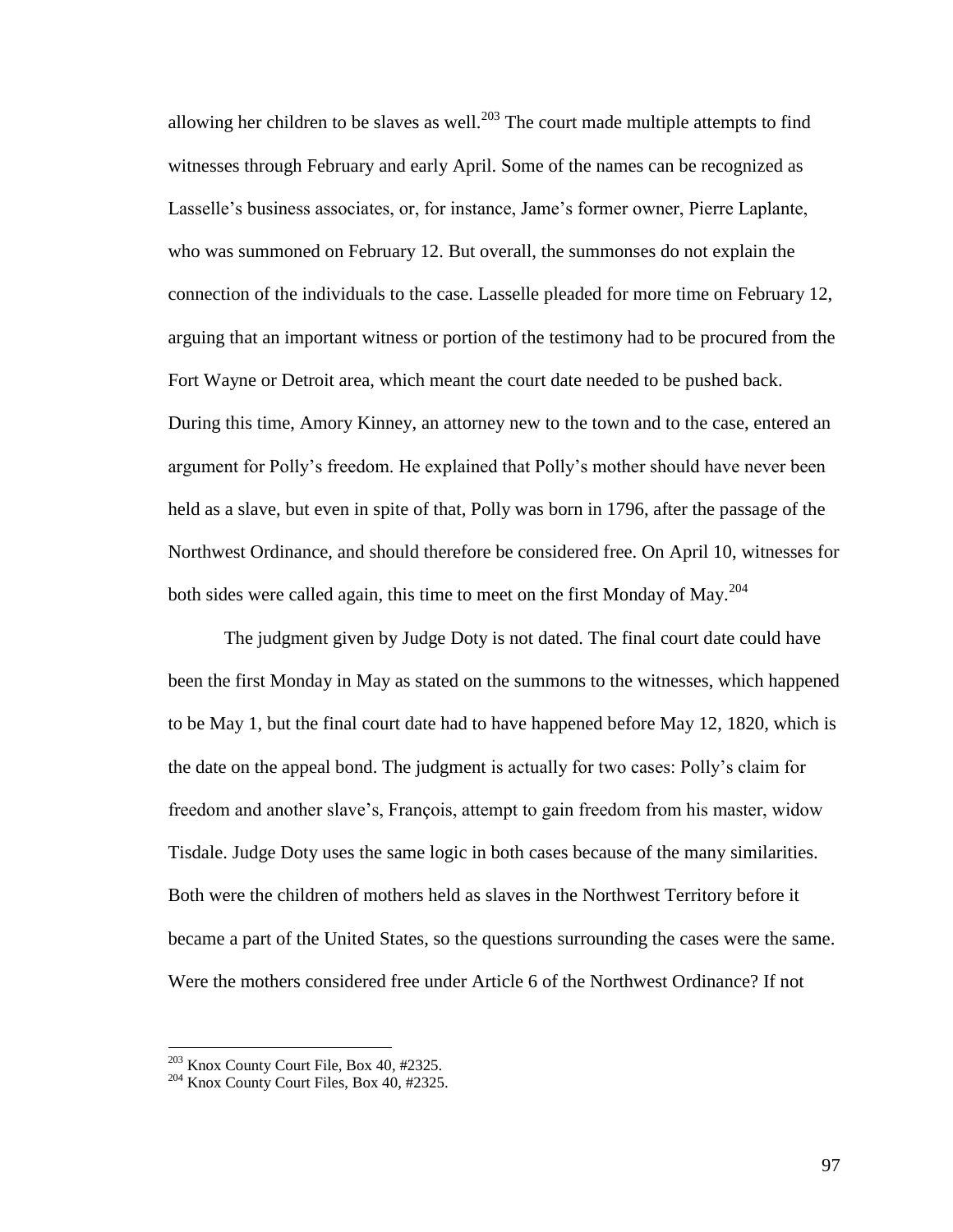allowing her children to be slaves as well.[203] The court made multiple attempts to find witnesses through February and early April. Some of the names can be recognized as Lasselle's business associates, or, for instance, Jame's former owner, Pierre Laplante, who was summoned on February 12. But overall, the summonses do not explain the connection of the individuals to the case. Lasselle pleaded for more time on February 12, arguing that an important witness or portion of the testimony had to be procured from the Fort Wayne or Detroit area, which meant the court date needed to be pushed back. During this time, Amory Kinney, an attorney new to the town and to the case, entered an argument for Polly's freedom. He explained that Polly's mother should have never been held as a slave, but even in spite of that, Polly was born in 1796, after the passage of the Northwest Ordinance, and should therefore be considered free. On April 10, witnesses for both sides were called again, this time to meet on the first Monday of May.[204]

The judgment given by Judge Doty is not dated. The final court date could have been the first Monday in May as stated on the summons to the witnesses, which happened to be May 1, but the final court date had to have happened before May 12, 1820, which is the date on the appeal bond. The judgment is actually for two cases: Polly's claim for freedom and another slave's, François, attempt to gain freedom from his master, widow Tisdale. Judge Doty uses the same logic in both cases because of the many similarities. Both were the children of mothers held as slaves in the Northwest Territory before it became a part of the United States, so the questions surrounding the cases were the same. Were the mothers considered free under Article 6 of the Northwest Ordinance? If not

[203] Knox County Court File, Box 40, #2325.

[204] Knox County Court Files, Box 40, #2325.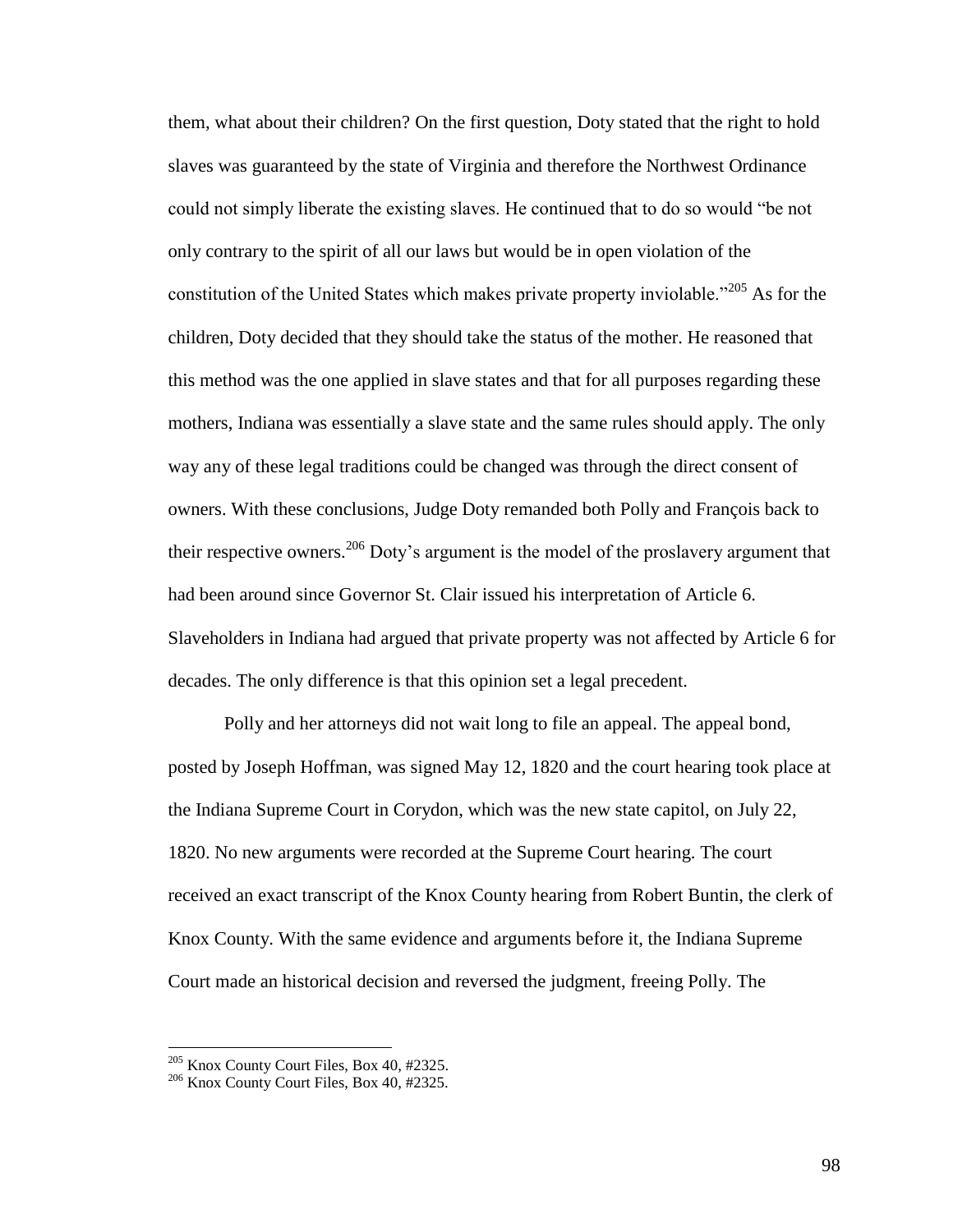them, what about their children? On the first question, Doty stated that the right to hold slaves was guaranteed by the state of Virginia and therefore the Northwest Ordinance could not simply liberate the existing slaves. He continued that to do so would "be not only contrary to the spirit of all our laws but would be in open violation of the constitution of the United States which makes private property inviolable."[205] As for the children, Doty decided that they should take the status of the mother. He reasoned that this method was the one applied in slave states and that for all purposes regarding these mothers, Indiana was essentially a slave state and the same rules should apply. The only way any of these legal traditions could be changed was through the direct consent of owners. With these conclusions, Judge Doty remanded both Polly and François back to their respective owners.[206] Doty's argument is the model of the proslavery argument that had been around since Governor St. Clair issued his interpretation of Article 6. Slaveholders in Indiana had argued that private property was not affected by Article 6 for decades. The only difference is that this opinion set a legal precedent.

Polly and her attorneys did not wait long to file an appeal. The appeal bond, posted by Joseph Hoffman, was signed May 12, 1820 and the court hearing took place at the Indiana Supreme Court in Corydon, which was the new state capitol, on July 22, 1820. No new arguments were recorded at the Supreme Court hearing. The court received an exact transcript of the Knox County hearing from Robert Buntin, the clerk of Knox County. With the same evidence and arguments before it, the Indiana Supreme Court made an historical decision and reversed the judgment, freeing Polly. The

---

[205] Knox County Court Files, Box 40, #2325.

[206] Knox County Court Files, Box 40, #2325.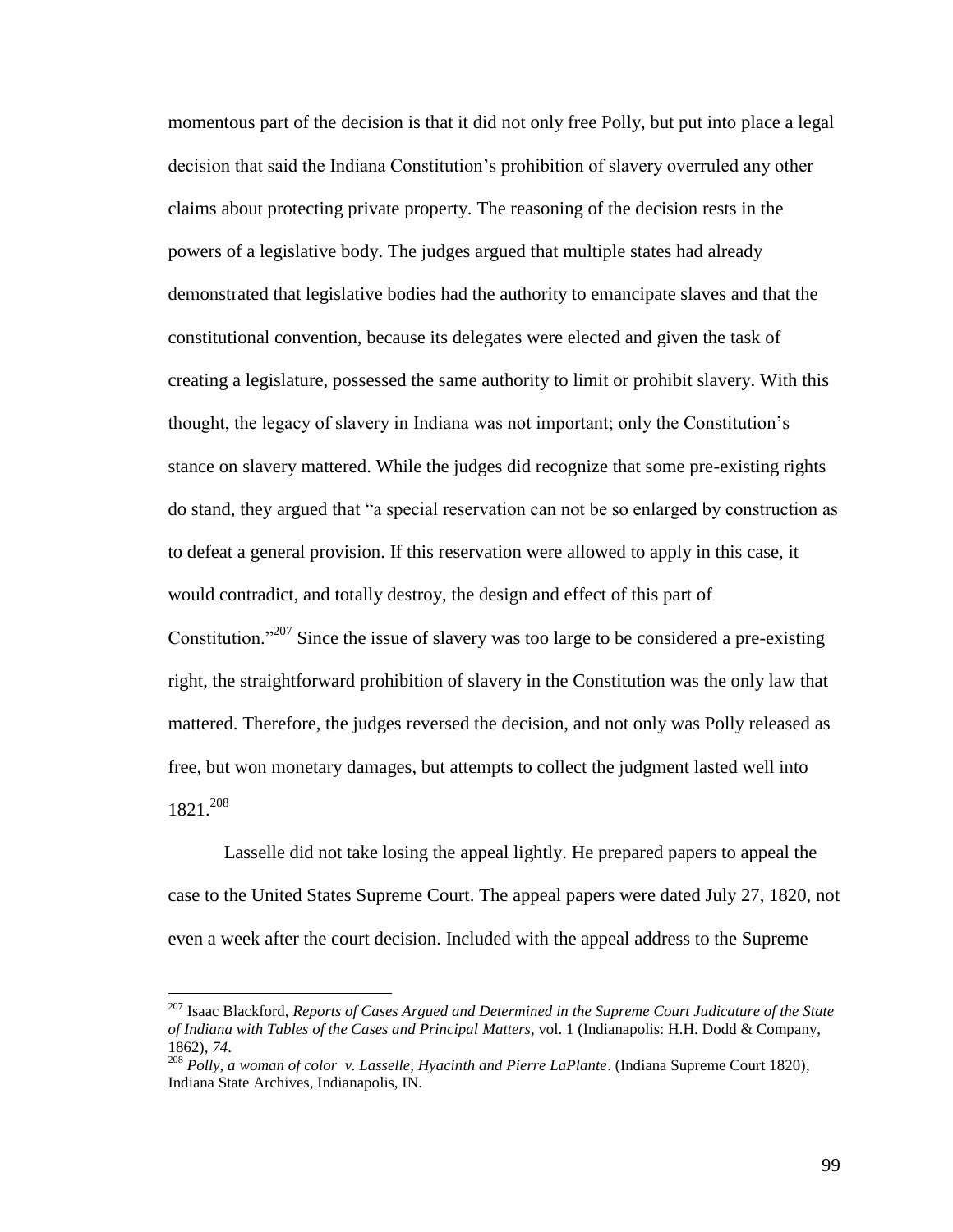momentous part of the decision is that it did not only free Polly, but put into place a legal decision that said the Indiana Constitution's prohibition of slavery overruled any other claims about protecting private property. The reasoning of the decision rests in the powers of a legislative body. The judges argued that multiple states had already demonstrated that legislative bodies had the authority to emancipate slaves and that the constitutional convention, because its delegates were elected and given the task of creating a legislature, possessed the same authority to limit or prohibit slavery. With this thought, the legacy of slavery in Indiana was not important; only the Constitution's stance on slavery mattered. While the judges did recognize that some pre-existing rights do stand, they argued that "a special reservation can not be so enlarged by construction as to defeat a general provision. If this reservation were allowed to apply in this case, it would contradict, and totally destroy, the design and effect of this part of Constitution."[207] Since the issue of slavery was too large to be considered a pre-existing right, the straightforward prohibition of slavery in the Constitution was the only law that mattered. Therefore, the judges reversed the decision, and not only was Polly released as free, but won monetary damages, but attempts to collect the judgment lasted well into 1821.[208]

Lasselle did not take losing the appeal lightly. He prepared papers to appeal the case to the United States Supreme Court. The appeal papers were dated July 27, 1820, not even a week after the court decision. Included with the appeal address to the Supreme

---

[207] Isaac Blackford, *Reports of Cases Argued and Determined in the Supreme Court Judicature of the State of Indiana with Tables of the Cases and Principal Matters*, vol. 1 (Indianapolis: H.H. Dodd & Company, 1862), *74*.

[208] *Polly, a woman of color v. Lasselle, Hyacinth and Pierre LaPlante*. (Indiana Supreme Court 1820), Indiana State Archives, Indianapolis, IN.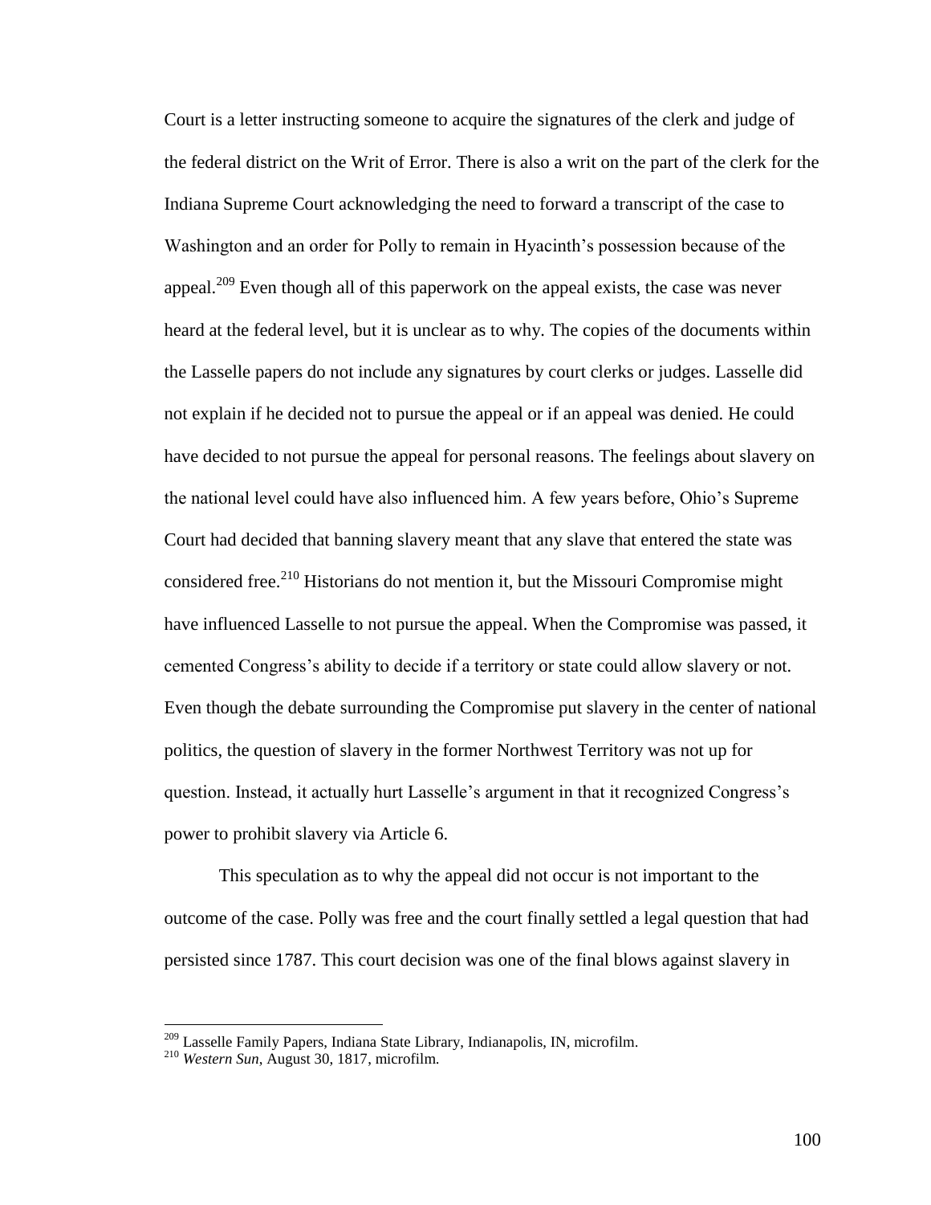Court is a letter instructing someone to acquire the signatures of the clerk and judge of the federal district on the Writ of Error. There is also a writ on the part of the clerk for the Indiana Supreme Court acknowledging the need to forward a transcript of the case to Washington and an order for Polly to remain in Hyacinth's possession because of the appeal.[209] Even though all of this paperwork on the appeal exists, the case was never heard at the federal level, but it is unclear as to why. The copies of the documents within the Lasselle papers do not include any signatures by court clerks or judges. Lasselle did not explain if he decided not to pursue the appeal or if an appeal was denied. He could have decided to not pursue the appeal for personal reasons. The feelings about slavery on the national level could have also influenced him. A few years before, Ohio's Supreme Court had decided that banning slavery meant that any slave that entered the state was considered free.[210] Historians do not mention it, but the Missouri Compromise might have influenced Lasselle to not pursue the appeal. When the Compromise was passed, it cemented Congress's ability to decide if a territory or state could allow slavery or not. Even though the debate surrounding the Compromise put slavery in the center of national politics, the question of slavery in the former Northwest Territory was not up for question. Instead, it actually hurt Lasselle's argument in that it recognized Congress's power to prohibit slavery via Article 6.

This speculation as to why the appeal did not occur is not important to the outcome of the case. Polly was free and the court finally settled a legal question that had persisted since 1787. This court decision was one of the final blows against slavery in

---

[209] Lasselle Family Papers, Indiana State Library, Indianapolis, IN, microfilm.

[210] *Western Sun*, August 30, 1817, microfilm.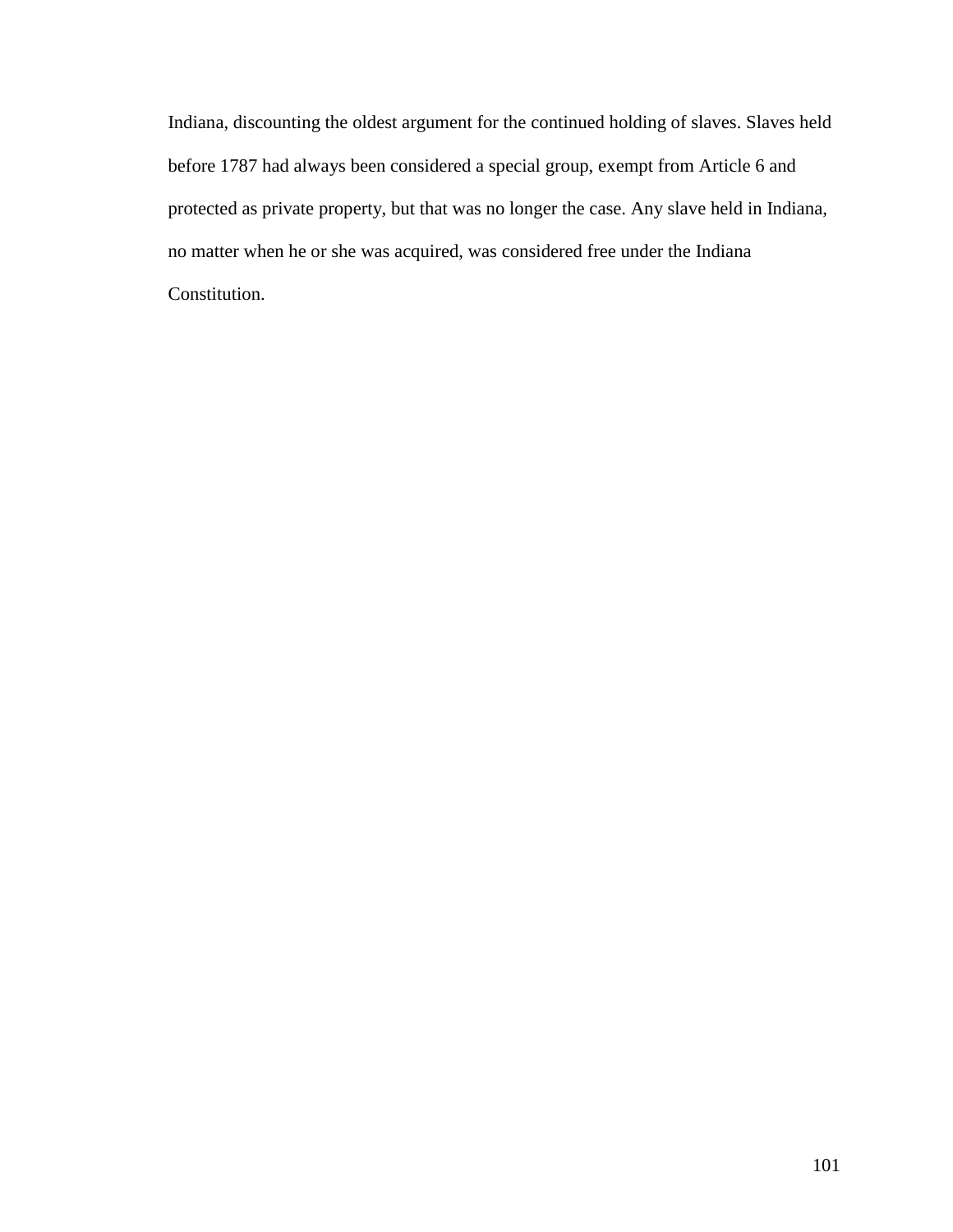Indiana, discounting the oldest argument for the continued holding of slaves. Slaves held before 1787 had always been considered a special group, exempt from Article 6 and protected as private property, but that was no longer the case. Any slave held in Indiana, no matter when he or she was acquired, was considered free under the Indiana Constitution.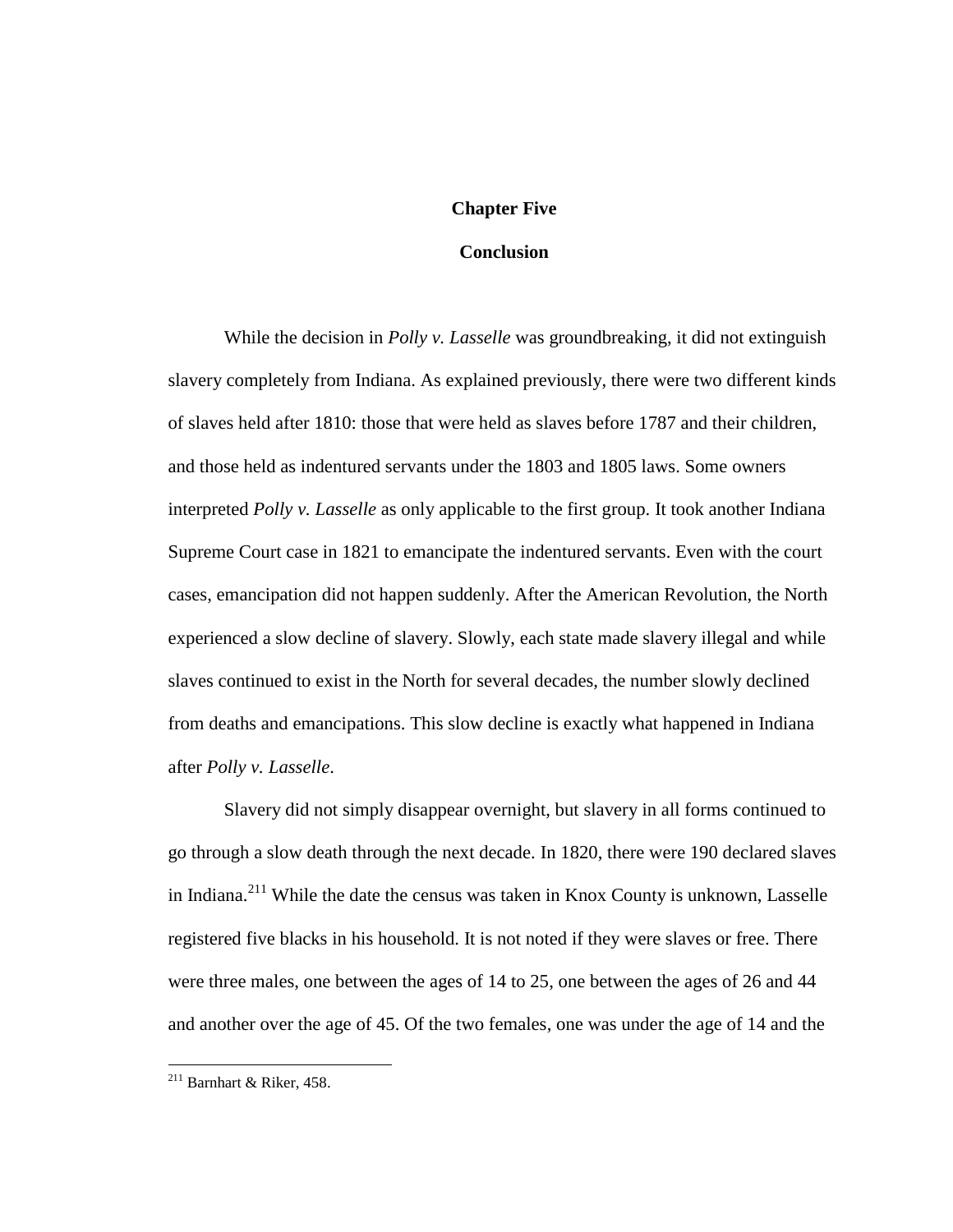# Chapter Five

## Conclusion

While the decision in *Polly v. Lasselle* was groundbreaking, it did not extinguish slavery completely from Indiana. As explained previously, there were two different kinds of slaves held after 1810: those that were held as slaves before 1787 and their children, and those held as indentured servants under the 1803 and 1805 laws. Some owners interpreted *Polly v. Lasselle* as only applicable to the first group. It took another Indiana Supreme Court case in 1821 to emancipate the indentured servants. Even with the court cases, emancipation did not happen suddenly. After the American Revolution, the North experienced a slow decline of slavery. Slowly, each state made slavery illegal and while slaves continued to exist in the North for several decades, the number slowly declined from deaths and emancipations. This slow decline is exactly what happened in Indiana after *Polly v. Lasselle*.

Slavery did not simply disappear overnight, but slavery in all forms continued to go through a slow death through the next decade. In 1820, there were 190 declared slaves in Indiana.[211] While the date the census was taken in Knox County is unknown, Lasselle registered five blacks in his household. It is not noted if they were slaves or free. There were three males, one between the ages of 14 to 25, one between the ages of 26 and 44 and another over the age of 45. Of the two females, one was under the age of 14 and the

---

[211] Barnhart & Riker, 458.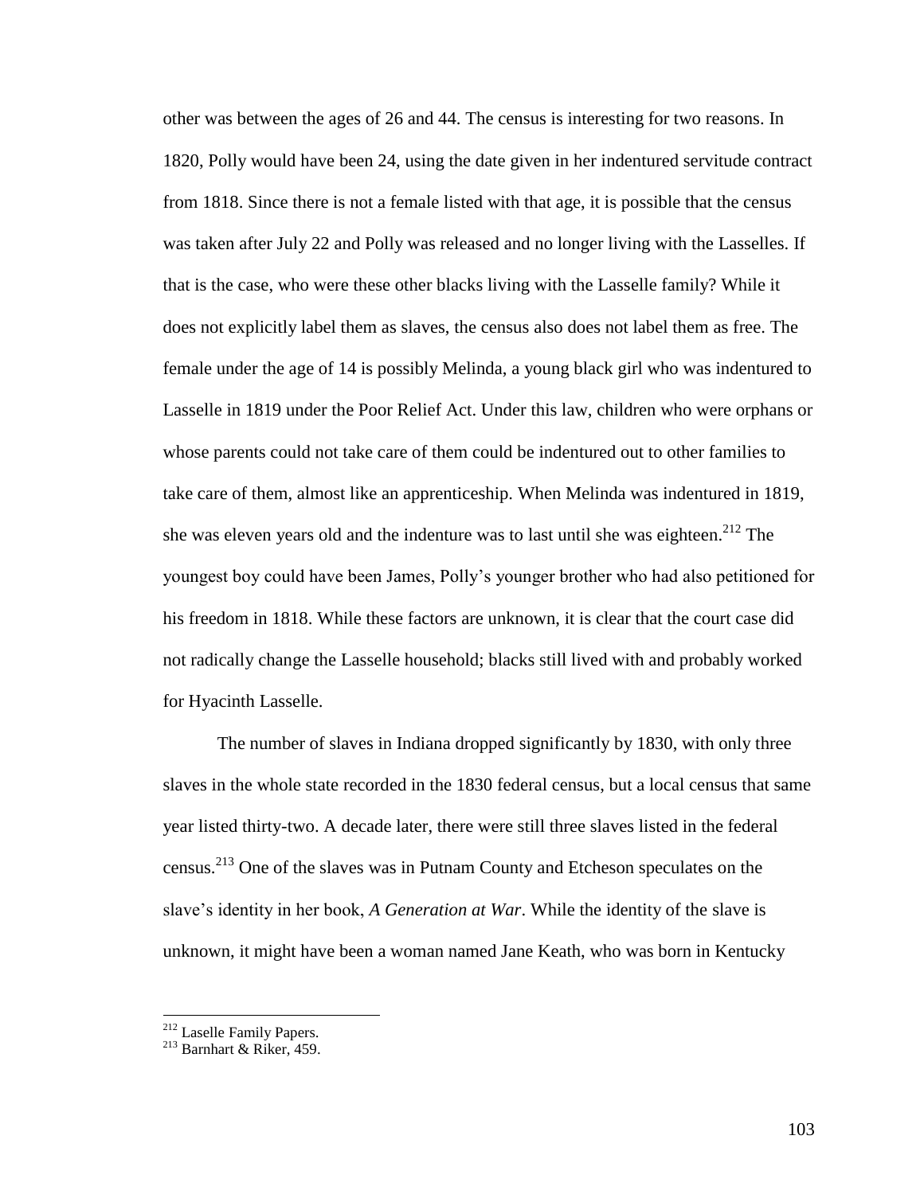other was between the ages of 26 and 44. The census is interesting for two reasons. In 1820, Polly would have been 24, using the date given in her indentured servitude contract from 1818. Since there is not a female listed with that age, it is possible that the census was taken after July 22 and Polly was released and no longer living with the Lasselles. If that is the case, who were these other blacks living with the Lasselle family? While it does not explicitly label them as slaves, the census also does not label them as free. The female under the age of 14 is possibly Melinda, a young black girl who was indentured to Lasselle in 1819 under the Poor Relief Act. Under this law, children who were orphans or whose parents could not take care of them could be indentured out to other families to take care of them, almost like an apprenticeship. When Melinda was indentured in 1819, she was eleven years old and the indenture was to last until she was eighteen.[212] The youngest boy could have been James, Polly's younger brother who had also petitioned for his freedom in 1818. While these factors are unknown, it is clear that the court case did not radically change the Lasselle household; blacks still lived with and probably worked for Hyacinth Lasselle.

The number of slaves in Indiana dropped significantly by 1830, with only three slaves in the whole state recorded in the 1830 federal census, but a local census that same year listed thirty-two. A decade later, there were still three slaves listed in the federal census.[213] One of the slaves was in Putnam County and Etcheson speculates on the slave's identity in her book, *A Generation at War*. While the identity of the slave is unknown, it might have been a woman named Jane Keath, who was born in Kentucky

---

[212] Laselle Family Papers.
[213] Barnhart & Riker, 459.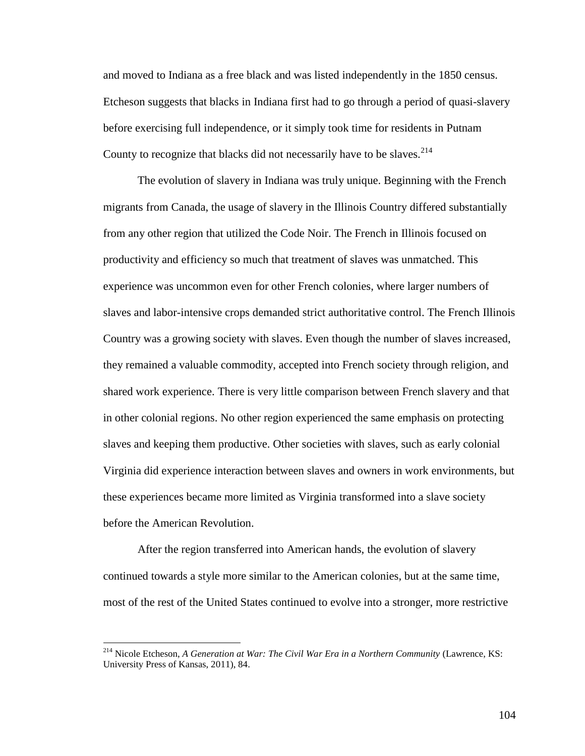and moved to Indiana as a free black and was listed independently in the 1850 census. Etcheson suggests that blacks in Indiana first had to go through a period of quasi-slavery before exercising full independence, or it simply took time for residents in Putnam County to recognize that blacks did not necessarily have to be slaves.[214]

The evolution of slavery in Indiana was truly unique. Beginning with the French migrants from Canada, the usage of slavery in the Illinois Country differed substantially from any other region that utilized the Code Noir. The French in Illinois focused on productivity and efficiency so much that treatment of slaves was unmatched. This experience was uncommon even for other French colonies, where larger numbers of slaves and labor-intensive crops demanded strict authoritative control. The French Illinois Country was a growing society with slaves. Even though the number of slaves increased, they remained a valuable commodity, accepted into French society through religion, and shared work experience. There is very little comparison between French slavery and that in other colonial regions. No other region experienced the same emphasis on protecting slaves and keeping them productive. Other societies with slaves, such as early colonial Virginia did experience interaction between slaves and owners in work environments, but these experiences became more limited as Virginia transformed into a slave society before the American Revolution.

After the region transferred into American hands, the evolution of slavery continued towards a style more similar to the American colonies, but at the same time, most of the rest of the United States continued to evolve into a stronger, more restrictive

---

[214] Nicole Etcheson, *A Generation at War: The Civil War Era in a Northern Community* (Lawrence, KS: University Press of Kansas, 2011), 84.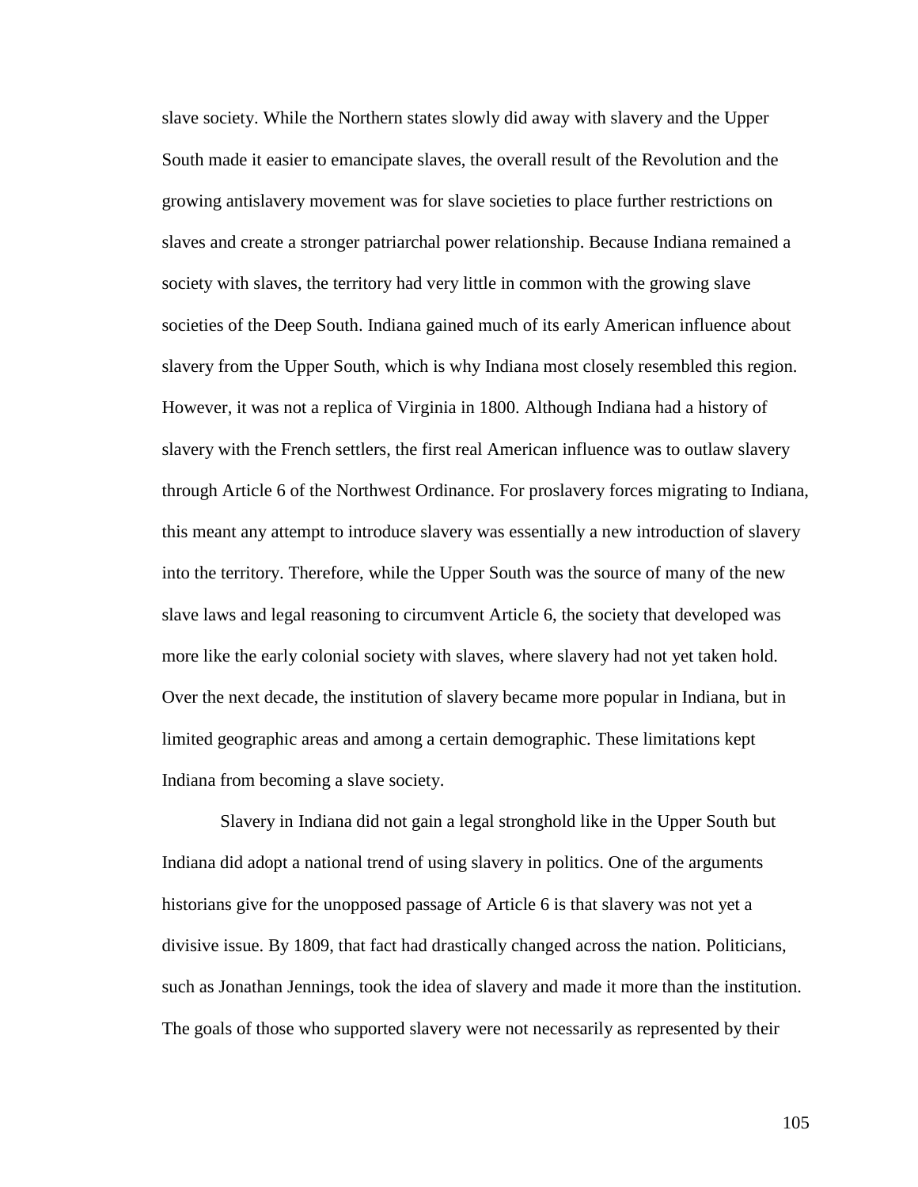slave society. While the Northern states slowly did away with slavery and the Upper South made it easier to emancipate slaves, the overall result of the Revolution and the growing antislavery movement was for slave societies to place further restrictions on slaves and create a stronger patriarchal power relationship. Because Indiana remained a society with slaves, the territory had very little in common with the growing slave societies of the Deep South. Indiana gained much of its early American influence about slavery from the Upper South, which is why Indiana most closely resembled this region. However, it was not a replica of Virginia in 1800. Although Indiana had a history of slavery with the French settlers, the first real American influence was to outlaw slavery through Article 6 of the Northwest Ordinance. For proslavery forces migrating to Indiana, this meant any attempt to introduce slavery was essentially a new introduction of slavery into the territory. Therefore, while the Upper South was the source of many of the new slave laws and legal reasoning to circumvent Article 6, the society that developed was more like the early colonial society with slaves, where slavery had not yet taken hold. Over the next decade, the institution of slavery became more popular in Indiana, but in limited geographic areas and among a certain demographic. These limitations kept Indiana from becoming a slave society.

Slavery in Indiana did not gain a legal stronghold like in the Upper South but Indiana did adopt a national trend of using slavery in politics. One of the arguments historians give for the unopposed passage of Article 6 is that slavery was not yet a divisive issue. By 1809, that fact had drastically changed across the nation. Politicians, such as Jonathan Jennings, took the idea of slavery and made it more than the institution. The goals of those who supported slavery were not necessarily as represented by their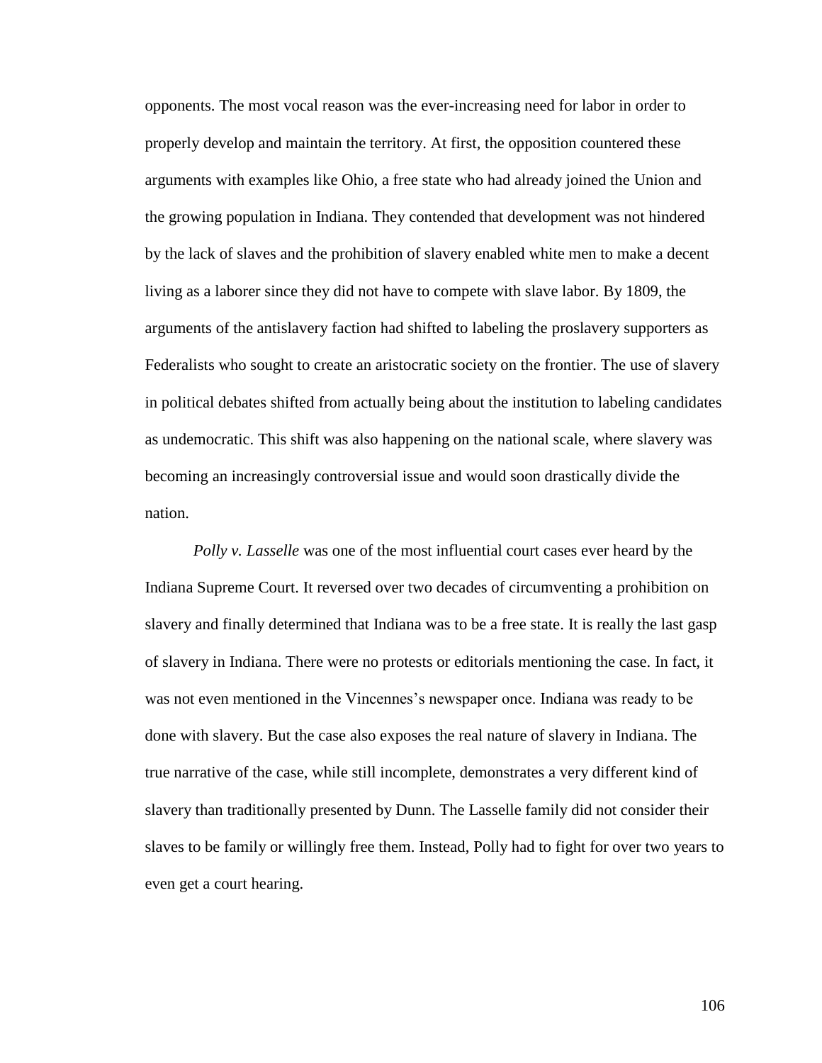opponents. The most vocal reason was the ever-increasing need for labor in order to properly develop and maintain the territory. At first, the opposition countered these arguments with examples like Ohio, a free state who had already joined the Union and the growing population in Indiana. They contended that development was not hindered by the lack of slaves and the prohibition of slavery enabled white men to make a decent living as a laborer since they did not have to compete with slave labor. By 1809, the arguments of the antislavery faction had shifted to labeling the proslavery supporters as Federalists who sought to create an aristocratic society on the frontier. The use of slavery in political debates shifted from actually being about the institution to labeling candidates as undemocratic. This shift was also happening on the national scale, where slavery was becoming an increasingly controversial issue and would soon drastically divide the nation.

*Polly v. Lasselle* was one of the most influential court cases ever heard by the Indiana Supreme Court. It reversed over two decades of circumventing a prohibition on slavery and finally determined that Indiana was to be a free state. It is really the last gasp of slavery in Indiana. There were no protests or editorials mentioning the case. In fact, it was not even mentioned in the Vincennes's newspaper once. Indiana was ready to be done with slavery. But the case also exposes the real nature of slavery in Indiana. The true narrative of the case, while still incomplete, demonstrates a very different kind of slavery than traditionally presented by Dunn. The Lasselle family did not consider their slaves to be family or willingly free them. Instead, Polly had to fight for over two years to even get a court hearing.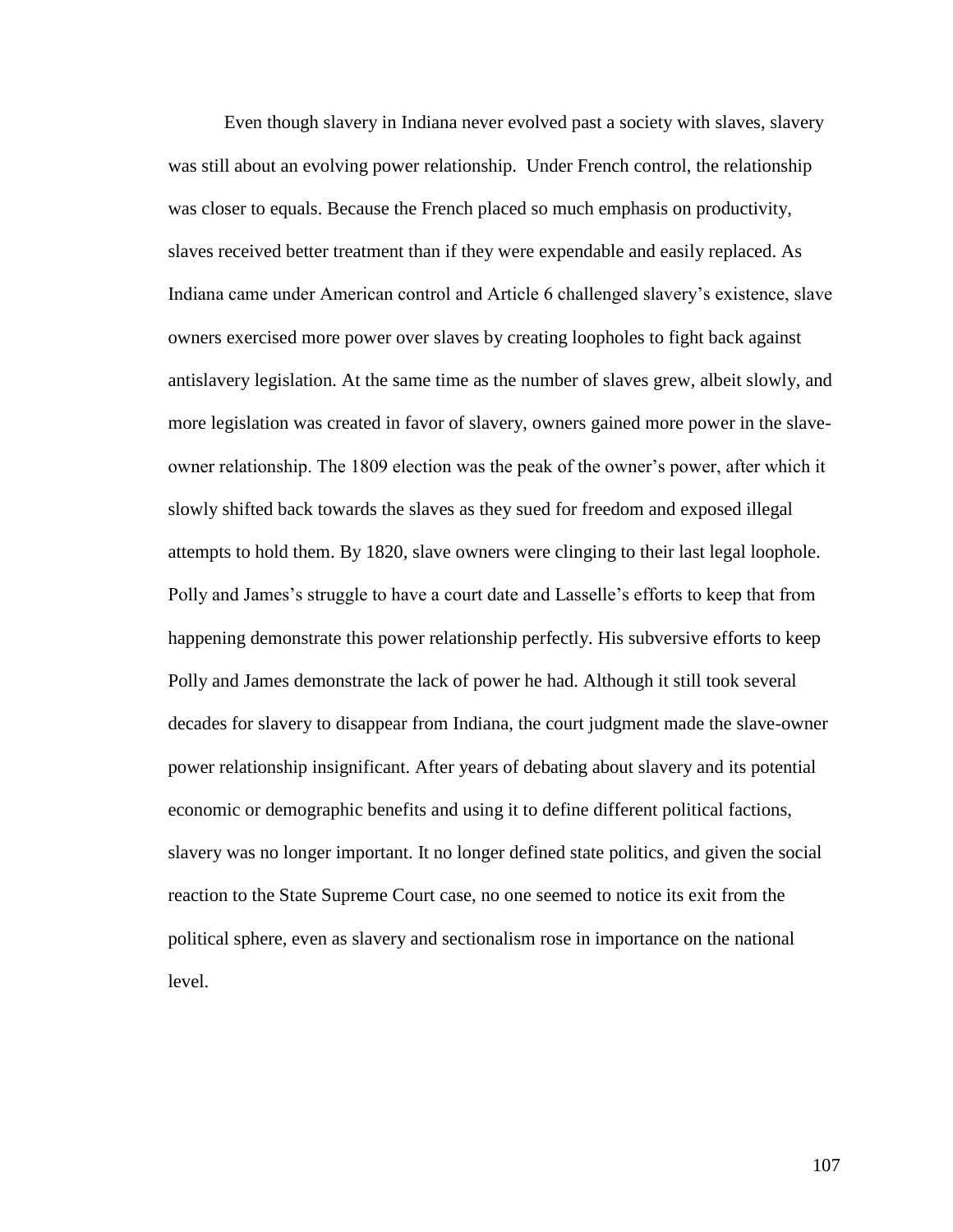Even though slavery in Indiana never evolved past a society with slaves, slavery was still about an evolving power relationship. Under French control, the relationship was closer to equals. Because the French placed so much emphasis on productivity, slaves received better treatment than if they were expendable and easily replaced. As Indiana came under American control and Article 6 challenged slavery's existence, slave owners exercised more power over slaves by creating loopholes to fight back against antislavery legislation. At the same time as the number of slaves grew, albeit slowly, and more legislation was created in favor of slavery, owners gained more power in the slave-owner relationship. The 1809 election was the peak of the owner's power, after which it slowly shifted back towards the slaves as they sued for freedom and exposed illegal attempts to hold them. By 1820, slave owners were clinging to their last legal loophole. Polly and James's struggle to have a court date and Lasselle's efforts to keep that from happening demonstrate this power relationship perfectly. His subversive efforts to keep Polly and James demonstrate the lack of power he had. Although it still took several decades for slavery to disappear from Indiana, the court judgment made the slave-owner power relationship insignificant. After years of debating about slavery and its potential economic or demographic benefits and using it to define different political factions, slavery was no longer important. It no longer defined state politics, and given the social reaction to the State Supreme Court case, no one seemed to notice its exit from the political sphere, even as slavery and sectionalism rose in importance on the national level.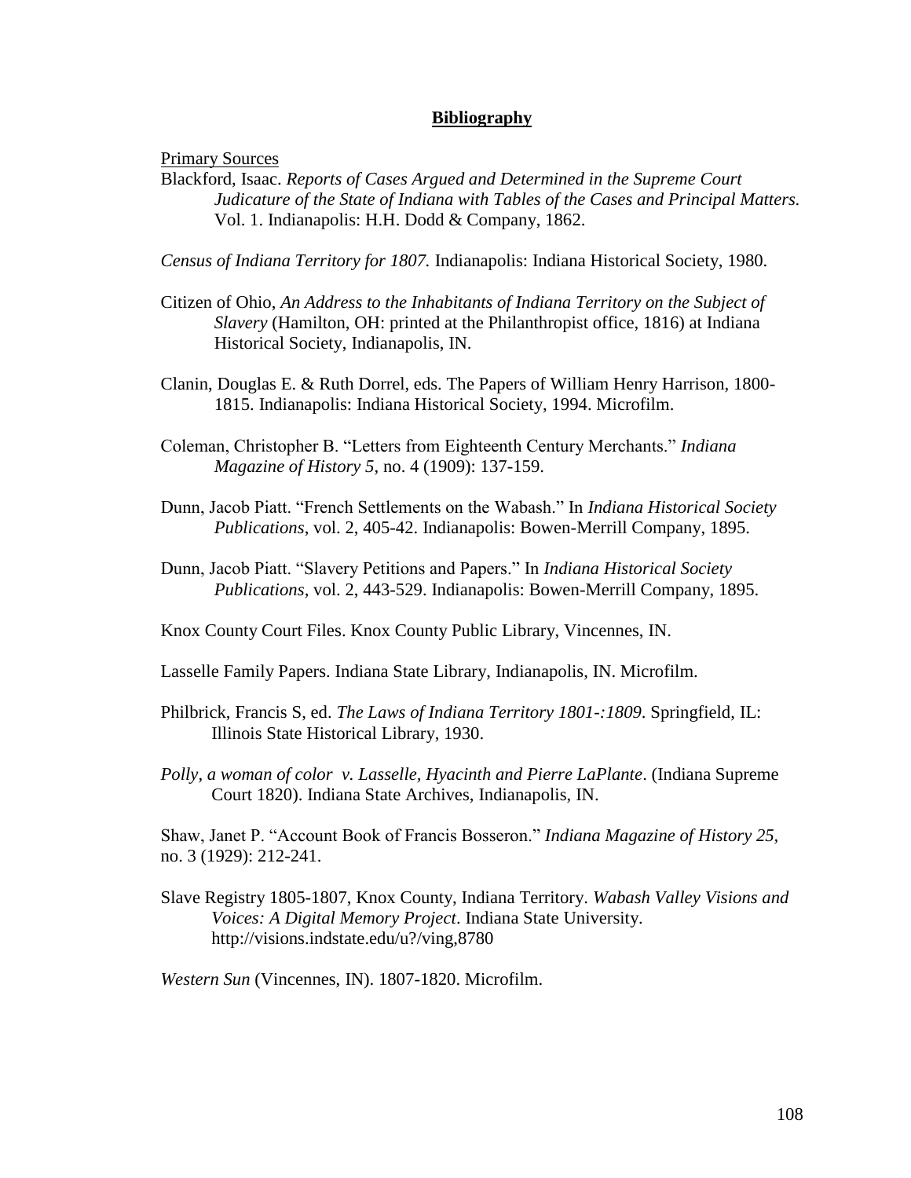# **Bibliography**

Primary Sources

Blackford, Isaac. *Reports of Cases Argued and Determined in the Supreme Court Judicature of the State of Indiana with Tables of the Cases and Principal Matters.* Vol. 1. Indianapolis: H.H. Dodd & Company, 1862.

*Census of Indiana Territory for 1807.* Indianapolis: Indiana Historical Society, 1980.

Citizen of Ohio, *An Address to the Inhabitants of Indiana Territory on the Subject of Slavery* (Hamilton, OH: printed at the Philanthropist office, 1816) at Indiana Historical Society, Indianapolis, IN.

Clanin, Douglas E. & Ruth Dorrel, eds. The Papers of William Henry Harrison, 1800-1815. Indianapolis: Indiana Historical Society, 1994. Microfilm.

Coleman, Christopher B. "Letters from Eighteenth Century Merchants." *Indiana Magazine of History 5*, no. 4 (1909): 137-159.

Dunn, Jacob Piatt. "French Settlements on the Wabash." In *Indiana Historical Society Publications*, vol. 2, 405-42. Indianapolis: Bowen-Merrill Company, 1895.

Dunn, Jacob Piatt. "Slavery Petitions and Papers." In *Indiana Historical Society Publications*, vol. 2, 443-529. Indianapolis: Bowen-Merrill Company, 1895.

Knox County Court Files. Knox County Public Library, Vincennes, IN.

Lasselle Family Papers. Indiana State Library, Indianapolis, IN. Microfilm.

Philbrick, Francis S, ed. *The Laws of Indiana Territory 1801-:1809*. Springfield, IL: Illinois State Historical Library, 1930.

*Polly, a woman of color v. Lasselle, Hyacinth and Pierre LaPlante*. (Indiana Supreme Court 1820). Indiana State Archives, Indianapolis, IN.

Shaw, Janet P. "Account Book of Francis Bosseron." *Indiana Magazine of History 25*, no. 3 (1929): 212-241.

Slave Registry 1805-1807, Knox County, Indiana Territory. *Wabash Valley Visions and Voices: A Digital Memory Project*. Indiana State University. http://visions.indstate.edu/u?/ving,8780

*Western Sun* (Vincennes, IN). 1807-1820. Microfilm.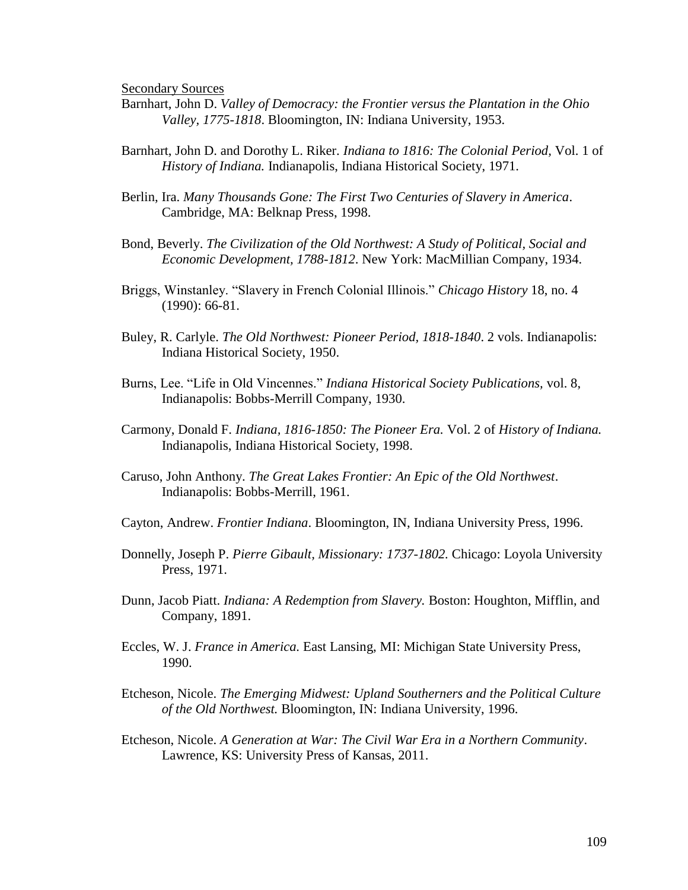Secondary Sources

Barnhart, John D. *Valley of Democracy: the Frontier versus the Plantation in the Ohio Valley, 1775-1818*. Bloomington, IN: Indiana University, 1953.

Barnhart, John D. and Dorothy L. Riker. *Indiana to 1816: The Colonial Period*, Vol. 1 of *History of Indiana.* Indianapolis, Indiana Historical Society, 1971.

Berlin, Ira. *Many Thousands Gone: The First Two Centuries of Slavery in America*. Cambridge, MA: Belknap Press, 1998.

Bond, Beverly. *The Civilization of the Old Northwest: A Study of Political, Social and Economic Development, 1788-1812*. New York: MacMillian Company, 1934.

Briggs, Winstanley. "Slavery in French Colonial Illinois." *Chicago History* 18, no. 4 (1990): 66-81.

Buley, R. Carlyle. *The Old Northwest: Pioneer Period, 1818-1840*. 2 vols. Indianapolis: Indiana Historical Society, 1950.

Burns, Lee. "Life in Old Vincennes." *Indiana Historical Society Publications,* vol. 8, Indianapolis: Bobbs-Merrill Company, 1930.

Carmony, Donald F. *Indiana, 1816-1850: The Pioneer Era.* Vol. 2 of *History of Indiana.* Indianapolis, Indiana Historical Society, 1998.

Caruso, John Anthony. *The Great Lakes Frontier: An Epic of the Old Northwest*. Indianapolis: Bobbs-Merrill, 1961.

Cayton, Andrew. *Frontier Indiana*. Bloomington, IN, Indiana University Press, 1996.

Donnelly, Joseph P. *Pierre Gibault, Missionary: 1737-1802.* Chicago: Loyola University Press, 1971.

Dunn, Jacob Piatt. *Indiana: A Redemption from Slavery.* Boston: Houghton, Mifflin, and Company, 1891.

Eccles, W. J. *France in America.* East Lansing, MI: Michigan State University Press, 1990.

Etcheson, Nicole. *The Emerging Midwest: Upland Southerners and the Political Culture of the Old Northwest.* Bloomington, IN: Indiana University, 1996.

Etcheson, Nicole. *A Generation at War: The Civil War Era in a Northern Community*. Lawrence, KS: University Press of Kansas, 2011.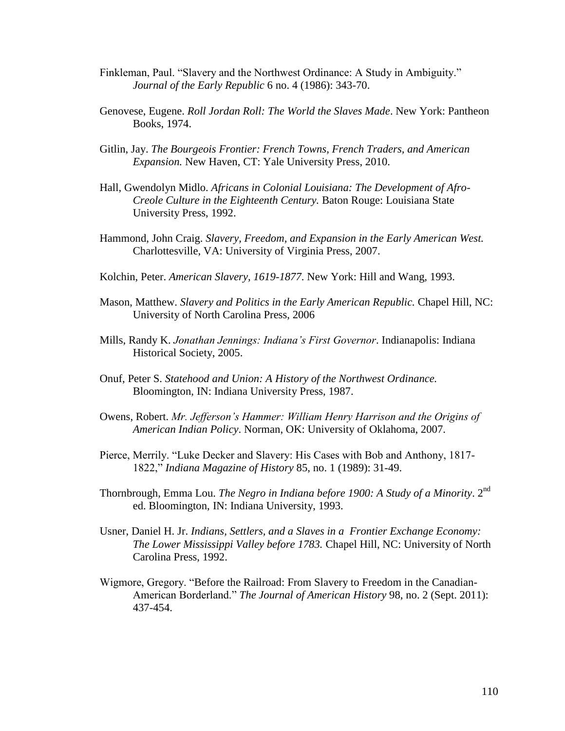Finkleman, Paul. "Slavery and the Northwest Ordinance: A Study in Ambiguity." *Journal of the Early Republic* 6 no. 4 (1986): 343-70.

Genovese, Eugene. *Roll Jordan Roll: The World the Slaves Made*. New York: Pantheon Books, 1974.

Gitlin, Jay. *The Bourgeois Frontier: French Towns, French Traders, and American Expansion.* New Haven, CT: Yale University Press, 2010.

Hall, Gwendolyn Midlo. *Africans in Colonial Louisiana: The Development of Afro-Creole Culture in the Eighteenth Century.* Baton Rouge: Louisiana State University Press, 1992.

Hammond, John Craig. *Slavery, Freedom, and Expansion in the Early American West.* Charlottesville, VA: University of Virginia Press, 2007.

Kolchin, Peter. *American Slavery, 1619-1877*. New York: Hill and Wang, 1993.

Mason, Matthew. *Slavery and Politics in the Early American Republic.* Chapel Hill, NC: University of North Carolina Press, 2006

Mills, Randy K. *Jonathan Jennings: Indiana's First Governor*. Indianapolis: Indiana Historical Society, 2005.

Onuf, Peter S. *Statehood and Union: A History of the Northwest Ordinance.* Bloomington, IN: Indiana University Press, 1987.

Owens, Robert. *Mr. Jefferson's Hammer: William Henry Harrison and the Origins of American Indian Policy*. Norman, OK: University of Oklahoma, 2007.

Pierce, Merrily. "Luke Decker and Slavery: His Cases with Bob and Anthony, 1817-1822," *Indiana Magazine of History* 85, no. 1 (1989): 31-49.

Thornbrough, Emma Lou. *The Negro in Indiana before 1900: A Study of a Minority*. 2nd ed. Bloomington, IN: Indiana University, 1993.

Usner, Daniel H. Jr. *Indians, Settlers, and a Slaves in a Frontier Exchange Economy: The Lower Mississippi Valley before 1783.* Chapel Hill, NC: University of North Carolina Press, 1992.

Wigmore, Gregory. "Before the Railroad: From Slavery to Freedom in the Canadian-American Borderland." *The Journal of American History* 98, no. 2 (Sept. 2011): 437-454.